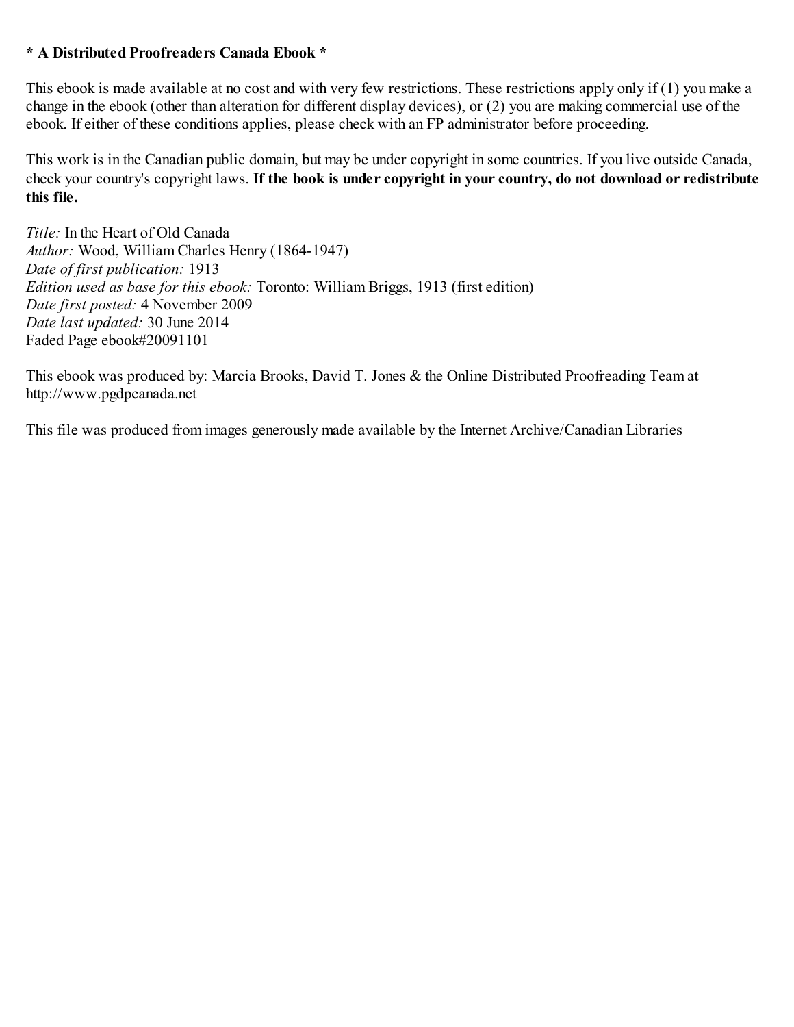**\* A Distributed Proofreaders Canada Ebook \***

This ebook is made available at no cost and with very few restrictions. These restrictions apply only if (1) you make a change in the ebook (other than alteration for different display devices), or (2) you are making commercial use of the ebook. If either of these conditions applies, please check with an FP administrator before proceeding.

This work is in the Canadian public domain, but may be under copyright in some countries. If you live outside Canada, check your country's copyright laws. **If the book is under copyright in your country, do not download or redistribute this file.**

*Title:* In the Heart of Old Canada  
*Author:* Wood, William Charles Henry (1864-1947)  
*Date of first publication:* 1913  
*Edition used as base for this ebook:* Toronto: William Briggs, 1913 (first edition)  
*Date first posted:* 4 November 2009  
*Date last updated:* 30 June 2014  
Faded Page ebook#20091101

This ebook was produced by: Marcia Brooks, David T. Jones & the Online Distributed Proofreading Team at http://www.pgdpcanada.net

This file was produced from images generously made available by the Internet Archive/Canadian Libraries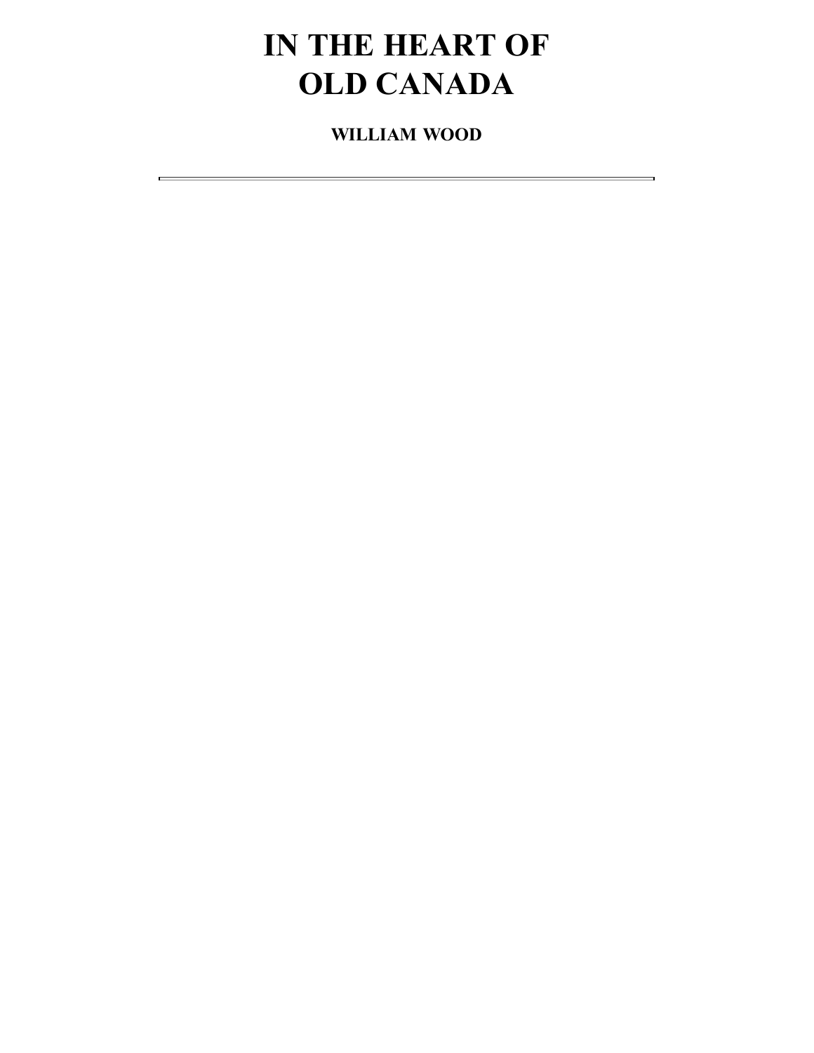# IN THE HEART OF OLD CANADA

**WILLIAM WOOD**

---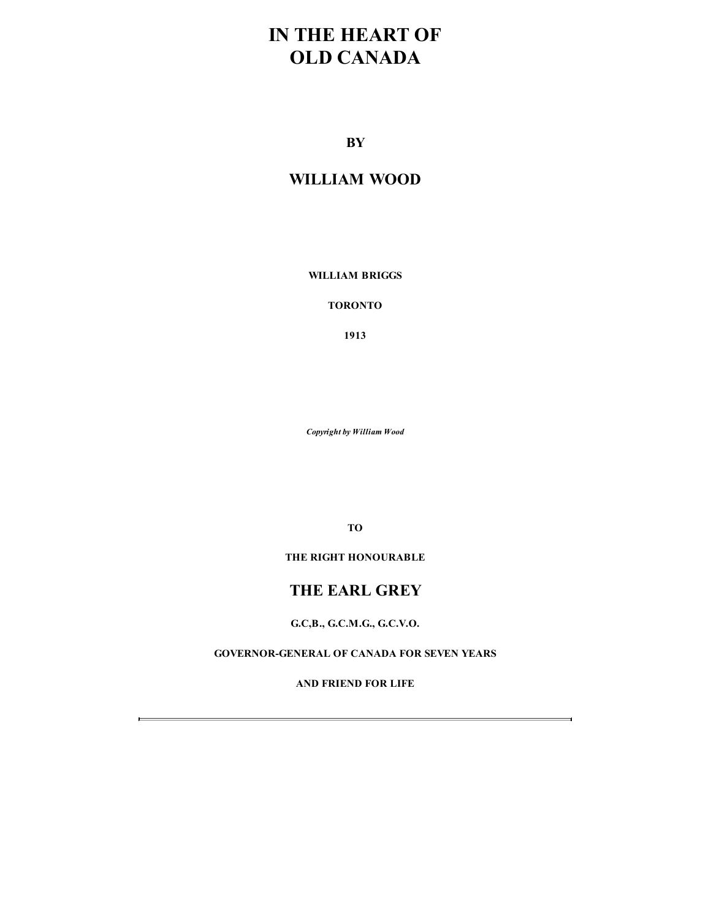# IN THE HEART OF OLD CANADA

**BY**

## WILLIAM WOOD

**WILLIAM BRIGGS**

**TORONTO**

**1913**

***Copyright by William Wood***

**TO**

**THE RIGHT HONOURABLE**

## THE EARL GREY

**G.C,B., G.C.M.G., G.C.V.O.**

**GOVERNOR-GENERAL OF CANADA FOR SEVEN YEARS**

**AND FRIEND FOR LIFE**

---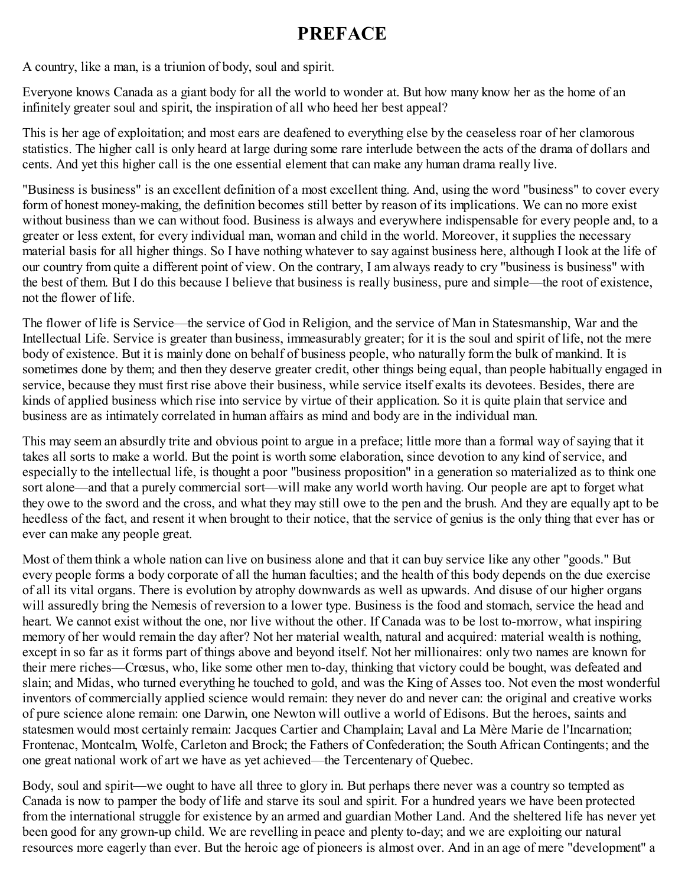# PREFACE

A country, like a man, is a triunion of body, soul and spirit.

Everyone knows Canada as a giant body for all the world to wonder at. But how many know her as the home of an infinitely greater soul and spirit, the inspiration of all who heed her best appeal?

This is her age of exploitation; and most ears are deafened to everything else by the ceaseless roar of her clamorous statistics. The higher call is only heard at large during some rare interlude between the acts of the drama of dollars and cents. And yet this higher call is the one essential element that can make any human drama really live.

"Business is business" is an excellent definition of a most excellent thing. And, using the word "business" to cover every form of honest money-making, the definition becomes still better by reason of its implications. We can no more exist without business than we can without food. Business is always and everywhere indispensable for every people and, to a greater or less extent, for every individual man, woman and child in the world. Moreover, it supplies the necessary material basis for all higher things. So I have nothing whatever to say against business here, although I look at the life of our country from quite a different point of view. On the contrary, I am always ready to cry "business is business" with the best of them. But I do this because I believe that business is really business, pure and simple—the root of existence, not the flower of life.

The flower of life is Service—the service of God in Religion, and the service of Man in Statesmanship, War and the Intellectual Life. Service is greater than business, immeasurably greater; for it is the soul and spirit of life, not the mere body of existence. But it is mainly done on behalf of business people, who naturally form the bulk of mankind. It is sometimes done by them; and then they deserve greater credit, other things being equal, than people habitually engaged in service, because they must first rise above their business, while service itself exalts its devotees. Besides, there are kinds of applied business which rise into service by virtue of their application. So it is quite plain that service and business are as intimately correlated in human affairs as mind and body are in the individual man.

This may seem an absurdly trite and obvious point to argue in a preface; little more than a formal way of saying that it takes all sorts to make a world. But the point is worth some elaboration, since devotion to any kind of service, and especially to the intellectual life, is thought a poor "business proposition" in a generation so materialized as to think one sort alone—and that a purely commercial sort—will make any world worth having. Our people are apt to forget what they owe to the sword and the cross, and what they may still owe to the pen and the brush. And they are equally apt to be heedless of the fact, and resent it when brought to their notice, that the service of genius is the only thing that ever has or ever can make any people great.

Most of them think a whole nation can live on business alone and that it can buy service like any other "goods." But every people forms a body corporate of all the human faculties; and the health of this body depends on the due exercise of all its vital organs. There is evolution by atrophy downwards as well as upwards. And disuse of our higher organs will assuredly bring the Nemesis of reversion to a lower type. Business is the food and stomach, service the head and heart. We cannot exist without the one, nor live without the other. If Canada was to be lost to-morrow, what inspiring memory of her would remain the day after? Not her material wealth, natural and acquired: material wealth is nothing, except in so far as it forms part of things above and beyond itself. Not her millionaires: only two names are known for their mere riches—Crœsus, who, like some other men to-day, thinking that victory could be bought, was defeated and slain; and Midas, who turned everything he touched to gold, and was the King of Asses too. Not even the most wonderful inventors of commercially applied science would remain: they never do and never can: the original and creative works of pure science alone remain: one Darwin, one Newton will outlive a world of Edisons. But the heroes, saints and statesmen would most certainly remain: Jacques Cartier and Champlain; Laval and La Mère Marie de l'Incarnation; Frontenac, Montcalm, Wolfe, Carleton and Brock; the Fathers of Confederation; the South African Contingents; and the one great national work of art we have as yet achieved—the Tercentenary of Quebec.

Body, soul and spirit—we ought to have all three to glory in. But perhaps there never was a country so tempted as Canada is now to pamper the body of life and starve its soul and spirit. For a hundred years we have been protected from the international struggle for existence by an armed and guardian Mother Land. And the sheltered life has never yet been good for any grown-up child. We are revelling in peace and plenty to-day; and we are exploiting our natural resources more eagerly than ever. But the heroic age of pioneers is almost over. And in an age of mere "development" a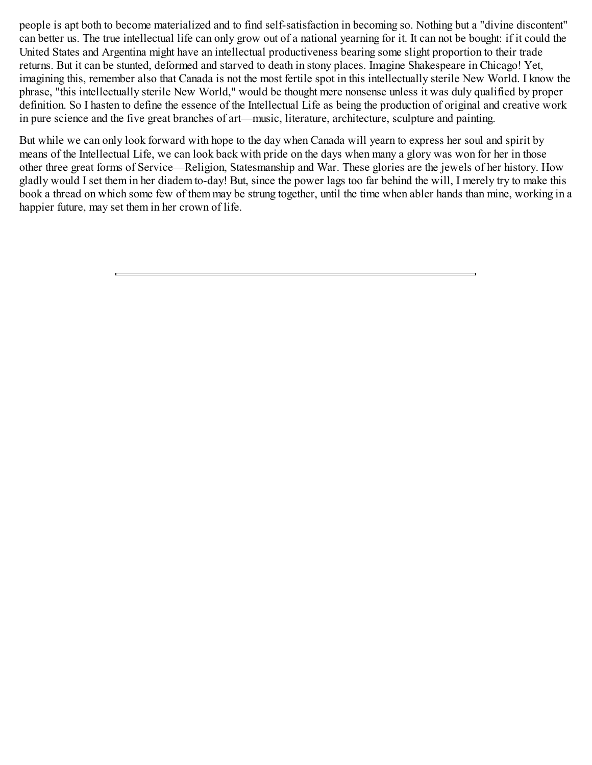people is apt both to become materialized and to find self-satisfaction in becoming so. Nothing but a "divine discontent" can better us. The true intellectual life can only grow out of a national yearning for it. It can not be bought: if it could the United States and Argentina might have an intellectual productiveness bearing some slight proportion to their trade returns. But it can be stunted, deformed and starved to death in stony places. Imagine Shakespeare in Chicago! Yet, imagining this, remember also that Canada is not the most fertile spot in this intellectually sterile New World. I know the phrase, "this intellectually sterile New World," would be thought mere nonsense unless it was duly qualified by proper definition. So I hasten to define the essence of the Intellectual Life as being the production of original and creative work in pure science and the five great branches of art—music, literature, architecture, sculpture and painting.

But while we can only look forward with hope to the day when Canada will yearn to express her soul and spirit by means of the Intellectual Life, we can look back with pride on the days when many a glory was won for her in those other three great forms of Service—Religion, Statesmanship and War. These glories are the jewels of her history. How gladly would I set them in her diadem to-day! But, since the power lags too far behind the will, I merely try to make this book a thread on which some few of them may be strung together, until the time when abler hands than mine, working in a happier future, may set them in her crown of life.

---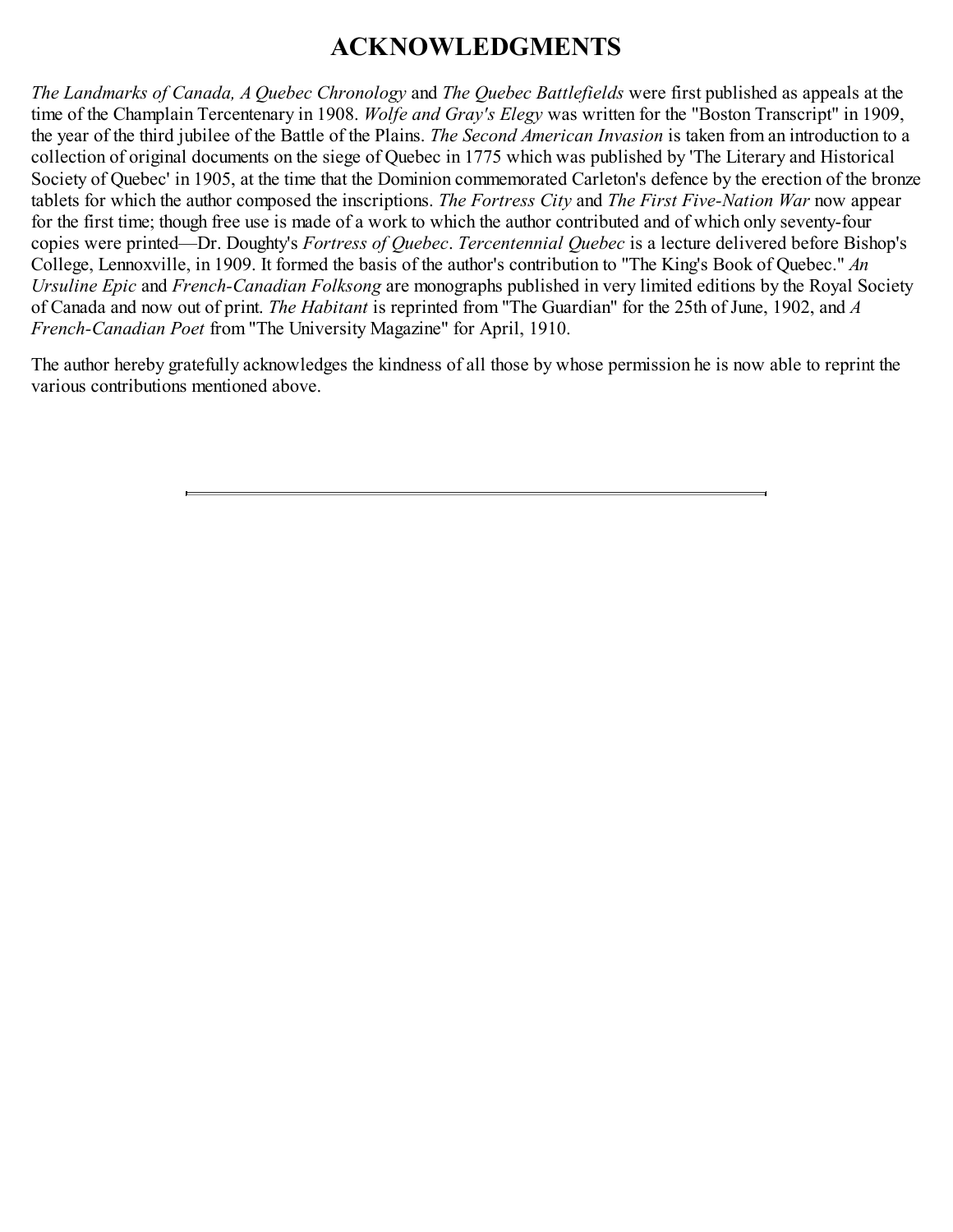# ACKNOWLEDGMENTS

*The Landmarks of Canada, A Quebec Chronology* and *The Quebec Battlefields* were first published as appeals at the time of the Champlain Tercentenary in 1908. *Wolfe and Gray's Elegy* was written for the "Boston Transcript" in 1909, the year of the third jubilee of the Battle of the Plains. *The Second American Invasion* is taken from an introduction to a collection of original documents on the siege of Quebec in 1775 which was published by 'The Literary and Historical Society of Quebec' in 1905, at the time that the Dominion commemorated Carleton's defence by the erection of the bronze tablets for which the author composed the inscriptions. *The Fortress City* and *The First Five-Nation War* now appear for the first time; though free use is made of a work to which the author contributed and of which only seventy-four copies were printed—Dr. Doughty's *Fortress of Quebec*. *Tercentennial Quebec* is a lecture delivered before Bishop's College, Lennoxville, in 1909. It formed the basis of the author's contribution to "The King's Book of Quebec." *An Ursuline Epic* and *French-Canadian Folksong* are monographs published in very limited editions by the Royal Society of Canada and now out of print. *The Habitant* is reprinted from "The Guardian" for the 25th of June, 1902, and *A French-Canadian Poet* from "The University Magazine" for April, 1910.

The author hereby gratefully acknowledges the kindness of all those by whose permission he is now able to reprint the various contributions mentioned above.

---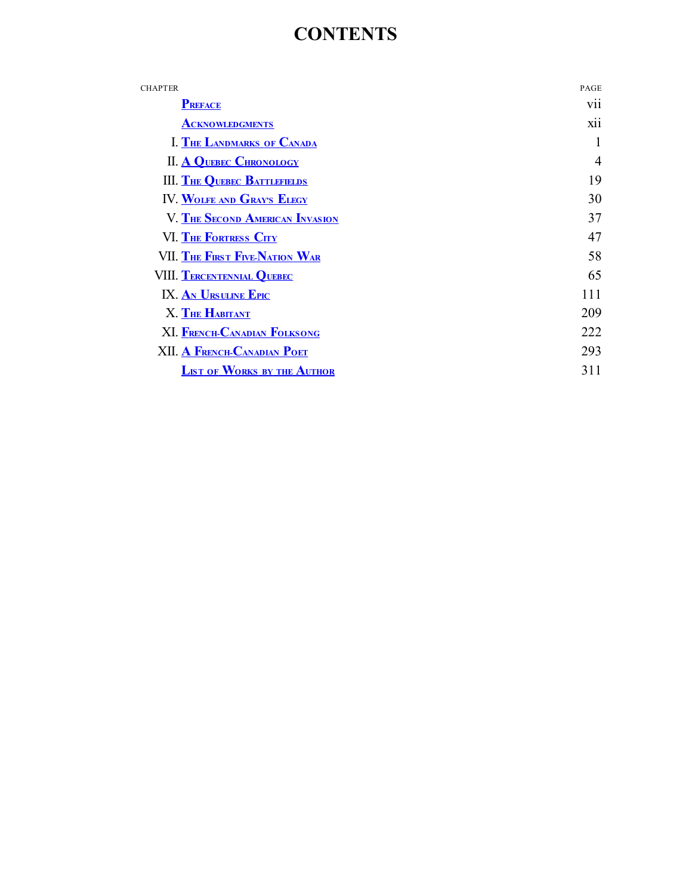# CONTENTS

| CHAPTER | | PAGE |
|---|---|---|
| | Preface | vii |
| | Acknowledgments | xii |
| I. | The Landmarks of Canada | 1 |
| II. | A Quebec Chronology | 4 |
| III. | The Quebec Battlefields | 19 |
| IV. | Wolfe and Gray's Elegy | 30 |
| V. | The Second American Invasion | 37 |
| VI. | The Fortress City | 47 |
| VII. | The First Five-Nation War | 58 |
| VIII. | Tercentennial Quebec | 65 |
| IX. | An Ursuline Epic | 111 |
| X. | The Habitant | 209 |
| XI. | French-Canadian Folksong | 222 |
| XII. | A French-Canadian Poet | 293 |
| | List of Works by the Author | 311 |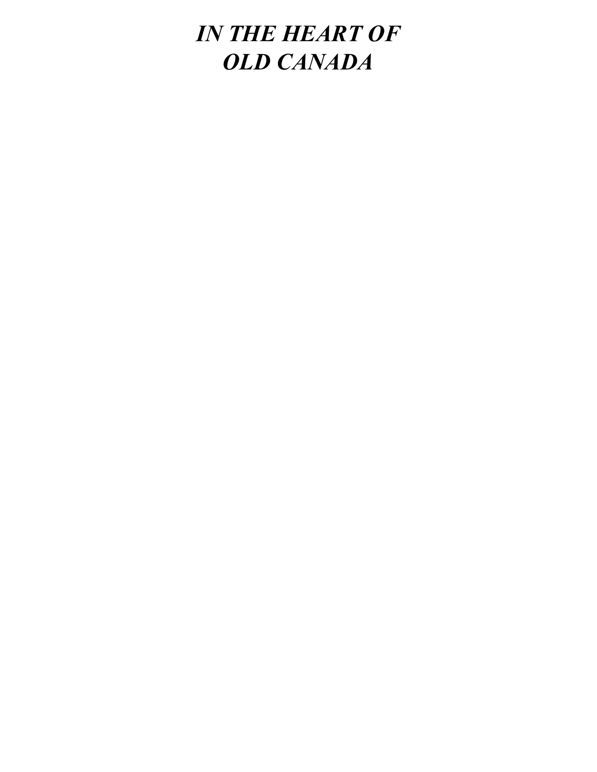# *IN THE HEART OF OLD CANADA*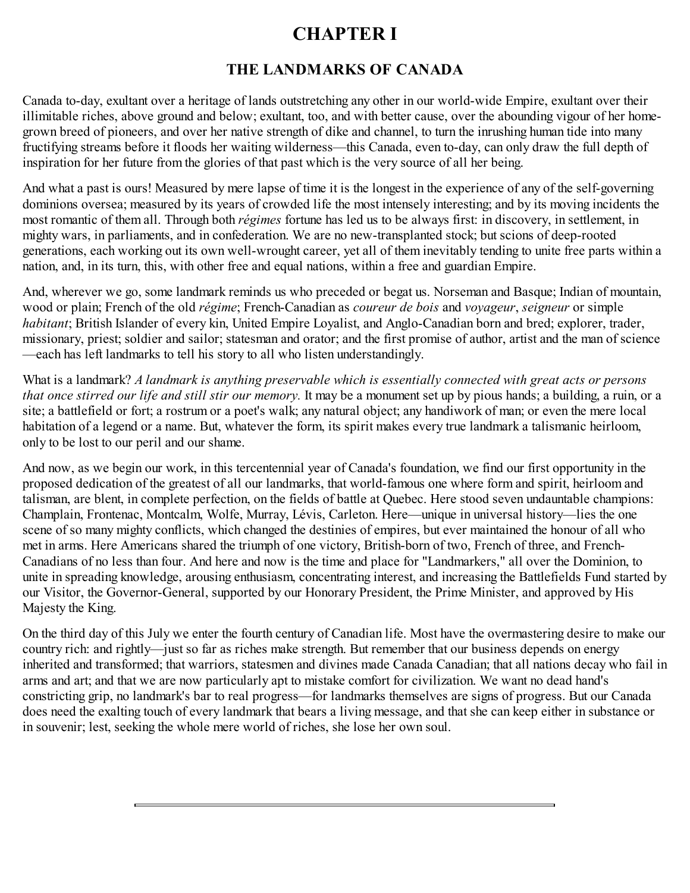# CHAPTER I

## THE LANDMARKS OF CANADA

Canada to-day, exultant over a heritage of lands outstretching any other in our world-wide Empire, exultant over their illimitable riches, above ground and below; exultant, too, and with better cause, over the abounding vigour of her home-grown breed of pioneers, and over her native strength of dike and channel, to turn the inrushing human tide into many fructifying streams before it floods her waiting wilderness—this Canada, even to-day, can only draw the full depth of inspiration for her future from the glories of that past which is the very source of all her being.

And what a past is ours! Measured by mere lapse of time it is the longest in the experience of any of the self-governing dominions oversea; measured by its years of crowded life the most intensely interesting; and by its moving incidents the most romantic of them all. Through both *régimes* fortune has led us to be always first: in discovery, in settlement, in mighty wars, in parliaments, and in confederation. We are no new-transplanted stock; but scions of deep-rooted generations, each working out its own well-wrought career, yet all of them inevitably tending to unite free parts within a nation, and, in its turn, this, with other free and equal nations, within a free and guardian Empire.

And, wherever we go, some landmark reminds us who preceded or begat us. Norseman and Basque; Indian of mountain, wood or plain; French of the old *régime*; French-Canadian as *coureur de bois* and *voyageur*, *seigneur* or simple *habitant*; British Islander of every kin, United Empire Loyalist, and Anglo-Canadian born and bred; explorer, trader, missionary, priest; soldier and sailor; statesman and orator; and the first promise of author, artist and the man of science—each has left landmarks to tell his story to all who listen understandingly.

What is a landmark? *A landmark is anything preservable which is essentially connected with great acts or persons that once stirred our life and still stir our memory.* It may be a monument set up by pious hands; a building, a ruin, or a site; a battlefield or fort; a rostrum or a poet's walk; any natural object; any handiwork of man; or even the mere local habitation of a legend or a name. But, whatever the form, its spirit makes every true landmark a talismanic heirloom, only to be lost to our peril and our shame.

And now, as we begin our work, in this tercentennial year of Canada's foundation, we find our first opportunity in the proposed dedication of the greatest of all our landmarks, that world-famous one where form and spirit, heirloom and talisman, are blent, in complete perfection, on the fields of battle at Quebec. Here stood seven undauntable champions: Champlain, Frontenac, Montcalm, Wolfe, Murray, Lévis, Carleton. Here—unique in universal history—lies the one scene of so many mighty conflicts, which changed the destinies of empires, but ever maintained the honour of all who met in arms. Here Americans shared the triumph of one victory, British-born of two, French of three, and French-Canadians of no less than four. And here and now is the time and place for "Landmarkers," all over the Dominion, to unite in spreading knowledge, arousing enthusiasm, concentrating interest, and increasing the Battlefields Fund started by our Visitor, the Governor-General, supported by our Honorary President, the Prime Minister, and approved by His Majesty the King.

On the third day of this July we enter the fourth century of Canadian life. Most have the overmastering desire to make our country rich: and rightly—just so far as riches make strength. But remember that our business depends on energy inherited and transformed; that warriors, statesmen and divines made Canada Canadian; that all nations decay who fail in arms and art; and that we are now particularly apt to mistake comfort for civilization. We want no dead hand's constricting grip, no landmark's bar to real progress—for landmarks themselves are signs of progress. But our Canada does need the exalting touch of every landmark that bears a living message, and that she can keep either in substance or in souvenir; lest, seeking the whole mere world of riches, she lose her own soul.

---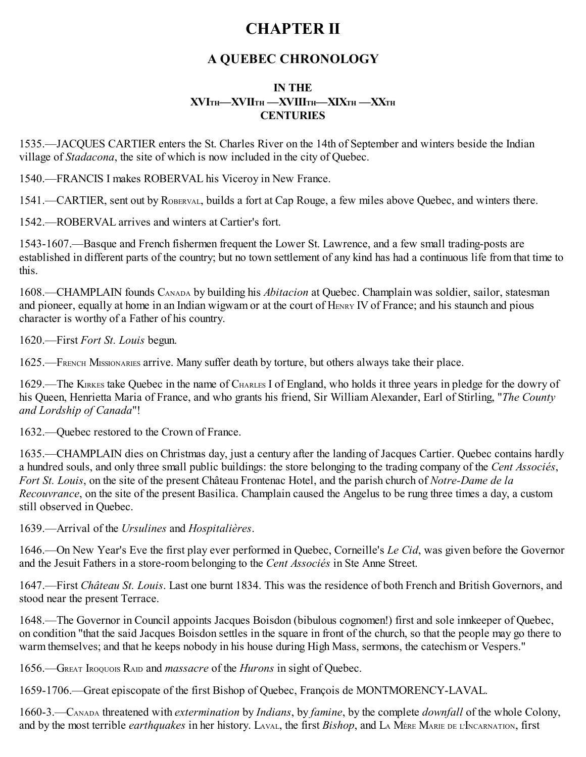# CHAPTER II

## A QUEBEC CHRONOLOGY

### IN THE
### XVIth—XVIIth —XVIIIth—XIXth —XXth
### CENTURIES

1535.—JACQUES CARTIER enters the St. Charles River on the 14th of September and winters beside the Indian village of *Stadacona*, the site of which is now included in the city of Quebec.

1540.—FRANCIS I makes ROBERVAL his Viceroy in New France.

1541.—CARTIER, sent out by ROBERVAL, builds a fort at Cap Rouge, a few miles above Quebec, and winters there.

1542.—ROBERVAL arrives and winters at Cartier's fort.

1543-1607.—Basque and French fishermen frequent the Lower St. Lawrence, and a few small trading-posts are established in different parts of the country; but no town settlement of any kind has had a continuous life from that time to this.

1608.—CHAMPLAIN founds CANADA by building his *Abitacion* at Quebec. Champlain was soldier, sailor, statesman and pioneer, equally at home in an Indian wigwam or at the court of HENRY IV of France; and his staunch and pious character is worthy of a Father of his country.

1620.—First *Fort St. Louis* begun.

1625.—FRENCH MISSIONARIES arrive. Many suffer death by torture, but others always take their place.

1629.—The KIRKES take Quebec in the name of CHARLES I of England, who holds it three years in pledge for the dowry of his Queen, Henrietta Maria of France, and who grants his friend, Sir William Alexander, Earl of Stirling, "*The County and Lordship of Canada*"!

1632.—Quebec restored to the Crown of France.

1635.—CHAMPLAIN dies on Christmas day, just a century after the landing of Jacques Cartier. Quebec contains hardly a hundred souls, and only three small public buildings: the store belonging to the trading company of the *Cent Associés*, *Fort St. Louis*, on the site of the present Château Frontenac Hotel, and the parish church of *Notre-Dame de la Recouvrance*, on the site of the present Basilica. Champlain caused the Angelus to be rung three times a day, a custom still observed in Quebec.

1639.—Arrival of the *Ursulines* and *Hospitalières*.

1646.—On New Year's Eve the first play ever performed in Quebec, Corneille's *Le Cid*, was given before the Governor and the Jesuit Fathers in a store-room belonging to the *Cent Associés* in Ste Anne Street.

1647.—First *Château St. Louis*. Last one burnt 1834. This was the residence of both French and British Governors, and stood near the present Terrace.

1648.—The Governor in Council appoints Jacques Boisdon (bibulous cognomen!) first and sole innkeeper of Quebec, on condition "that the said Jacques Boisdon settles in the square in front of the church, so that the people may go there to warm themselves; and that he keeps nobody in his house during High Mass, sermons, the catechism or Vespers."

1656.—GREAT IROQUOIS RAID and *massacre* of the *Hurons* in sight of Quebec.

1659-1706.—Great episcopate of the first Bishop of Quebec, François de MONTMORENCY-LAVAL.

1660-3.—CANADA threatened with *extermination* by *Indians*, by *famine*, by the complete *downfall* of the whole Colony, and by the most terrible *earthquakes* in her history. LAVAL, the first *Bishop*, and LA MÈRE MARIE DE L'INCARNATION, first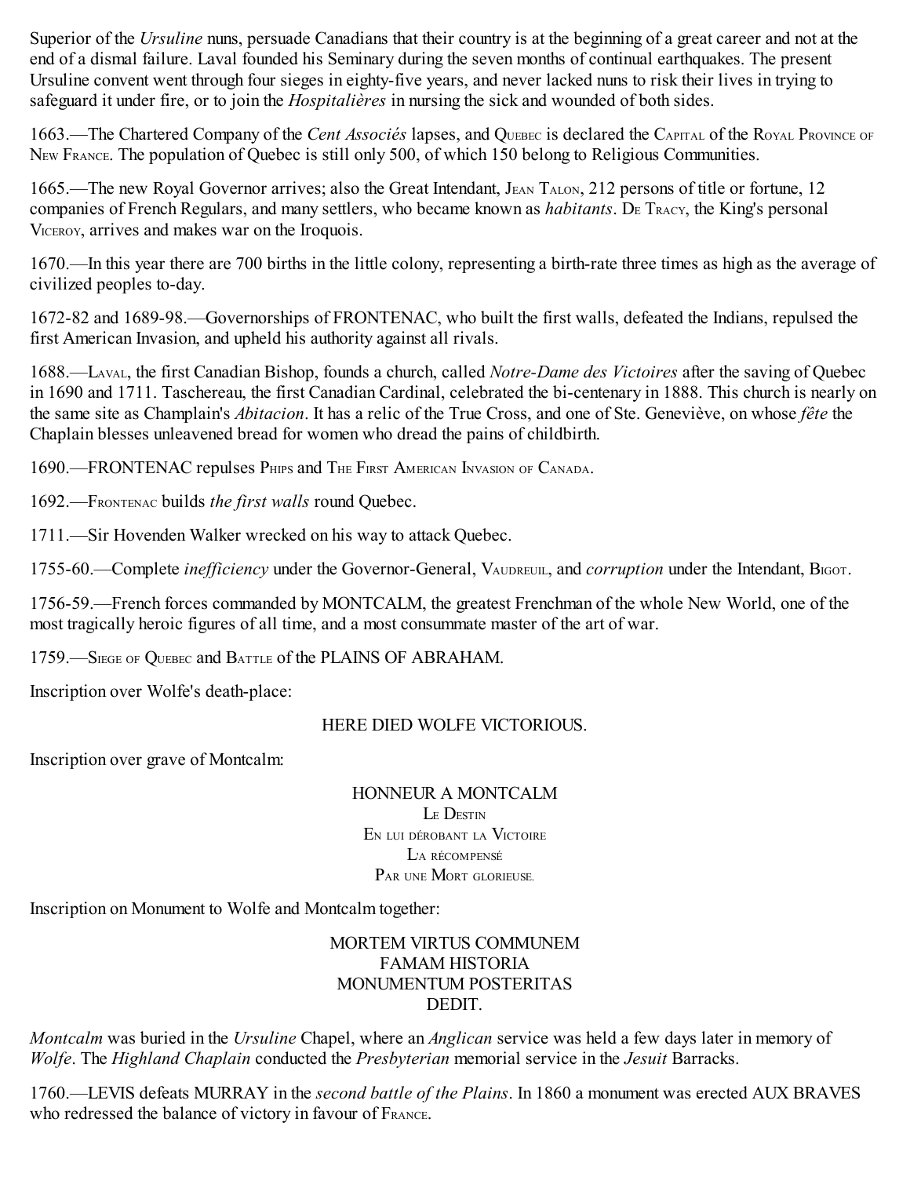Superior of the *Ursuline* nuns, persuade Canadians that their country is at the beginning of a great career and not at the end of a dismal failure. Laval founded his Seminary during the seven months of continual earthquakes. The present Ursuline convent went through four sieges in eighty-five years, and never lacked nuns to risk their lives in trying to safeguard it under fire, or to join the *Hospitalières* in nursing the sick and wounded of both sides.

1663.—The Chartered Company of the *Cent Associés* lapses, and Quebec is declared the Capital of the Royal Province of New France. The population of Quebec is still only 500, of which 150 belong to Religious Communities.

1665.—The new Royal Governor arrives; also the Great Intendant, Jean Talon, 212 persons of title or fortune, 12 companies of French Regulars, and many settlers, who became known as *habitants*. De Tracy, the King's personal Viceroy, arrives and makes war on the Iroquois.

1670.—In this year there are 700 births in the little colony, representing a birth-rate three times as high as the average of civilized peoples to-day.

1672-82 and 1689-98.—Governorships of FRONTENAC, who built the first walls, defeated the Indians, repulsed the first American Invasion, and upheld his authority against all rivals.

1688.—Laval, the first Canadian Bishop, founds a church, called *Notre-Dame des Victoires* after the saving of Quebec in 1690 and 1711. Taschereau, the first Canadian Cardinal, celebrated the bi-centenary in 1888. This church is nearly on the same site as Champlain's *Abitacion*. It has a relic of the True Cross, and one of Ste. Geneviève, on whose *fête* the Chaplain blesses unleavened bread for women who dread the pains of childbirth.

1690.—FRONTENAC repulses Phips and The First American Invasion of Canada.

1692.—Frontenac builds *the first walls* round Quebec.

1711.—Sir Hovenden Walker wrecked on his way to attack Quebec.

1755-60.—Complete *inefficiency* under the Governor-General, Vaudreuil, and *corruption* under the Intendant, Bigot.

1756-59.—French forces commanded by MONTCALM, the greatest Frenchman of the whole New World, one of the most tragically heroic figures of all time, and a most consummate master of the art of war.

1759.—Siege of Quebec and Battle of the PLAINS OF ABRAHAM.

Inscription over Wolfe's death-place:

HERE DIED WOLFE VICTORIOUS.

Inscription over grave of Montcalm:

HONNEUR A MONTCALM  
Le Destin  
En lui dérobant la Victoire  
L'a récompensé  
Par une Mort glorieuse.

Inscription on Monument to Wolfe and Montcalm together:

MORTEM VIRTUS COMMUNEM  
FAMAM HISTORIA  
MONUMENTUM POSTERITAS  
DEDIT.

*Montcalm* was buried in the *Ursuline* Chapel, where an *Anglican* service was held a few days later in memory of *Wolfe*. The *Highland Chaplain* conducted the *Presbyterian* memorial service in the *Jesuit* Barracks.

1760.—LEVIS defeats MURRAY in the *second battle of the Plains*. In 1860 a monument was erected AUX BRAVES who redressed the balance of victory in favour of France.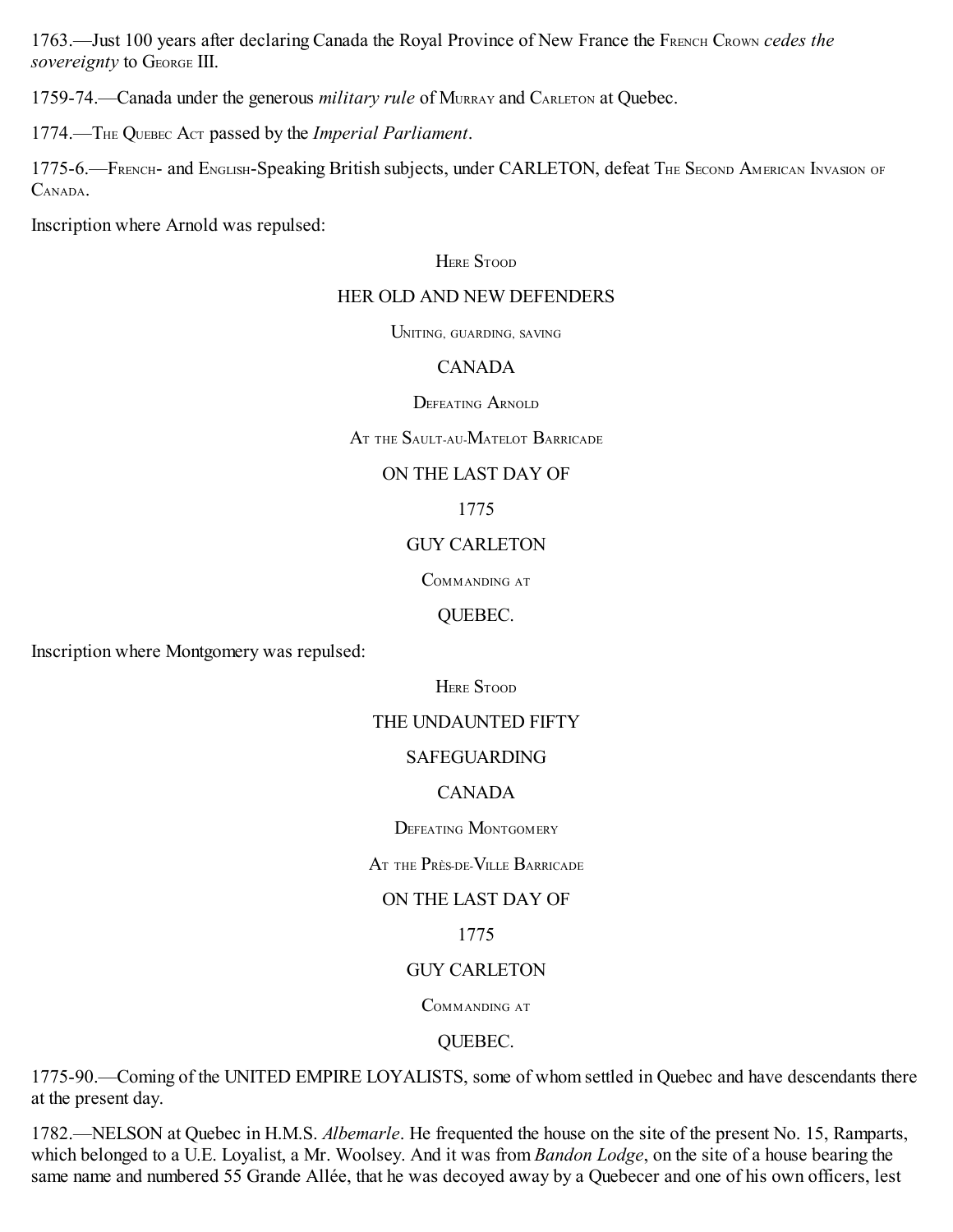1763.—Just 100 years after declaring Canada the Royal Province of New France the French Crown *cedes the sovereignty* to George III.

1759-74.—Canada under the generous *military rule* of Murray and Carleton at Quebec.

1774.—The Quebec Act passed by the *Imperial Parliament*.

1775-6.—French- and English-Speaking British subjects, under CARLETON, defeat The Second American Invasion of Canada.

Inscription where Arnold was repulsed:

Here Stood

HER OLD AND NEW DEFENDERS

Uniting, guarding, saving

CANADA

Defeating Arnold

At the Sault-au-Matelot Barricade

ON THE LAST DAY OF

1775

GUY CARLETON

Commanding at

QUEBEC.

Inscription where Montgomery was repulsed:

Here Stood

THE UNDAUNTED FIFTY

SAFEGUARDING

CANADA

Defeating Montgomery

At the Près-de-Ville Barricade

ON THE LAST DAY OF

1775

GUY CARLETON

Commanding at

QUEBEC.

1775-90.—Coming of the UNITED EMPIRE LOYALISTS, some of whom settled in Quebec and have descendants there at the present day.

1782.—NELSON at Quebec in H.M.S. *Albemarle*. He frequented the house on the site of the present No. 15, Ramparts, which belonged to a U.E. Loyalist, a Mr. Woolsey. And it was from *Bandon Lodge*, on the site of a house bearing the same name and numbered 55 Grande Allée, that he was decoyed away by a Quebecer and one of his own officers, lest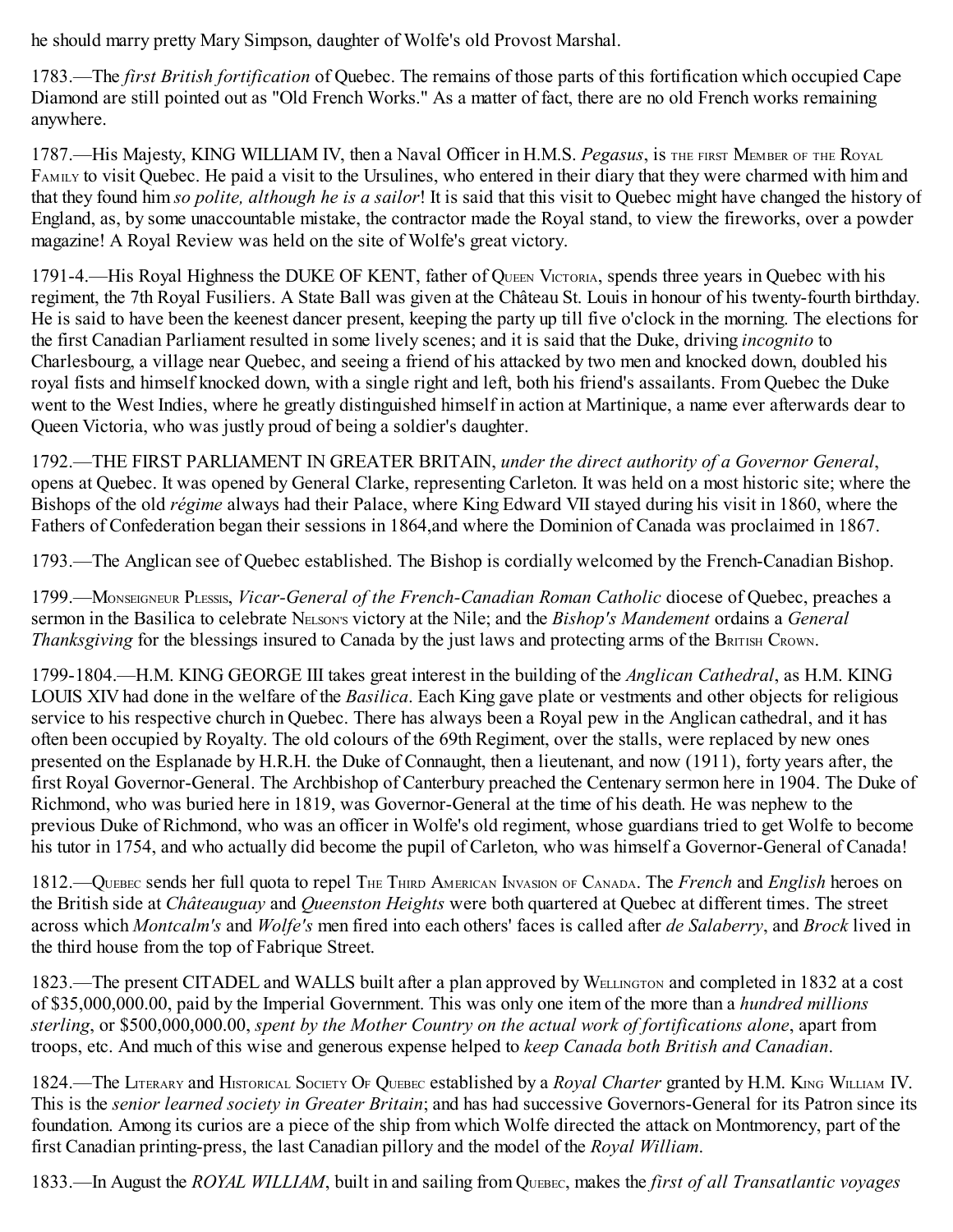he should marry pretty Mary Simpson, daughter of Wolfe's old Provost Marshal.

1783.—The *first British fortification* of Quebec. The remains of those parts of this fortification which occupied Cape Diamond are still pointed out as "Old French Works." As a matter of fact, there are no old French works remaining anywhere.

1787.—His Majesty, KING WILLIAM IV, then a Naval Officer in H.M.S. *Pegasus*, is THE FIRST MEMBER OF THE ROYAL FAMILY to visit Quebec. He paid a visit to the Ursulines, who entered in their diary that they were charmed with him and that they found him *so polite, although he is a sailor*! It is said that this visit to Quebec might have changed the history of England, as, by some unaccountable mistake, the contractor made the Royal stand, to view the fireworks, over a powder magazine! A Royal Review was held on the site of Wolfe's great victory.

1791-4.—His Royal Highness the DUKE OF KENT, father of QUEEN VICTORIA, spends three years in Quebec with his regiment, the 7th Royal Fusiliers. A State Ball was given at the Château St. Louis in honour of his twenty-fourth birthday. He is said to have been the keenest dancer present, keeping the party up till five o'clock in the morning. The elections for the first Canadian Parliament resulted in some lively scenes; and it is said that the Duke, driving *incognito* to Charlesbourg, a village near Quebec, and seeing a friend of his attacked by two men and knocked down, doubled his royal fists and himself knocked down, with a single right and left, both his friend's assailants. From Quebec the Duke went to the West Indies, where he greatly distinguished himself in action at Martinique, a name ever afterwards dear to Queen Victoria, who was justly proud of being a soldier's daughter.

1792.—THE FIRST PARLIAMENT IN GREATER BRITAIN, *under the direct authority of a Governor General*, opens at Quebec. It was opened by General Clarke, representing Carleton. It was held on a most historic site; where the Bishops of the old *régime* always had their Palace, where King Edward VII stayed during his visit in 1860, where the Fathers of Confederation began their sessions in 1864,and where the Dominion of Canada was proclaimed in 1867.

1793.—The Anglican see of Quebec established. The Bishop is cordially welcomed by the French-Canadian Bishop.

1799.—MONSEIGNEUR PLESSIS, *Vicar-General of the French-Canadian Roman Catholic* diocese of Quebec, preaches a sermon in the Basilica to celebrate NELSON'S victory at the Nile; and the *Bishop's Mandement* ordains a *General Thanksgiving* for the blessings insured to Canada by the just laws and protecting arms of the BRITISH CROWN.

1799-1804.—H.M. KING GEORGE III takes great interest in the building of the *Anglican Cathedral*, as H.M. KING LOUIS XIV had done in the welfare of the *Basilica*. Each King gave plate or vestments and other objects for religious service to his respective church in Quebec. There has always been a Royal pew in the Anglican cathedral, and it has often been occupied by Royalty. The old colours of the 69th Regiment, over the stalls, were replaced by new ones presented on the Esplanade by H.R.H. the Duke of Connaught, then a lieutenant, and now (1911), forty years after, the first Royal Governor-General. The Archbishop of Canterbury preached the Centenary sermon here in 1904. The Duke of Richmond, who was buried here in 1819, was Governor-General at the time of his death. He was nephew to the previous Duke of Richmond, who was an officer in Wolfe's old regiment, whose guardians tried to get Wolfe to become his tutor in 1754, and who actually did become the pupil of Carleton, who was himself a Governor-General of Canada!

1812.—QUEBEC sends her full quota to repel THE THIRD AMERICAN INVASION OF CANADA. The *French* and *English* heroes on the British side at *Châteauguay* and *Queenston Heights* were both quartered at Quebec at different times. The street across which *Montcalm's* and *Wolfe's* men fired into each others' faces is called after *de Salaberry*, and *Brock* lived in the third house from the top of Fabrique Street.

1823.—The present CITADEL and WALLS built after a plan approved by WELLINGTON and completed in 1832 at a cost of $35,000,000.00, paid by the Imperial Government. This was only one item of the more than a *hundred millions sterling*, or $500,000,000.00, *spent by the Mother Country on the actual work of fortifications alone*, apart from troops, etc. And much of this wise and generous expense helped to *keep Canada both British and Canadian*.

1824.—The LITERARY and HISTORICAL SOCIETY OF QUEBEC established by a *Royal Charter* granted by H.M. KING WILLIAM IV. This is the *senior learned society in Greater Britain*; and has had successive Governors-General for its Patron since its foundation. Among its curios are a piece of the ship from which Wolfe directed the attack on Montmorency, part of the first Canadian printing-press, the last Canadian pillory and the model of the *Royal William*.

1833.—In August the *ROYAL WILLIAM*, built in and sailing from QUEBEC, makes the *first of all Transatlantic voyages*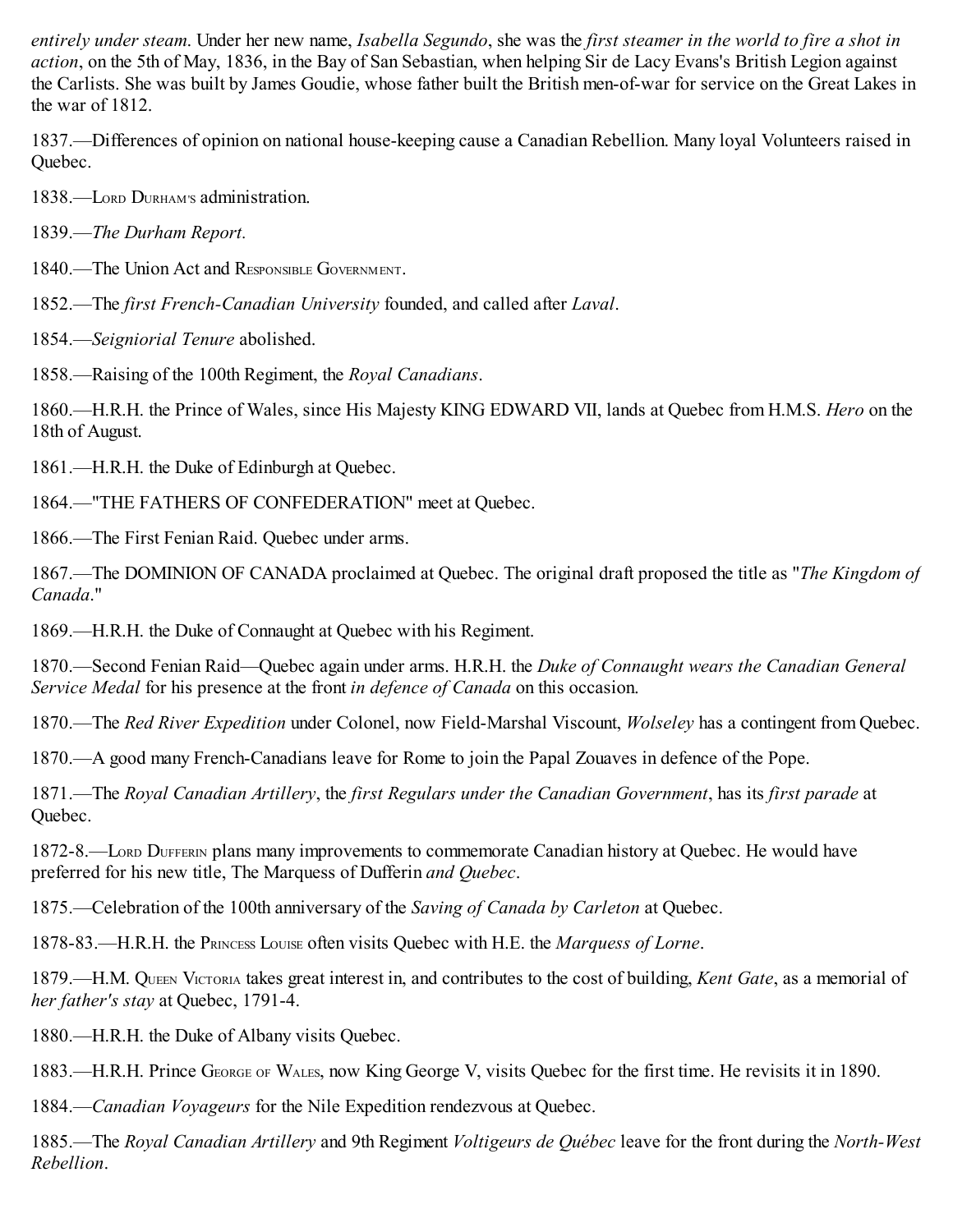*entirely under steam*. Under her new name, *Isabella Segundo*, she was the *first steamer in the world to fire a shot in action*, on the 5th of May, 1836, in the Bay of San Sebastian, when helping Sir de Lacy Evans's British Legion against the Carlists. She was built by James Goudie, whose father built the British men-of-war for service on the Great Lakes in the war of 1812.

1837.—Differences of opinion on national house-keeping cause a Canadian Rebellion. Many loyal Volunteers raised in Quebec.

1838.—Lord Durham's administration.

1839.—*The Durham Report.*

1840.—The Union Act and Responsible Government.

1852.—The *first French-Canadian University* founded, and called after *Laval*.

1854.—*Seigniorial Tenure* abolished.

1858.—Raising of the 100th Regiment, the *Royal Canadians*.

1860.—H.R.H. the Prince of Wales, since His Majesty KING EDWARD VII, lands at Quebec from H.M.S. *Hero* on the 18th of August.

1861.—H.R.H. the Duke of Edinburgh at Quebec.

1864.—"THE FATHERS OF CONFEDERATION" meet at Quebec.

1866.—The First Fenian Raid. Quebec under arms.

1867.—The DOMINION OF CANADA proclaimed at Quebec. The original draft proposed the title as "*The Kingdom of Canada*."

1869.—H.R.H. the Duke of Connaught at Quebec with his Regiment.

1870.—Second Fenian Raid—Quebec again under arms. H.R.H. the *Duke of Connaught wears the Canadian General Service Medal* for his presence at the front *in defence of Canada* on this occasion.

1870.—The *Red River Expedition* under Colonel, now Field-Marshal Viscount, *Wolseley* has a contingent from Quebec.

1870.—A good many French-Canadians leave for Rome to join the Papal Zouaves in defence of the Pope.

1871.—The *Royal Canadian Artillery*, the *first Regulars under the Canadian Government*, has its *first parade* at Quebec.

1872-8.—Lord Dufferin plans many improvements to commemorate Canadian history at Quebec. He would have preferred for his new title, The Marquess of Dufferin *and Quebec*.

1875.—Celebration of the 100th anniversary of the *Saving of Canada by Carleton* at Quebec.

1878-83.—H.R.H. the Princess Louise often visits Quebec with H.E. the *Marquess of Lorne*.

1879.—H.M. Queen Victoria takes great interest in, and contributes to the cost of building, *Kent Gate*, as a memorial of *her father's stay* at Quebec, 1791-4.

1880.—H.R.H. the Duke of Albany visits Quebec.

1883.—H.R.H. Prince George of Wales, now King George V, visits Quebec for the first time. He revisits it in 1890.

1884.—*Canadian Voyageurs* for the Nile Expedition rendezvous at Quebec.

1885.—The *Royal Canadian Artillery* and 9th Regiment *Voltigeurs de Québec* leave for the front during the *North-West Rebellion*.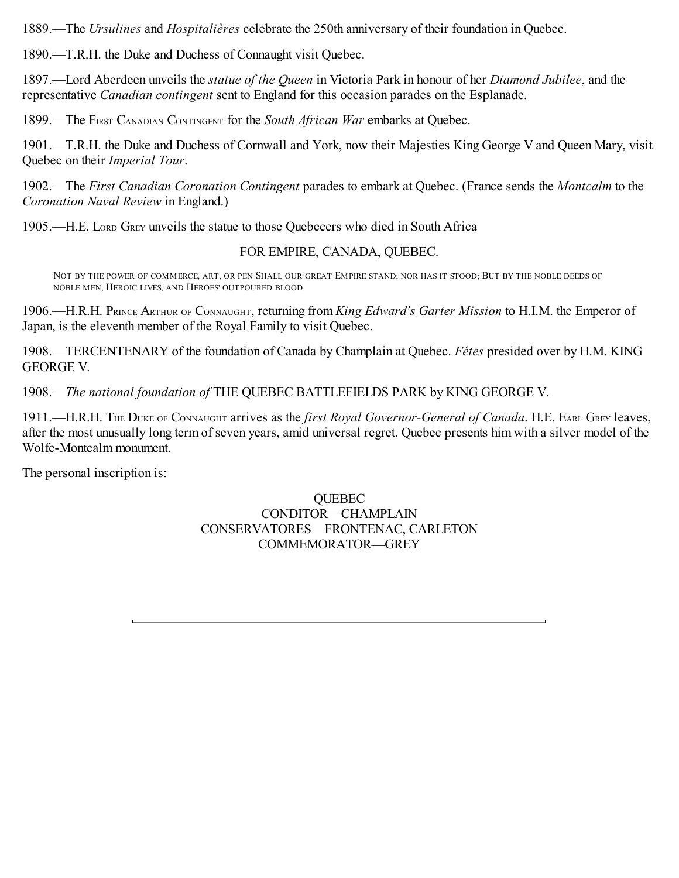1889.—The *Ursulines* and *Hospitalières* celebrate the 250th anniversary of their foundation in Quebec.

1890.—T.R.H. the Duke and Duchess of Connaught visit Quebec.

1897.—Lord Aberdeen unveils the *statue of the Queen* in Victoria Park in honour of her *Diamond Jubilee*, and the representative *Canadian contingent* sent to England for this occasion parades on the Esplanade.

1899.—The First Canadian Contingent for the *South African War* embarks at Quebec.

1901.—T.R.H. the Duke and Duchess of Cornwall and York, now their Majesties King George V and Queen Mary, visit Quebec on their *Imperial Tour*.

1902.—The *First Canadian Coronation Contingent* parades to embark at Quebec. (France sends the *Montcalm* to the *Coronation Naval Review* in England.)

1905.—H.E. Lord Grey unveils the statue to those Quebecers who died in South Africa

FOR EMPIRE, CANADA, QUEBEC.

> Not by the power of commerce, art, or pen Shall our great Empire stand; nor has it stood; But by the noble deeds of noble men, Heroic lives, and Heroes' outpoured blood.

1906.—H.R.H. Prince Arthur of Connaught, returning from *King Edward's Garter Mission* to H.I.M. the Emperor of Japan, is the eleventh member of the Royal Family to visit Quebec.

1908.—TERCENTENARY of the foundation of Canada by Champlain at Quebec. *Fêtes* presided over by H.M. KING GEORGE V.

1908.—*The national foundation of* THE QUEBEC BATTLEFIELDS PARK by KING GEORGE V.

1911.—H.R.H. The Duke of Connaught arrives as the *first Royal Governor-General of Canada*. H.E. Earl Grey leaves, after the most unusually long term of seven years, amid universal regret. Quebec presents him with a silver model of the Wolfe-Montcalm monument.

The personal inscription is:

QUEBEC
CONDITOR—CHAMPLAIN
CONSERVATORES—FRONTENAC, CARLETON
COMMEMORATOR—GREY

---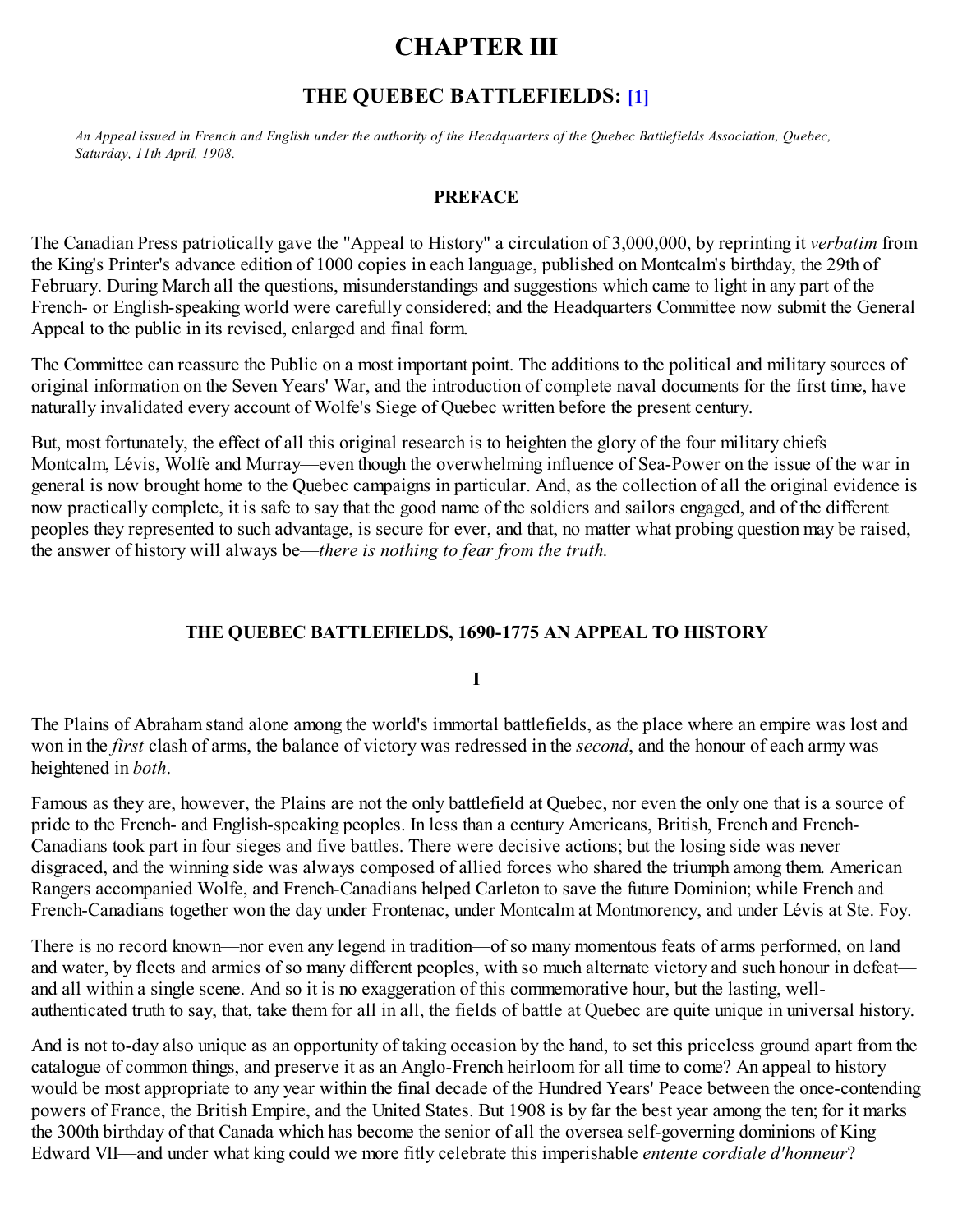# CHAPTER III

## THE QUEBEC BATTLEFIELDS: [1]

*An Appeal issued in French and English under the authority of the Headquarters of the Quebec Battlefields Association, Quebec, Saturday, 11th April, 1908.*

### PREFACE

The Canadian Press patriotically gave the "Appeal to History" a circulation of 3,000,000, by reprinting it *verbatim* from the King's Printer's advance edition of 1000 copies in each language, published on Montcalm's birthday, the 29th of February. During March all the questions, misunderstandings and suggestions which came to light in any part of the French- or English-speaking world were carefully considered; and the Headquarters Committee now submit the General Appeal to the public in its revised, enlarged and final form.

The Committee can reassure the Public on a most important point. The additions to the political and military sources of original information on the Seven Years' War, and the introduction of complete naval documents for the first time, have naturally invalidated every account of Wolfe's Siege of Quebec written before the present century.

But, most fortunately, the effect of all this original research is to heighten the glory of the four military chiefs—Montcalm, Lévis, Wolfe and Murray—even though the overwhelming influence of Sea-Power on the issue of the war in general is now brought home to the Quebec campaigns in particular. And, as the collection of all the original evidence is now practically complete, it is safe to say that the good name of the soldiers and sailors engaged, and of the different peoples they represented to such advantage, is secure for ever, and that, no matter what probing question may be raised, the answer of history will always be—*there is nothing to fear from the truth.*

### THE QUEBEC BATTLEFIELDS, 1690-1775 AN APPEAL TO HISTORY

#### I

The Plains of Abraham stand alone among the world's immortal battlefields, as the place where an empire was lost and won in the *first* clash of arms, the balance of victory was redressed in the *second*, and the honour of each army was heightened in *both*.

Famous as they are, however, the Plains are not the only battlefield at Quebec, nor even the only one that is a source of pride to the French- and English-speaking peoples. In less than a century Americans, British, French and French-Canadians took part in four sieges and five battles. There were decisive actions; but the losing side was never disgraced, and the winning side was always composed of allied forces who shared the triumph among them. American Rangers accompanied Wolfe, and French-Canadians helped Carleton to save the future Dominion; while French and French-Canadians together won the day under Frontenac, under Montcalm at Montmorency, and under Lévis at Ste. Foy.

There is no record known—nor even any legend in tradition—of so many momentous feats of arms performed, on land and water, by fleets and armies of so many different peoples, with so much alternate victory and such honour in defeat—and all within a single scene. And so it is no exaggeration of this commemorative hour, but the lasting, well-authenticated truth to say, that, take them for all in all, the fields of battle at Quebec are quite unique in universal history.

And is not to-day also unique as an opportunity of taking occasion by the hand, to set this priceless ground apart from the catalogue of common things, and preserve it as an Anglo-French heirloom for all time to come? An appeal to history would be most appropriate to any year within the final decade of the Hundred Years' Peace between the once-contending powers of France, the British Empire, and the United States. But 1908 is by far the best year among the ten; for it marks the 300th birthday of that Canada which has become the senior of all the oversea self-governing dominions of King Edward VII—and under what king could we more fitly celebrate this imperishable *entente cordiale d'honneur*?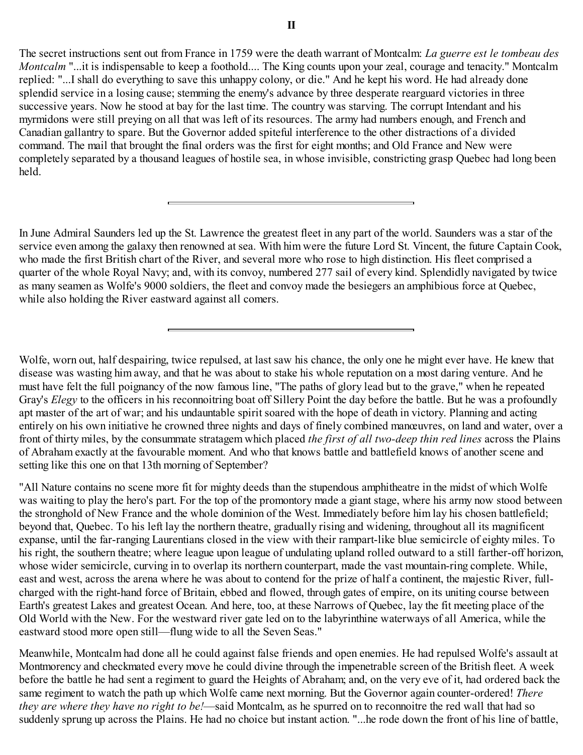## II

The secret instructions sent out from France in 1759 were the death warrant of Montcalm: *La guerre est le tombeau des Montcalm* "...it is indispensable to keep a foothold.... The King counts upon your zeal, courage and tenacity." Montcalm replied: "...I shall do everything to save this unhappy colony, or die." And he kept his word. He had already done splendid service in a losing cause; stemming the enemy's advance by three desperate rearguard victories in three successive years. Now he stood at bay for the last time. The country was starving. The corrupt Intendant and his myrmidons were still preying on all that was left of its resources. The army had numbers enough, and French and Canadian gallantry to spare. But the Governor added spiteful interference to the other distractions of a divided command. The mail that brought the final orders was the first for eight months; and Old France and New were completely separated by a thousand leagues of hostile sea, in whose invisible, constricting grasp Quebec had long been held.

---

In June Admiral Saunders led up the St. Lawrence the greatest fleet in any part of the world. Saunders was a star of the service even among the galaxy then renowned at sea. With him were the future Lord St. Vincent, the future Captain Cook, who made the first British chart of the River, and several more who rose to high distinction. His fleet comprised a quarter of the whole Royal Navy; and, with its convoy, numbered 277 sail of every kind. Splendidly navigated by twice as many seamen as Wolfe's 9000 soldiers, the fleet and convoy made the besiegers an amphibious force at Quebec, while also holding the River eastward against all comers.

---

Wolfe, worn out, half despairing, twice repulsed, at last saw his chance, the only one he might ever have. He knew that disease was wasting him away, and that he was about to stake his whole reputation on a most daring venture. And he must have felt the full poignancy of the now famous line, "The paths of glory lead but to the grave," when he repeated Gray's *Elegy* to the officers in his reconnoitring boat off Sillery Point the day before the battle. But he was a profoundly apt master of the art of war; and his undauntable spirit soared with the hope of death in victory. Planning and acting entirely on his own initiative he crowned three nights and days of finely combined manœuvres, on land and water, over a front of thirty miles, by the consummate stratagem which placed *the first of all two-deep thin red lines* across the Plains of Abraham exactly at the favourable moment. And who that knows battle and battlefield knows of another scene and setting like this one on that 13th morning of September?

"All Nature contains no scene more fit for mighty deeds than the stupendous amphitheatre in the midst of which Wolfe was waiting to play the hero's part. For the top of the promontory made a giant stage, where his army now stood between the stronghold of New France and the whole dominion of the West. Immediately before him lay his chosen battlefield; beyond that, Quebec. To his left lay the northern theatre, gradually rising and widening, throughout all its magnificent expanse, until the far-ranging Laurentians closed in the view with their rampart-like blue semicircle of eighty miles. To his right, the southern theatre; where league upon league of undulating upland rolled outward to a still farther-off horizon, whose wider semicircle, curving in to overlap its northern counterpart, made the vast mountain-ring complete. While, east and west, across the arena where he was about to contend for the prize of half a continent, the majestic River, full-charged with the right-hand force of Britain, ebbed and flowed, through gates of empire, on its uniting course between Earth's greatest Lakes and greatest Ocean. And here, too, at these Narrows of Quebec, lay the fit meeting place of the Old World with the New. For the westward river gate led on to the labyrinthine waterways of all America, while the eastward stood more open still—flung wide to all the Seven Seas."

Meanwhile, Montcalm had done all he could against false friends and open enemies. He had repulsed Wolfe's assault at Montmorency and checkmated every move he could divine through the impenetrable screen of the British fleet. A week before the battle he had sent a regiment to guard the Heights of Abraham; and, on the very eve of it, had ordered back the same regiment to watch the path up which Wolfe came next morning. But the Governor again counter-ordered! *There they are where they have no right to be!*—said Montcalm, as he spurred on to reconnoitre the red wall that had so suddenly sprung up across the Plains. He had no choice but instant action. "...he rode down the front of his line of battle,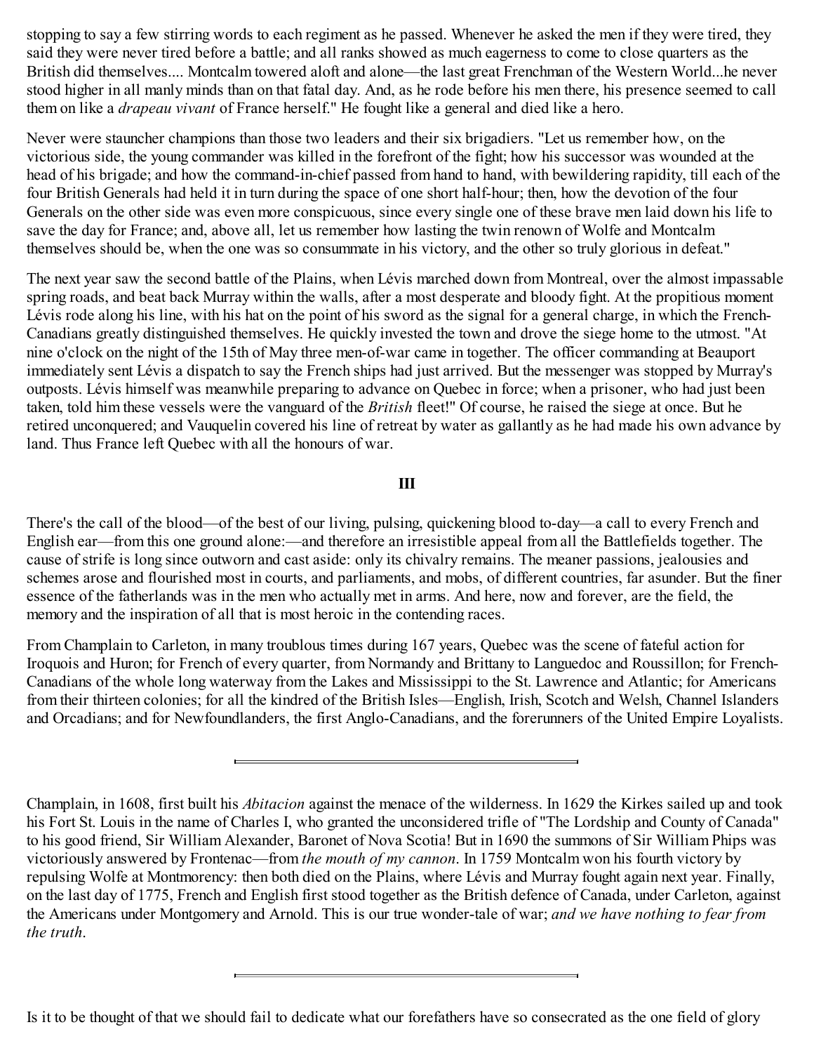stopping to say a few stirring words to each regiment as he passed. Whenever he asked the men if they were tired, they said they were never tired before a battle; and all ranks showed as much eagerness to come to close quarters as the British did themselves.... Montcalm towered aloft and alone—the last great Frenchman of the Western World...he never stood higher in all manly minds than on that fatal day. And, as he rode before his men there, his presence seemed to call them on like a *drapeau vivant* of France herself." He fought like a general and died like a hero.

Never were stauncher champions than those two leaders and their six brigadiers. "Let us remember how, on the victorious side, the young commander was killed in the forefront of the fight; how his successor was wounded at the head of his brigade; and how the command-in-chief passed from hand to hand, with bewildering rapidity, till each of the four British Generals had held it in turn during the space of one short half-hour; then, how the devotion of the four Generals on the other side was even more conspicuous, since every single one of these brave men laid down his life to save the day for France; and, above all, let us remember how lasting the twin renown of Wolfe and Montcalm themselves should be, when the one was so consummate in his victory, and the other so truly glorious in defeat."

The next year saw the second battle of the Plains, when Lévis marched down from Montreal, over the almost impassable spring roads, and beat back Murray within the walls, after a most desperate and bloody fight. At the propitious moment Lévis rode along his line, with his hat on the point of his sword as the signal for a general charge, in which the French-Canadians greatly distinguished themselves. He quickly invested the town and drove the siege home to the utmost. "At nine o'clock on the night of the 15th of May three men-of-war came in together. The officer commanding at Beauport immediately sent Lévis a dispatch to say the French ships had just arrived. But the messenger was stopped by Murray's outposts. Lévis himself was meanwhile preparing to advance on Quebec in force; when a prisoner, who had just been taken, told him these vessels were the vanguard of the *British* fleet!" Of course, he raised the siege at once. But he retired unconquered; and Vauquelin covered his line of retreat by water as gallantly as he had made his own advance by land. Thus France left Quebec with all the honours of war.

### III

There's the call of the blood—of the best of our living, pulsing, quickening blood to-day—a call to every French and English ear—from this one ground alone:—and therefore an irresistible appeal from all the Battlefields together. The cause of strife is long since outworn and cast aside: only its chivalry remains. The meaner passions, jealousies and schemes arose and flourished most in courts, and parliaments, and mobs, of different countries, far asunder. But the finer essence of the fatherlands was in the men who actually met in arms. And here, now and forever, are the field, the memory and the inspiration of all that is most heroic in the contending races.

From Champlain to Carleton, in many troublous times during 167 years, Quebec was the scene of fateful action for Iroquois and Huron; for French of every quarter, from Normandy and Brittany to Languedoc and Roussillon; for French-Canadians of the whole long waterway from the Lakes and Mississippi to the St. Lawrence and Atlantic; for Americans from their thirteen colonies; for all the kindred of the British Isles—English, Irish, Scotch and Welsh, Channel Islanders and Orcadians; and for Newfoundlanders, the first Anglo-Canadians, and the forerunners of the United Empire Loyalists.

---

Champlain, in 1608, first built his *Abitacion* against the menace of the wilderness. In 1629 the Kirkes sailed up and took his Fort St. Louis in the name of Charles I, who granted the unconsidered trifle of "The Lordship and County of Canada" to his good friend, Sir William Alexander, Baronet of Nova Scotia! But in 1690 the summons of Sir William Phips was victoriously answered by Frontenac—from *the mouth of my cannon*. In 1759 Montcalm won his fourth victory by repulsing Wolfe at Montmorency: then both died on the Plains, where Lévis and Murray fought again next year. Finally, on the last day of 1775, French and English first stood together as the British defence of Canada, under Carleton, against the Americans under Montgomery and Arnold. This is our true wonder-tale of war; *and we have nothing to fear from the truth*.

---

Is it to be thought of that we should fail to dedicate what our forefathers have so consecrated as the one field of glory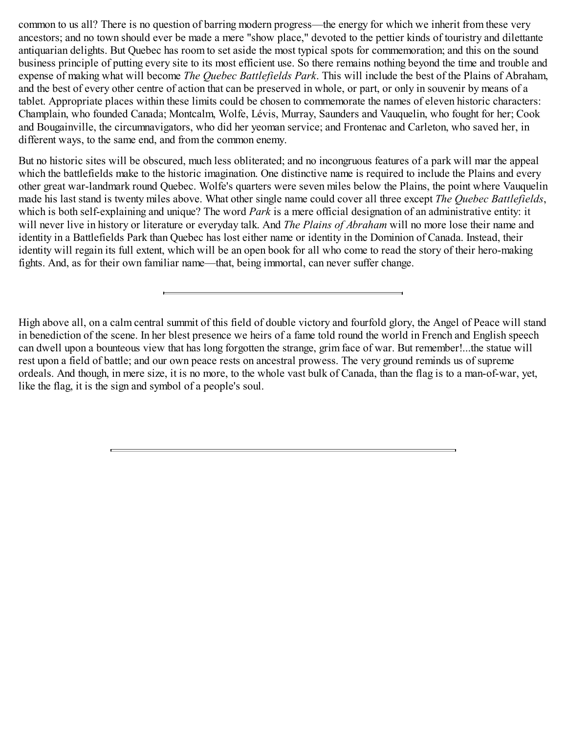common to us all? There is no question of barring modern progress—the energy for which we inherit from these very ancestors; and no town should ever be made a mere "show place," devoted to the pettier kinds of touristry and dilettante antiquarian delights. But Quebec has room to set aside the most typical spots for commemoration; and this on the sound business principle of putting every site to its most efficient use. So there remains nothing beyond the time and trouble and expense of making what will become *The Quebec Battlefields Park*. This will include the best of the Plains of Abraham, and the best of every other centre of action that can be preserved in whole, or part, or only in souvenir by means of a tablet. Appropriate places within these limits could be chosen to commemorate the names of eleven historic characters: Champlain, who founded Canada; Montcalm, Wolfe, Lévis, Murray, Saunders and Vauquelin, who fought for her; Cook and Bougainville, the circumnavigators, who did her yeoman service; and Frontenac and Carleton, who saved her, in different ways, to the same end, and from the common enemy.

But no historic sites will be obscured, much less obliterated; and no incongruous features of a park will mar the appeal which the battlefields make to the historic imagination. One distinctive name is required to include the Plains and every other great war-landmark round Quebec. Wolfe's quarters were seven miles below the Plains, the point where Vauquelin made his last stand is twenty miles above. What other single name could cover all three except *The Quebec Battlefields*, which is both self-explaining and unique? The word *Park* is a mere official designation of an administrative entity: it will never live in history or literature or everyday talk. And *The Plains of Abraham* will no more lose their name and identity in a Battlefields Park than Quebec has lost either name or identity in the Dominion of Canada. Instead, their identity will regain its full extent, which will be an open book for all who come to read the story of their hero-making fights. And, as for their own familiar name—that, being immortal, can never suffer change.

---

High above all, on a calm central summit of this field of double victory and fourfold glory, the Angel of Peace will stand in benediction of the scene. In her blest presence we heirs of a fame told round the world in French and English speech can dwell upon a bounteous view that has long forgotten the strange, grim face of war. But remember!...the statue will rest upon a field of battle; and our own peace rests on ancestral prowess. The very ground reminds us of supreme ordeals. And though, in mere size, it is no more, to the whole vast bulk of Canada, than the flag is to a man-of-war, yet, like the flag, it is the sign and symbol of a people's soul.

---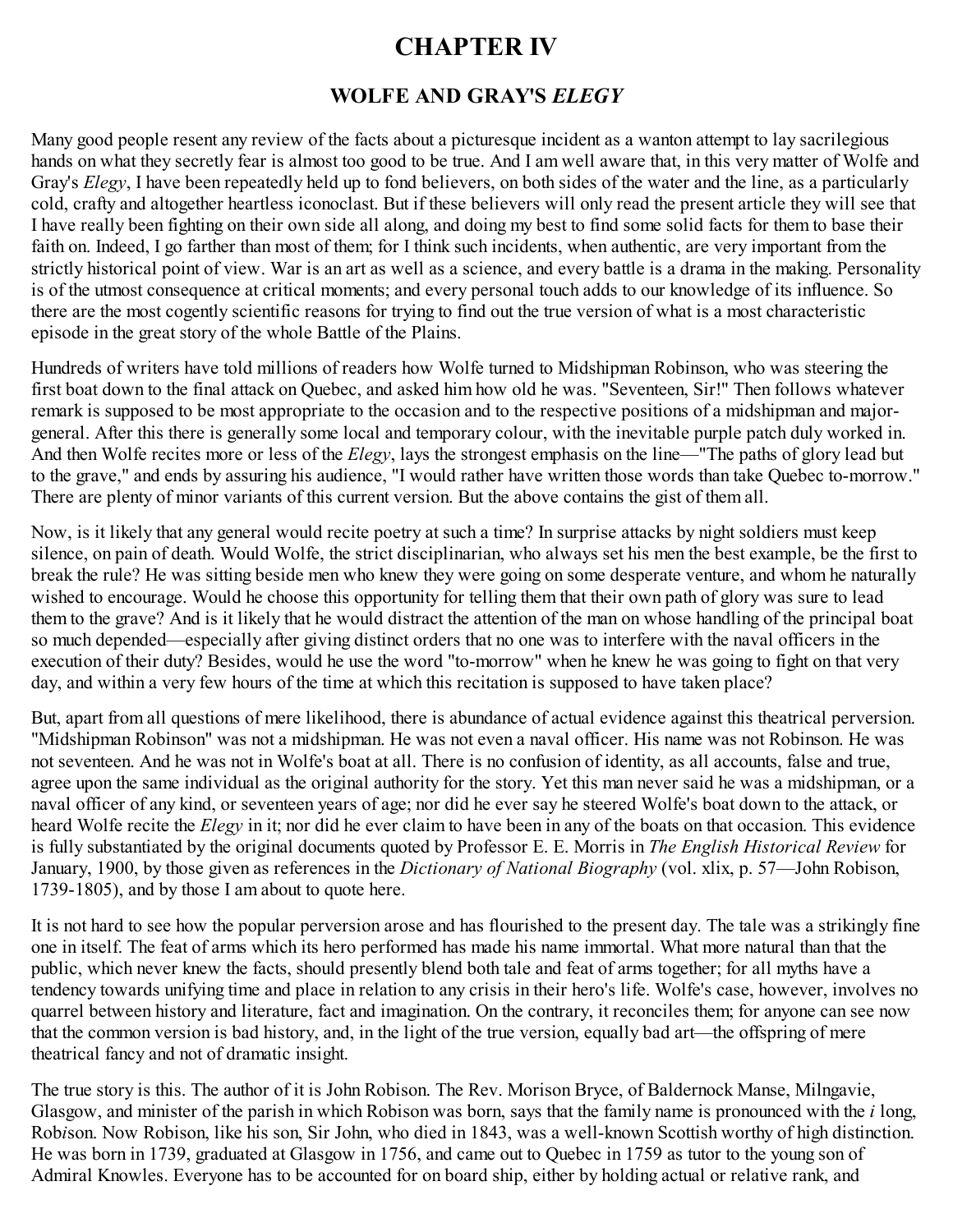# CHAPTER IV

## WOLFE AND GRAY'S *ELEGY*

Many good people resent any review of the facts about a picturesque incident as a wanton attempt to lay sacrilegious hands on what they secretly fear is almost too good to be true. And I am well aware that, in this very matter of Wolfe and Gray's *Elegy*, I have been repeatedly held up to fond believers, on both sides of the water and the line, as a particularly cold, crafty and altogether heartless iconoclast. But if these believers will only read the present article they will see that I have really been fighting on their own side all along, and doing my best to find some solid facts for them to base their faith on. Indeed, I go farther than most of them; for I think such incidents, when authentic, are very important from the strictly historical point of view. War is an art as well as a science, and every battle is a drama in the making. Personality is of the utmost consequence at critical moments; and every personal touch adds to our knowledge of its influence. So there are the most cogently scientific reasons for trying to find out the true version of what is a most characteristic episode in the great story of the whole Battle of the Plains.

Hundreds of writers have told millions of readers how Wolfe turned to Midshipman Robinson, who was steering the first boat down to the final attack on Quebec, and asked him how old he was. "Seventeen, Sir!" Then follows whatever remark is supposed to be most appropriate to the occasion and to the respective positions of a midshipman and major-general. After this there is generally some local and temporary colour, with the inevitable purple patch duly worked in. And then Wolfe recites more or less of the *Elegy*, lays the strongest emphasis on the line—"The paths of glory lead but to the grave," and ends by assuring his audience, "I would rather have written those words than take Quebec to-morrow." There are plenty of minor variants of this current version. But the above contains the gist of them all.

Now, is it likely that any general would recite poetry at such a time? In surprise attacks by night soldiers must keep silence, on pain of death. Would Wolfe, the strict disciplinarian, who always set his men the best example, be the first to break the rule? He was sitting beside men who knew they were going on some desperate venture, and whom he naturally wished to encourage. Would he choose this opportunity for telling them that their own path of glory was sure to lead them to the grave? And is it likely that he would distract the attention of the man on whose handling of the principal boat so much depended—especially after giving distinct orders that no one was to interfere with the naval officers in the execution of their duty? Besides, would he use the word "to-morrow" when he knew he was going to fight on that very day, and within a very few hours of the time at which this recitation is supposed to have taken place?

But, apart from all questions of mere likelihood, there is abundance of actual evidence against this theatrical perversion. "Midshipman Robinson" was not a midshipman. He was not even a naval officer. His name was not Robinson. He was not seventeen. And he was not in Wolfe's boat at all. There is no confusion of identity, as all accounts, false and true, agree upon the same individual as the original authority for the story. Yet this man never said he was a midshipman, or a naval officer of any kind, or seventeen years of age; nor did he ever say he steered Wolfe's boat down to the attack, or heard Wolfe recite the *Elegy* in it; nor did he ever claim to have been in any of the boats on that occasion. This evidence is fully substantiated by the original documents quoted by Professor E. E. Morris in *The English Historical Review* for January, 1900, by those given as references in the *Dictionary of National Biography* (vol. xlix, p. 57—John Robison, 1739-1805), and by those I am about to quote here.

It is not hard to see how the popular perversion arose and has flourished to the present day. The tale was a strikingly fine one in itself. The feat of arms which its hero performed has made his name immortal. What more natural than that the public, which never knew the facts, should presently blend both tale and feat of arms together; for all myths have a tendency towards unifying time and place in relation to any crisis in their hero's life. Wolfe's case, however, involves no quarrel between history and literature, fact and imagination. On the contrary, it reconciles them; for anyone can see now that the common version is bad history, and, in the light of the true version, equally bad art—the offspring of mere theatrical fancy and not of dramatic insight.

The true story is this. The author of it is John Robison. The Rev. Morison Bryce, of Baldernock Manse, Milngavie, Glasgow, and minister of the parish in which Robison was born, says that the family name is pronounced with the *i* long, Rob*i*son. Now Robison, like his son, Sir John, who died in 1843, was a well-known Scottish worthy of high distinction. He was born in 1739, graduated at Glasgow in 1756, and came out to Quebec in 1759 as tutor to the young son of Admiral Knowles. Everyone has to be accounted for on board ship, either by holding actual or relative rank, and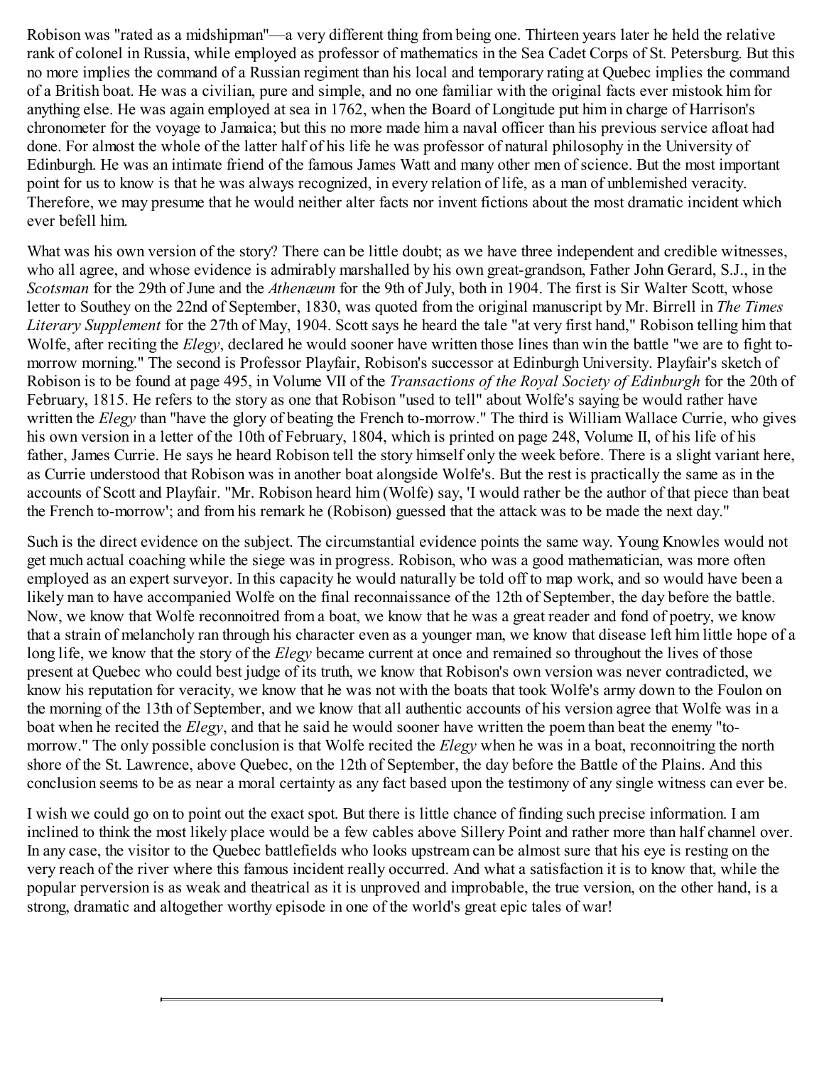Robison was "rated as a midshipman"—a very different thing from being one. Thirteen years later he held the relative rank of colonel in Russia, while employed as professor of mathematics in the Sea Cadet Corps of St. Petersburg. But this no more implies the command of a Russian regiment than his local and temporary rating at Quebec implies the command of a British boat. He was a civilian, pure and simple, and no one familiar with the original facts ever mistook him for anything else. He was again employed at sea in 1762, when the Board of Longitude put him in charge of Harrison's chronometer for the voyage to Jamaica; but this no more made him a naval officer than his previous service afloat had done. For almost the whole of the latter half of his life he was professor of natural philosophy in the University of Edinburgh. He was an intimate friend of the famous James Watt and many other men of science. But the most important point for us to know is that he was always recognized, in every relation of life, as a man of unblemished veracity. Therefore, we may presume that he would neither alter facts nor invent fictions about the most dramatic incident which ever befell him.

What was his own version of the story? There can be little doubt; as we have three independent and credible witnesses, who all agree, and whose evidence is admirably marshalled by his own great-grandson, Father John Gerard, S.J., in the *Scotsman* for the 29th of June and the *Athenæum* for the 9th of July, both in 1904. The first is Sir Walter Scott, whose letter to Southey on the 22nd of September, 1830, was quoted from the original manuscript by Mr. Birrell in *The Times Literary Supplement* for the 27th of May, 1904. Scott says he heard the tale "at very first hand," Robison telling him that Wolfe, after reciting the *Elegy*, declared he would sooner have written those lines than win the battle "we are to fight to-morrow morning." The second is Professor Playfair, Robison's successor at Edinburgh University. Playfair's sketch of Robison is to be found at page 495, in Volume VII of the *Transactions of the Royal Society of Edinburgh* for the 20th of February, 1815. He refers to the story as one that Robison "used to tell" about Wolfe's saying be would rather have written the *Elegy* than "have the glory of beating the French to-morrow." The third is William Wallace Currie, who gives his own version in a letter of the 10th of February, 1804, which is printed on page 248, Volume II, of his life of his father, James Currie. He says he heard Robison tell the story himself only the week before. There is a slight variant here, as Currie understood that Robison was in another boat alongside Wolfe's. But the rest is practically the same as in the accounts of Scott and Playfair. "Mr. Robison heard him (Wolfe) say, 'I would rather be the author of that piece than beat the French to-morrow'; and from his remark he (Robison) guessed that the attack was to be made the next day."

Such is the direct evidence on the subject. The circumstantial evidence points the same way. Young Knowles would not get much actual coaching while the siege was in progress. Robison, who was a good mathematician, was more often employed as an expert surveyor. In this capacity he would naturally be told off to map work, and so would have been a likely man to have accompanied Wolfe on the final reconnaissance of the 12th of September, the day before the battle. Now, we know that Wolfe reconnoitred from a boat, we know that he was a great reader and fond of poetry, we know that a strain of melancholy ran through his character even as a younger man, we know that disease left him little hope of a long life, we know that the story of the *Elegy* became current at once and remained so throughout the lives of those present at Quebec who could best judge of its truth, we know that Robison's own version was never contradicted, we know his reputation for veracity, we know that he was not with the boats that took Wolfe's army down to the Foulon on the morning of the 13th of September, and we know that all authentic accounts of his version agree that Wolfe was in a boat when he recited the *Elegy*, and that he said he would sooner have written the poem than beat the enemy "to-morrow." The only possible conclusion is that Wolfe recited the *Elegy* when he was in a boat, reconnoitring the north shore of the St. Lawrence, above Quebec, on the 12th of September, the day before the Battle of the Plains. And this conclusion seems to be as near a moral certainty as any fact based upon the testimony of any single witness can ever be.

I wish we could go on to point out the exact spot. But there is little chance of finding such precise information. I am inclined to think the most likely place would be a few cables above Sillery Point and rather more than half channel over. In any case, the visitor to the Quebec battlefields who looks upstream can be almost sure that his eye is resting on the very reach of the river where this famous incident really occurred. And what a satisfaction it is to know that, while the popular perversion is as weak and theatrical as it is unproved and improbable, the true version, on the other hand, is a strong, dramatic and altogether worthy episode in one of the world's great epic tales of war!

---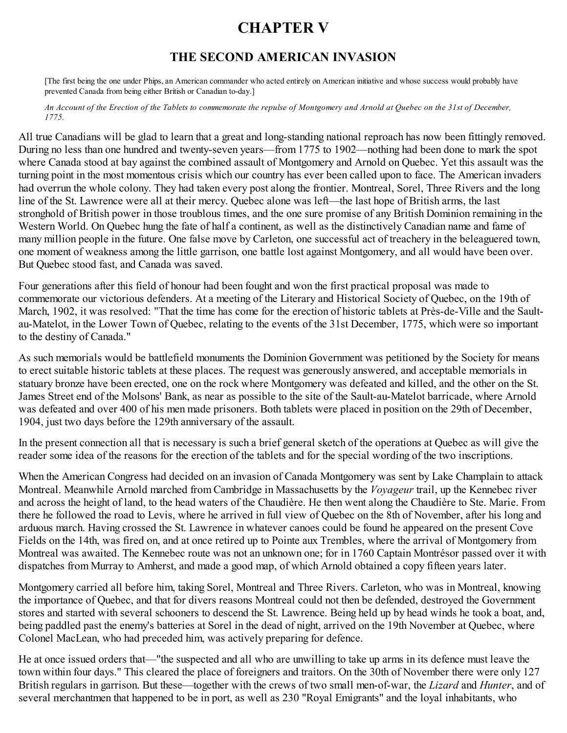# CHAPTER V

## THE SECOND AMERICAN INVASION

[The first being the one under Phips, an American commander who acted entirely on American initiative and whose success would probably have prevented Canada from being either British or Canadian to-day.]

*An Account of the Erection of the Tablets to commemorate the repulse of Montgomery and Arnold at Quebec on the 31st of December, 1775.*

All true Canadians will be glad to learn that a great and long-standing national reproach has now been fittingly removed. During no less than one hundred and twenty-seven years—from 1775 to 1902—nothing had been done to mark the spot where Canada stood at bay against the combined assault of Montgomery and Arnold on Quebec. Yet this assault was the turning point in the most momentous crisis which our country has ever been called upon to face. The American invaders had overrun the whole colony. They had taken every post along the frontier. Montreal, Sorel, Three Rivers and the long line of the St. Lawrence were all at their mercy. Quebec alone was left—the last hope of British arms, the last stronghold of British power in those troublous times, and the one sure promise of any British Dominion remaining in the Western World. On Quebec hung the fate of half a continent, as well as the distinctively Canadian name and fame of many million people in the future. One false move by Carleton, one successful act of treachery in the beleaguered town, one moment of weakness among the little garrison, one battle lost against Montgomery, and all would have been over. But Quebec stood fast, and Canada was saved.

Four generations after this field of honour had been fought and won the first practical proposal was made to commemorate our victorious defenders. At a meeting of the Literary and Historical Society of Quebec, on the 19th of March, 1902, it was resolved: "That the time has come for the erection of historic tablets at Près-de-Ville and the Sault-au-Matelot, in the Lower Town of Quebec, relating to the events of the 31st December, 1775, which were so important to the destiny of Canada."

As such memorials would be battlefield monuments the Dominion Government was petitioned by the Society for means to erect suitable historic tablets at these places. The request was generously answered, and acceptable memorials in statuary bronze have been erected, one on the rock where Montgomery was defeated and killed, and the other on the St. James Street end of the Molsons' Bank, as near as possible to the site of the Sault-au-Matelot barricade, where Arnold was defeated and over 400 of his men made prisoners. Both tablets were placed in position on the 29th of December, 1904, just two days before the 129th anniversary of the assault.

In the present connection all that is necessary is such a brief general sketch of the operations at Quebec as will give the reader some idea of the reasons for the erection of the tablets and for the special wording of the two inscriptions.

When the American Congress had decided on an invasion of Canada Montgomery was sent by Lake Champlain to attack Montreal. Meanwhile Arnold marched from Cambridge in Massachusetts by the *Voyageur* trail, up the Kennebec river and across the height of land, to the head waters of the Chaudière. He then went along the Chaudière to Ste. Marie. From there he followed the road to Levis, where he arrived in full view of Quebec on the 8th of November, after his long and arduous march. Having crossed the St. Lawrence in whatever canoes could be found he appeared on the present Cove Fields on the 14th, was fired on, and at once retired up to Pointe aux Trembles, where the arrival of Montgomery from Montreal was awaited. The Kennebec route was not an unknown one; for in 1760 Captain Montrésor passed over it with dispatches from Murray to Amherst, and made a good map, of which Arnold obtained a copy fifteen years later.

Montgomery carried all before him, taking Sorel, Montreal and Three Rivers. Carleton, who was in Montreal, knowing the importance of Quebec, and that for divers reasons Montreal could not then be defended, destroyed the Government stores and started with several schooners to descend the St. Lawrence. Being held up by head winds he took a boat, and, being paddled past the enemy's batteries at Sorel in the dead of night, arrived on the 19th November at Quebec, where Colonel MacLean, who had preceded him, was actively preparing for defence.

He at once issued orders that—"the suspected and all who are unwilling to take up arms in its defence must leave the town within four days." This cleared the place of foreigners and traitors. On the 30th of November there were only 127 British regulars in garrison. But these—together with the crews of two small men-of-war, the *Lizard* and *Hunter*, and of several merchantmen that happened to be in port, as well as 230 "Royal Emigrants" and the loyal inhabitants, who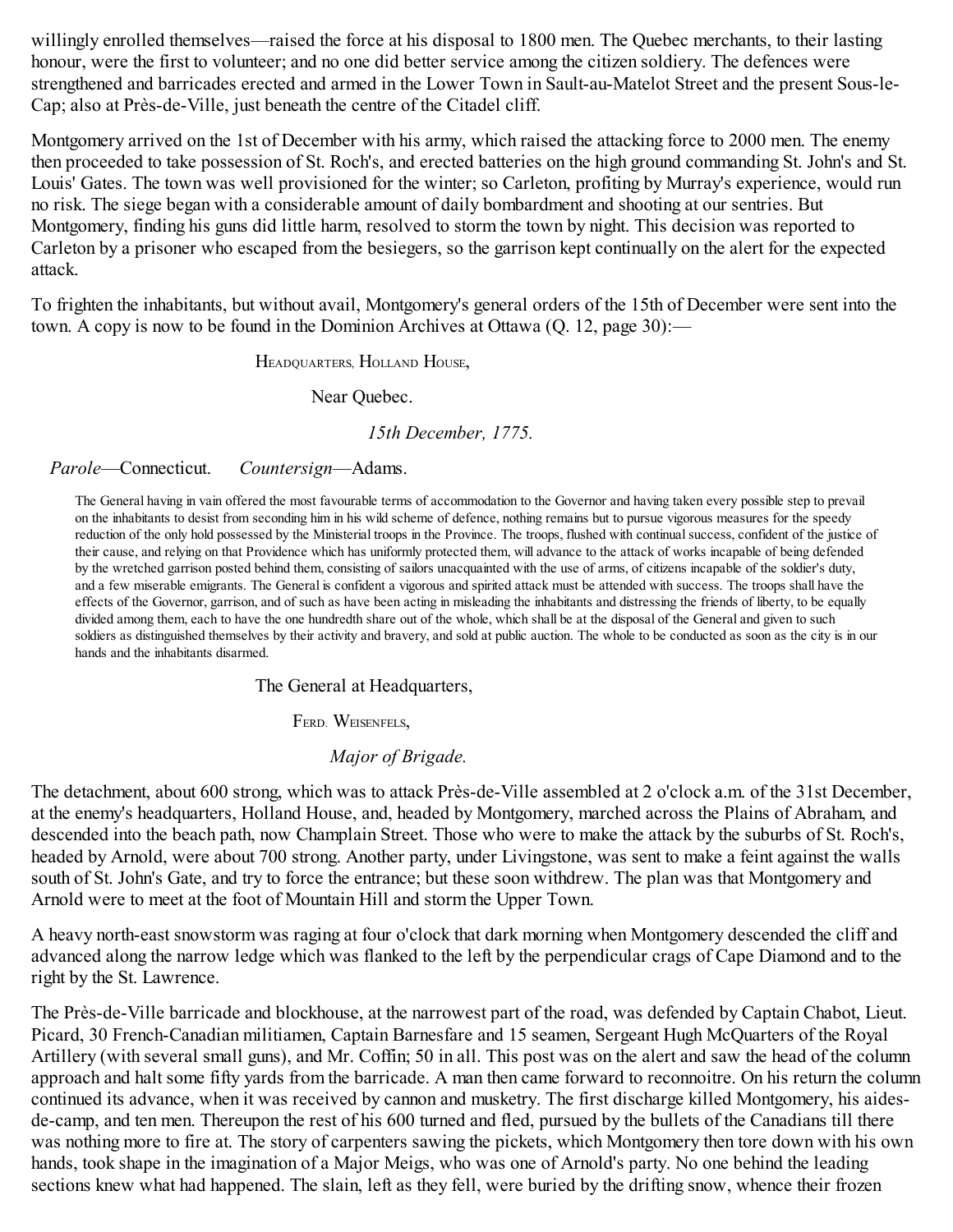willingly enrolled themselves—raised the force at his disposal to 1800 men. The Quebec merchants, to their lasting honour, were the first to volunteer; and no one did better service among the citizen soldiery. The defences were strengthened and barricades erected and armed in the Lower Town in Sault-au-Matelot Street and the present Sous-le-Cap; also at Près-de-Ville, just beneath the centre of the Citadel cliff.

Montgomery arrived on the 1st of December with his army, which raised the attacking force to 2000 men. The enemy then proceeded to take possession of St. Roch's, and erected batteries on the high ground commanding St. John's and St. Louis' Gates. The town was well provisioned for the winter; so Carleton, profiting by Murray's experience, would run no risk. The siege began with a considerable amount of daily bombardment and shooting at our sentries. But Montgomery, finding his guns did little harm, resolved to storm the town by night. This decision was reported to Carleton by a prisoner who escaped from the besiegers, so the garrison kept continually on the alert for the expected attack.

To frighten the inhabitants, but without avail, Montgomery's general orders of the 15th of December were sent into the town. A copy is now to be found in the Dominion Archives at Ottawa (Q. 12, page 30):—

Headquarters, Holland House,

Near Quebec.

*15th December, 1775.*

*Parole*—Connecticut. *Countersign*—Adams.

> The General having in vain offered the most favourable terms of accommodation to the Governor and having taken every possible step to prevail on the inhabitants to desist from seconding him in his wild scheme of defence, nothing remains but to pursue vigorous measures for the speedy reduction of the only hold possessed by the Ministerial troops in the Province. The troops, flushed with continual success, confident of the justice of their cause, and relying on that Providence which has uniformly protected them, will advance to the attack of works incapable of being defended by the wretched garrison posted behind them, consisting of sailors unacquainted with the use of arms, of citizens incapable of the soldier's duty, and a few miserable emigrants. The General is confident a vigorous and spirited attack must be attended with success. The troops shall have the effects of the Governor, garrison, and of such as have been acting in misleading the inhabitants and distressing the friends of liberty, to be equally divided among them, each to have the one hundredth share out of the whole, which shall be at the disposal of the General and given to such soldiers as distinguished themselves by their activity and bravery, and sold at public auction. The whole to be conducted as soon as the city is in our hands and the inhabitants disarmed.

The General at Headquarters,

Ferd. Weisenfels,

*Major of Brigade.*

The detachment, about 600 strong, which was to attack Près-de-Ville assembled at 2 o'clock a.m. of the 31st December, at the enemy's headquarters, Holland House, and, headed by Montgomery, marched across the Plains of Abraham, and descended into the beach path, now Champlain Street. Those who were to make the attack by the suburbs of St. Roch's, headed by Arnold, were about 700 strong. Another party, under Livingstone, was sent to make a feint against the walls south of St. John's Gate, and try to force the entrance; but these soon withdrew. The plan was that Montgomery and Arnold were to meet at the foot of Mountain Hill and storm the Upper Town.

A heavy north-east snowstorm was raging at four o'clock that dark morning when Montgomery descended the cliff and advanced along the narrow ledge which was flanked to the left by the perpendicular crags of Cape Diamond and to the right by the St. Lawrence.

The Près-de-Ville barricade and blockhouse, at the narrowest part of the road, was defended by Captain Chabot, Lieut. Picard, 30 French-Canadian militiamen, Captain Barnesfare and 15 seamen, Sergeant Hugh McQuarters of the Royal Artillery (with several small guns), and Mr. Coffin; 50 in all. This post was on the alert and saw the head of the column approach and halt some fifty yards from the barricade. A man then came forward to reconnoitre. On his return the column continued its advance, when it was received by cannon and musketry. The first discharge killed Montgomery, his aides-de-camp, and ten men. Thereupon the rest of his 600 turned and fled, pursued by the bullets of the Canadians till there was nothing more to fire at. The story of carpenters sawing the pickets, which Montgomery then tore down with his own hands, took shape in the imagination of a Major Meigs, who was one of Arnold's party. No one behind the leading sections knew what had happened. The slain, left as they fell, were buried by the drifting snow, whence their frozen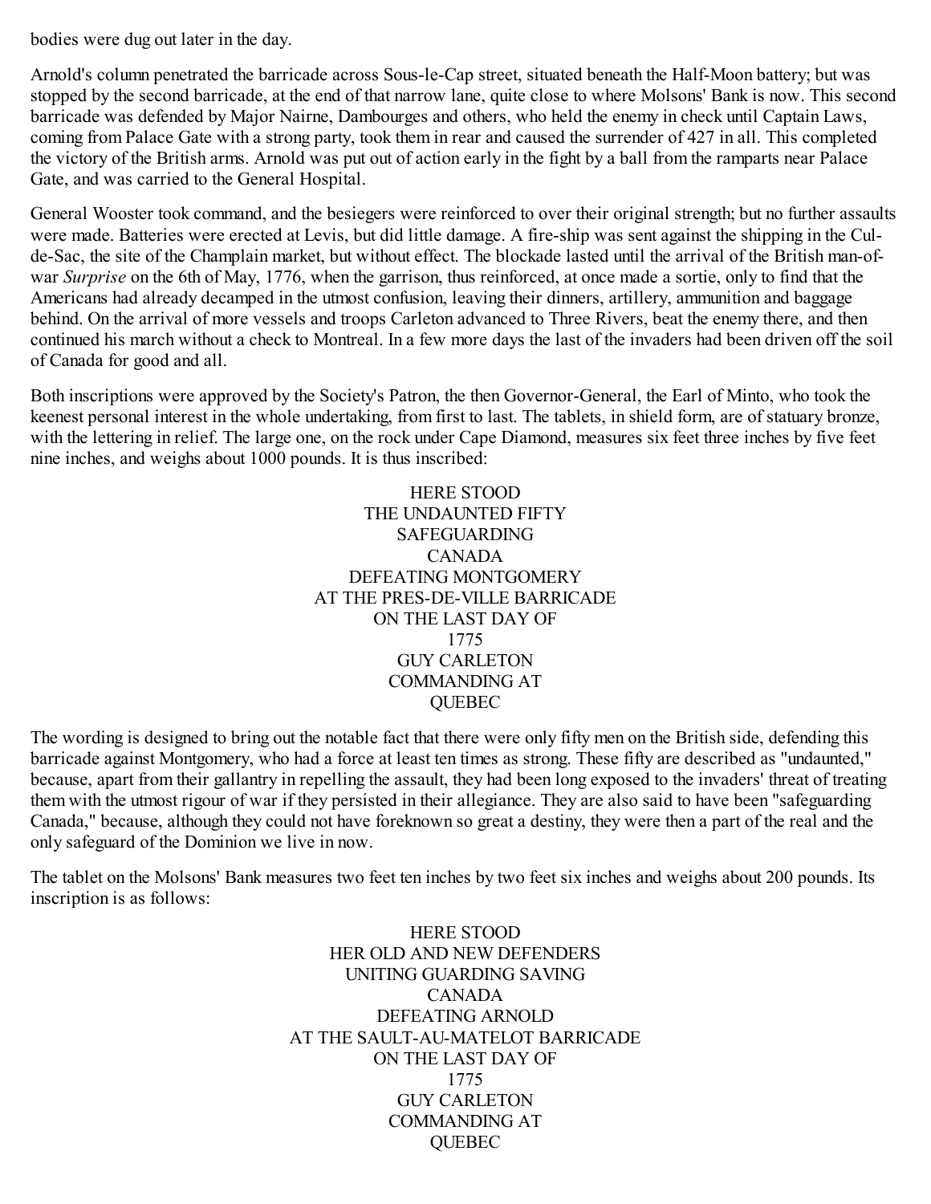bodies were dug out later in the day.

Arnold's column penetrated the barricade across Sous-le-Cap street, situated beneath the Half-Moon battery; but was stopped by the second barricade, at the end of that narrow lane, quite close to where Molsons' Bank is now. This second barricade was defended by Major Nairne, Dambourges and others, who held the enemy in check until Captain Laws, coming from Palace Gate with a strong party, took them in rear and caused the surrender of 427 in all. This completed the victory of the British arms. Arnold was put out of action early in the fight by a ball from the ramparts near Palace Gate, and was carried to the General Hospital.

General Wooster took command, and the besiegers were reinforced to over their original strength; but no further assaults were made. Batteries were erected at Levis, but did little damage. A fire-ship was sent against the shipping in the Cul-de-Sac, the site of the Champlain market, but without effect. The blockade lasted until the arrival of the British man-of-war *Surprise* on the 6th of May, 1776, when the garrison, thus reinforced, at once made a sortie, only to find that the Americans had already decamped in the utmost confusion, leaving their dinners, artillery, ammunition and baggage behind. On the arrival of more vessels and troops Carleton advanced to Three Rivers, beat the enemy there, and then continued his march without a check to Montreal. In a few more days the last of the invaders had been driven off the soil of Canada for good and all.

Both inscriptions were approved by the Society's Patron, the then Governor-General, the Earl of Minto, who took the keenest personal interest in the whole undertaking, from first to last. The tablets, in shield form, are of statuary bronze, with the lettering in relief. The large one, on the rock under Cape Diamond, measures six feet three inches by five feet nine inches, and weighs about 1000 pounds. It is thus inscribed:

HERE STOOD  
THE UNDAUNTED FIFTY  
SAFEGUARDING  
CANADA  
DEFEATING MONTGOMERY  
AT THE PRES-DE-VILLE BARRICADE  
ON THE LAST DAY OF  
1775  
GUY CARLETON  
COMMANDING AT  
QUEBEC

The wording is designed to bring out the notable fact that there were only fifty men on the British side, defending this barricade against Montgomery, who had a force at least ten times as strong. These fifty are described as "undaunted," because, apart from their gallantry in repelling the assault, they had been long exposed to the invaders' threat of treating them with the utmost rigour of war if they persisted in their allegiance. They are also said to have been "safeguarding Canada," because, although they could not have foreknown so great a destiny, they were then a part of the real and the only safeguard of the Dominion we live in now.

The tablet on the Molsons' Bank measures two feet ten inches by two feet six inches and weighs about 200 pounds. Its inscription is as follows:

HERE STOOD  
HER OLD AND NEW DEFENDERS  
UNITING GUARDING SAVING  
CANADA  
DEFEATING ARNOLD  
AT THE SAULT-AU-MATELOT BARRICADE  
ON THE LAST DAY OF  
1775  
GUY CARLETON  
COMMANDING AT  
QUEBEC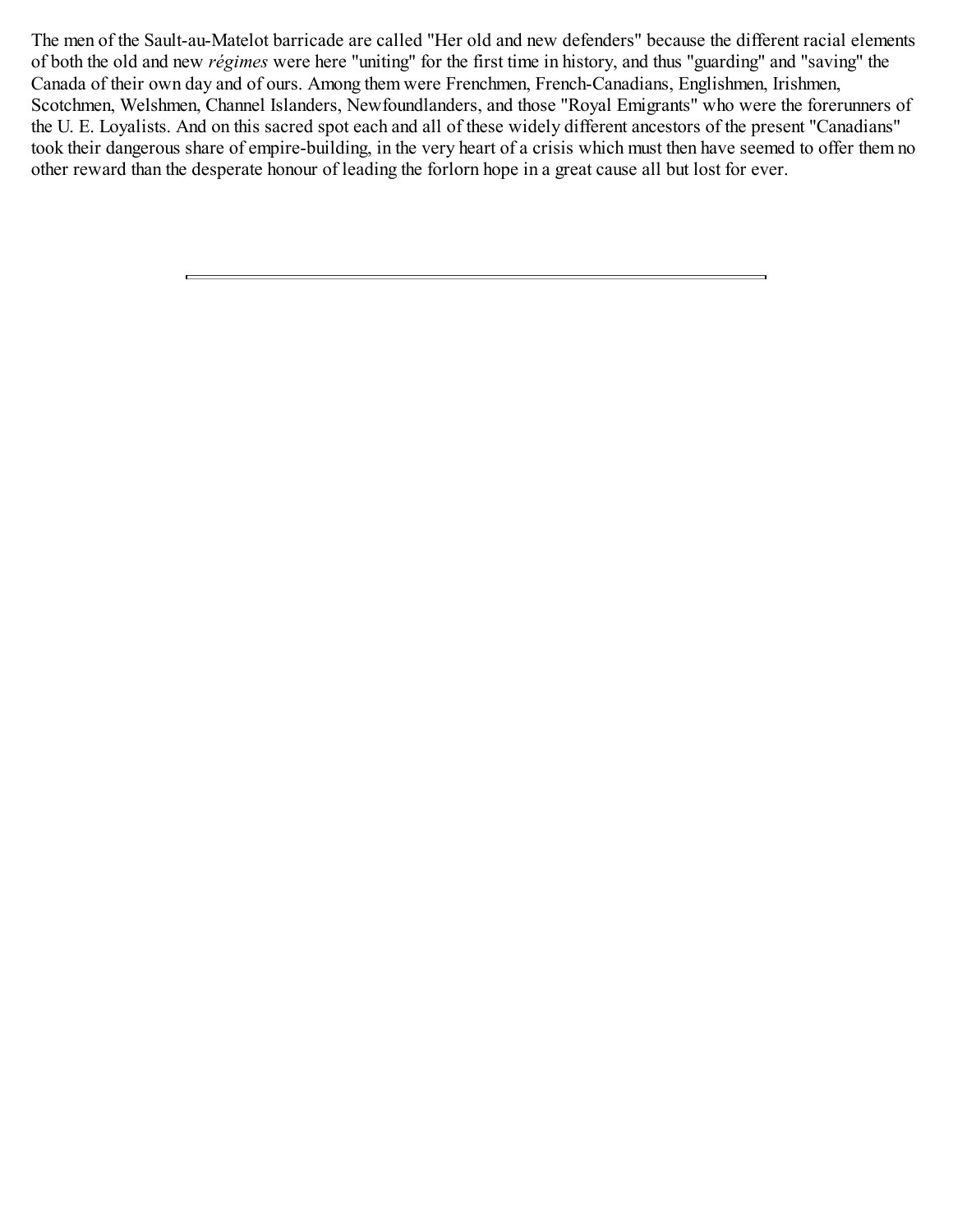The men of the Sault-au-Matelot barricade are called "Her old and new defenders" because the different racial elements of both the old and new *régimes* were here "uniting" for the first time in history, and thus "guarding" and "saving" the Canada of their own day and of ours. Among them were Frenchmen, French-Canadians, Englishmen, Irishmen, Scotchmen, Welshmen, Channel Islanders, Newfoundlanders, and those "Royal Emigrants" who were the forerunners of the U. E. Loyalists. And on this sacred spot each and all of these widely different ancestors of the present "Canadians" took their dangerous share of empire-building, in the very heart of a crisis which must then have seemed to offer them no other reward than the desperate honour of leading the forlorn hope in a great cause all but lost for ever.

---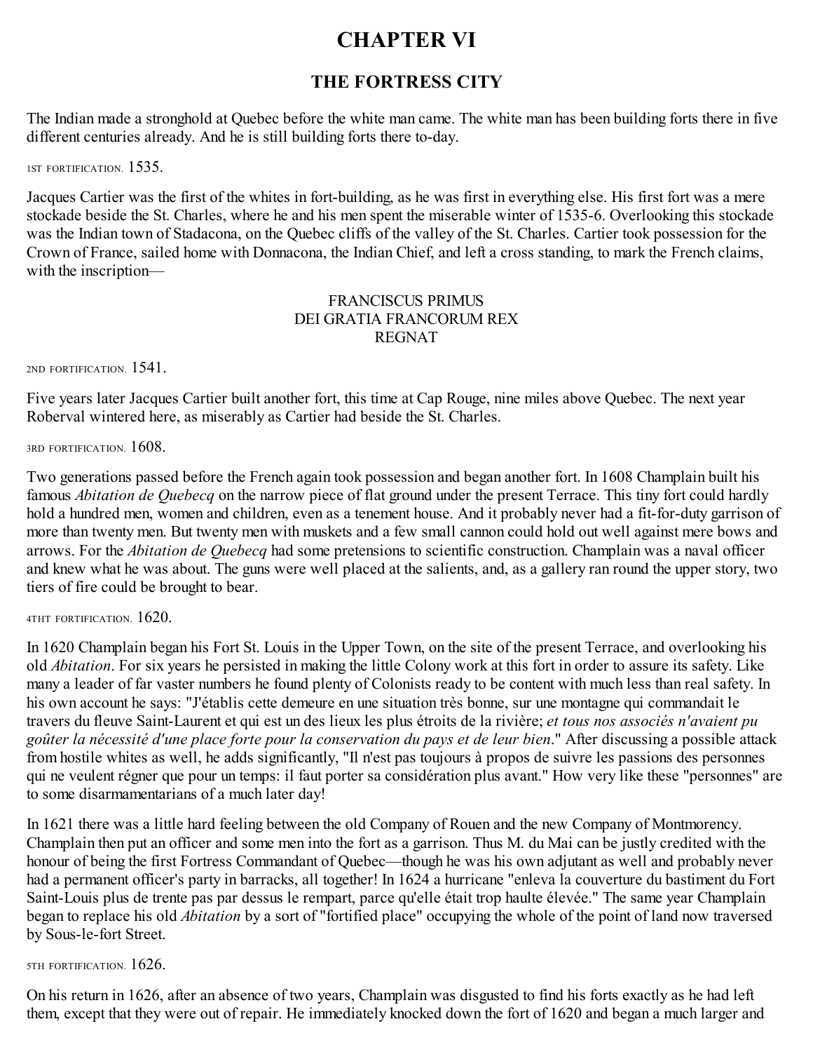# CHAPTER VI

## THE FORTRESS CITY

The Indian made a stronghold at Quebec before the white man came. The white man has been building forts there in five different centuries already. And he is still building forts there to-day.

1ST FORTIFICATION. 1535.

Jacques Cartier was the first of the whites in fort-building, as he was first in everything else. His first fort was a mere stockade beside the St. Charles, where he and his men spent the miserable winter of 1535-6. Overlooking this stockade was the Indian town of Stadacona, on the Quebec cliffs of the valley of the St. Charles. Cartier took possession for the Crown of France, sailed home with Donnacona, the Indian Chief, and left a cross standing, to mark the French claims, with the inscription—

FRANCISCUS PRIMUS
DEI GRATIA FRANCORUM REX
REGNAT

2ND FORTIFICATION. 1541.

Five years later Jacques Cartier built another fort, this time at Cap Rouge, nine miles above Quebec. The next year Roberval wintered here, as miserably as Cartier had beside the St. Charles.

3RD FORTIFICATION. 1608.

Two generations passed before the French again took possession and began another fort. In 1608 Champlain built his famous *Abitation de Quebecq* on the narrow piece of flat ground under the present Terrace. This tiny fort could hardly hold a hundred men, women and children, even as a tenement house. And it probably never had a fit-for-duty garrison of more than twenty men. But twenty men with muskets and a few small cannon could hold out well against mere bows and arrows. For the *Abitation de Quebecq* had some pretensions to scientific construction. Champlain was a naval officer and knew what he was about. The guns were well placed at the salients, and, as a gallery ran round the upper story, two tiers of fire could be brought to bear.

4THT FORTIFICATION. 1620.

In 1620 Champlain began his Fort St. Louis in the Upper Town, on the site of the present Terrace, and overlooking his old *Abitation*. For six years he persisted in making the little Colony work at this fort in order to assure its safety. Like many a leader of far vaster numbers he found plenty of Colonists ready to be content with much less than real safety. In his own account he says: "J'établis cette demeure en une situation très bonne, sur une montagne qui commandait le travers du fleuve Saint-Laurent et qui est un des lieux les plus étroits de la rivière; *et tous nos associés n'avaient pu goûter la nécessité d'une place forte pour la conservation du pays et de leur bien*." After discussing a possible attack from hostile whites as well, he adds significantly, "Il n'est pas toujours à propos de suivre les passions des personnes qui ne veulent régner que pour un temps: il faut porter sa considération plus avant." How very like these "personnes" are to some disarmamentarians of a much later day!

In 1621 there was a little hard feeling between the old Company of Rouen and the new Company of Montmorency. Champlain then put an officer and some men into the fort as a garrison. Thus M. du Mai can be justly credited with the honour of being the first Fortress Commandant of Quebec—though he was his own adjutant as well and probably never had a permanent officer's party in barracks, all together! In 1624 a hurricane "enleva la couverture du bastiment du Fort Saint-Louis plus de trente pas par dessus le rempart, parce qu'elle était trop haulte élevée." The same year Champlain began to replace his old *Abitation* by a sort of "fortified place" occupying the whole of the point of land now traversed by Sous-le-fort Street.

5TH FORTIFICATION. 1626.

On his return in 1626, after an absence of two years, Champlain was disgusted to find his forts exactly as he had left them, except that they were out of repair. He immediately knocked down the fort of 1620 and began a much larger and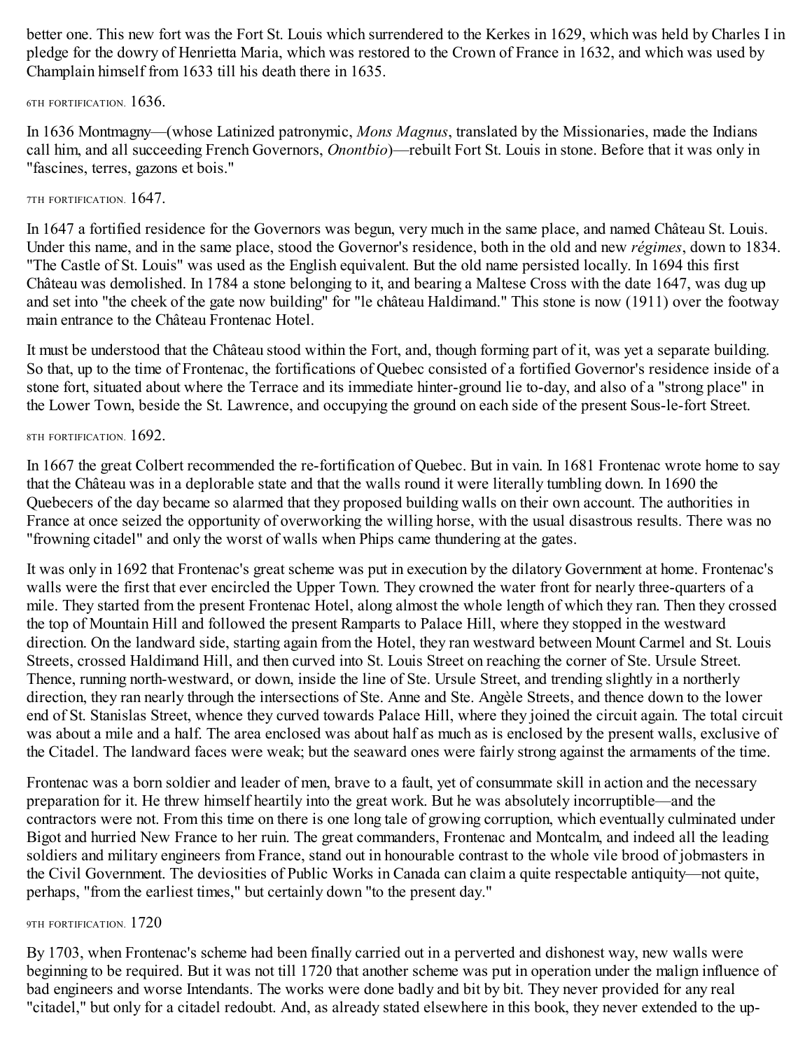better one. This new fort was the Fort St. Louis which surrendered to the Kerkes in 1629, which was held by Charles I in pledge for the dowry of Henrietta Maria, which was restored to the Crown of France in 1632, and which was used by Champlain himself from 1633 till his death there in 1635.

### 6TH FORTIFICATION. 1636.

In 1636 Montmagny—(whose Latinized patronymic, *Mons Magnus*, translated by the Missionaries, made the Indians call him, and all succeeding French Governors, *Onontbio*)—rebuilt Fort St. Louis in stone. Before that it was only in "fascines, terres, gazons et bois."

### 7TH FORTIFICATION. 1647.

In 1647 a fortified residence for the Governors was begun, very much in the same place, and named Château St. Louis. Under this name, and in the same place, stood the Governor's residence, both in the old and new *régimes*, down to 1834. "The Castle of St. Louis" was used as the English equivalent. But the old name persisted locally. In 1694 this first Château was demolished. In 1784 a stone belonging to it, and bearing a Maltese Cross with the date 1647, was dug up and set into "the cheek of the gate now building" for "le château Haldimand." This stone is now (1911) over the footway main entrance to the Château Frontenac Hotel.

It must be understood that the Château stood within the Fort, and, though forming part of it, was yet a separate building. So that, up to the time of Frontenac, the fortifications of Quebec consisted of a fortified Governor's residence inside of a stone fort, situated about where the Terrace and its immediate hinter-ground lie to-day, and also of a "strong place" in the Lower Town, beside the St. Lawrence, and occupying the ground on each side of the present Sous-le-fort Street.

### 8TH FORTIFICATION. 1692.

In 1667 the great Colbert recommended the re-fortification of Quebec. But in vain. In 1681 Frontenac wrote home to say that the Château was in a deplorable state and that the walls round it were literally tumbling down. In 1690 the Quebecers of the day became so alarmed that they proposed building walls on their own account. The authorities in France at once seized the opportunity of overworking the willing horse, with the usual disastrous results. There was no "frowning citadel" and only the worst of walls when Phips came thundering at the gates.

It was only in 1692 that Frontenac's great scheme was put in execution by the dilatory Government at home. Frontenac's walls were the first that ever encircled the Upper Town. They crowned the water front for nearly three-quarters of a mile. They started from the present Frontenac Hotel, along almost the whole length of which they ran. Then they crossed the top of Mountain Hill and followed the present Ramparts to Palace Hill, where they stopped in the westward direction. On the landward side, starting again from the Hotel, they ran westward between Mount Carmel and St. Louis Streets, crossed Haldimand Hill, and then curved into St. Louis Street on reaching the corner of Ste. Ursule Street. Thence, running north-westward, or down, inside the line of Ste. Ursule Street, and trending slightly in a northerly direction, they ran nearly through the intersections of Ste. Anne and Ste. Angèle Streets, and thence down to the lower end of St. Stanislas Street, whence they curved towards Palace Hill, where they joined the circuit again. The total circuit was about a mile and a half. The area enclosed was about half as much as is enclosed by the present walls, exclusive of the Citadel. The landward faces were weak; but the seaward ones were fairly strong against the armaments of the time.

Frontenac was a born soldier and leader of men, brave to a fault, yet of consummate skill in action and the necessary preparation for it. He threw himself heartily into the great work. But he was absolutely incorruptible—and the contractors were not. From this time on there is one long tale of growing corruption, which eventually culminated under Bigot and hurried New France to her ruin. The great commanders, Frontenac and Montcalm, and indeed all the leading soldiers and military engineers from France, stand out in honourable contrast to the whole vile brood of jobmasters in the Civil Government. The deviosities of Public Works in Canada can claim a quite respectable antiquity—not quite, perhaps, "from the earliest times," but certainly down "to the present day."

### 9TH FORTIFICATION. 1720

By 1703, when Frontenac's scheme had been finally carried out in a perverted and dishonest way, new walls were beginning to be required. But it was not till 1720 that another scheme was put in operation under the malign influence of bad engineers and worse Intendants. The works were done badly and bit by bit. They never provided for any real "citadel," but only for a citadel redoubt. And, as already stated elsewhere in this book, they never extended to the up-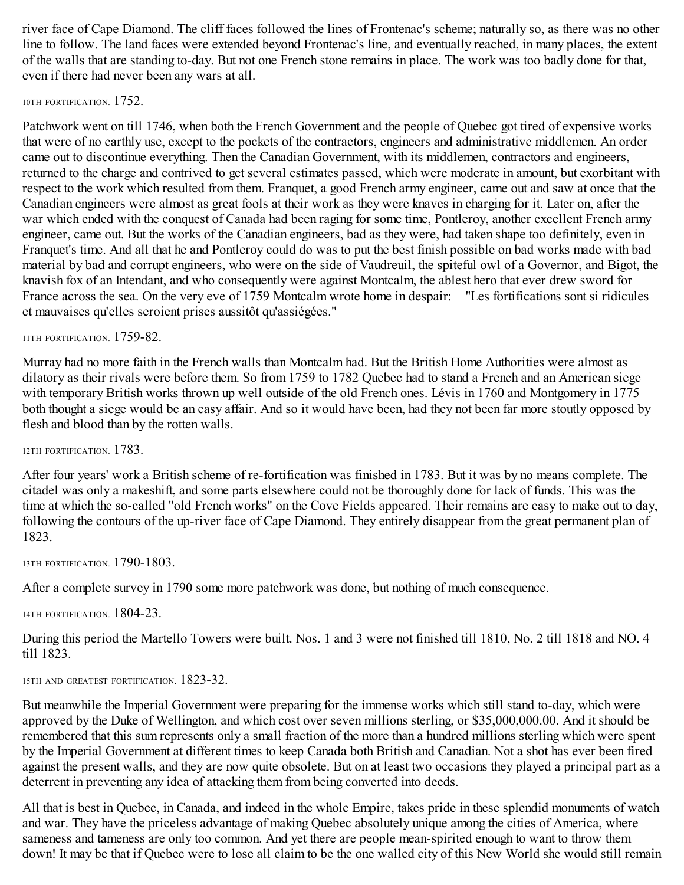river face of Cape Diamond. The cliff faces followed the lines of Frontenac's scheme; naturally so, as there was no other line to follow. The land faces were extended beyond Frontenac's line, and eventually reached, in many places, the extent of the walls that are standing to-day. But not one French stone remains in place. The work was too badly done for that, even if there had never been any wars at all.

### 10TH FORTIFICATION. 1752.

Patchwork went on till 1746, when both the French Government and the people of Quebec got tired of expensive works that were of no earthly use, except to the pockets of the contractors, engineers and administrative middlemen. An order came out to discontinue everything. Then the Canadian Government, with its middlemen, contractors and engineers, returned to the charge and contrived to get several estimates passed, which were moderate in amount, but exorbitant with respect to the work which resulted from them. Franquet, a good French army engineer, came out and saw at once that the Canadian engineers were almost as great fools at their work as they were knaves in charging for it. Later on, after the war which ended with the conquest of Canada had been raging for some time, Pontleroy, another excellent French army engineer, came out. But the works of the Canadian engineers, bad as they were, had taken shape too definitely, even in Franquet's time. And all that he and Pontleroy could do was to put the best finish possible on bad works made with bad material by bad and corrupt engineers, who were on the side of Vaudreuil, the spiteful owl of a Governor, and Bigot, the knavish fox of an Intendant, and who consequently were against Montcalm, the ablest hero that ever drew sword for France across the sea. On the very eve of 1759 Montcalm wrote home in despair:—"Les fortifications sont si ridicules et mauvaises qu'elles seroient prises aussitôt qu'assiégées."

### 11TH FORTIFICATION. 1759-82.

Murray had no more faith in the French walls than Montcalm had. But the British Home Authorities were almost as dilatory as their rivals were before them. So from 1759 to 1782 Quebec had to stand a French and an American siege with temporary British works thrown up well outside of the old French ones. Lévis in 1760 and Montgomery in 1775 both thought a siege would be an easy affair. And so it would have been, had they not been far more stoutly opposed by flesh and blood than by the rotten walls.

### 12TH FORTIFICATION. 1783.

After four years' work a British scheme of re-fortification was finished in 1783. But it was by no means complete. The citadel was only a makeshift, and some parts elsewhere could not be thoroughly done for lack of funds. This was the time at which the so-called "old French works" on the Cove Fields appeared. Their remains are easy to make out to day, following the contours of the up-river face of Cape Diamond. They entirely disappear from the great permanent plan of 1823.

### 13TH FORTIFICATION. 1790-1803.

After a complete survey in 1790 some more patchwork was done, but nothing of much consequence.

### 14TH FORTIFICATION. 1804-23.

During this period the Martello Towers were built. Nos. 1 and 3 were not finished till 1810, No. 2 till 1818 and NO. 4 till 1823.

### 15TH AND GREATEST FORTIFICATION. 1823-32.

But meanwhile the Imperial Government were preparing for the immense works which still stand to-day, which were approved by the Duke of Wellington, and which cost over seven millions sterling, or $35,000,000.00. And it should be remembered that this sum represents only a small fraction of the more than a hundred millions sterling which were spent by the Imperial Government at different times to keep Canada both British and Canadian. Not a shot has ever been fired against the present walls, and they are now quite obsolete. But on at least two occasions they played a principal part as a deterrent in preventing any idea of attacking them from being converted into deeds.

All that is best in Quebec, in Canada, and indeed in the whole Empire, takes pride in these splendid monuments of watch and war. They have the priceless advantage of making Quebec absolutely unique among the cities of America, where sameness and tameness are only too common. And yet there are people mean-spirited enough to want to throw them down! It may be that if Quebec were to lose all claim to be the one walled city of this New World she would still remain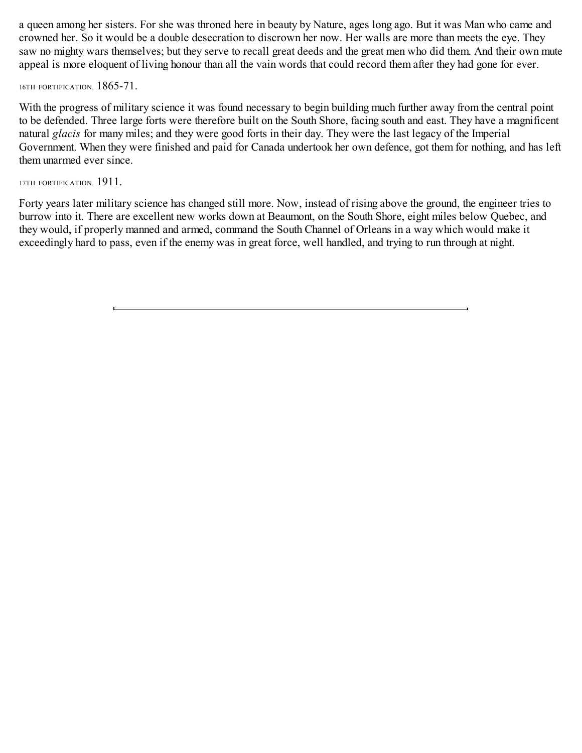a queen among her sisters. For she was throned here in beauty by Nature, ages long ago. But it was Man who came and crowned her. So it would be a double desecration to discrown her now. Her walls are more than meets the eye. They saw no mighty wars themselves; but they serve to recall great deeds and the great men who did them. And their own mute appeal is more eloquent of living honour than all the vain words that could record them after they had gone for ever.

16TH FORTIFICATION. 1865-71.

With the progress of military science it was found necessary to begin building much further away from the central point to be defended. Three large forts were therefore built on the South Shore, facing south and east. They have a magnificent natural *glacis* for many miles; and they were good forts in their day. They were the last legacy of the Imperial Government. When they were finished and paid for Canada undertook her own defence, got them for nothing, and has left them unarmed ever since.

17TH FORTIFICATION. 1911.

Forty years later military science has changed still more. Now, instead of rising above the ground, the engineer tries to burrow into it. There are excellent new works down at Beaumont, on the South Shore, eight miles below Quebec, and they would, if properly manned and armed, command the South Channel of Orleans in a way which would make it exceedingly hard to pass, even if the enemy was in great force, well handled, and trying to run through at night.

---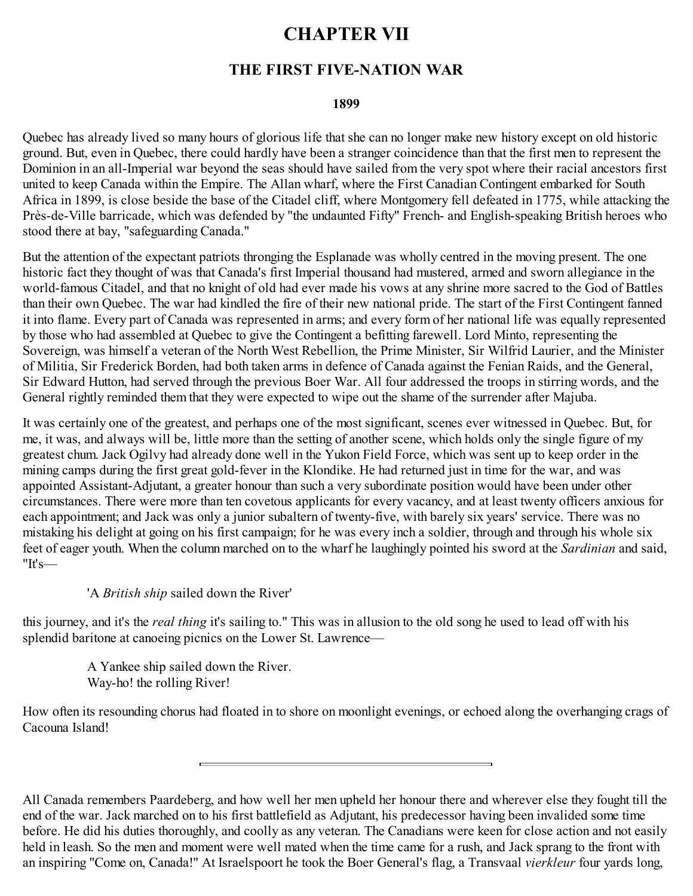# CHAPTER VII

## THE FIRST FIVE-NATION WAR

### 1899

Quebec has already lived so many hours of glorious life that she can no longer make new history except on old historic ground. But, even in Quebec, there could hardly have been a stranger coincidence than that the first men to represent the Dominion in an all-Imperial war beyond the seas should have sailed from the very spot where their racial ancestors first united to keep Canada within the Empire. The Allan wharf, where the First Canadian Contingent embarked for South Africa in 1899, is close beside the base of the Citadel cliff, where Montgomery fell defeated in 1775, while attacking the Près-de-Ville barricade, which was defended by "the undaunted Fifty" French- and English-speaking British heroes who stood there at bay, "safeguarding Canada."

But the attention of the expectant patriots thronging the Esplanade was wholly centred in the moving present. The one historic fact they thought of was that Canada's first Imperial thousand had mustered, armed and sworn allegiance in the world-famous Citadel, and that no knight of old had ever made his vows at any shrine more sacred to the God of Battles than their own Quebec. The war had kindled the fire of their new national pride. The start of the First Contingent fanned it into flame. Every part of Canada was represented in arms; and every form of her national life was equally represented by those who had assembled at Quebec to give the Contingent a befitting farewell. Lord Minto, representing the Sovereign, was himself a veteran of the North West Rebellion, the Prime Minister, Sir Wilfrid Laurier, and the Minister of Militia, Sir Frederick Borden, had both taken arms in defence of Canada against the Fenian Raids, and the General, Sir Edward Hutton, had served through the previous Boer War. All four addressed the troops in stirring words, and the General rightly reminded them that they were expected to wipe out the shame of the surrender after Majuba.

It was certainly one of the greatest, and perhaps one of the most significant, scenes ever witnessed in Quebec. But, for me, it was, and always will be, little more than the setting of another scene, which holds only the single figure of my greatest chum. Jack Ogilvy had already done well in the Yukon Field Force, which was sent up to keep order in the mining camps during the first great gold-fever in the Klondike. He had returned just in time for the war, and was appointed Assistant-Adjutant, a greater honour than such a very subordinate position would have been under other circumstances. There were more than ten covetous applicants for every vacancy, and at least twenty officers anxious for each appointment; and Jack was only a junior subaltern of twenty-five, with barely six years' service. There was no mistaking his delight at going on his first campaign; for he was every inch a soldier, through and through his whole six feet of eager youth. When the column marched on to the wharf he laughingly pointed his sword at the *Sardinian* and said, "It's—

> 'A *British ship* sailed down the River'

this journey, and it's the *real thing* it's sailing to." This was in allusion to the old song he used to lead off with his splendid baritone at canoeing picnics on the Lower St. Lawrence—

> A Yankee ship sailed down the River.
> Way-ho! the rolling River!

How often its resounding chorus had floated in to shore on moonlight evenings, or echoed along the overhanging crags of Cacouna Island!

---

All Canada remembers Paardeberg, and how well her men upheld her honour there and wherever else they fought till the end of the war. Jack marched on to his first battlefield as Adjutant, his predecessor having been invalided some time before. He did his duties thoroughly, and coolly as any veteran. The Canadians were keen for close action and not easily held in leash. So the men and moment were well mated when the time came for a rush, and Jack sprang to the front with an inspiring "Come on, Canada!" At Israelspoort he took the Boer General's flag, a Transvaal *vierkleur* four yards long,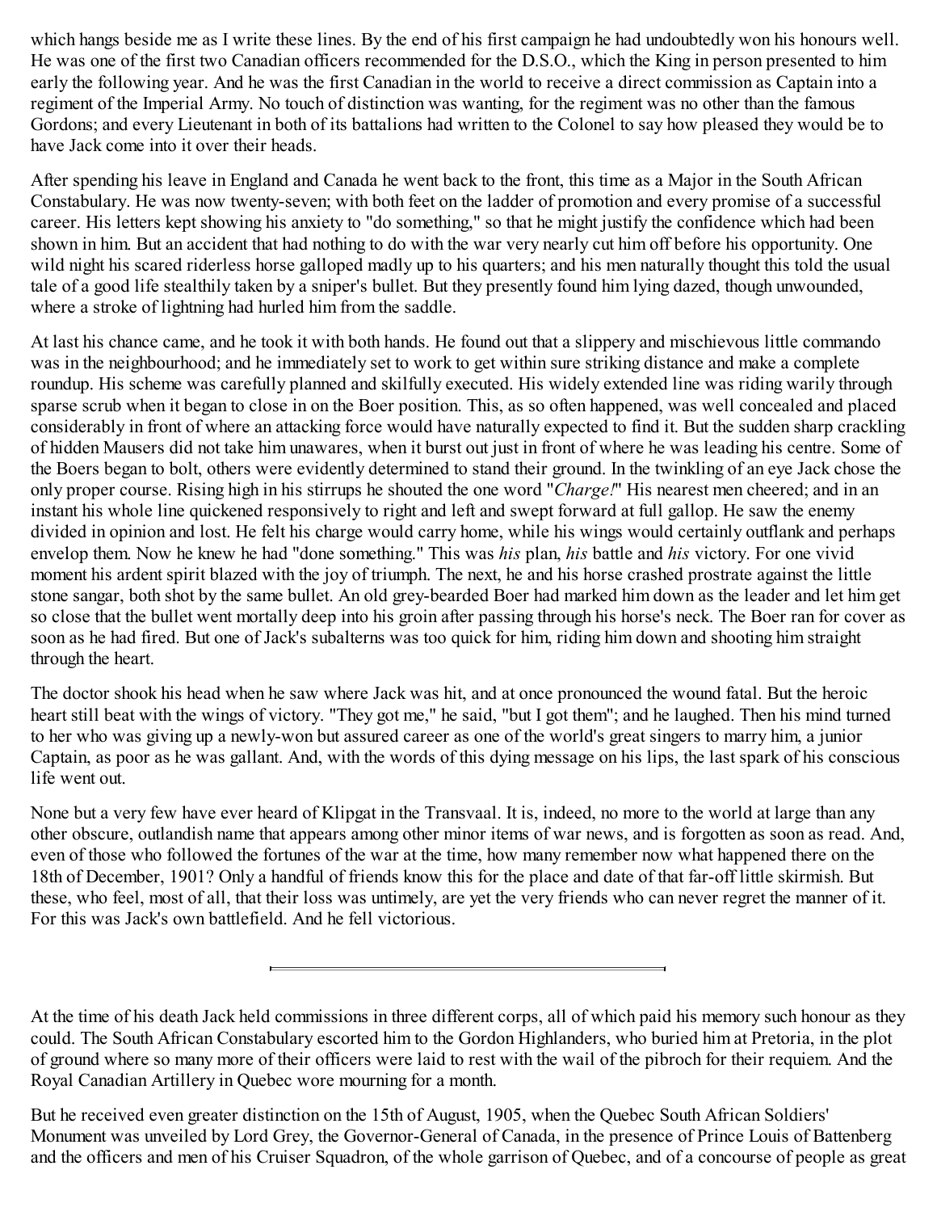which hangs beside me as I write these lines. By the end of his first campaign he had undoubtedly won his honours well. He was one of the first two Canadian officers recommended for the D.S.O., which the King in person presented to him early the following year. And he was the first Canadian in the world to receive a direct commission as Captain into a regiment of the Imperial Army. No touch of distinction was wanting, for the regiment was no other than the famous Gordons; and every Lieutenant in both of its battalions had written to the Colonel to say how pleased they would be to have Jack come into it over their heads.

After spending his leave in England and Canada he went back to the front, this time as a Major in the South African Constabulary. He was now twenty-seven; with both feet on the ladder of promotion and every promise of a successful career. His letters kept showing his anxiety to "do something," so that he might justify the confidence which had been shown in him. But an accident that had nothing to do with the war very nearly cut him off before his opportunity. One wild night his scared riderless horse galloped madly up to his quarters; and his men naturally thought this told the usual tale of a good life stealthily taken by a sniper's bullet. But they presently found him lying dazed, though unwounded, where a stroke of lightning had hurled him from the saddle.

At last his chance came, and he took it with both hands. He found out that a slippery and mischievous little commando was in the neighbourhood; and he immediately set to work to get within sure striking distance and make a complete roundup. His scheme was carefully planned and skilfully executed. His widely extended line was riding warily through sparse scrub when it began to close in on the Boer position. This, as so often happened, was well concealed and placed considerably in front of where an attacking force would have naturally expected to find it. But the sudden sharp crackling of hidden Mausers did not take him unawares, when it burst out just in front of where he was leading his centre. Some of the Boers began to bolt, others were evidently determined to stand their ground. In the twinkling of an eye Jack chose the only proper course. Rising high in his stirrups he shouted the one word "*Charge!*" His nearest men cheered; and in an instant his whole line quickened responsively to right and left and swept forward at full gallop. He saw the enemy divided in opinion and lost. He felt his charge would carry home, while his wings would certainly outflank and perhaps envelop them. Now he knew he had "done something." This was *his* plan, *his* battle and *his* victory. For one vivid moment his ardent spirit blazed with the joy of triumph. The next, he and his horse crashed prostrate against the little stone sangar, both shot by the same bullet. An old grey-bearded Boer had marked him down as the leader and let him get so close that the bullet went mortally deep into his groin after passing through his horse's neck. The Boer ran for cover as soon as he had fired. But one of Jack's subalterns was too quick for him, riding him down and shooting him straight through the heart.

The doctor shook his head when he saw where Jack was hit, and at once pronounced the wound fatal. But the heroic heart still beat with the wings of victory. "They got me," he said, "but I got them"; and he laughed. Then his mind turned to her who was giving up a newly-won but assured career as one of the world's great singers to marry him, a junior Captain, as poor as he was gallant. And, with the words of this dying message on his lips, the last spark of his conscious life went out.

None but a very few have ever heard of Klipgat in the Transvaal. It is, indeed, no more to the world at large than any other obscure, outlandish name that appears among other minor items of war news, and is forgotten as soon as read. And, even of those who followed the fortunes of the war at the time, how many remember now what happened there on the 18th of December, 1901? Only a handful of friends know this for the place and date of that far-off little skirmish. But these, who feel, most of all, that their loss was untimely, are yet the very friends who can never regret the manner of it. For this was Jack's own battlefield. And he fell victorious.

---

At the time of his death Jack held commissions in three different corps, all of which paid his memory such honour as they could. The South African Constabulary escorted him to the Gordon Highlanders, who buried him at Pretoria, in the plot of ground where so many more of their officers were laid to rest with the wail of the pibroch for their requiem. And the Royal Canadian Artillery in Quebec wore mourning for a month.

But he received even greater distinction on the 15th of August, 1905, when the Quebec South African Soldiers' Monument was unveiled by Lord Grey, the Governor-General of Canada, in the presence of Prince Louis of Battenberg and the officers and men of his Cruiser Squadron, of the whole garrison of Quebec, and of a concourse of people as great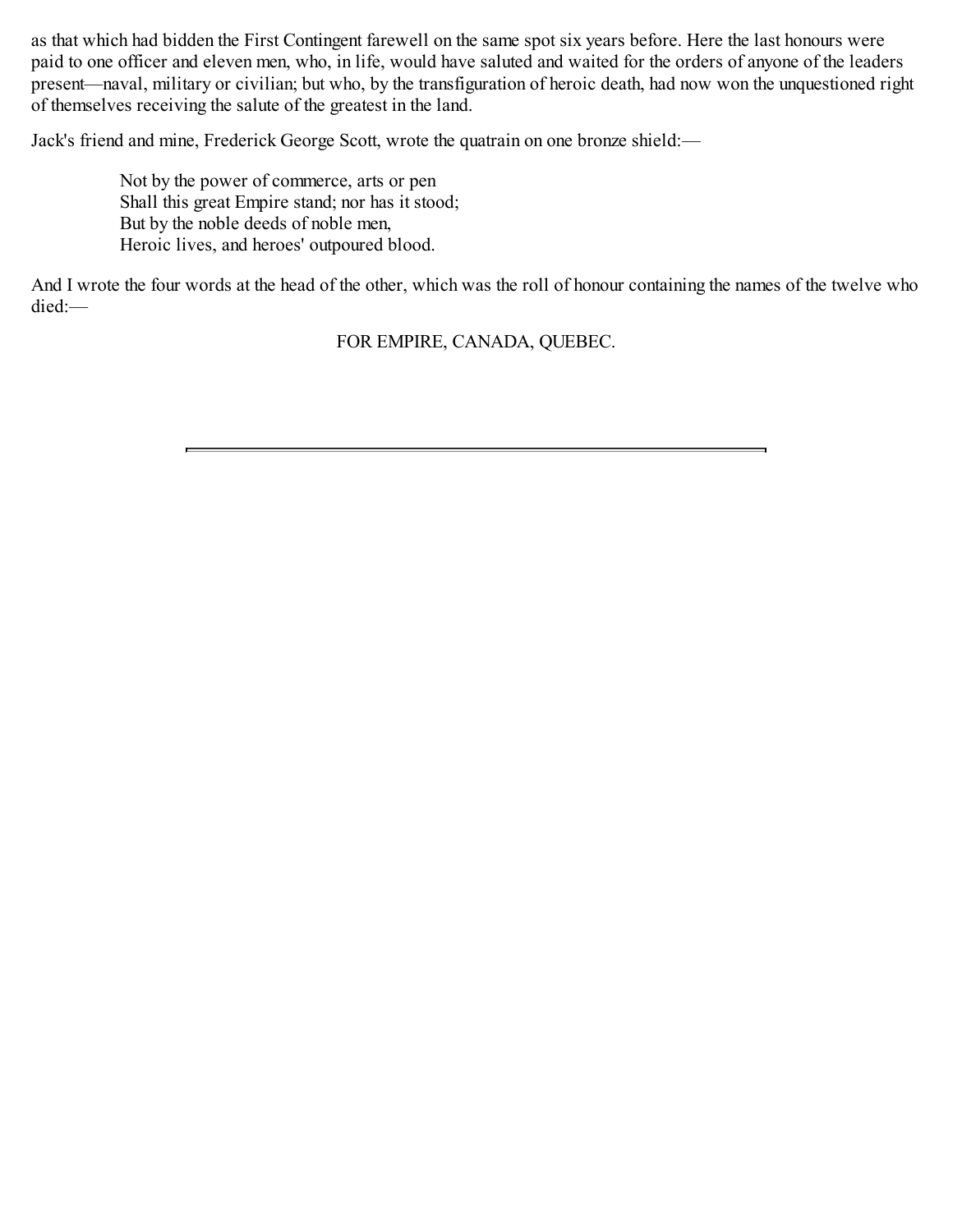as that which had bidden the First Contingent farewell on the same spot six years before. Here the last honours were paid to one officer and eleven men, who, in life, would have saluted and waited for the orders of anyone of the leaders present—naval, military or civilian; but who, by the transfiguration of heroic death, had now won the unquestioned right of themselves receiving the salute of the greatest in the land.

Jack's friend and mine, Frederick George Scott, wrote the quatrain on one bronze shield:—

> Not by the power of commerce, arts or pen  
> Shall this great Empire stand; nor has it stood;  
> But by the noble deeds of noble men,  
> Heroic lives, and heroes' outpoured blood.

And I wrote the four words at the head of the other, which was the roll of honour containing the names of the twelve who died:—

FOR EMPIRE, CANADA, QUEBEC.

---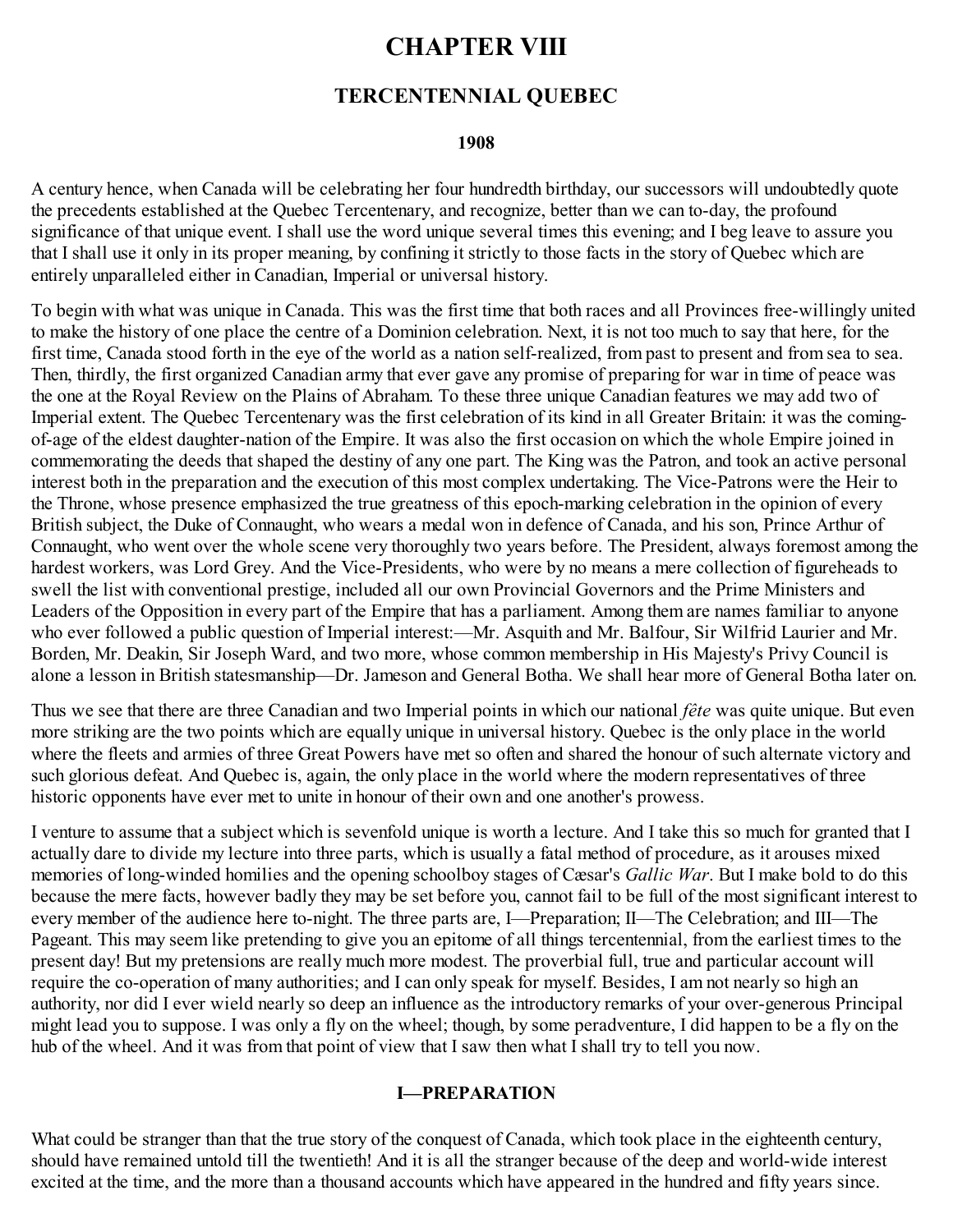# CHAPTER VIII

## TERCENTENNIAL QUEBEC

### 1908

A century hence, when Canada will be celebrating her four hundredth birthday, our successors will undoubtedly quote the precedents established at the Quebec Tercentenary, and recognize, better than we can to-day, the profound significance of that unique event. I shall use the word unique several times this evening; and I beg leave to assure you that I shall use it only in its proper meaning, by confining it strictly to those facts in the story of Quebec which are entirely unparalleled either in Canadian, Imperial or universal history.

To begin with what was unique in Canada. This was the first time that both races and all Provinces free-willingly united to make the history of one place the centre of a Dominion celebration. Next, it is not too much to say that here, for the first time, Canada stood forth in the eye of the world as a nation self-realized, from past to present and from sea to sea. Then, thirdly, the first organized Canadian army that ever gave any promise of preparing for war in time of peace was the one at the Royal Review on the Plains of Abraham. To these three unique Canadian features we may add two of Imperial extent. The Quebec Tercentenary was the first celebration of its kind in all Greater Britain: it was the coming-of-age of the eldest daughter-nation of the Empire. It was also the first occasion on which the whole Empire joined in commemorating the deeds that shaped the destiny of any one part. The King was the Patron, and took an active personal interest both in the preparation and the execution of this most complex undertaking. The Vice-Patrons were the Heir to the Throne, whose presence emphasized the true greatness of this epoch-marking celebration in the opinion of every British subject, the Duke of Connaught, who wears a medal won in defence of Canada, and his son, Prince Arthur of Connaught, who went over the whole scene very thoroughly two years before. The President, always foremost among the hardest workers, was Lord Grey. And the Vice-Presidents, who were by no means a mere collection of figureheads to swell the list with conventional prestige, included all our own Provincial Governors and the Prime Ministers and Leaders of the Opposition in every part of the Empire that has a parliament. Among them are names familiar to anyone who ever followed a public question of Imperial interest:—Mr. Asquith and Mr. Balfour, Sir Wilfrid Laurier and Mr. Borden, Mr. Deakin, Sir Joseph Ward, and two more, whose common membership in His Majesty's Privy Council is alone a lesson in British statesmanship—Dr. Jameson and General Botha. We shall hear more of General Botha later on.

Thus we see that there are three Canadian and two Imperial points in which our national *fête* was quite unique. But even more striking are the two points which are equally unique in universal history. Quebec is the only place in the world where the fleets and armies of three Great Powers have met so often and shared the honour of such alternate victory and such glorious defeat. And Quebec is, again, the only place in the world where the modern representatives of three historic opponents have ever met to unite in honour of their own and one another's prowess.

I venture to assume that a subject which is sevenfold unique is worth a lecture. And I take this so much for granted that I actually dare to divide my lecture into three parts, which is usually a fatal method of procedure, as it arouses mixed memories of long-winded homilies and the opening schoolboy stages of Cæsar's *Gallic War*. But I make bold to do this because the mere facts, however badly they may be set before you, cannot fail to be full of the most significant interest to every member of the audience here to-night. The three parts are, I—Preparation; II—The Celebration; and III—The Pageant. This may seem like pretending to give you an epitome of all things tercentennial, from the earliest times to the present day! But my pretensions are really much more modest. The proverbial full, true and particular account will require the co-operation of many authorities; and I can only speak for myself. Besides, I am not nearly so high an authority, nor did I ever wield nearly so deep an influence as the introductory remarks of your over-generous Principal might lead you to suppose. I was only a fly on the wheel; though, by some peradventure, I did happen to be a fly on the hub of the wheel. And it was from that point of view that I saw then what I shall try to tell you now.

### I—PREPARATION

What could be stranger than that the true story of the conquest of Canada, which took place in the eighteenth century, should have remained untold till the twentieth! And it is all the stranger because of the deep and world-wide interest excited at the time, and the more than a thousand accounts which have appeared in the hundred and fifty years since.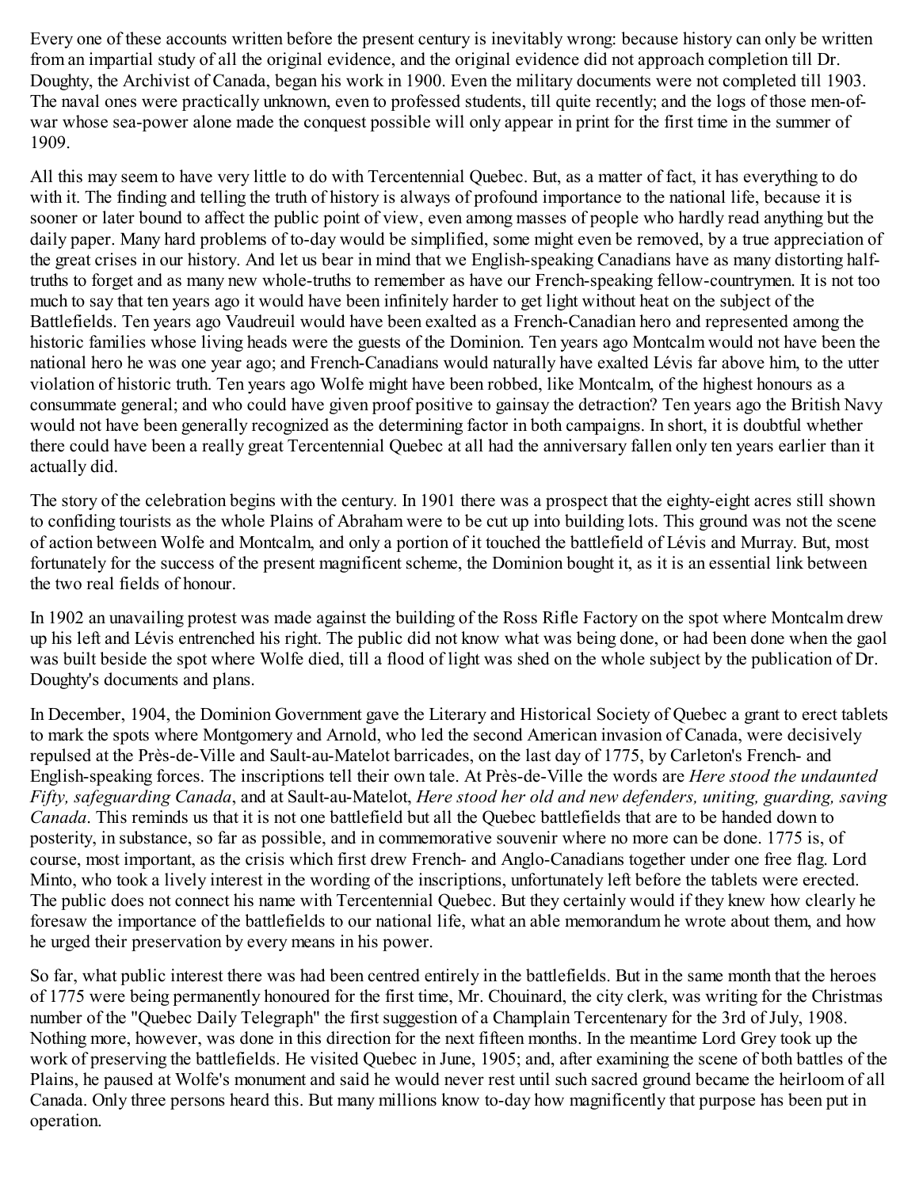Every one of these accounts written before the present century is inevitably wrong: because history can only be written from an impartial study of all the original evidence, and the original evidence did not approach completion till Dr. Doughty, the Archivist of Canada, began his work in 1900. Even the military documents were not completed till 1903. The naval ones were practically unknown, even to professed students, till quite recently; and the logs of those men-of-war whose sea-power alone made the conquest possible will only appear in print for the first time in the summer of 1909.

All this may seem to have very little to do with Tercentennial Quebec. But, as a matter of fact, it has everything to do with it. The finding and telling the truth of history is always of profound importance to the national life, because it is sooner or later bound to affect the public point of view, even among masses of people who hardly read anything but the daily paper. Many hard problems of to-day would be simplified, some might even be removed, by a true appreciation of the great crises in our history. And let us bear in mind that we English-speaking Canadians have as many distorting half-truths to forget and as many new whole-truths to remember as have our French-speaking fellow-countrymen. It is not too much to say that ten years ago it would have been infinitely harder to get light without heat on the subject of the Battlefields. Ten years ago Vaudreuil would have been exalted as a French-Canadian hero and represented among the historic families whose living heads were the guests of the Dominion. Ten years ago Montcalm would not have been the national hero he was one year ago; and French-Canadians would naturally have exalted Lévis far above him, to the utter violation of historic truth. Ten years ago Wolfe might have been robbed, like Montcalm, of the highest honours as a consummate general; and who could have given proof positive to gainsay the detraction? Ten years ago the British Navy would not have been generally recognized as the determining factor in both campaigns. In short, it is doubtful whether there could have been a really great Tercentennial Quebec at all had the anniversary fallen only ten years earlier than it actually did.

The story of the celebration begins with the century. In 1901 there was a prospect that the eighty-eight acres still shown to confiding tourists as the whole Plains of Abraham were to be cut up into building lots. This ground was not the scene of action between Wolfe and Montcalm, and only a portion of it touched the battlefield of Lévis and Murray. But, most fortunately for the success of the present magnificent scheme, the Dominion bought it, as it is an essential link between the two real fields of honour.

In 1902 an unavailing protest was made against the building of the Ross Rifle Factory on the spot where Montcalm drew up his left and Lévis entrenched his right. The public did not know what was being done, or had been done when the gaol was built beside the spot where Wolfe died, till a flood of light was shed on the whole subject by the publication of Dr. Doughty's documents and plans.

In December, 1904, the Dominion Government gave the Literary and Historical Society of Quebec a grant to erect tablets to mark the spots where Montgomery and Arnold, who led the second American invasion of Canada, were decisively repulsed at the Près-de-Ville and Sault-au-Matelot barricades, on the last day of 1775, by Carleton's French- and English-speaking forces. The inscriptions tell their own tale. At Près-de-Ville the words are *Here stood the undaunted Fifty, safeguarding Canada*, and at Sault-au-Matelot, *Here stood her old and new defenders, uniting, guarding, saving Canada*. This reminds us that it is not one battlefield but all the Quebec battlefields that are to be handed down to posterity, in substance, so far as possible, and in commemorative souvenir where no more can be done. 1775 is, of course, most important, as the crisis which first drew French- and Anglo-Canadians together under one free flag. Lord Minto, who took a lively interest in the wording of the inscriptions, unfortunately left before the tablets were erected. The public does not connect his name with Tercentennial Quebec. But they certainly would if they knew how clearly he foresaw the importance of the battlefields to our national life, what an able memorandum he wrote about them, and how he urged their preservation by every means in his power.

So far, what public interest there was had been centred entirely in the battlefields. But in the same month that the heroes of 1775 were being permanently honoured for the first time, Mr. Chouinard, the city clerk, was writing for the Christmas number of the "Quebec Daily Telegraph" the first suggestion of a Champlain Tercentenary for the 3rd of July, 1908. Nothing more, however, was done in this direction for the next fifteen months. In the meantime Lord Grey took up the work of preserving the battlefields. He visited Quebec in June, 1905; and, after examining the scene of both battles of the Plains, he paused at Wolfe's monument and said he would never rest until such sacred ground became the heirloom of all Canada. Only three persons heard this. But many millions know to-day how magnificently that purpose has been put in operation.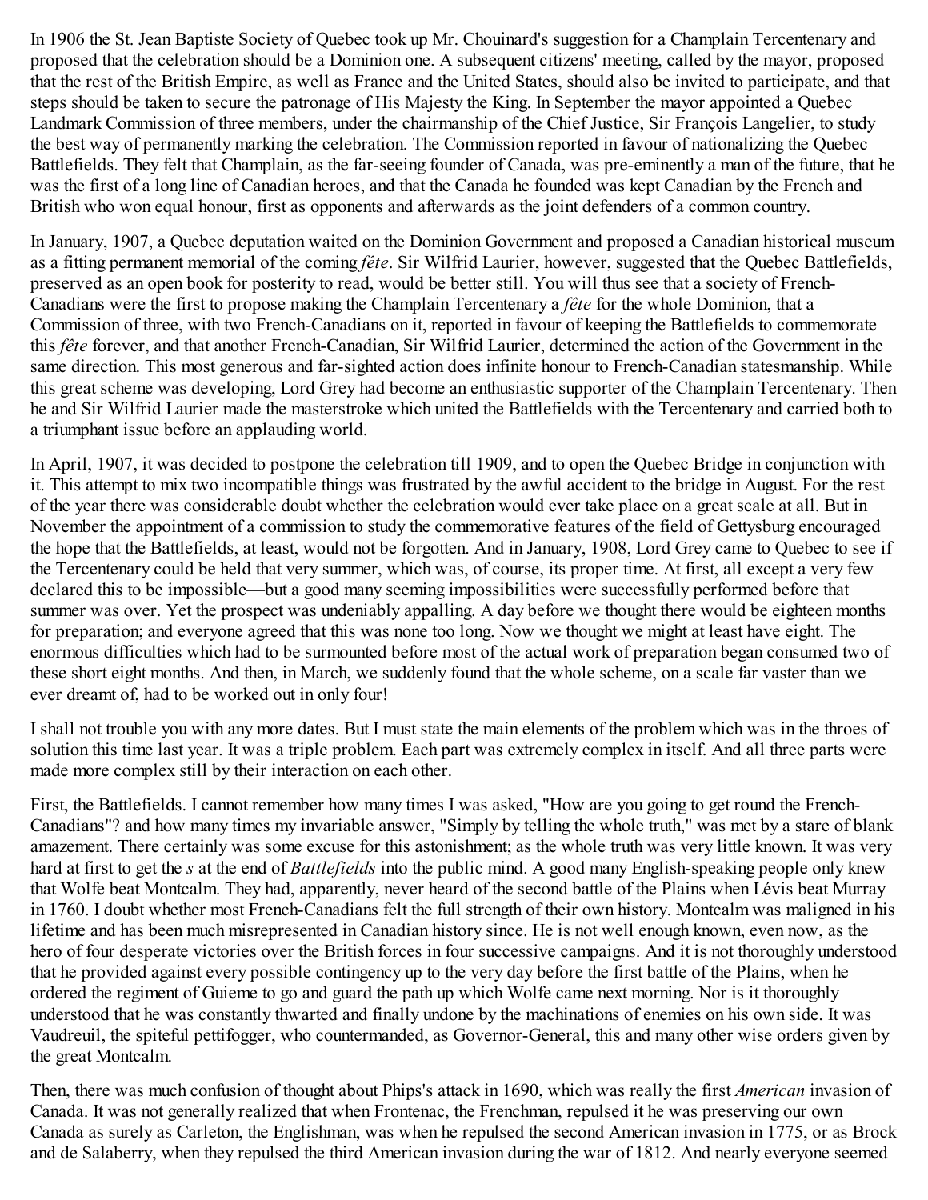In 1906 the St. Jean Baptiste Society of Quebec took up Mr. Chouinard's suggestion for a Champlain Tercentenary and proposed that the celebration should be a Dominion one. A subsequent citizens' meeting, called by the mayor, proposed that the rest of the British Empire, as well as France and the United States, should also be invited to participate, and that steps should be taken to secure the patronage of His Majesty the King. In September the mayor appointed a Quebec Landmark Commission of three members, under the chairmanship of the Chief Justice, Sir François Langelier, to study the best way of permanently marking the celebration. The Commission reported in favour of nationalizing the Quebec Battlefields. They felt that Champlain, as the far-seeing founder of Canada, was pre-eminently a man of the future, that he was the first of a long line of Canadian heroes, and that the Canada he founded was kept Canadian by the French and British who won equal honour, first as opponents and afterwards as the joint defenders of a common country.

In January, 1907, a Quebec deputation waited on the Dominion Government and proposed a Canadian historical museum as a fitting permanent memorial of the coming *fête*. Sir Wilfrid Laurier, however, suggested that the Quebec Battlefields, preserved as an open book for posterity to read, would be better still. You will thus see that a society of French-Canadians were the first to propose making the Champlain Tercentenary a *fête* for the whole Dominion, that a Commission of three, with two French-Canadians on it, reported in favour of keeping the Battlefields to commemorate this *fête* forever, and that another French-Canadian, Sir Wilfrid Laurier, determined the action of the Government in the same direction. This most generous and far-sighted action does infinite honour to French-Canadian statesmanship. While this great scheme was developing, Lord Grey had become an enthusiastic supporter of the Champlain Tercentenary. Then he and Sir Wilfrid Laurier made the masterstroke which united the Battlefields with the Tercentenary and carried both to a triumphant issue before an applauding world.

In April, 1907, it was decided to postpone the celebration till 1909, and to open the Quebec Bridge in conjunction with it. This attempt to mix two incompatible things was frustrated by the awful accident to the bridge in August. For the rest of the year there was considerable doubt whether the celebration would ever take place on a great scale at all. But in November the appointment of a commission to study the commemorative features of the field of Gettysburg encouraged the hope that the Battlefields, at least, would not be forgotten. And in January, 1908, Lord Grey came to Quebec to see if the Tercentenary could be held that very summer, which was, of course, its proper time. At first, all except a very few declared this to be impossible—but a good many seeming impossibilities were successfully performed before that summer was over. Yet the prospect was undeniably appalling. A day before we thought there would be eighteen months for preparation; and everyone agreed that this was none too long. Now we thought we might at least have eight. The enormous difficulties which had to be surmounted before most of the actual work of preparation began consumed two of these short eight months. And then, in March, we suddenly found that the whole scheme, on a scale far vaster than we ever dreamt of, had to be worked out in only four!

I shall not trouble you with any more dates. But I must state the main elements of the problem which was in the throes of solution this time last year. It was a triple problem. Each part was extremely complex in itself. And all three parts were made more complex still by their interaction on each other.

First, the Battlefields. I cannot remember how many times I was asked, "How are you going to get round the French-Canadians"? and how many times my invariable answer, "Simply by telling the whole truth," was met by a stare of blank amazement. There certainly was some excuse for this astonishment; as the whole truth was very little known. It was very hard at first to get the *s* at the end of *Battlefields* into the public mind. A good many English-speaking people only knew that Wolfe beat Montcalm. They had, apparently, never heard of the second battle of the Plains when Lévis beat Murray in 1760. I doubt whether most French-Canadians felt the full strength of their own history. Montcalm was maligned in his lifetime and has been much misrepresented in Canadian history since. He is not well enough known, even now, as the hero of four desperate victories over the British forces in four successive campaigns. And it is not thoroughly understood that he provided against every possible contingency up to the very day before the first battle of the Plains, when he ordered the regiment of Guieme to go and guard the path up which Wolfe came next morning. Nor is it thoroughly understood that he was constantly thwarted and finally undone by the machinations of enemies on his own side. It was Vaudreuil, the spiteful pettifogger, who countermanded, as Governor-General, this and many other wise orders given by the great Montcalm.

Then, there was much confusion of thought about Phips's attack in 1690, which was really the first *American* invasion of Canada. It was not generally realized that when Frontenac, the Frenchman, repulsed it he was preserving our own Canada as surely as Carleton, the Englishman, was when he repulsed the second American invasion in 1775, or as Brock and de Salaberry, when they repulsed the third American invasion during the war of 1812. And nearly everyone seemed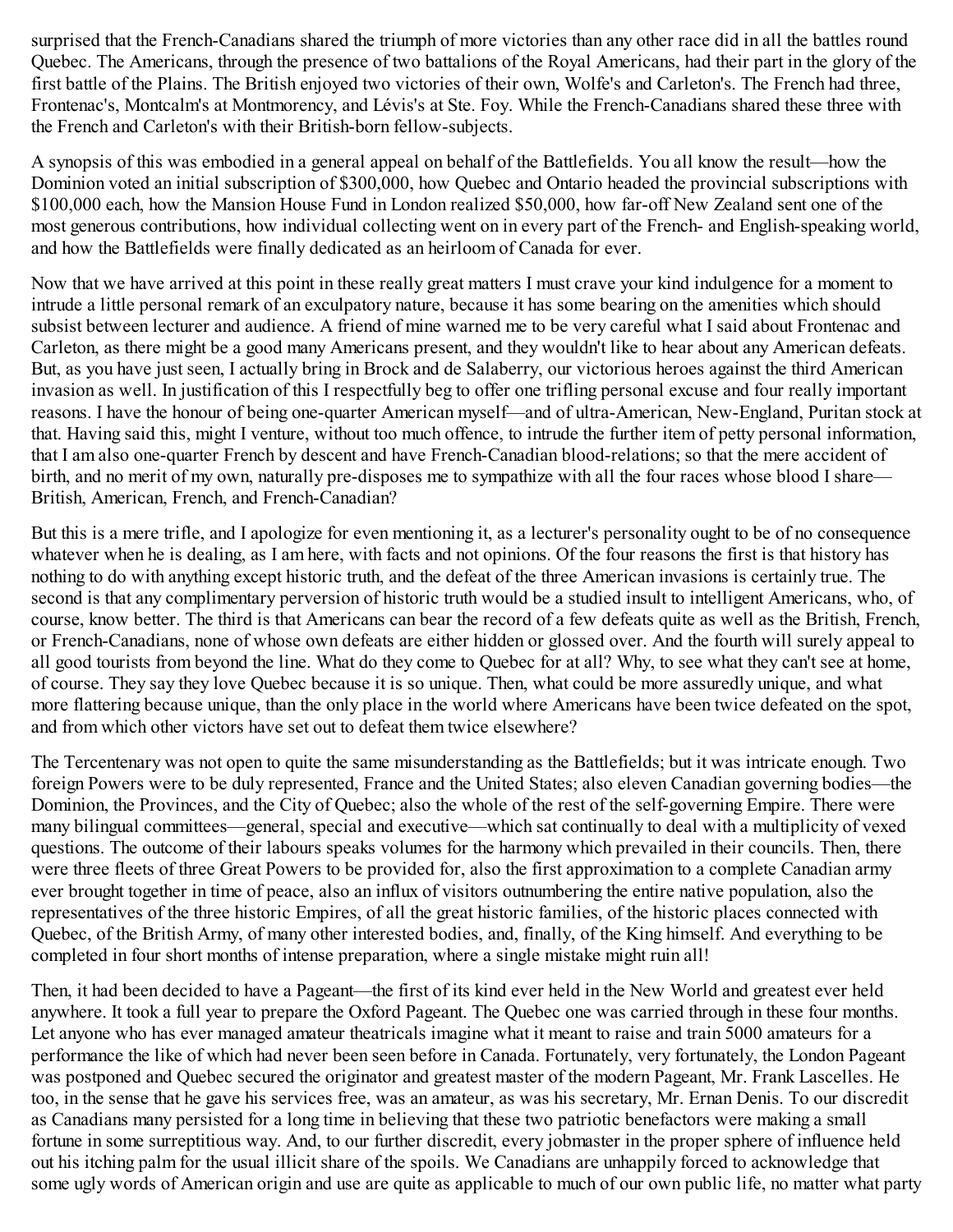surprised that the French-Canadians shared the triumph of more victories than any other race did in all the battles round Quebec. The Americans, through the presence of two battalions of the Royal Americans, had their part in the glory of the first battle of the Plains. The British enjoyed two victories of their own, Wolfe's and Carleton's. The French had three, Frontenac's, Montcalm's at Montmorency, and Lévis's at Ste. Foy. While the French-Canadians shared these three with the French and Carleton's with their British-born fellow-subjects.

A synopsis of this was embodied in a general appeal on behalf of the Battlefields. You all know the result—how the Dominion voted an initial subscription of $300,000, how Quebec and Ontario headed the provincial subscriptions with $100,000 each, how the Mansion House Fund in London realized $50,000, how far-off New Zealand sent one of the most generous contributions, how individual collecting went on in every part of the French- and English-speaking world, and how the Battlefields were finally dedicated as an heirloom of Canada for ever.

Now that we have arrived at this point in these really great matters I must crave your kind indulgence for a moment to intrude a little personal remark of an exculpatory nature, because it has some bearing on the amenities which should subsist between lecturer and audience. A friend of mine warned me to be very careful what I said about Frontenac and Carleton, as there might be a good many Americans present, and they wouldn't like to hear about any American defeats. But, as you have just seen, I actually bring in Brock and de Salaberry, our victorious heroes against the third American invasion as well. In justification of this I respectfully beg to offer one trifling personal excuse and four really important reasons. I have the honour of being one-quarter American myself—and of ultra-American, New-England, Puritan stock at that. Having said this, might I venture, without too much offence, to intrude the further item of petty personal information, that I am also one-quarter French by descent and have French-Canadian blood-relations; so that the mere accident of birth, and no merit of my own, naturally pre-disposes me to sympathize with all the four races whose blood I share—British, American, French, and French-Canadian?

But this is a mere trifle, and I apologize for even mentioning it, as a lecturer's personality ought to be of no consequence whatever when he is dealing, as I am here, with facts and not opinions. Of the four reasons the first is that history has nothing to do with anything except historic truth, and the defeat of the three American invasions is certainly true. The second is that any complimentary perversion of historic truth would be a studied insult to intelligent Americans, who, of course, know better. The third is that Americans can bear the record of a few defeats quite as well as the British, French, or French-Canadians, none of whose own defeats are either hidden or glossed over. And the fourth will surely appeal to all good tourists from beyond the line. What do they come to Quebec for at all? Why, to see what they can't see at home, of course. They say they love Quebec because it is so unique. Then, what could be more assuredly unique, and what more flattering because unique, than the only place in the world where Americans have been twice defeated on the spot, and from which other victors have set out to defeat them twice elsewhere?

The Tercentenary was not open to quite the same misunderstanding as the Battlefields; but it was intricate enough. Two foreign Powers were to be duly represented, France and the United States; also eleven Canadian governing bodies—the Dominion, the Provinces, and the City of Quebec; also the whole of the rest of the self-governing Empire. There were many bilingual committees—general, special and executive—which sat continually to deal with a multiplicity of vexed questions. The outcome of their labours speaks volumes for the harmony which prevailed in their councils. Then, there were three fleets of three Great Powers to be provided for, also the first approximation to a complete Canadian army ever brought together in time of peace, also an influx of visitors outnumbering the entire native population, also the representatives of the three historic Empires, of all the great historic families, of the historic places connected with Quebec, of the British Army, of many other interested bodies, and, finally, of the King himself. And everything to be completed in four short months of intense preparation, where a single mistake might ruin all!

Then, it had been decided to have a Pageant—the first of its kind ever held in the New World and greatest ever held anywhere. It took a full year to prepare the Oxford Pageant. The Quebec one was carried through in these four months. Let anyone who has ever managed amateur theatricals imagine what it meant to raise and train 5000 amateurs for a performance the like of which had never been seen before in Canada. Fortunately, very fortunately, the London Pageant was postponed and Quebec secured the originator and greatest master of the modern Pageant, Mr. Frank Lascelles. He too, in the sense that he gave his services free, was an amateur, as was his secretary, Mr. Ernan Denis. To our discredit as Canadians many persisted for a long time in believing that these two patriotic benefactors were making a small fortune in some surreptitious way. And, to our further discredit, every jobmaster in the proper sphere of influence held out his itching palm for the usual illicit share of the spoils. We Canadians are unhappily forced to acknowledge that some ugly words of American origin and use are quite as applicable to much of our own public life, no matter what party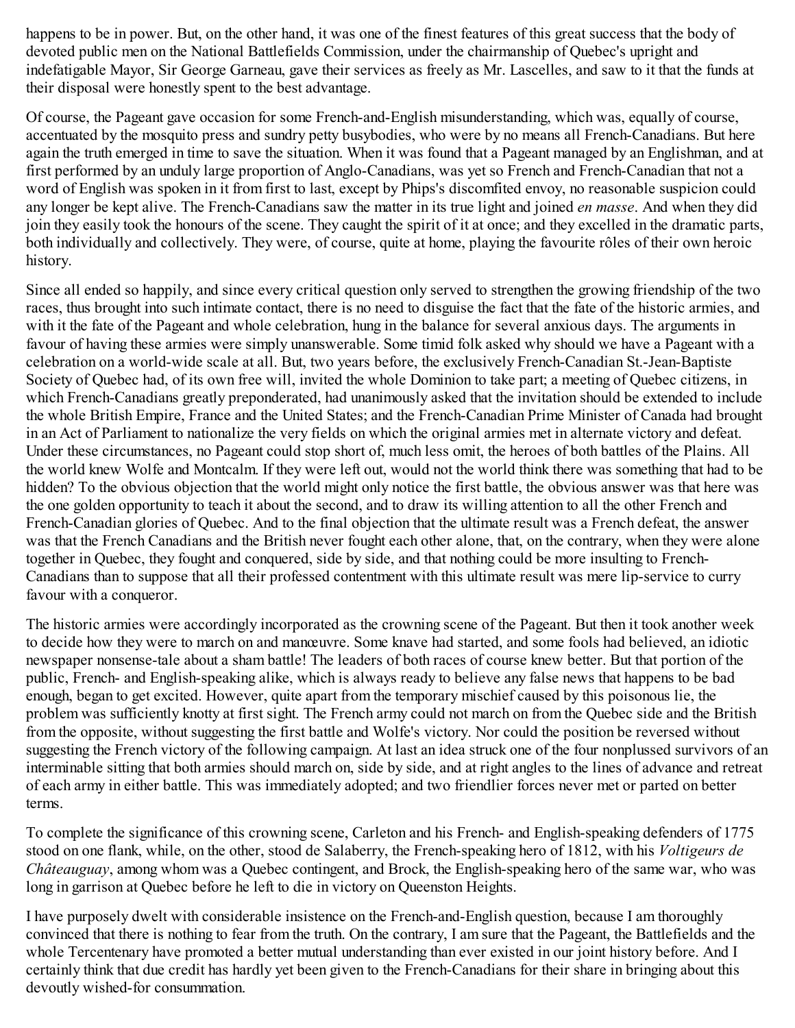happens to be in power. But, on the other hand, it was one of the finest features of this great success that the body of devoted public men on the National Battlefields Commission, under the chairmanship of Quebec's upright and indefatigable Mayor, Sir George Garneau, gave their services as freely as Mr. Lascelles, and saw to it that the funds at their disposal were honestly spent to the best advantage.

Of course, the Pageant gave occasion for some French-and-English misunderstanding, which was, equally of course, accentuated by the mosquito press and sundry petty busybodies, who were by no means all French-Canadians. But here again the truth emerged in time to save the situation. When it was found that a Pageant managed by an Englishman, and at first performed by an unduly large proportion of Anglo-Canadians, was yet so French and French-Canadian that not a word of English was spoken in it from first to last, except by Phips's discomfited envoy, no reasonable suspicion could any longer be kept alive. The French-Canadians saw the matter in its true light and joined *en masse*. And when they did join they easily took the honours of the scene. They caught the spirit of it at once; and they excelled in the dramatic parts, both individually and collectively. They were, of course, quite at home, playing the favourite rôles of their own heroic history.

Since all ended so happily, and since every critical question only served to strengthen the growing friendship of the two races, thus brought into such intimate contact, there is no need to disguise the fact that the fate of the historic armies, and with it the fate of the Pageant and whole celebration, hung in the balance for several anxious days. The arguments in favour of having these armies were simply unanswerable. Some timid folk asked why should we have a Pageant with a celebration on a world-wide scale at all. But, two years before, the exclusively French-Canadian St.-Jean-Baptiste Society of Quebec had, of its own free will, invited the whole Dominion to take part; a meeting of Quebec citizens, in which French-Canadians greatly preponderated, had unanimously asked that the invitation should be extended to include the whole British Empire, France and the United States; and the French-Canadian Prime Minister of Canada had brought in an Act of Parliament to nationalize the very fields on which the original armies met in alternate victory and defeat. Under these circumstances, no Pageant could stop short of, much less omit, the heroes of both battles of the Plains. All the world knew Wolfe and Montcalm. If they were left out, would not the world think there was something that had to be hidden? To the obvious objection that the world might only notice the first battle, the obvious answer was that here was the one golden opportunity to teach it about the second, and to draw its willing attention to all the other French and French-Canadian glories of Quebec. And to the final objection that the ultimate result was a French defeat, the answer was that the French Canadians and the British never fought each other alone, that, on the contrary, when they were alone together in Quebec, they fought and conquered, side by side, and that nothing could be more insulting to French-Canadians than to suppose that all their professed contentment with this ultimate result was mere lip-service to curry favour with a conqueror.

The historic armies were accordingly incorporated as the crowning scene of the Pageant. But then it took another week to decide how they were to march on and manœuvre. Some knave had started, and some fools had believed, an idiotic newspaper nonsense-tale about a sham battle! The leaders of both races of course knew better. But that portion of the public, French- and English-speaking alike, which is always ready to believe any false news that happens to be bad enough, began to get excited. However, quite apart from the temporary mischief caused by this poisonous lie, the problem was sufficiently knotty at first sight. The French army could not march on from the Quebec side and the British from the opposite, without suggesting the first battle and Wolfe's victory. Nor could the position be reversed without suggesting the French victory of the following campaign. At last an idea struck one of the four nonplussed survivors of an interminable sitting that both armies should march on, side by side, and at right angles to the lines of advance and retreat of each army in either battle. This was immediately adopted; and two friendlier forces never met or parted on better terms.

To complete the significance of this crowning scene, Carleton and his French- and English-speaking defenders of 1775 stood on one flank, while, on the other, stood de Salaberry, the French-speaking hero of 1812, with his *Voltigeurs de Châteauguay*, among whom was a Quebec contingent, and Brock, the English-speaking hero of the same war, who was long in garrison at Quebec before he left to die in victory on Queenston Heights.

I have purposely dwelt with considerable insistence on the French-and-English question, because I am thoroughly convinced that there is nothing to fear from the truth. On the contrary, I am sure that the Pageant, the Battlefields and the whole Tercentenary have promoted a better mutual understanding than ever existed in our joint history before. And I certainly think that due credit has hardly yet been given to the French-Canadians for their share in bringing about this devoutly wished-for consummation.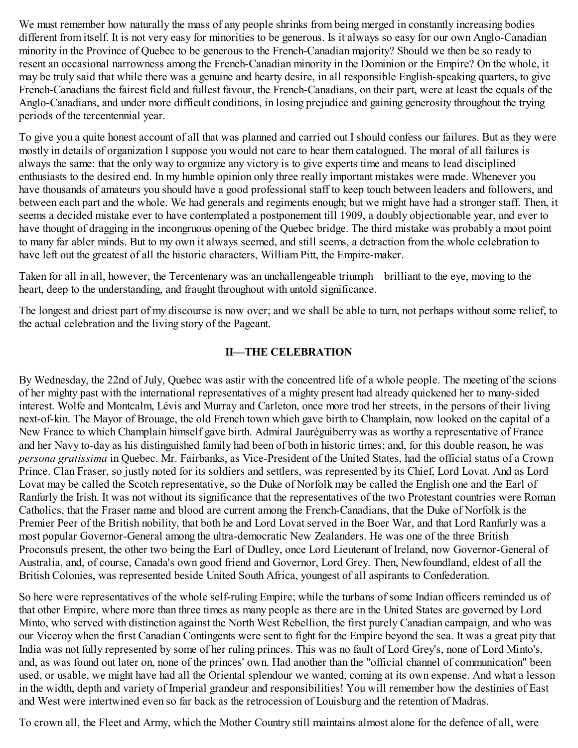We must remember how naturally the mass of any people shrinks from being merged in constantly increasing bodies different from itself. It is not very easy for minorities to be generous. Is it always so easy for our own Anglo-Canadian minority in the Province of Quebec to be generous to the French-Canadian majority? Should we then be so ready to resent an occasional narrowness among the French-Canadian minority in the Dominion or the Empire? On the whole, it may be truly said that while there was a genuine and hearty desire, in all responsible English-speaking quarters, to give French-Canadians the fairest field and fullest favour, the French-Canadians, on their part, were at least the equals of the Anglo-Canadians, and under more difficult conditions, in losing prejudice and gaining generosity throughout the trying periods of the tercentennial year.

To give you a quite honest account of all that was planned and carried out I should confess our failures. But as they were mostly in details of organization I suppose you would not care to hear them catalogued. The moral of all failures is always the same: that the only way to organize any victory is to give experts time and means to lead disciplined enthusiasts to the desired end. In my humble opinion only three really important mistakes were made. Whenever you have thousands of amateurs you should have a good professional staff to keep touch between leaders and followers, and between each part and the whole. We had generals and regiments enough; but we might have had a stronger staff. Then, it seems a decided mistake ever to have contemplated a postponement till 1909, a doubly objectionable year, and ever to have thought of dragging in the incongruous opening of the Quebec bridge. The third mistake was probably a moot point to many far abler minds. But to my own it always seemed, and still seems, a detraction from the whole celebration to have left out the greatest of all the historic characters, William Pitt, the Empire-maker.

Taken for all in all, however, the Tercentenary was an unchallengeable triumph—brilliant to the eye, moving to the heart, deep to the understanding, and fraught throughout with untold significance.

The longest and driest part of my discourse is now over; and we shall be able to turn, not perhaps without some relief, to the actual celebration and the living story of the Pageant.

## II—THE CELEBRATION

By Wednesday, the 22nd of July, Quebec was astir with the concentred life of a whole people. The meeting of the scions of her mighty past with the international representatives of a mighty present had already quickened her to many-sided interest. Wolfe and Montcalm, Lévis and Murray and Carleton, once more trod her streets, in the persons of their living next-of-kin. The Mayor of Brouage, the old French town which gave birth to Champlain, now looked on the capital of a New France to which Champlain himself gave birth. Admiral Jauréguiberry was as worthy a representative of France and her Navy to-day as his distinguished family had been of both in historic times; and, for this double reason, he was *persona gratissima* in Quebec. Mr. Fairbanks, as Vice-President of the United States, had the official status of a Crown Prince. Clan Fraser, so justly noted for its soldiers and settlers, was represented by its Chief, Lord Lovat. And as Lord Lovat may be called the Scotch representative, so the Duke of Norfolk may be called the English one and the Earl of Ranfurly the Irish. It was not without its significance that the representatives of the two Protestant countries were Roman Catholics, that the Fraser name and blood are current among the French-Canadians, that the Duke of Norfolk is the Premier Peer of the British nobility, that both he and Lord Lovat served in the Boer War, and that Lord Ranfurly was a most popular Governor-General among the ultra-democratic New Zealanders. He was one of the three British Proconsuls present, the other two being the Earl of Dudley, once Lord Lieutenant of Ireland, now Governor-General of Australia, and, of course, Canada's own good friend and Governor, Lord Grey. Then, Newfoundland, eldest of all the British Colonies, was represented beside United South Africa, youngest of all aspirants to Confederation.

So here were representatives of the whole self-ruling Empire; while the turbans of some Indian officers reminded us of that other Empire, where more than three times as many people as there are in the United States are governed by Lord Minto, who served with distinction against the North West Rebellion, the first purely Canadian campaign, and who was our Viceroy when the first Canadian Contingents were sent to fight for the Empire beyond the sea. It was a great pity that India was not fully represented by some of her ruling princes. This was no fault of Lord Grey's, none of Lord Minto's, and, as was found out later on, none of the princes' own. Had another than the "official channel of communication" been used, or usable, we might have had all the Oriental splendour we wanted, coming at its own expense. And what a lesson in the width, depth and variety of Imperial grandeur and responsibilities! You will remember how the destinies of East and West were intertwined even so far back as the retrocession of Louisburg and the retention of Madras.

To crown all, the Fleet and Army, which the Mother Country still maintains almost alone for the defence of all, were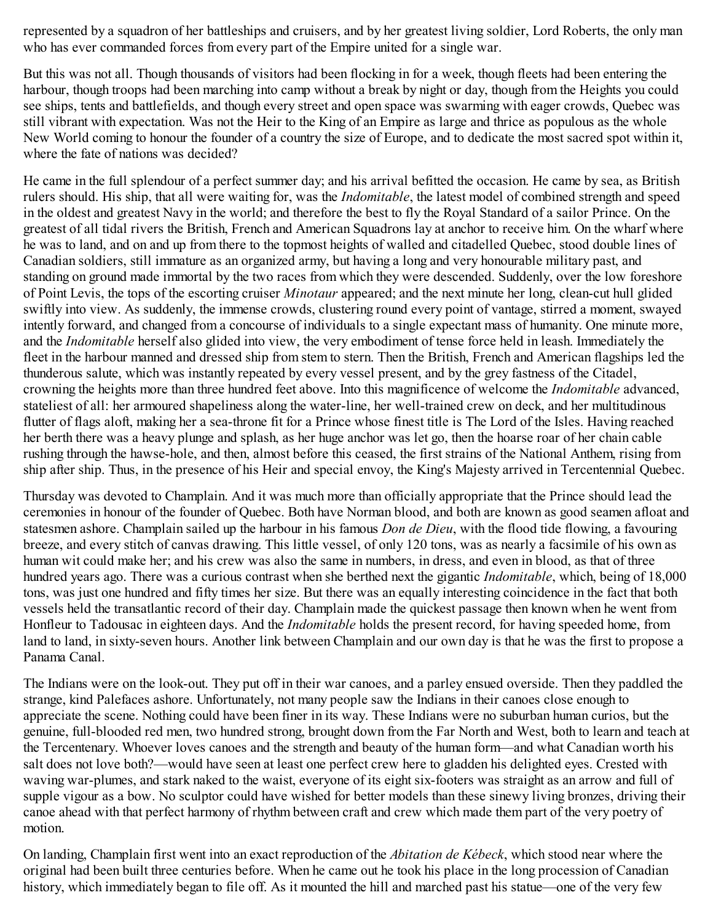represented by a squadron of her battleships and cruisers, and by her greatest living soldier, Lord Roberts, the only man who has ever commanded forces from every part of the Empire united for a single war.

But this was not all. Though thousands of visitors had been flocking in for a week, though fleets had been entering the harbour, though troops had been marching into camp without a break by night or day, though from the Heights you could see ships, tents and battlefields, and though every street and open space was swarming with eager crowds, Quebec was still vibrant with expectation. Was not the Heir to the King of an Empire as large and thrice as populous as the whole New World coming to honour the founder of a country the size of Europe, and to dedicate the most sacred spot within it, where the fate of nations was decided?

He came in the full splendour of a perfect summer day; and his arrival befitted the occasion. He came by sea, as British rulers should. His ship, that all were waiting for, was the *Indomitable*, the latest model of combined strength and speed in the oldest and greatest Navy in the world; and therefore the best to fly the Royal Standard of a sailor Prince. On the greatest of all tidal rivers the British, French and American Squadrons lay at anchor to receive him. On the wharf where he was to land, and on and up from there to the topmost heights of walled and citadelled Quebec, stood double lines of Canadian soldiers, still immature as an organized army, but having a long and very honourable military past, and standing on ground made immortal by the two races from which they were descended. Suddenly, over the low foreshore of Point Levis, the tops of the escorting cruiser *Minotaur* appeared; and the next minute her long, clean-cut hull glided swiftly into view. As suddenly, the immense crowds, clustering round every point of vantage, stirred a moment, swayed intently forward, and changed from a concourse of individuals to a single expectant mass of humanity. One minute more, and the *Indomitable* herself also glided into view, the very embodiment of tense force held in leash. Immediately the fleet in the harbour manned and dressed ship from stem to stern. Then the British, French and American flagships led the thunderous salute, which was instantly repeated by every vessel present, and by the grey fastness of the Citadel, crowning the heights more than three hundred feet above. Into this magnificence of welcome the *Indomitable* advanced, stateliest of all: her armoured shapeliness along the water-line, her well-trained crew on deck, and her multitudinous flutter of flags aloft, making her a sea-throne fit for a Prince whose finest title is The Lord of the Isles. Having reached her berth there was a heavy plunge and splash, as her huge anchor was let go, then the hoarse roar of her chain cable rushing through the hawse-hole, and then, almost before this ceased, the first strains of the National Anthem, rising from ship after ship. Thus, in the presence of his Heir and special envoy, the King's Majesty arrived in Tercentennial Quebec.

Thursday was devoted to Champlain. And it was much more than officially appropriate that the Prince should lead the ceremonies in honour of the founder of Quebec. Both have Norman blood, and both are known as good seamen afloat and statesmen ashore. Champlain sailed up the harbour in his famous *Don de Dieu*, with the flood tide flowing, a favouring breeze, and every stitch of canvas drawing. This little vessel, of only 120 tons, was as nearly a facsimile of his own as human wit could make her; and his crew was also the same in numbers, in dress, and even in blood, as that of three hundred years ago. There was a curious contrast when she berthed next the gigantic *Indomitable*, which, being of 18,000 tons, was just one hundred and fifty times her size. But there was an equally interesting coincidence in the fact that both vessels held the transatlantic record of their day. Champlain made the quickest passage then known when he went from Honfleur to Tadousac in eighteen days. And the *Indomitable* holds the present record, for having speeded home, from land to land, in sixty-seven hours. Another link between Champlain and our own day is that he was the first to propose a Panama Canal.

The Indians were on the look-out. They put off in their war canoes, and a parley ensued overside. Then they paddled the strange, kind Palefaces ashore. Unfortunately, not many people saw the Indians in their canoes close enough to appreciate the scene. Nothing could have been finer in its way. These Indians were no suburban human curios, but the genuine, full-blooded red men, two hundred strong, brought down from the Far North and West, both to learn and teach at the Tercentenary. Whoever loves canoes and the strength and beauty of the human form—and what Canadian worth his salt does not love both?—would have seen at least one perfect crew here to gladden his delighted eyes. Crested with waving war-plumes, and stark naked to the waist, everyone of its eight six-footers was straight as an arrow and full of supple vigour as a bow. No sculptor could have wished for better models than these sinewy living bronzes, driving their canoe ahead with that perfect harmony of rhythm between craft and crew which made them part of the very poetry of motion.

On landing, Champlain first went into an exact reproduction of the *Abitation de Kébeck*, which stood near where the original had been built three centuries before. When he came out he took his place in the long procession of Canadian history, which immediately began to file off. As it mounted the hill and marched past his statue—one of the very few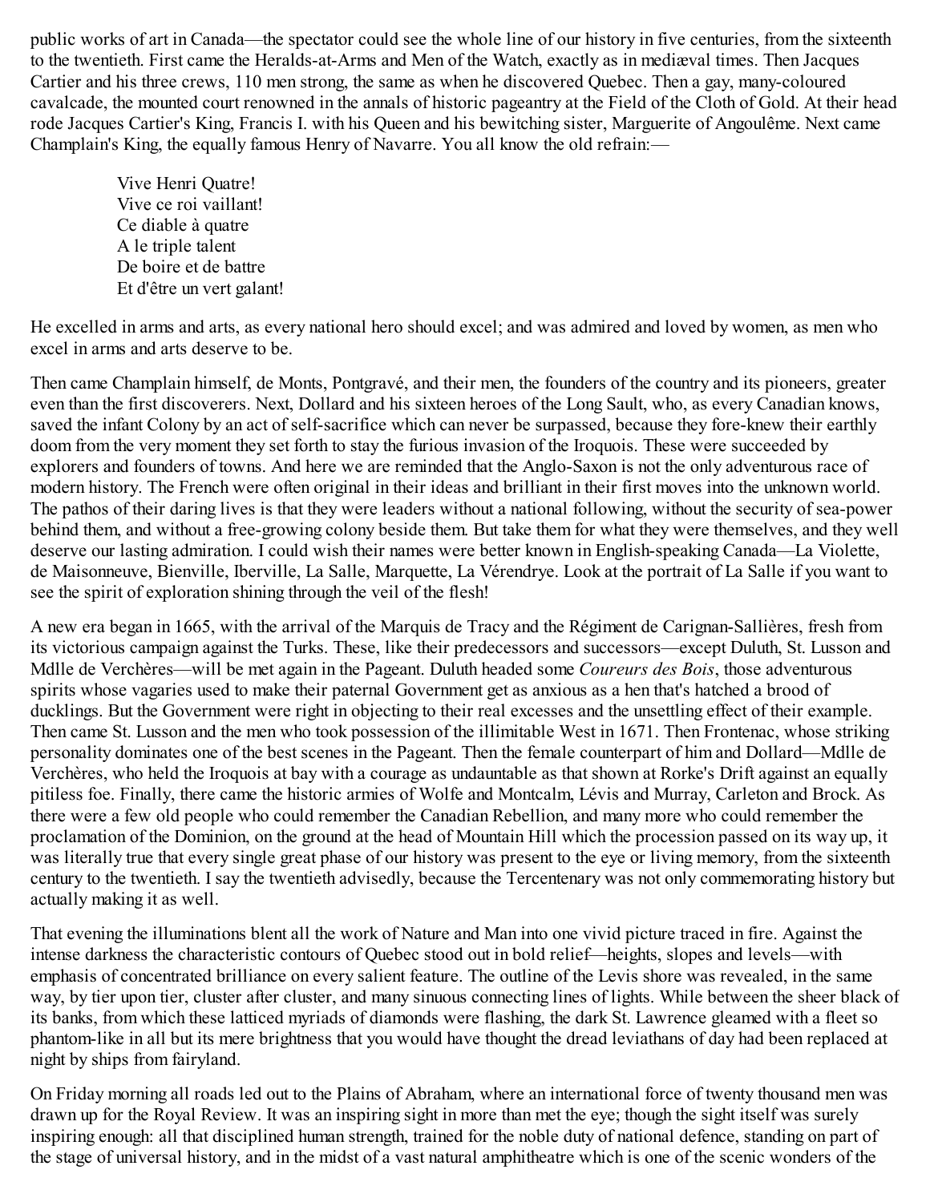public works of art in Canada—the spectator could see the whole line of our history in five centuries, from the sixteenth to the twentieth. First came the Heralds-at-Arms and Men of the Watch, exactly as in mediæval times. Then Jacques Cartier and his three crews, 110 men strong, the same as when he discovered Quebec. Then a gay, many-coloured cavalcade, the mounted court renowned in the annals of historic pageantry at the Field of the Cloth of Gold. At their head rode Jacques Cartier's King, Francis I. with his Queen and his bewitching sister, Marguerite of Angoulême. Next came Champlain's King, the equally famous Henry of Navarre. You all know the old refrain:—

> Vive Henri Quatre!
> Vive ce roi vaillant!
> Ce diable à quatre
> A le triple talent
> De boire et de battre
> Et d'être un vert galant!

He excelled in arms and arts, as every national hero should excel; and was admired and loved by women, as men who excel in arms and arts deserve to be.

Then came Champlain himself, de Monts, Pontgravé, and their men, the founders of the country and its pioneers, greater even than the first discoverers. Next, Dollard and his sixteen heroes of the Long Sault, who, as every Canadian knows, saved the infant Colony by an act of self-sacrifice which can never be surpassed, because they fore-knew their earthly doom from the very moment they set forth to stay the furious invasion of the Iroquois. These were succeeded by explorers and founders of towns. And here we are reminded that the Anglo-Saxon is not the only adventurous race of modern history. The French were often original in their ideas and brilliant in their first moves into the unknown world. The pathos of their daring lives is that they were leaders without a national following, without the security of sea-power behind them, and without a free-growing colony beside them. But take them for what they were themselves, and they well deserve our lasting admiration. I could wish their names were better known in English-speaking Canada—La Violette, de Maisonneuve, Bienville, Iberville, La Salle, Marquette, La Vérendrye. Look at the portrait of La Salle if you want to see the spirit of exploration shining through the veil of the flesh!

A new era began in 1665, with the arrival of the Marquis de Tracy and the Régiment de Carignan-Sallières, fresh from its victorious campaign against the Turks. These, like their predecessors and successors—except Duluth, St. Lusson and Mdlle de Verchères—will be met again in the Pageant. Duluth headed some *Coureurs des Bois*, those adventurous spirits whose vagaries used to make their paternal Government get as anxious as a hen that's hatched a brood of ducklings. But the Government were right in objecting to their real excesses and the unsettling effect of their example. Then came St. Lusson and the men who took possession of the illimitable West in 1671. Then Frontenac, whose striking personality dominates one of the best scenes in the Pageant. Then the female counterpart of him and Dollard—Mdlle de Verchères, who held the Iroquois at bay with a courage as undauntable as that shown at Rorke's Drift against an equally pitiless foe. Finally, there came the historic armies of Wolfe and Montcalm, Lévis and Murray, Carleton and Brock. As there were a few old people who could remember the Canadian Rebellion, and many more who could remember the proclamation of the Dominion, on the ground at the head of Mountain Hill which the procession passed on its way up, it was literally true that every single great phase of our history was present to the eye or living memory, from the sixteenth century to the twentieth. I say the twentieth advisedly, because the Tercentenary was not only commemorating history but actually making it as well.

That evening the illuminations blent all the work of Nature and Man into one vivid picture traced in fire. Against the intense darkness the characteristic contours of Quebec stood out in bold relief—heights, slopes and levels—with emphasis of concentrated brilliance on every salient feature. The outline of the Levis shore was revealed, in the same way, by tier upon tier, cluster after cluster, and many sinuous connecting lines of lights. While between the sheer black of its banks, from which these latticed myriads of diamonds were flashing, the dark St. Lawrence gleamed with a fleet so phantom-like in all but its mere brightness that you would have thought the dread leviathans of day had been replaced at night by ships from fairyland.

On Friday morning all roads led out to the Plains of Abraham, where an international force of twenty thousand men was drawn up for the Royal Review. It was an inspiring sight in more than met the eye; though the sight itself was surely inspiring enough: all that disciplined human strength, trained for the noble duty of national defence, standing on part of the stage of universal history, and in the midst of a vast natural amphitheatre which is one of the scenic wonders of the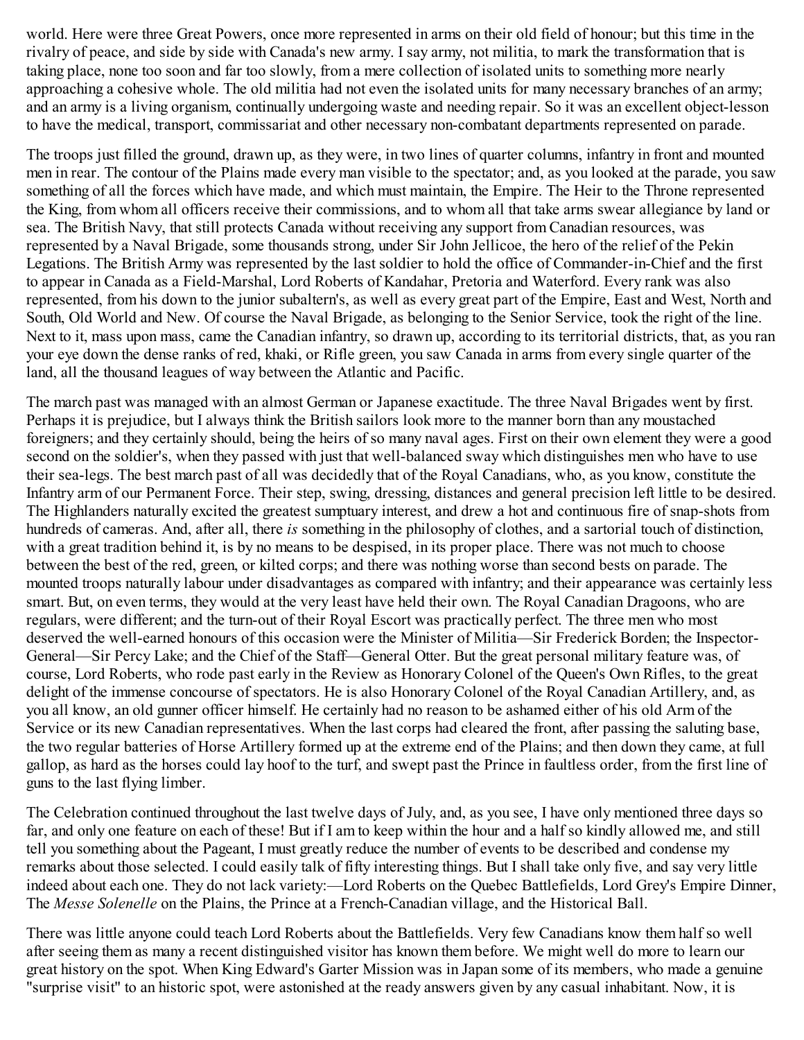world. Here were three Great Powers, once more represented in arms on their old field of honour; but this time in the rivalry of peace, and side by side with Canada's new army. I say army, not militia, to mark the transformation that is taking place, none too soon and far too slowly, from a mere collection of isolated units to something more nearly approaching a cohesive whole. The old militia had not even the isolated units for many necessary branches of an army; and an army is a living organism, continually undergoing waste and needing repair. So it was an excellent object-lesson to have the medical, transport, commissariat and other necessary non-combatant departments represented on parade.

The troops just filled the ground, drawn up, as they were, in two lines of quarter columns, infantry in front and mounted men in rear. The contour of the Plains made every man visible to the spectator; and, as you looked at the parade, you saw something of all the forces which have made, and which must maintain, the Empire. The Heir to the Throne represented the King, from whom all officers receive their commissions, and to whom all that take arms swear allegiance by land or sea. The British Navy, that still protects Canada without receiving any support from Canadian resources, was represented by a Naval Brigade, some thousands strong, under Sir John Jellicoe, the hero of the relief of the Pekin Legations. The British Army was represented by the last soldier to hold the office of Commander-in-Chief and the first to appear in Canada as a Field-Marshal, Lord Roberts of Kandahar, Pretoria and Waterford. Every rank was also represented, from his down to the junior subaltern's, as well as every great part of the Empire, East and West, North and South, Old World and New. Of course the Naval Brigade, as belonging to the Senior Service, took the right of the line. Next to it, mass upon mass, came the Canadian infantry, so drawn up, according to its territorial districts, that, as you ran your eye down the dense ranks of red, khaki, or Rifle green, you saw Canada in arms from every single quarter of the land, all the thousand leagues of way between the Atlantic and Pacific.

The march past was managed with an almost German or Japanese exactitude. The three Naval Brigades went by first. Perhaps it is prejudice, but I always think the British sailors look more to the manner born than any moustached foreigners; and they certainly should, being the heirs of so many naval ages. First on their own element they were a good second on the soldier's, when they passed with just that well-balanced sway which distinguishes men who have to use their sea-legs. The best march past of all was decidedly that of the Royal Canadians, who, as you know, constitute the Infantry arm of our Permanent Force. Their step, swing, dressing, distances and general precision left little to be desired. The Highlanders naturally excited the greatest sumptuary interest, and drew a hot and continuous fire of snap-shots from hundreds of cameras. And, after all, there *is* something in the philosophy of clothes, and a sartorial touch of distinction, with a great tradition behind it, is by no means to be despised, in its proper place. There was not much to choose between the best of the red, green, or kilted corps; and there was nothing worse than second bests on parade. The mounted troops naturally labour under disadvantages as compared with infantry; and their appearance was certainly less smart. But, on even terms, they would at the very least have held their own. The Royal Canadian Dragoons, who are regulars, were different; and the turn-out of their Royal Escort was practically perfect. The three men who most deserved the well-earned honours of this occasion were the Minister of Militia—Sir Frederick Borden; the Inspector-General—Sir Percy Lake; and the Chief of the Staff—General Otter. But the great personal military feature was, of course, Lord Roberts, who rode past early in the Review as Honorary Colonel of the Queen's Own Rifles, to the great delight of the immense concourse of spectators. He is also Honorary Colonel of the Royal Canadian Artillery, and, as you all know, an old gunner officer himself. He certainly had no reason to be ashamed either of his old Arm of the Service or its new Canadian representatives. When the last corps had cleared the front, after passing the saluting base, the two regular batteries of Horse Artillery formed up at the extreme end of the Plains; and then down they came, at full gallop, as hard as the horses could lay hoof to the turf, and swept past the Prince in faultless order, from the first line of guns to the last flying limber.

The Celebration continued throughout the last twelve days of July, and, as you see, I have only mentioned three days so far, and only one feature on each of these! But if I am to keep within the hour and a half so kindly allowed me, and still tell you something about the Pageant, I must greatly reduce the number of events to be described and condense my remarks about those selected. I could easily talk of fifty interesting things. But I shall take only five, and say very little indeed about each one. They do not lack variety:—Lord Roberts on the Quebec Battlefields, Lord Grey's Empire Dinner, The *Messe Solenelle* on the Plains, the Prince at a French-Canadian village, and the Historical Ball.

There was little anyone could teach Lord Roberts about the Battlefields. Very few Canadians know them half so well after seeing them as many a recent distinguished visitor has known them before. We might well do more to learn our great history on the spot. When King Edward's Garter Mission was in Japan some of its members, who made a genuine "surprise visit" to an historic spot, were astonished at the ready answers given by any casual inhabitant. Now, it is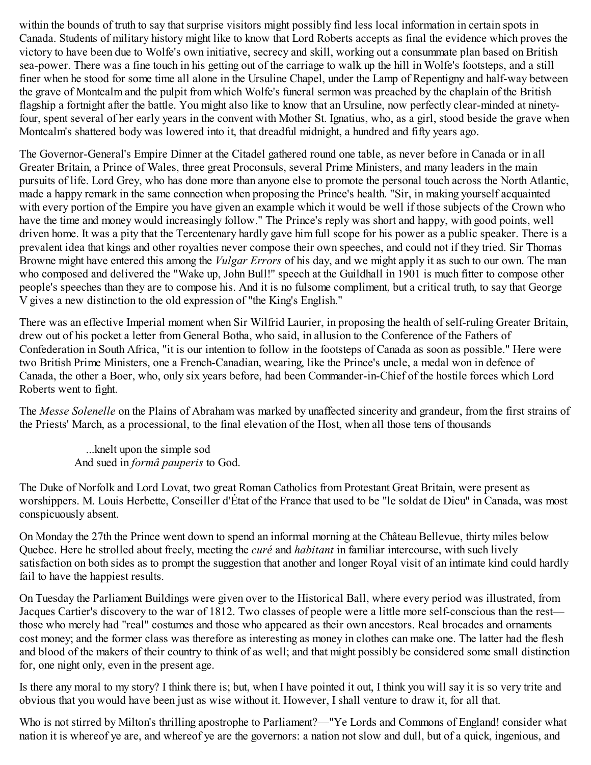within the bounds of truth to say that surprise visitors might possibly find less local information in certain spots in Canada. Students of military history might like to know that Lord Roberts accepts as final the evidence which proves the victory to have been due to Wolfe's own initiative, secrecy and skill, working out a consummate plan based on British sea-power. There was a fine touch in his getting out of the carriage to walk up the hill in Wolfe's footsteps, and a still finer when he stood for some time all alone in the Ursuline Chapel, under the Lamp of Repentigny and half-way between the grave of Montcalm and the pulpit from which Wolfe's funeral sermon was preached by the chaplain of the British flagship a fortnight after the battle. You might also like to know that an Ursuline, now perfectly clear-minded at ninety-four, spent several of her early years in the convent with Mother St. Ignatius, who, as a girl, stood beside the grave when Montcalm's shattered body was lowered into it, that dreadful midnight, a hundred and fifty years ago.

The Governor-General's Empire Dinner at the Citadel gathered round one table, as never before in Canada or in all Greater Britain, a Prince of Wales, three great Proconsuls, several Prime Ministers, and many leaders in the main pursuits of life. Lord Grey, who has done more than anyone else to promote the personal touch across the North Atlantic, made a happy remark in the same connection when proposing the Prince's health. "Sir, in making yourself acquainted with every portion of the Empire you have given an example which it would be well if those subjects of the Crown who have the time and money would increasingly follow." The Prince's reply was short and happy, with good points, well driven home. It was a pity that the Tercentenary hardly gave him full scope for his power as a public speaker. There is a prevalent idea that kings and other royalties never compose their own speeches, and could not if they tried. Sir Thomas Browne might have entered this among the *Vulgar Errors* of his day, and we might apply it as such to our own. The man who composed and delivered the "Wake up, John Bull!" speech at the Guildhall in 1901 is much fitter to compose other people's speeches than they are to compose his. And it is no fulsome compliment, but a critical truth, to say that George V gives a new distinction to the old expression of "the King's English."

There was an effective Imperial moment when Sir Wilfrid Laurier, in proposing the health of self-ruling Greater Britain, drew out of his pocket a letter from General Botha, who said, in allusion to the Conference of the Fathers of Confederation in South Africa, "it is our intention to follow in the footsteps of Canada as soon as possible." Here were two British Prime Ministers, one a French-Canadian, wearing, like the Prince's uncle, a medal won in defence of Canada, the other a Boer, who, only six years before, had been Commander-in-Chief of the hostile forces which Lord Roberts went to fight.

The *Messe Solenelle* on the Plains of Abraham was marked by unaffected sincerity and grandeur, from the first strains of the Priests' March, as a processional, to the final elevation of the Host, when all those tens of thousands

> ...knelt upon the simple sod
> And sued in *formâ pauperis* to God.

The Duke of Norfolk and Lord Lovat, two great Roman Catholics from Protestant Great Britain, were present as worshippers. M. Louis Herbette, Conseiller d'État of the France that used to be "le soldat de Dieu" in Canada, was most conspicuously absent.

On Monday the 27th the Prince went down to spend an informal morning at the Château Bellevue, thirty miles below Quebec. Here he strolled about freely, meeting the *curé* and *habitant* in familiar intercourse, with such lively satisfaction on both sides as to prompt the suggestion that another and longer Royal visit of an intimate kind could hardly fail to have the happiest results.

On Tuesday the Parliament Buildings were given over to the Historical Ball, where every period was illustrated, from Jacques Cartier's discovery to the war of 1812. Two classes of people were a little more self-conscious than the rest—those who merely had "real" costumes and those who appeared as their own ancestors. Real brocades and ornaments cost money; and the former class was therefore as interesting as money in clothes can make one. The latter had the flesh and blood of the makers of their country to think of as well; and that might possibly be considered some small distinction for, one night only, even in the present age.

Is there any moral to my story? I think there is; but, when I have pointed it out, I think you will say it is so very trite and obvious that you would have been just as wise without it. However, I shall venture to draw it, for all that.

Who is not stirred by Milton's thrilling apostrophe to Parliament?—"Ye Lords and Commons of England! consider what nation it is whereof ye are, and whereof ye are the governors: a nation not slow and dull, but of a quick, ingenious, and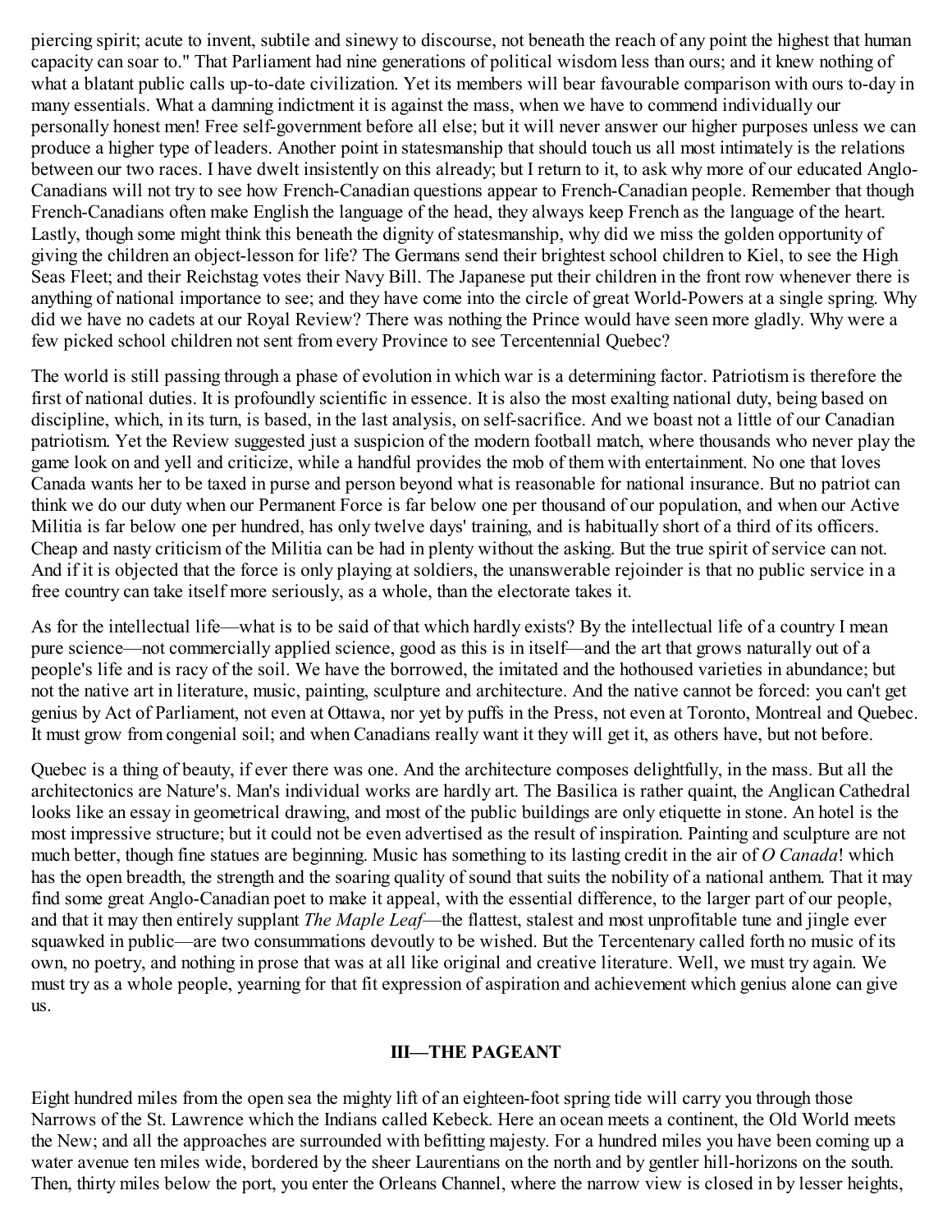piercing spirit; acute to invent, subtile and sinewy to discourse, not beneath the reach of any point the highest that human capacity can soar to." That Parliament had nine generations of political wisdom less than ours; and it knew nothing of what a blatant public calls up-to-date civilization. Yet its members will bear favourable comparison with ours to-day in many essentials. What a damning indictment it is against the mass, when we have to commend individually our personally honest men! Free self-government before all else; but it will never answer our higher purposes unless we can produce a higher type of leaders. Another point in statesmanship that should touch us all most intimately is the relations between our two races. I have dwelt insistently on this already; but I return to it, to ask why more of our educated Anglo-Canadians will not try to see how French-Canadian questions appear to French-Canadian people. Remember that though French-Canadians often make English the language of the head, they always keep French as the language of the heart. Lastly, though some might think this beneath the dignity of statesmanship, why did we miss the golden opportunity of giving the children an object-lesson for life? The Germans send their brightest school children to Kiel, to see the High Seas Fleet; and their Reichstag votes their Navy Bill. The Japanese put their children in the front row whenever there is anything of national importance to see; and they have come into the circle of great World-Powers at a single spring. Why did we have no cadets at our Royal Review? There was nothing the Prince would have seen more gladly. Why were a few picked school children not sent from every Province to see Tercentennial Quebec?

The world is still passing through a phase of evolution in which war is a determining factor. Patriotism is therefore the first of national duties. It is profoundly scientific in essence. It is also the most exalting national duty, being based on discipline, which, in its turn, is based, in the last analysis, on self-sacrifice. And we boast not a little of our Canadian patriotism. Yet the Review suggested just a suspicion of the modern football match, where thousands who never play the game look on and yell and criticize, while a handful provides the mob of them with entertainment. No one that loves Canada wants her to be taxed in purse and person beyond what is reasonable for national insurance. But no patriot can think we do our duty when our Permanent Force is far below one per thousand of our population, and when our Active Militia is far below one per hundred, has only twelve days' training, and is habitually short of a third of its officers. Cheap and nasty criticism of the Militia can be had in plenty without the asking. But the true spirit of service can not. And if it is objected that the force is only playing at soldiers, the unanswerable rejoinder is that no public service in a free country can take itself more seriously, as a whole, than the electorate takes it.

As for the intellectual life—what is to be said of that which hardly exists? By the intellectual life of a country I mean pure science—not commercially applied science, good as this is in itself—and the art that grows naturally out of a people's life and is racy of the soil. We have the borrowed, the imitated and the hothoused varieties in abundance; but not the native art in literature, music, painting, sculpture and architecture. And the native cannot be forced: you can't get genius by Act of Parliament, not even at Ottawa, nor yet by puffs in the Press, not even at Toronto, Montreal and Quebec. It must grow from congenial soil; and when Canadians really want it they will get it, as others have, but not before.

Quebec is a thing of beauty, if ever there was one. And the architecture composes delightfully, in the mass. But all the architectonics are Nature's. Man's individual works are hardly art. The Basilica is rather quaint, the Anglican Cathedral looks like an essay in geometrical drawing, and most of the public buildings are only etiquette in stone. An hotel is the most impressive structure; but it could not be even advertised as the result of inspiration. Painting and sculpture are not much better, though fine statues are beginning. Music has something to its lasting credit in the air of *O Canada*! which has the open breadth, the strength and the soaring quality of sound that suits the nobility of a national anthem. That it may find some great Anglo-Canadian poet to make it appeal, with the essential difference, to the larger part of our people, and that it may then entirely supplant *The Maple Leaf*—the flattest, stalest and most unprofitable tune and jingle ever squawked in public—are two consummations devoutly to be wished. But the Tercentenary called forth no music of its own, no poetry, and nothing in prose that was at all like original and creative literature. Well, we must try again. We must try as a whole people, yearning for that fit expression of aspiration and achievement which genius alone can give us.

### III—THE PAGEANT

Eight hundred miles from the open sea the mighty lift of an eighteen-foot spring tide will carry you through those Narrows of the St. Lawrence which the Indians called Kebeck. Here an ocean meets a continent, the Old World meets the New; and all the approaches are surrounded with befitting majesty. For a hundred miles you have been coming up a water avenue ten miles wide, bordered by the sheer Laurentians on the north and by gentler hill-horizons on the south. Then, thirty miles below the port, you enter the Orleans Channel, where the narrow view is closed in by lesser heights,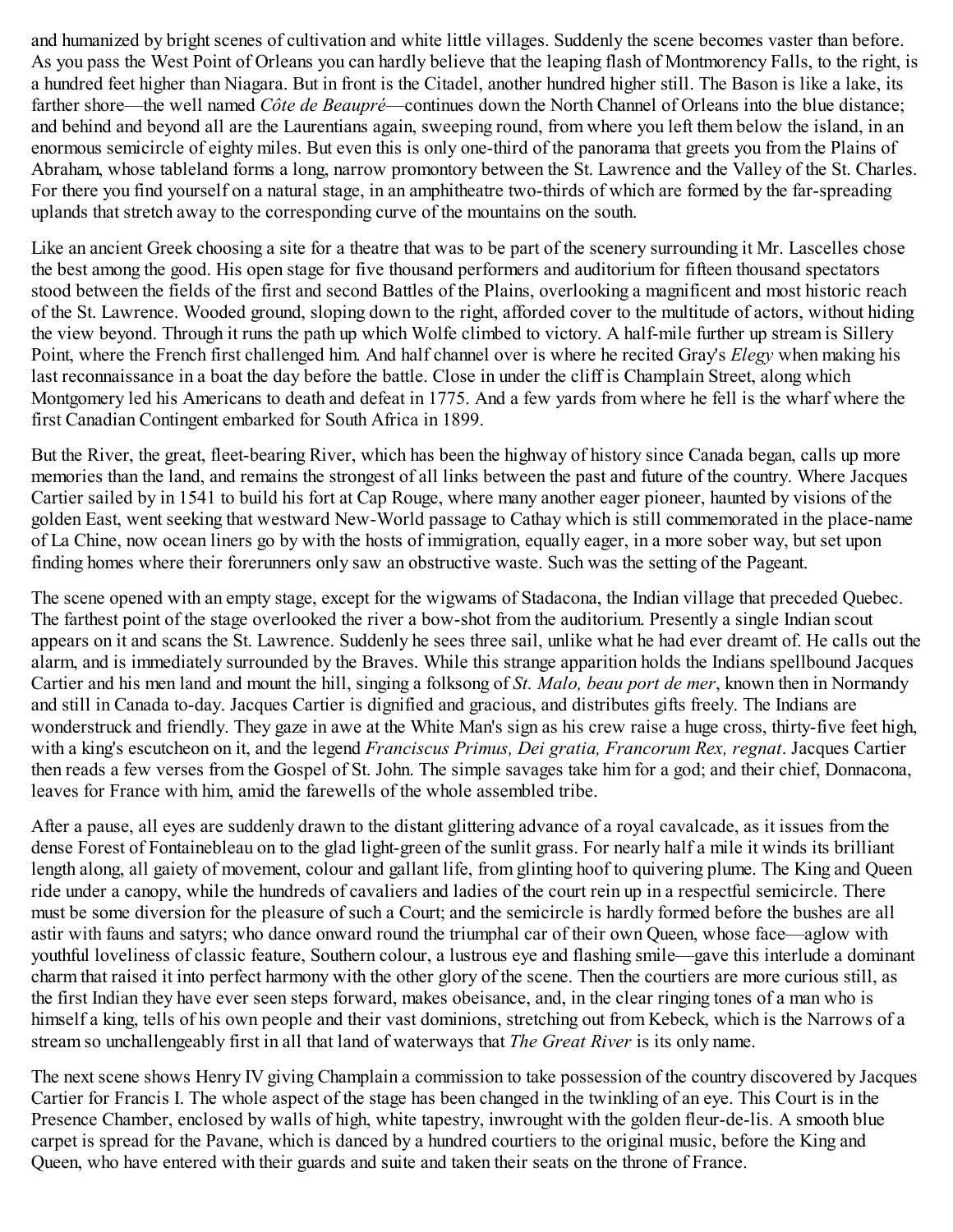and humanized by bright scenes of cultivation and white little villages. Suddenly the scene becomes vaster than before. As you pass the West Point of Orleans you can hardly believe that the leaping flash of Montmorency Falls, to the right, is a hundred feet higher than Niagara. But in front is the Citadel, another hundred higher still. The Bason is like a lake, its farther shore—the well named *Côte de Beaupré*—continues down the North Channel of Orleans into the blue distance; and behind and beyond all are the Laurentians again, sweeping round, from where you left them below the island, in an enormous semicircle of eighty miles. But even this is only one-third of the panorama that greets you from the Plains of Abraham, whose tableland forms a long, narrow promontory between the St. Lawrence and the Valley of the St. Charles. For there you find yourself on a natural stage, in an amphitheatre two-thirds of which are formed by the far-spreading uplands that stretch away to the corresponding curve of the mountains on the south.

Like an ancient Greek choosing a site for a theatre that was to be part of the scenery surrounding it Mr. Lascelles chose the best among the good. His open stage for five thousand performers and auditorium for fifteen thousand spectators stood between the fields of the first and second Battles of the Plains, overlooking a magnificent and most historic reach of the St. Lawrence. Wooded ground, sloping down to the right, afforded cover to the multitude of actors, without hiding the view beyond. Through it runs the path up which Wolfe climbed to victory. A half-mile further up stream is Sillery Point, where the French first challenged him. And half channel over is where he recited Gray's *Elegy* when making his last reconnaissance in a boat the day before the battle. Close in under the cliff is Champlain Street, along which Montgomery led his Americans to death and defeat in 1775. And a few yards from where he fell is the wharf where the first Canadian Contingent embarked for South Africa in 1899.

But the River, the great, fleet-bearing River, which has been the highway of history since Canada began, calls up more memories than the land, and remains the strongest of all links between the past and future of the country. Where Jacques Cartier sailed by in 1541 to build his fort at Cap Rouge, where many another eager pioneer, haunted by visions of the golden East, went seeking that westward New-World passage to Cathay which is still commemorated in the place-name of La Chine, now ocean liners go by with the hosts of immigration, equally eager, in a more sober way, but set upon finding homes where their forerunners only saw an obstructive waste. Such was the setting of the Pageant.

The scene opened with an empty stage, except for the wigwams of Stadacona, the Indian village that preceded Quebec. The farthest point of the stage overlooked the river a bow-shot from the auditorium. Presently a single Indian scout appears on it and scans the St. Lawrence. Suddenly he sees three sail, unlike what he had ever dreamt of. He calls out the alarm, and is immediately surrounded by the Braves. While this strange apparition holds the Indians spellbound Jacques Cartier and his men land and mount the hill, singing a folksong of *St. Malo, beau port de mer*, known then in Normandy and still in Canada to-day. Jacques Cartier is dignified and gracious, and distributes gifts freely. The Indians are wonderstruck and friendly. They gaze in awe at the White Man's sign as his crew raise a huge cross, thirty-five feet high, with a king's escutcheon on it, and the legend *Franciscus Primus, Dei gratia, Francorum Rex, regnat*. Jacques Cartier then reads a few verses from the Gospel of St. John. The simple savages take him for a god; and their chief, Donnacona, leaves for France with him, amid the farewells of the whole assembled tribe.

After a pause, all eyes are suddenly drawn to the distant glittering advance of a royal cavalcade, as it issues from the dense Forest of Fontainebleau on to the glad light-green of the sunlit grass. For nearly half a mile it winds its brilliant length along, all gaiety of movement, colour and gallant life, from glinting hoof to quivering plume. The King and Queen ride under a canopy, while the hundreds of cavaliers and ladies of the court rein up in a respectful semicircle. There must be some diversion for the pleasure of such a Court; and the semicircle is hardly formed before the bushes are all astir with fauns and satyrs; who dance onward round the triumphal car of their own Queen, whose face—aglow with youthful loveliness of classic feature, Southern colour, a lustrous eye and flashing smile—gave this interlude a dominant charm that raised it into perfect harmony with the other glory of the scene. Then the courtiers are more curious still, as the first Indian they have ever seen steps forward, makes obeisance, and, in the clear ringing tones of a man who is himself a king, tells of his own people and their vast dominions, stretching out from Kebeck, which is the Narrows of a stream so unchallengeably first in all that land of waterways that *The Great River* is its only name.

The next scene shows Henry IV giving Champlain a commission to take possession of the country discovered by Jacques Cartier for Francis I. The whole aspect of the stage has been changed in the twinkling of an eye. This Court is in the Presence Chamber, enclosed by walls of high, white tapestry, inwrought with the golden fleur-de-lis. A smooth blue carpet is spread for the Pavane, which is danced by a hundred courtiers to the original music, before the King and Queen, who have entered with their guards and suite and taken their seats on the throne of France.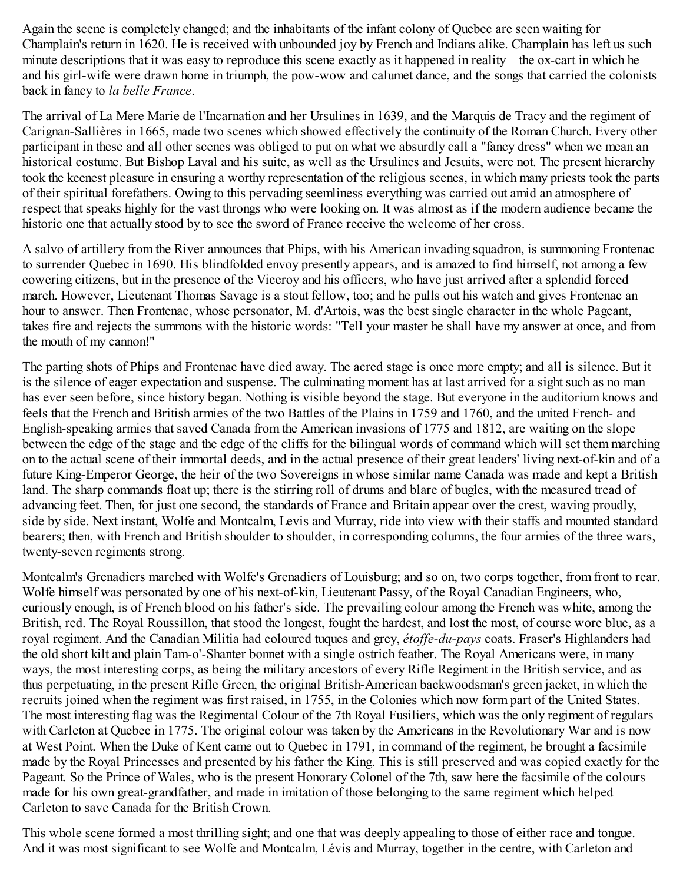Again the scene is completely changed; and the inhabitants of the infant colony of Quebec are seen waiting for Champlain's return in 1620. He is received with unbounded joy by French and Indians alike. Champlain has left us such minute descriptions that it was easy to reproduce this scene exactly as it happened in reality—the ox-cart in which he and his girl-wife were drawn home in triumph, the pow-wow and calumet dance, and the songs that carried the colonists back in fancy to *la belle France*.

The arrival of La Mere Marie de l'Incarnation and her Ursulines in 1639, and the Marquis de Tracy and the regiment of Carignan-Sallières in 1665, made two scenes which showed effectively the continuity of the Roman Church. Every other participant in these and all other scenes was obliged to put on what we absurdly call a "fancy dress" when we mean an historical costume. But Bishop Laval and his suite, as well as the Ursulines and Jesuits, were not. The present hierarchy took the keenest pleasure in ensuring a worthy representation of the religious scenes, in which many priests took the parts of their spiritual forefathers. Owing to this pervading seemliness everything was carried out amid an atmosphere of respect that speaks highly for the vast throngs who were looking on. It was almost as if the modern audience became the historic one that actually stood by to see the sword of France receive the welcome of her cross.

A salvo of artillery from the River announces that Phips, with his American invading squadron, is summoning Frontenac to surrender Quebec in 1690. His blindfolded envoy presently appears, and is amazed to find himself, not among a few cowering citizens, but in the presence of the Viceroy and his officers, who have just arrived after a splendid forced march. However, Lieutenant Thomas Savage is a stout fellow, too; and he pulls out his watch and gives Frontenac an hour to answer. Then Frontenac, whose personator, M. d'Artois, was the best single character in the whole Pageant, takes fire and rejects the summons with the historic words: "Tell your master he shall have my answer at once, and from the mouth of my cannon!"

The parting shots of Phips and Frontenac have died away. The acred stage is once more empty; and all is silence. But it is the silence of eager expectation and suspense. The culminating moment has at last arrived for a sight such as no man has ever seen before, since history began. Nothing is visible beyond the stage. But everyone in the auditorium knows and feels that the French and British armies of the two Battles of the Plains in 1759 and 1760, and the united French- and English-speaking armies that saved Canada from the American invasions of 1775 and 1812, are waiting on the slope between the edge of the stage and the edge of the cliffs for the bilingual words of command which will set them marching on to the actual scene of their immortal deeds, and in the actual presence of their great leaders' living next-of-kin and of a future King-Emperor George, the heir of the two Sovereigns in whose similar name Canada was made and kept a British land. The sharp commands float up; there is the stirring roll of drums and blare of bugles, with the measured tread of advancing feet. Then, for just one second, the standards of France and Britain appear over the crest, waving proudly, side by side. Next instant, Wolfe and Montcalm, Levis and Murray, ride into view with their staffs and mounted standard bearers; then, with French and British shoulder to shoulder, in corresponding columns, the four armies of the three wars, twenty-seven regiments strong.

Montcalm's Grenadiers marched with Wolfe's Grenadiers of Louisburg; and so on, two corps together, from front to rear. Wolfe himself was personated by one of his next-of-kin, Lieutenant Passy, of the Royal Canadian Engineers, who, curiously enough, is of French blood on his father's side. The prevailing colour among the French was white, among the British, red. The Royal Roussillon, that stood the longest, fought the hardest, and lost the most, of course wore blue, as a royal regiment. And the Canadian Militia had coloured tuques and grey, *étoffe-du-pays* coats. Fraser's Highlanders had the old short kilt and plain Tam-o'-Shanter bonnet with a single ostrich feather. The Royal Americans were, in many ways, the most interesting corps, as being the military ancestors of every Rifle Regiment in the British service, and as thus perpetuating, in the present Rifle Green, the original British-American backwoodsman's green jacket, in which the recruits joined when the regiment was first raised, in 1755, in the Colonies which now form part of the United States. The most interesting flag was the Regimental Colour of the 7th Royal Fusiliers, which was the only regiment of regulars with Carleton at Quebec in 1775. The original colour was taken by the Americans in the Revolutionary War and is now at West Point. When the Duke of Kent came out to Quebec in 1791, in command of the regiment, he brought a facsimile made by the Royal Princesses and presented by his father the King. This is still preserved and was copied exactly for the Pageant. So the Prince of Wales, who is the present Honorary Colonel of the 7th, saw here the facsimile of the colours made for his own great-grandfather, and made in imitation of those belonging to the same regiment which helped Carleton to save Canada for the British Crown.

This whole scene formed a most thrilling sight; and one that was deeply appealing to those of either race and tongue. And it was most significant to see Wolfe and Montcalm, Lévis and Murray, together in the centre, with Carleton and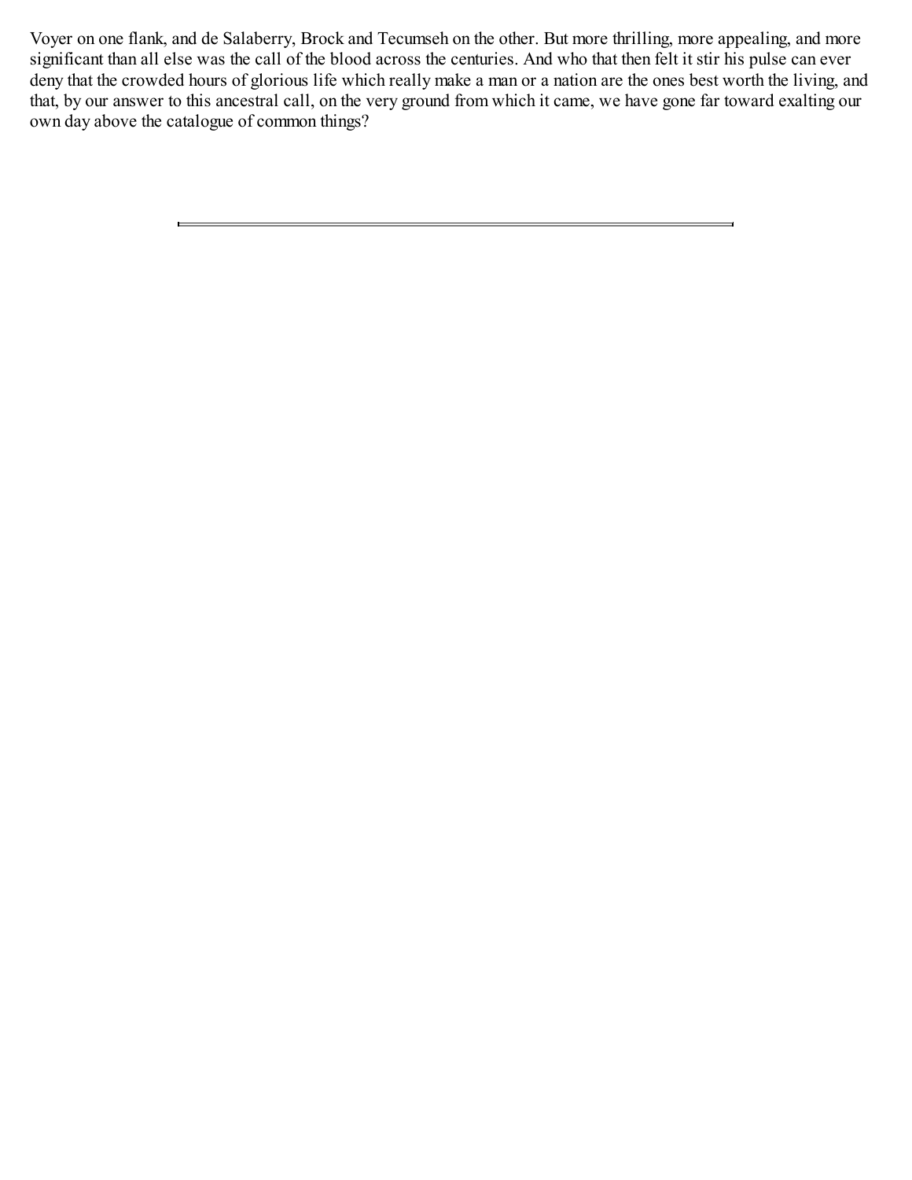Voyer on one flank, and de Salaberry, Brock and Tecumseh on the other. But more thrilling, more appealing, and more significant than all else was the call of the blood across the centuries. And who that then felt it stir his pulse can ever deny that the crowded hours of glorious life which really make a man or a nation are the ones best worth the living, and that, by our answer to this ancestral call, on the very ground from which it came, we have gone far toward exalting our own day above the catalogue of common things?

---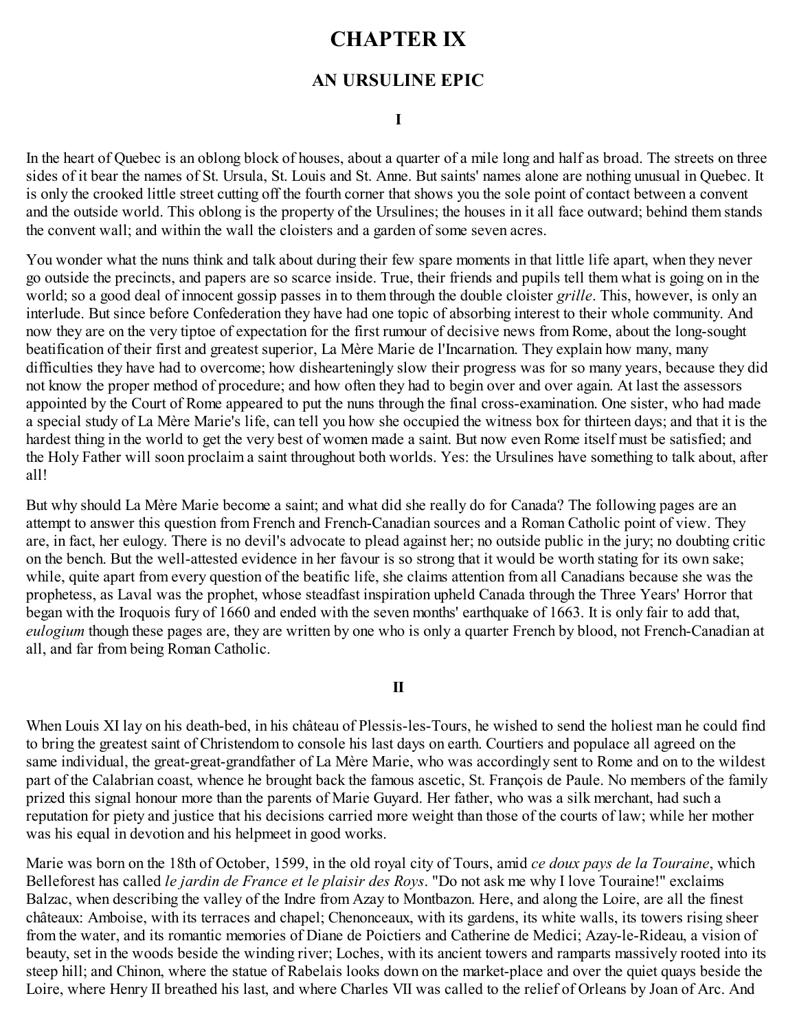# CHAPTER IX

## AN URSULINE EPIC

### I

In the heart of Quebec is an oblong block of houses, about a quarter of a mile long and half as broad. The streets on three sides of it bear the names of St. Ursula, St. Louis and St. Anne. But saints' names alone are nothing unusual in Quebec. It is only the crooked little street cutting off the fourth corner that shows you the sole point of contact between a convent and the outside world. This oblong is the property of the Ursulines; the houses in it all face outward; behind them stands the convent wall; and within the wall the cloisters and a garden of some seven acres.

You wonder what the nuns think and talk about during their few spare moments in that little life apart, when they never go outside the precincts, and papers are so scarce inside. True, their friends and pupils tell them what is going on in the world; so a good deal of innocent gossip passes in to them through the double cloister *grille*. This, however, is only an interlude. But since before Confederation they have had one topic of absorbing interest to their whole community. And now they are on the very tiptoe of expectation for the first rumour of decisive news from Rome, about the long-sought beatification of their first and greatest superior, La Mère Marie de l'Incarnation. They explain how many, many difficulties they have had to overcome; how dishearteningly slow their progress was for so many years, because they did not know the proper method of procedure; and how often they had to begin over and over again. At last the assessors appointed by the Court of Rome appeared to put the nuns through the final cross-examination. One sister, who had made a special study of La Mère Marie's life, can tell you how she occupied the witness box for thirteen days; and that it is the hardest thing in the world to get the very best of women made a saint. But now even Rome itself must be satisfied; and the Holy Father will soon proclaim a saint throughout both worlds. Yes: the Ursulines have something to talk about, after all!

But why should La Mère Marie become a saint; and what did she really do for Canada? The following pages are an attempt to answer this question from French and French-Canadian sources and a Roman Catholic point of view. They are, in fact, her eulogy. There is no devil's advocate to plead against her; no outside public in the jury; no doubting critic on the bench. But the well-attested evidence in her favour is so strong that it would be worth stating for its own sake; while, quite apart from every question of the beatific life, she claims attention from all Canadians because she was the prophetess, as Laval was the prophet, whose steadfast inspiration upheld Canada through the Three Years' Horror that began with the Iroquois fury of 1660 and ended with the seven months' earthquake of 1663. It is only fair to add that, *eulogium* though these pages are, they are written by one who is only a quarter French by blood, not French-Canadian at all, and far from being Roman Catholic.

### II

When Louis XI lay on his death-bed, in his château of Plessis-les-Tours, he wished to send the holiest man he could find to bring the greatest saint of Christendom to console his last days on earth. Courtiers and populace all agreed on the same individual, the great-great-grandfather of La Mère Marie, who was accordingly sent to Rome and on to the wildest part of the Calabrian coast, whence he brought back the famous ascetic, St. François de Paule. No members of the family prized this signal honour more than the parents of Marie Guyard. Her father, who was a silk merchant, had such a reputation for piety and justice that his decisions carried more weight than those of the courts of law; while her mother was his equal in devotion and his helpmeet in good works.

Marie was born on the 18th of October, 1599, in the old royal city of Tours, amid *ce doux pays de la Touraine*, which Belleforest has called *le jardin de France et le plaisir des Roys*. "Do not ask me why I love Touraine!" exclaims Balzac, when describing the valley of the Indre from Azay to Montbazon. Here, and along the Loire, are all the finest châteaux: Amboise, with its terraces and chapel; Chenonceaux, with its gardens, its white walls, its towers rising sheer from the water, and its romantic memories of Diane de Poictiers and Catherine de Medici; Azay-le-Rideau, a vision of beauty, set in the woods beside the winding river; Loches, with its ancient towers and ramparts massively rooted into its steep hill; and Chinon, where the statue of Rabelais looks down on the market-place and over the quiet quays beside the Loire, where Henry II breathed his last, and where Charles VII was called to the relief of Orleans by Joan of Arc. And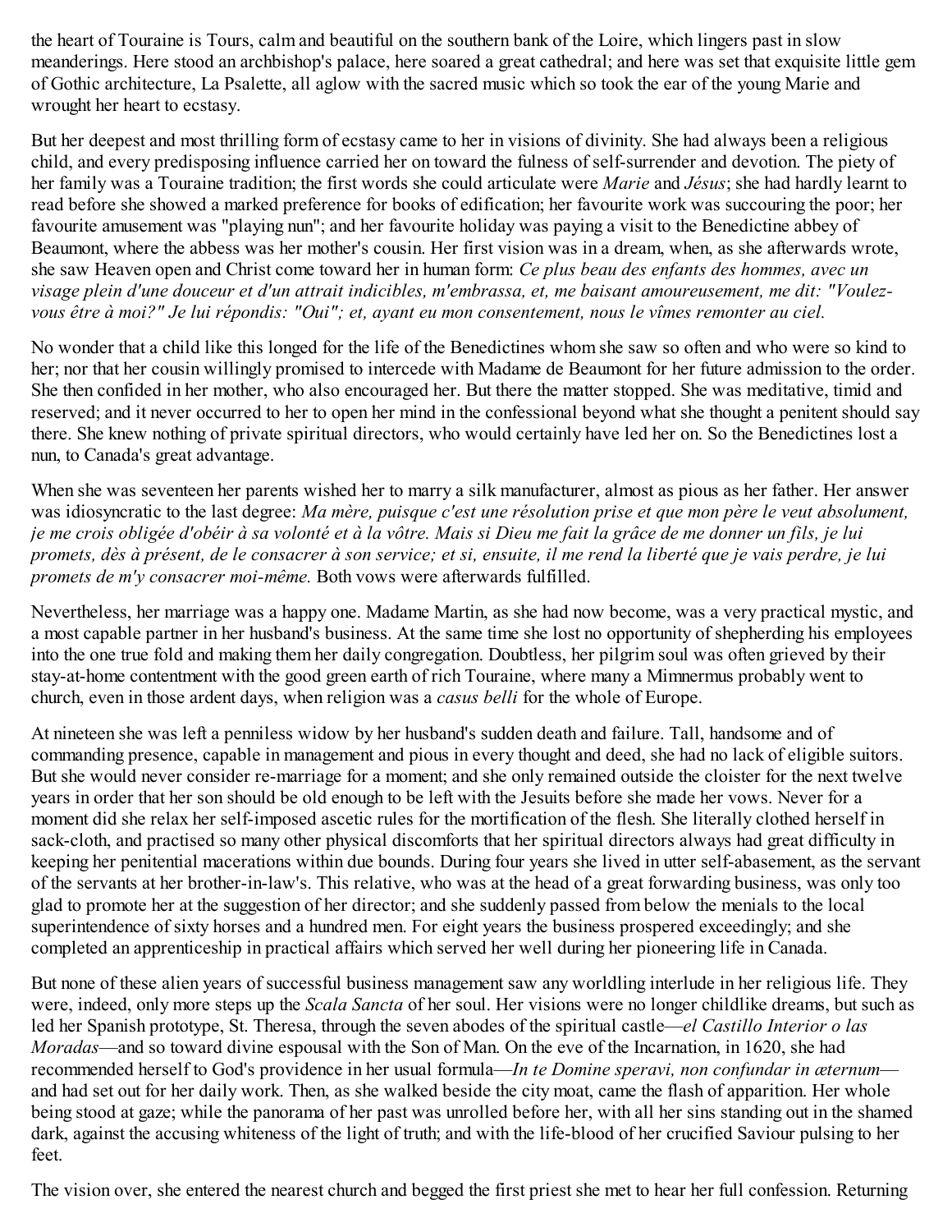the heart of Touraine is Tours, calm and beautiful on the southern bank of the Loire, which lingers past in slow meanderings. Here stood an archbishop's palace, here soared a great cathedral; and here was set that exquisite little gem of Gothic architecture, La Psalette, all aglow with the sacred music which so took the ear of the young Marie and wrought her heart to ecstasy.

But her deepest and most thrilling form of ecstasy came to her in visions of divinity. She had always been a religious child, and every predisposing influence carried her on toward the fulness of self-surrender and devotion. The piety of her family was a Touraine tradition; the first words she could articulate were *Marie* and *Jésus*; she had hardly learnt to read before she showed a marked preference for books of edification; her favourite work was succouring the poor; her favourite amusement was "playing nun"; and her favourite holiday was paying a visit to the Benedictine abbey of Beaumont, where the abbess was her mother's cousin. Her first vision was in a dream, when, as she afterwards wrote, she saw Heaven open and Christ come toward her in human form: *Ce plus beau des enfants des hommes, avec un visage plein d'une douceur et d'un attrait indicibles, m'embrassa, et, me baisant amoureusement, me dit: "Voulez-vous être à moi?" Je lui répondis: "Oui"; et, ayant eu mon consentement, nous le vîmes remonter au ciel.*

No wonder that a child like this longed for the life of the Benedictines whom she saw so often and who were so kind to her; nor that her cousin willingly promised to intercede with Madame de Beaumont for her future admission to the order. She then confided in her mother, who also encouraged her. But there the matter stopped. She was meditative, timid and reserved; and it never occurred to her to open her mind in the confessional beyond what she thought a penitent should say there. She knew nothing of private spiritual directors, who would certainly have led her on. So the Benedictines lost a nun, to Canada's great advantage.

When she was seventeen her parents wished her to marry a silk manufacturer, almost as pious as her father. Her answer was idiosyncratic to the last degree: *Ma mère, puisque c'est une résolution prise et que mon père le veut absolument, je me crois obligée d'obéir à sa volonté et à la vôtre. Mais si Dieu me fait la grâce de me donner un fils, je lui promets, dès à présent, de le consacrer à son service; et si, ensuite, il me rend la liberté que je vais perdre, je lui promets de m'y consacrer moi-même.* Both vows were afterwards fulfilled.

Nevertheless, her marriage was a happy one. Madame Martin, as she had now become, was a very practical mystic, and a most capable partner in her husband's business. At the same time she lost no opportunity of shepherding his employees into the one true fold and making them her daily congregation. Doubtless, her pilgrim soul was often grieved by their stay-at-home contentment with the good green earth of rich Touraine, where many a Mimnermus probably went to church, even in those ardent days, when religion was a *casus belli* for the whole of Europe.

At nineteen she was left a penniless widow by her husband's sudden death and failure. Tall, handsome and of commanding presence, capable in management and pious in every thought and deed, she had no lack of eligible suitors. But she would never consider re-marriage for a moment; and she only remained outside the cloister for the next twelve years in order that her son should be old enough to be left with the Jesuits before she made her vows. Never for a moment did she relax her self-imposed ascetic rules for the mortification of the flesh. She literally clothed herself in sack-cloth, and practised so many other physical discomforts that her spiritual directors always had great difficulty in keeping her penitential macerations within due bounds. During four years she lived in utter self-abasement, as the servant of the servants at her brother-in-law's. This relative, who was at the head of a great forwarding business, was only too glad to promote her at the suggestion of her director; and she suddenly passed from below the menials to the local superintendence of sixty horses and a hundred men. For eight years the business prospered exceedingly; and she completed an apprenticeship in practical affairs which served her well during her pioneering life in Canada.

But none of these alien years of successful business management saw any worldling interlude in her religious life. They were, indeed, only more steps up the *Scala Sancta* of her soul. Her visions were no longer childlike dreams, but such as led her Spanish prototype, St. Theresa, through the seven abodes of the spiritual castle—*el Castillo Interior o las Moradas*—and so toward divine espousal with the Son of Man. On the eve of the Incarnation, in 1620, she had recommended herself to God's providence in her usual formula—*In te Domine speravi, non confundar in æternum*—and had set out for her daily work. Then, as she walked beside the city moat, came the flash of apparition. Her whole being stood at gaze; while the panorama of her past was unrolled before her, with all her sins standing out in the shamed dark, against the accusing whiteness of the light of truth; and with the life-blood of her crucified Saviour pulsing to her feet.

The vision over, she entered the nearest church and begged the first priest she met to hear her full confession. Returning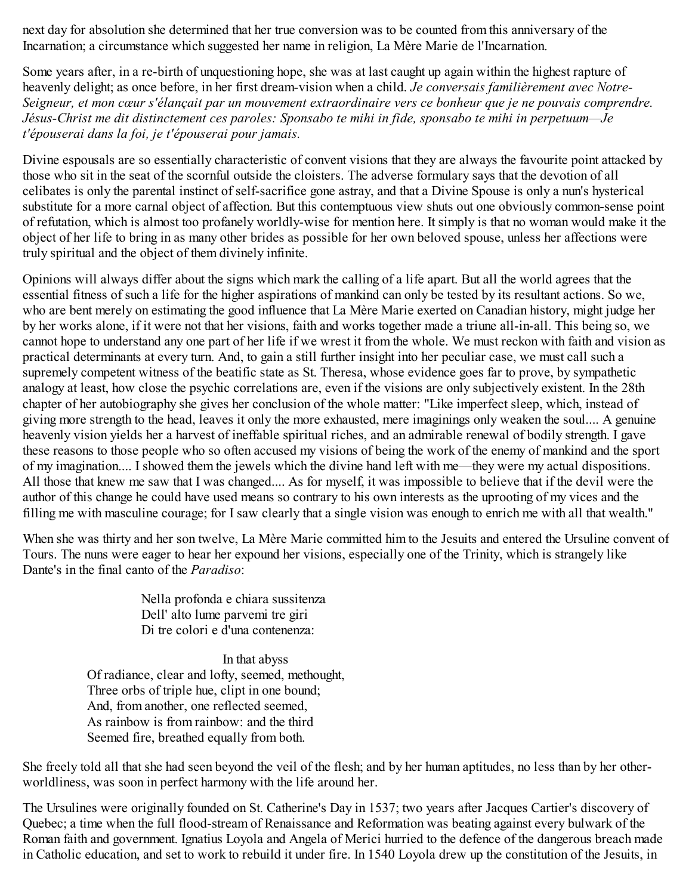next day for absolution she determined that her true conversion was to be counted from this anniversary of the Incarnation; a circumstance which suggested her name in religion, La Mère Marie de l'Incarnation.

Some years after, in a re-birth of unquestioning hope, she was at last caught up again within the highest rapture of heavenly delight; as once before, in her first dream-vision when a child. *Je conversais familièrement avec Notre-Seigneur, et mon cœur s'élançait par un mouvement extraordinaire vers ce bonheur que je ne pouvais comprendre. Jésus-Christ me dit distinctement ces paroles: Sponsabo te mihi in fide, sponsabo te mihi in perpetuum—Je t'épouserai dans la foi, je t'épouserai pour jamais.*

Divine espousals are so essentially characteristic of convent visions that they are always the favourite point attacked by those who sit in the seat of the scornful outside the cloisters. The adverse formulary says that the devotion of all celibates is only the parental instinct of self-sacrifice gone astray, and that a Divine Spouse is only a nun's hysterical substitute for a more carnal object of affection. But this contemptuous view shuts out one obviously common-sense point of refutation, which is almost too profanely worldly-wise for mention here. It simply is that no woman would make it the object of her life to bring in as many other brides as possible for her own beloved spouse, unless her affections were truly spiritual and the object of them divinely infinite.

Opinions will always differ about the signs which mark the calling of a life apart. But all the world agrees that the essential fitness of such a life for the higher aspirations of mankind can only be tested by its resultant actions. So we, who are bent merely on estimating the good influence that La Mère Marie exerted on Canadian history, might judge her by her works alone, if it were not that her visions, faith and works together made a triune all-in-all. This being so, we cannot hope to understand any one part of her life if we wrest it from the whole. We must reckon with faith and vision as practical determinants at every turn. And, to gain a still further insight into her peculiar case, we must call such a supremely competent witness of the beatific state as St. Theresa, whose evidence goes far to prove, by sympathetic analogy at least, how close the psychic correlations are, even if the visions are only subjectively existent. In the 28th chapter of her autobiography she gives her conclusion of the whole matter: "Like imperfect sleep, which, instead of giving more strength to the head, leaves it only the more exhausted, mere imaginings only weaken the soul.... A genuine heavenly vision yields her a harvest of ineffable spiritual riches, and an admirable renewal of bodily strength. I gave these reasons to those people who so often accused my visions of being the work of the enemy of mankind and the sport of my imagination.... I showed them the jewels which the divine hand left with me—they were my actual dispositions. All those that knew me saw that I was changed.... As for myself, it was impossible to believe that if the devil were the author of this change he could have used means so contrary to his own interests as the uprooting of my vices and the filling me with masculine courage; for I saw clearly that a single vision was enough to enrich me with all that wealth."

When she was thirty and her son twelve, La Mère Marie committed him to the Jesuits and entered the Ursuline convent of Tours. The nuns were eager to hear her expound her visions, especially one of the Trinity, which is strangely like Dante's in the final canto of the *Paradiso*:

> Nella profonda e chiara sussitenza
> Dell' alto lume parvemi tre giri
> Di tre colori e d'una contenenza:

> In that abyss
> Of radiance, clear and lofty, seemed, methought,
> Three orbs of triple hue, clipt in one bound;
> And, from another, one reflected seemed,
> As rainbow is from rainbow: and the third
> Seemed fire, breathed equally from both.

She freely told all that she had seen beyond the veil of the flesh; and by her human aptitudes, no less than by her other-worldliness, was soon in perfect harmony with the life around her.

The Ursulines were originally founded on St. Catherine's Day in 1537; two years after Jacques Cartier's discovery of Quebec; a time when the full flood-stream of Renaissance and Reformation was beating against every bulwark of the Roman faith and government. Ignatius Loyola and Angela of Merici hurried to the defence of the dangerous breach made in Catholic education, and set to work to rebuild it under fire. In 1540 Loyola drew up the constitution of the Jesuits, in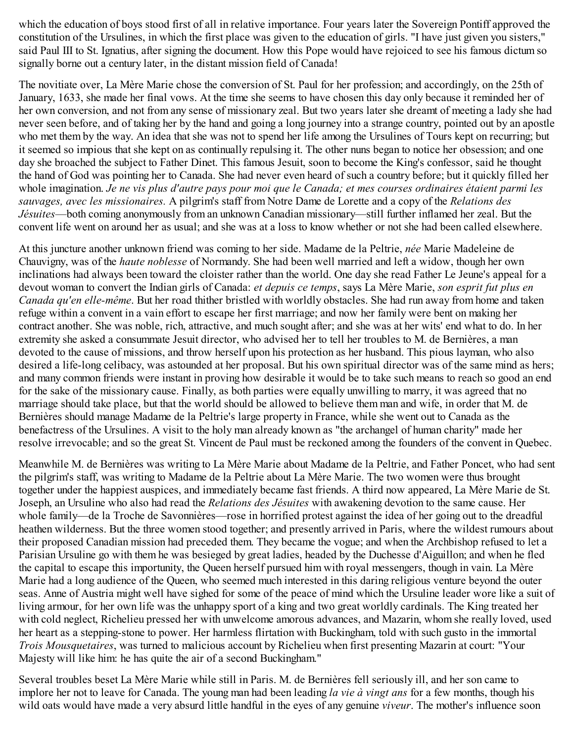which the education of boys stood first of all in relative importance. Four years later the Sovereign Pontiff approved the constitution of the Ursulines, in which the first place was given to the education of girls. "I have just given you sisters," said Paul III to St. Ignatius, after signing the document. How this Pope would have rejoiced to see his famous dictum so signally borne out a century later, in the distant mission field of Canada!

The novitiate over, La Mère Marie chose the conversion of St. Paul for her profession; and accordingly, on the 25th of January, 1633, she made her final vows. At the time she seems to have chosen this day only because it reminded her of her own conversion, and not from any sense of missionary zeal. But two years later she dreamt of meeting a lady she had never seen before, and of taking her by the hand and going a long journey into a strange country, pointed out by an apostle who met them by the way. An idea that she was not to spend her life among the Ursulines of Tours kept on recurring; but it seemed so impious that she kept on as continually repulsing it. The other nuns began to notice her obsession; and one day she broached the subject to Father Dinet. This famous Jesuit, soon to become the King's confessor, said he thought the hand of God was pointing her to Canada. She had never even heard of such a country before; but it quickly filled her whole imagination. *Je ne vis plus d'autre pays pour moi que le Canada; et mes courses ordinaires étaient parmi les sauvages, avec les missionaires.* A pilgrim's staff from Notre Dame de Lorette and a copy of the *Relations des Jésuites*—both coming anonymously from an unknown Canadian missionary—still further inflamed her zeal. But the convent life went on around her as usual; and she was at a loss to know whether or not she had been called elsewhere.

At this juncture another unknown friend was coming to her side. Madame de la Peltrie, *née* Marie Madeleine de Chauvigny, was of the *haute noblesse* of Normandy. She had been well married and left a widow, though her own inclinations had always been toward the cloister rather than the world. One day she read Father Le Jeune's appeal for a devout woman to convert the Indian girls of Canada: *et depuis ce temps*, says La Mère Marie, *son esprit fut plus en Canada qu'en elle-même*. But her road thither bristled with worldly obstacles. She had run away from home and taken refuge within a convent in a vain effort to escape her first marriage; and now her family were bent on making her contract another. She was noble, rich, attractive, and much sought after; and she was at her wits' end what to do. In her extremity she asked a consummate Jesuit director, who advised her to tell her troubles to M. de Bernières, a man devoted to the cause of missions, and throw herself upon his protection as her husband. This pious layman, who also desired a life-long celibacy, was astounded at her proposal. But his own spiritual director was of the same mind as hers; and many common friends were instant in proving how desirable it would be to take such means to reach so good an end for the sake of the missionary cause. Finally, as both parties were equally unwilling to marry, it was agreed that no marriage should take place, but that the world should be allowed to believe them man and wife, in order that M. de Bernières should manage Madame de la Peltrie's large property in France, while she went out to Canada as the benefactress of the Ursulines. A visit to the holy man already known as "the archangel of human charity" made her resolve irrevocable; and so the great St. Vincent de Paul must be reckoned among the founders of the convent in Quebec.

Meanwhile M. de Bernières was writing to La Mère Marie about Madame de la Peltrie, and Father Poncet, who had sent the pilgrim's staff, was writing to Madame de la Peltrie about La Mère Marie. The two women were thus brought together under the happiest auspices, and immediately became fast friends. A third now appeared, La Mère Marie de St. Joseph, an Ursuline who also had read the *Relations des Jésuites* with awakening devotion to the same cause. Her whole family—de la Troche de Savonnières—rose in horrified protest against the idea of her going out to the dreadful heathen wilderness. But the three women stood together; and presently arrived in Paris, where the wildest rumours about their proposed Canadian mission had preceded them. They became the vogue; and when the Archbishop refused to let a Parisian Ursuline go with them he was besieged by great ladies, headed by the Duchesse d'Aiguillon; and when he fled the capital to escape this importunity, the Queen herself pursued him with royal messengers, though in vain. La Mère Marie had a long audience of the Queen, who seemed much interested in this daring religious venture beyond the outer seas. Anne of Austria might well have sighed for some of the peace of mind which the Ursuline leader wore like a suit of living armour, for her own life was the unhappy sport of a king and two great worldly cardinals. The King treated her with cold neglect, Richelieu pressed her with unwelcome amorous advances, and Mazarin, whom she really loved, used her heart as a stepping-stone to power. Her harmless flirtation with Buckingham, told with such gusto in the immortal *Trois Mousquetaires*, was turned to malicious account by Richelieu when first presenting Mazarin at court: "Your Majesty will like him: he has quite the air of a second Buckingham."

Several troubles beset La Mère Marie while still in Paris. M. de Bernières fell seriously ill, and her son came to implore her not to leave for Canada. The young man had been leading *la vie à vingt ans* for a few months, though his wild oats would have made a very absurd little handful in the eyes of any genuine *viveur*. The mother's influence soon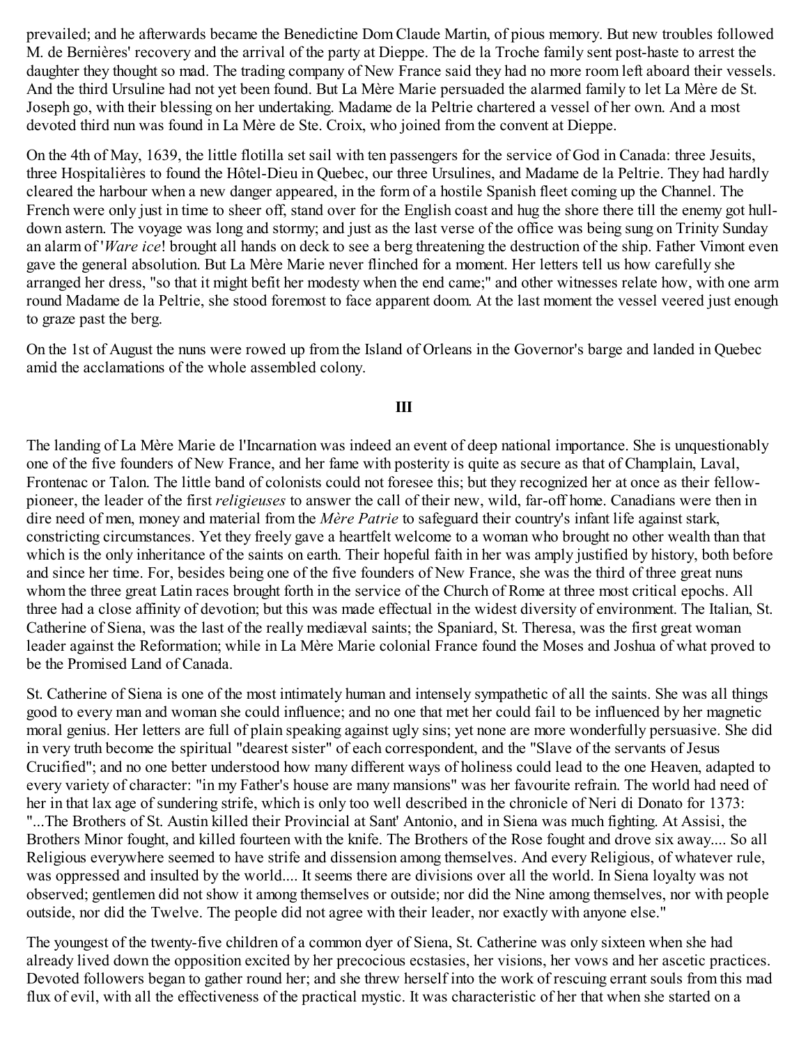prevailed; and he afterwards became the Benedictine Dom Claude Martin, of pious memory. But new troubles followed M. de Bernières' recovery and the arrival of the party at Dieppe. The de la Troche family sent post-haste to arrest the daughter they thought so mad. The trading company of New France said they had no more room left aboard their vessels. And the third Ursuline had not yet been found. But La Mère Marie persuaded the alarmed family to let La Mère de St. Joseph go, with their blessing on her undertaking. Madame de la Peltrie chartered a vessel of her own. And a most devoted third nun was found in La Mère de Ste. Croix, who joined from the convent at Dieppe.

On the 4th of May, 1639, the little flotilla set sail with ten passengers for the service of God in Canada: three Jesuits, three Hospitalières to found the Hôtel-Dieu in Quebec, our three Ursulines, and Madame de la Peltrie. They had hardly cleared the harbour when a new danger appeared, in the form of a hostile Spanish fleet coming up the Channel. The French were only just in time to sheer off, stand over for the English coast and hug the shore there till the enemy got hull-down astern. The voyage was long and stormy; and just as the last verse of the office was being sung on Trinity Sunday an alarm of '*Ware ice*! brought all hands on deck to see a berg threatening the destruction of the ship. Father Vimont even gave the general absolution. But La Mère Marie never flinched for a moment. Her letters tell us how carefully she arranged her dress, "so that it might befit her modesty when the end came;" and other witnesses relate how, with one arm round Madame de la Peltrie, she stood foremost to face apparent doom. At the last moment the vessel veered just enough to graze past the berg.

On the 1st of August the nuns were rowed up from the Island of Orleans in the Governor's barge and landed in Quebec amid the acclamations of the whole assembled colony.

### III

The landing of La Mère Marie de l'Incarnation was indeed an event of deep national importance. She is unquestionably one of the five founders of New France, and her fame with posterity is quite as secure as that of Champlain, Laval, Frontenac or Talon. The little band of colonists could not foresee this; but they recognized her at once as their fellow-pioneer, the leader of the first *religieuses* to answer the call of their new, wild, far-off home. Canadians were then in dire need of men, money and material from the *Mère Patrie* to safeguard their country's infant life against stark, constricting circumstances. Yet they freely gave a heartfelt welcome to a woman who brought no other wealth than that which is the only inheritance of the saints on earth. Their hopeful faith in her was amply justified by history, both before and since her time. For, besides being one of the five founders of New France, she was the third of three great nuns whom the three great Latin races brought forth in the service of the Church of Rome at three most critical epochs. All three had a close affinity of devotion; but this was made effectual in the widest diversity of environment. The Italian, St. Catherine of Siena, was the last of the really mediæval saints; the Spaniard, St. Theresa, was the first great woman leader against the Reformation; while in La Mère Marie colonial France found the Moses and Joshua of what proved to be the Promised Land of Canada.

St. Catherine of Siena is one of the most intimately human and intensely sympathetic of all the saints. She was all things good to every man and woman she could influence; and no one that met her could fail to be influenced by her magnetic moral genius. Her letters are full of plain speaking against ugly sins; yet none are more wonderfully persuasive. She did in very truth become the spiritual "dearest sister" of each correspondent, and the "Slave of the servants of Jesus Crucified"; and no one better understood how many different ways of holiness could lead to the one Heaven, adapted to every variety of character: "in my Father's house are many mansions" was her favourite refrain. The world had need of her in that lax age of sundering strife, which is only too well described in the chronicle of Neri di Donato for 1373: "...The Brothers of St. Austin killed their Provincial at Sant' Antonio, and in Siena was much fighting. At Assisi, the Brothers Minor fought, and killed fourteen with the knife. The Brothers of the Rose fought and drove six away.... So all Religious everywhere seemed to have strife and dissension among themselves. And every Religious, of whatever rule, was oppressed and insulted by the world.... It seems there are divisions over all the world. In Siena loyalty was not observed; gentlemen did not show it among themselves or outside; nor did the Nine among themselves, nor with people outside, nor did the Twelve. The people did not agree with their leader, nor exactly with anyone else."

The youngest of the twenty-five children of a common dyer of Siena, St. Catherine was only sixteen when she had already lived down the opposition excited by her precocious ecstasies, her visions, her vows and her ascetic practices. Devoted followers began to gather round her; and she threw herself into the work of rescuing errant souls from this mad flux of evil, with all the effectiveness of the practical mystic. It was characteristic of her that when she started on a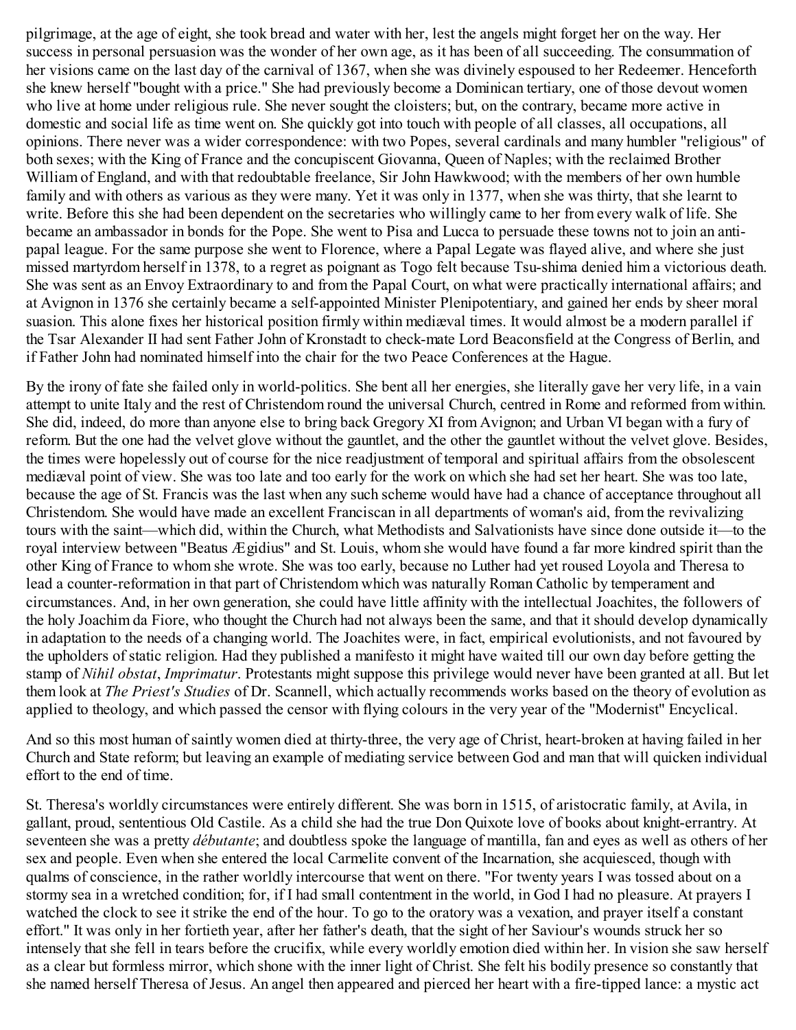pilgrimage, at the age of eight, she took bread and water with her, lest the angels might forget her on the way. Her success in personal persuasion was the wonder of her own age, as it has been of all succeeding. The consummation of her visions came on the last day of the carnival of 1367, when she was divinely espoused to her Redeemer. Henceforth she knew herself "bought with a price." She had previously become a Dominican tertiary, one of those devout women who live at home under religious rule. She never sought the cloisters; but, on the contrary, became more active in domestic and social life as time went on. She quickly got into touch with people of all classes, all occupations, all opinions. There never was a wider correspondence: with two Popes, several cardinals and many humbler "religious" of both sexes; with the King of France and the concupiscent Giovanna, Queen of Naples; with the reclaimed Brother William of England, and with that redoubtable freelance, Sir John Hawkwood; with the members of her own humble family and with others as various as they were many. Yet it was only in 1377, when she was thirty, that she learnt to write. Before this she had been dependent on the secretaries who willingly came to her from every walk of life. She became an ambassador in bonds for the Pope. She went to Pisa and Lucca to persuade these towns not to join an anti-papal league. For the same purpose she went to Florence, where a Papal Legate was flayed alive, and where she just missed martyrdom herself in 1378, to a regret as poignant as Togo felt because Tsu-shima denied him a victorious death. She was sent as an Envoy Extraordinary to and from the Papal Court, on what were practically international affairs; and at Avignon in 1376 she certainly became a self-appointed Minister Plenipotentiary, and gained her ends by sheer moral suasion. This alone fixes her historical position firmly within mediæval times. It would almost be a modern parallel if the Tsar Alexander II had sent Father John of Kronstadt to check-mate Lord Beaconsfield at the Congress of Berlin, and if Father John had nominated himself into the chair for the two Peace Conferences at the Hague.

By the irony of fate she failed only in world-politics. She bent all her energies, she literally gave her very life, in a vain attempt to unite Italy and the rest of Christendom round the universal Church, centred in Rome and reformed from within. She did, indeed, do more than anyone else to bring back Gregory XI from Avignon; and Urban VI began with a fury of reform. But the one had the velvet glove without the gauntlet, and the other the gauntlet without the velvet glove. Besides, the times were hopelessly out of course for the nice readjustment of temporal and spiritual affairs from the obsolescent mediæval point of view. She was too late and too early for the work on which she had set her heart. She was too late, because the age of St. Francis was the last when any such scheme would have had a chance of acceptance throughout all Christendom. She would have made an excellent Franciscan in all departments of woman's aid, from the revivalizing tours with the saint—which did, within the Church, what Methodists and Salvationists have since done outside it—to the royal interview between "Beatus Ægidius" and St. Louis, whom she would have found a far more kindred spirit than the other King of France to whom she wrote. She was too early, because no Luther had yet roused Loyola and Theresa to lead a counter-reformation in that part of Christendom which was naturally Roman Catholic by temperament and circumstances. And, in her own generation, she could have little affinity with the intellectual Joachites, the followers of the holy Joachim da Fiore, who thought the Church had not always been the same, and that it should develop dynamically in adaptation to the needs of a changing world. The Joachites were, in fact, empirical evolutionists, and not favoured by the upholders of static religion. Had they published a manifesto it might have waited till our own day before getting the stamp of *Nihil obstat*, *Imprimatur*. Protestants might suppose this privilege would never have been granted at all. But let them look at *The Priest's Studies* of Dr. Scannell, which actually recommends works based on the theory of evolution as applied to theology, and which passed the censor with flying colours in the very year of the "Modernist" Encyclical.

And so this most human of saintly women died at thirty-three, the very age of Christ, heart-broken at having failed in her Church and State reform; but leaving an example of mediating service between God and man that will quicken individual effort to the end of time.

St. Theresa's worldly circumstances were entirely different. She was born in 1515, of aristocratic family, at Avila, in gallant, proud, sententious Old Castile. As a child she had the true Don Quixote love of books about knight-errantry. At seventeen she was a pretty *débutante*; and doubtless spoke the language of mantilla, fan and eyes as well as others of her sex and people. Even when she entered the local Carmelite convent of the Incarnation, she acquiesced, though with qualms of conscience, in the rather worldly intercourse that went on there. "For twenty years I was tossed about on a stormy sea in a wretched condition; for, if I had small contentment in the world, in God I had no pleasure. At prayers I watched the clock to see it strike the end of the hour. To go to the oratory was a vexation, and prayer itself a constant effort." It was only in her fortieth year, after her father's death, that the sight of her Saviour's wounds struck her so intensely that she fell in tears before the crucifix, while every worldly emotion died within her. In vision she saw herself as a clear but formless mirror, which shone with the inner light of Christ. She felt his bodily presence so constantly that she named herself Theresa of Jesus. An angel then appeared and pierced her heart with a fire-tipped lance: a mystic act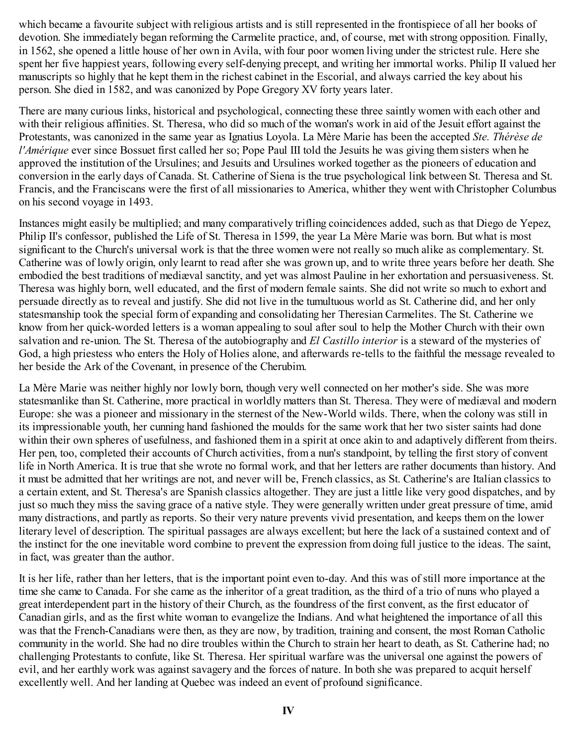which became a favourite subject with religious artists and is still represented in the frontispiece of all her books of devotion. She immediately began reforming the Carmelite practice, and, of course, met with strong opposition. Finally, in 1562, she opened a little house of her own in Avila, with four poor women living under the strictest rule. Here she spent her five happiest years, following every self-denying precept, and writing her immortal works. Philip II valued her manuscripts so highly that he kept them in the richest cabinet in the Escorial, and always carried the key about his person. She died in 1582, and was canonized by Pope Gregory XV forty years later.

There are many curious links, historical and psychological, connecting these three saintly women with each other and with their religious affinities. St. Theresa, who did so much of the woman's work in aid of the Jesuit effort against the Protestants, was canonized in the same year as Ignatius Loyola. La Mère Marie has been the accepted *Ste. Thérèse de l'Amérique* ever since Bossuet first called her so; Pope Paul III told the Jesuits he was giving them sisters when he approved the institution of the Ursulines; and Jesuits and Ursulines worked together as the pioneers of education and conversion in the early days of Canada. St. Catherine of Siena is the true psychological link between St. Theresa and St. Francis, and the Franciscans were the first of all missionaries to America, whither they went with Christopher Columbus on his second voyage in 1493.

Instances might easily be multiplied; and many comparatively trifling coincidences added, such as that Diego de Yepez, Philip II's confessor, published the Life of St. Theresa in 1599, the year La Mère Marie was born. But what is most significant to the Church's universal work is that the three women were not really so much alike as complementary. St. Catherine was of lowly origin, only learnt to read after she was grown up, and to write three years before her death. She embodied the best traditions of mediæval sanctity, and yet was almost Pauline in her exhortation and persuasiveness. St. Theresa was highly born, well educated, and the first of modern female saints. She did not write so much to exhort and persuade directly as to reveal and justify. She did not live in the tumultuous world as St. Catherine did, and her only statesmanship took the special form of expanding and consolidating her Theresian Carmelites. The St. Catherine we know from her quick-worded letters is a woman appealing to soul after soul to help the Mother Church with their own salvation and re-union. The St. Theresa of the autobiography and *El Castillo interior* is a steward of the mysteries of God, a high priestess who enters the Holy of Holies alone, and afterwards re-tells to the faithful the message revealed to her beside the Ark of the Covenant, in presence of the Cherubim.

La Mère Marie was neither highly nor lowly born, though very well connected on her mother's side. She was more statesmanlike than St. Catherine, more practical in worldly matters than St. Theresa. They were of mediæval and modern Europe: she was a pioneer and missionary in the sternest of the New-World wilds. There, when the colony was still in its impressionable youth, her cunning hand fashioned the moulds for the same work that her two sister saints had done within their own spheres of usefulness, and fashioned them in a spirit at once akin to and adaptively different from theirs. Her pen, too, completed their accounts of Church activities, from a nun's standpoint, by telling the first story of convent life in North America. It is true that she wrote no formal work, and that her letters are rather documents than history. And it must be admitted that her writings are not, and never will be, French classics, as St. Catherine's are Italian classics to a certain extent, and St. Theresa's are Spanish classics altogether. They are just a little like very good dispatches, and by just so much they miss the saving grace of a native style. They were generally written under great pressure of time, amid many distractions, and partly as reports. So their very nature prevents vivid presentation, and keeps them on the lower literary level of description. The spiritual passages are always excellent; but here the lack of a sustained context and of the instinct for the one inevitable word combine to prevent the expression from doing full justice to the ideas. The saint, in fact, was greater than the author.

It is her life, rather than her letters, that is the important point even to-day. And this was of still more importance at the time she came to Canada. For she came as the inheritor of a great tradition, as the third of a trio of nuns who played a great interdependent part in the history of their Church, as the foundress of the first convent, as the first educator of Canadian girls, and as the first white woman to evangelize the Indians. And what heightened the importance of all this was that the French-Canadians were then, as they are now, by tradition, training and consent, the most Roman Catholic community in the world. She had no dire troubles within the Church to strain her heart to death, as St. Catherine had; no challenging Protestants to confute, like St. Theresa. Her spiritual warfare was the universal one against the powers of evil, and her earthly work was against savagery and the forces of nature. In both she was prepared to acquit herself excellently well. And her landing at Quebec was indeed an event of profound significance.

## IV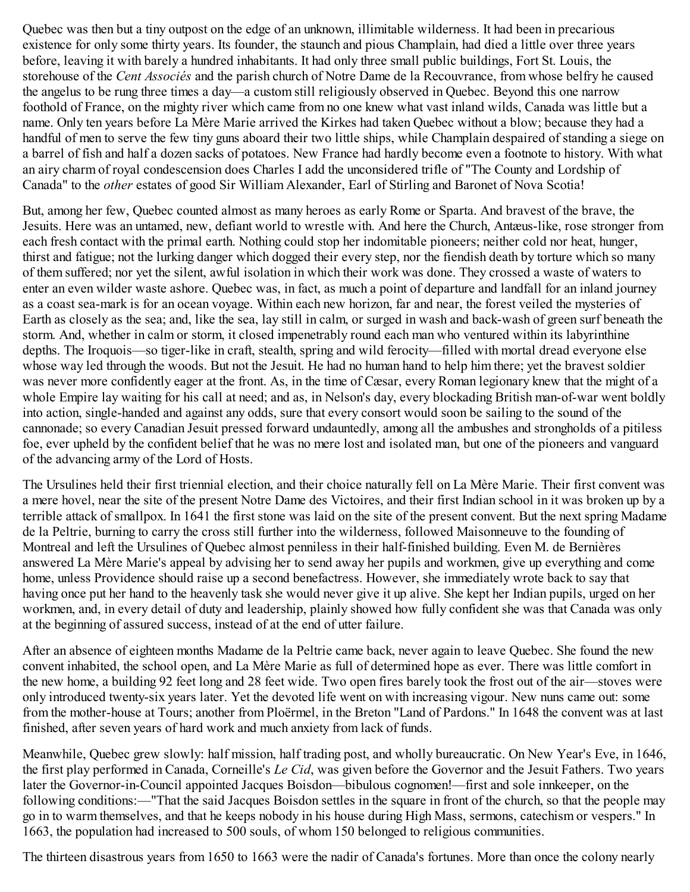Quebec was then but a tiny outpost on the edge of an unknown, illimitable wilderness. It had been in precarious existence for only some thirty years. Its founder, the staunch and pious Champlain, had died a little over three years before, leaving it with barely a hundred inhabitants. It had only three small public buildings, Fort St. Louis, the storehouse of the *Cent Associés* and the parish church of Notre Dame de la Recouvrance, from whose belfry he caused the angelus to be rung three times a day—a custom still religiously observed in Quebec. Beyond this one narrow foothold of France, on the mighty river which came from no one knew what vast inland wilds, Canada was little but a name. Only ten years before La Mère Marie arrived the Kirkes had taken Quebec without a blow; because they had a handful of men to serve the few tiny guns aboard their two little ships, while Champlain despaired of standing a siege on a barrel of fish and half a dozen sacks of potatoes. New France had hardly become even a footnote to history. With what an airy charm of royal condescension does Charles I add the unconsidered trifle of "The County and Lordship of Canada" to the *other* estates of good Sir William Alexander, Earl of Stirling and Baronet of Nova Scotia!

But, among her few, Quebec counted almost as many heroes as early Rome or Sparta. And bravest of the brave, the Jesuits. Here was an untamed, new, defiant world to wrestle with. And here the Church, Antæus-like, rose stronger from each fresh contact with the primal earth. Nothing could stop her indomitable pioneers; neither cold nor heat, hunger, thirst and fatigue; not the lurking danger which dogged their every step, nor the fiendish death by torture which so many of them suffered; nor yet the silent, awful isolation in which their work was done. They crossed a waste of waters to enter an even wilder waste ashore. Quebec was, in fact, as much a point of departure and landfall for an inland journey as a coast sea-mark is for an ocean voyage. Within each new horizon, far and near, the forest veiled the mysteries of Earth as closely as the sea; and, like the sea, lay still in calm, or surged in wash and back-wash of green surf beneath the storm. And, whether in calm or storm, it closed impenetrably round each man who ventured within its labyrinthine depths. The Iroquois—so tiger-like in craft, stealth, spring and wild ferocity—filled with mortal dread everyone else whose way led through the woods. But not the Jesuit. He had no human hand to help him there; yet the bravest soldier was never more confidently eager at the front. As, in the time of Cæsar, every Roman legionary knew that the might of a whole Empire lay waiting for his call at need; and as, in Nelson's day, every blockading British man-of-war went boldly into action, single-handed and against any odds, sure that every consort would soon be sailing to the sound of the cannonade; so every Canadian Jesuit pressed forward undauntedly, among all the ambushes and strongholds of a pitiless foe, ever upheld by the confident belief that he was no mere lost and isolated man, but one of the pioneers and vanguard of the advancing army of the Lord of Hosts.

The Ursulines held their first triennial election, and their choice naturally fell on La Mère Marie. Their first convent was a mere hovel, near the site of the present Notre Dame des Victoires, and their first Indian school in it was broken up by a terrible attack of smallpox. In 1641 the first stone was laid on the site of the present convent. But the next spring Madame de la Peltrie, burning to carry the cross still further into the wilderness, followed Maisonneuve to the founding of Montreal and left the Ursulines of Quebec almost penniless in their half-finished building. Even M. de Bernières answered La Mère Marie's appeal by advising her to send away her pupils and workmen, give up everything and come home, unless Providence should raise up a second benefactress. However, she immediately wrote back to say that having once put her hand to the heavenly task she would never give it up alive. She kept her Indian pupils, urged on her workmen, and, in every detail of duty and leadership, plainly showed how fully confident she was that Canada was only at the beginning of assured success, instead of at the end of utter failure.

After an absence of eighteen months Madame de la Peltrie came back, never again to leave Quebec. She found the new convent inhabited, the school open, and La Mère Marie as full of determined hope as ever. There was little comfort in the new home, a building 92 feet long and 28 feet wide. Two open fires barely took the frost out of the air—stoves were only introduced twenty-six years later. Yet the devoted life went on with increasing vigour. New nuns came out: some from the mother-house at Tours; another from Ploërmel, in the Breton "Land of Pardons." In 1648 the convent was at last finished, after seven years of hard work and much anxiety from lack of funds.

Meanwhile, Quebec grew slowly: half mission, half trading post, and wholly bureaucratic. On New Year's Eve, in 1646, the first play performed in Canada, Corneille's *Le Cid*, was given before the Governor and the Jesuit Fathers. Two years later the Governor-in-Council appointed Jacques Boisdon—bibulous cognomen!—first and sole innkeeper, on the following conditions:—"That the said Jacques Boisdon settles in the square in front of the church, so that the people may go in to warm themselves, and that he keeps nobody in his house during High Mass, sermons, catechism or vespers." In 1663, the population had increased to 500 souls, of whom 150 belonged to religious communities.

The thirteen disastrous years from 1650 to 1663 were the nadir of Canada's fortunes. More than once the colony nearly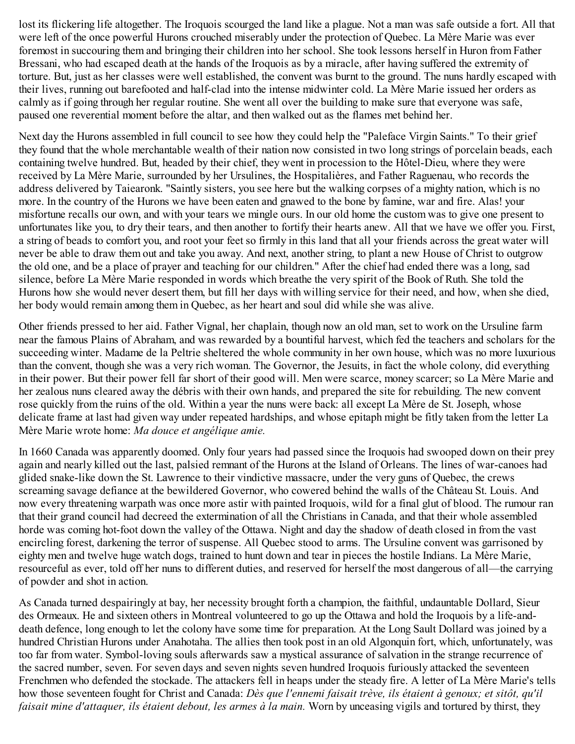lost its flickering life altogether. The Iroquois scourged the land like a plague. Not a man was safe outside a fort. All that were left of the once powerful Hurons crouched miserably under the protection of Quebec. La Mère Marie was ever foremost in succouring them and bringing their children into her school. She took lessons herself in Huron from Father Bressani, who had escaped death at the hands of the Iroquois as by a miracle, after having suffered the extremity of torture. But, just as her classes were well established, the convent was burnt to the ground. The nuns hardly escaped with their lives, running out barefooted and half-clad into the intense midwinter cold. La Mère Marie issued her orders as calmly as if going through her regular routine. She went all over the building to make sure that everyone was safe, paused one reverential moment before the altar, and then walked out as the flames met behind her.

Next day the Hurons assembled in full council to see how they could help the "Paleface Virgin Saints." To their grief they found that the whole merchantable wealth of their nation now consisted in two long strings of porcelain beads, each containing twelve hundred. But, headed by their chief, they went in procession to the Hôtel-Dieu, where they were received by La Mère Marie, surrounded by her Ursulines, the Hospitalières, and Father Raguenau, who records the address delivered by Taiearonk. "Saintly sisters, you see here but the walking corpses of a mighty nation, which is no more. In the country of the Hurons we have been eaten and gnawed to the bone by famine, war and fire. Alas! your misfortune recalls our own, and with your tears we mingle ours. In our old home the custom was to give one present to unfortunates like you, to dry their tears, and then another to fortify their hearts anew. All that we have we offer you. First, a string of beads to comfort you, and root your feet so firmly in this land that all your friends across the great water will never be able to draw them out and take you away. And next, another string, to plant a new House of Christ to outgrow the old one, and be a place of prayer and teaching for our children." After the chief had ended there was a long, sad silence, before La Mère Marie responded in words which breathe the very spirit of the Book of Ruth. She told the Hurons how she would never desert them, but fill her days with willing service for their need, and how, when she died, her body would remain among them in Quebec, as her heart and soul did while she was alive.

Other friends pressed to her aid. Father Vignal, her chaplain, though now an old man, set to work on the Ursuline farm near the famous Plains of Abraham, and was rewarded by a bountiful harvest, which fed the teachers and scholars for the succeeding winter. Madame de la Peltrie sheltered the whole community in her own house, which was no more luxurious than the convent, though she was a very rich woman. The Governor, the Jesuits, in fact the whole colony, did everything in their power. But their power fell far short of their good will. Men were scarce, money scarcer; so La Mère Marie and her zealous nuns cleared away the débris with their own hands, and prepared the site for rebuilding. The new convent rose quickly from the ruins of the old. Within a year the nuns were back: all except La Mère de St. Joseph, whose delicate frame at last had given way under repeated hardships, and whose epitaph might be fitly taken from the letter La Mère Marie wrote home: *Ma douce et angélique amie.*

In 1660 Canada was apparently doomed. Only four years had passed since the Iroquois had swooped down on their prey again and nearly killed out the last, palsied remnant of the Hurons at the Island of Orleans. The lines of war-canoes had glided snake-like down the St. Lawrence to their vindictive massacre, under the very guns of Quebec, the crews screaming savage defiance at the bewildered Governor, who cowered behind the walls of the Château St. Louis. And now every threatening warpath was once more astir with painted Iroquois, wild for a final glut of blood. The rumour ran that their grand council had decreed the extermination of all the Christians in Canada, and that their whole assembled horde was coming hot-foot down the valley of the Ottawa. Night and day the shadow of death closed in from the vast encircling forest, darkening the terror of suspense. All Quebec stood to arms. The Ursuline convent was garrisoned by eighty men and twelve huge watch dogs, trained to hunt down and tear in pieces the hostile Indians. La Mère Marie, resourceful as ever, told off her nuns to different duties, and reserved for herself the most dangerous of all—the carrying of powder and shot in action.

As Canada turned despairingly at bay, her necessity brought forth a champion, the faithful, undauntable Dollard, Sieur des Ormeaux. He and sixteen others in Montreal volunteered to go up the Ottawa and hold the Iroquois by a life-and-death defence, long enough to let the colony have some time for preparation. At the Long Sault Dollard was joined by a hundred Christian Hurons under Anahotaha. The allies then took post in an old Algonquin fort, which, unfortunately, was too far from water. Symbol-loving souls afterwards saw a mystical assurance of salvation in the strange recurrence of the sacred number, seven. For seven days and seven nights seven hundred Iroquois furiously attacked the seventeen Frenchmen who defended the stockade. The attackers fell in heaps under the steady fire. A letter of La Mère Marie's tells how those seventeen fought for Christ and Canada: *Dès que l'ennemi faisait trève, ils étaient à genoux; et sitôt, qu'il faisait mine d'attaquer, ils étaient debout, les armes à la main.* Worn by unceasing vigils and tortured by thirst, they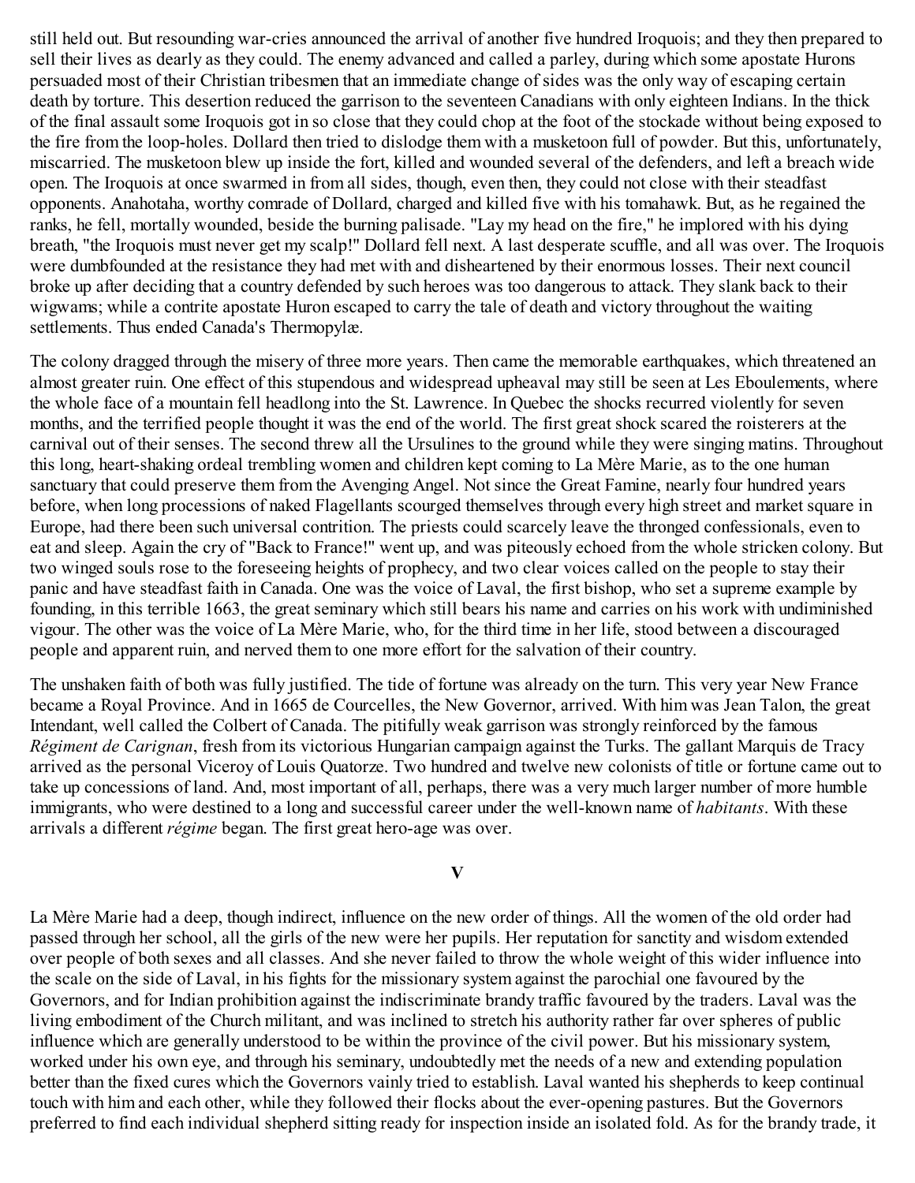still held out. But resounding war-cries announced the arrival of another five hundred Iroquois; and they then prepared to sell their lives as dearly as they could. The enemy advanced and called a parley, during which some apostate Hurons persuaded most of their Christian tribesmen that an immediate change of sides was the only way of escaping certain death by torture. This desertion reduced the garrison to the seventeen Canadians with only eighteen Indians. In the thick of the final assault some Iroquois got in so close that they could chop at the foot of the stockade without being exposed to the fire from the loop-holes. Dollard then tried to dislodge them with a musketoon full of powder. But this, unfortunately, miscarried. The musketoon blew up inside the fort, killed and wounded several of the defenders, and left a breach wide open. The Iroquois at once swarmed in from all sides, though, even then, they could not close with their steadfast opponents. Anahotaha, worthy comrade of Dollard, charged and killed five with his tomahawk. But, as he regained the ranks, he fell, mortally wounded, beside the burning palisade. "Lay my head on the fire," he implored with his dying breath, "the Iroquois must never get my scalp!" Dollard fell next. A last desperate scuffle, and all was over. The Iroquois were dumbfounded at the resistance they had met with and disheartened by their enormous losses. Their next council broke up after deciding that a country defended by such heroes was too dangerous to attack. They slank back to their wigwams; while a contrite apostate Huron escaped to carry the tale of death and victory throughout the waiting settlements. Thus ended Canada's Thermopylæ.

The colony dragged through the misery of three more years. Then came the memorable earthquakes, which threatened an almost greater ruin. One effect of this stupendous and widespread upheaval may still be seen at Les Eboulements, where the whole face of a mountain fell headlong into the St. Lawrence. In Quebec the shocks recurred violently for seven months, and the terrified people thought it was the end of the world. The first great shock scared the roisterers at the carnival out of their senses. The second threw all the Ursulines to the ground while they were singing matins. Throughout this long, heart-shaking ordeal trembling women and children kept coming to La Mère Marie, as to the one human sanctuary that could preserve them from the Avenging Angel. Not since the Great Famine, nearly four hundred years before, when long processions of naked Flagellants scourged themselves through every high street and market square in Europe, had there been such universal contrition. The priests could scarcely leave the thronged confessionals, even to eat and sleep. Again the cry of "Back to France!" went up, and was piteously echoed from the whole stricken colony. But two winged souls rose to the foreseeing heights of prophecy, and two clear voices called on the people to stay their panic and have steadfast faith in Canada. One was the voice of Laval, the first bishop, who set a supreme example by founding, in this terrible 1663, the great seminary which still bears his name and carries on his work with undiminished vigour. The other was the voice of La Mère Marie, who, for the third time in her life, stood between a discouraged people and apparent ruin, and nerved them to one more effort for the salvation of their country.

The unshaken faith of both was fully justified. The tide of fortune was already on the turn. This very year New France became a Royal Province. And in 1665 de Courcelles, the New Governor, arrived. With him was Jean Talon, the great Intendant, well called the Colbert of Canada. The pitifully weak garrison was strongly reinforced by the famous *Régiment de Carignan*, fresh from its victorious Hungarian campaign against the Turks. The gallant Marquis de Tracy arrived as the personal Viceroy of Louis Quatorze. Two hundred and twelve new colonists of title or fortune came out to take up concessions of land. And, most important of all, perhaps, there was a very much larger number of more humble immigrants, who were destined to a long and successful career under the well-known name of *habitants*. With these arrivals a different *régime* began. The first great hero-age was over.

## V

La Mère Marie had a deep, though indirect, influence on the new order of things. All the women of the old order had passed through her school, all the girls of the new were her pupils. Her reputation for sanctity and wisdom extended over people of both sexes and all classes. And she never failed to throw the whole weight of this wider influence into the scale on the side of Laval, in his fights for the missionary system against the parochial one favoured by the Governors, and for Indian prohibition against the indiscriminate brandy traffic favoured by the traders. Laval was the living embodiment of the Church militant, and was inclined to stretch his authority rather far over spheres of public influence which are generally understood to be within the province of the civil power. But his missionary system, worked under his own eye, and through his seminary, undoubtedly met the needs of a new and extending population better than the fixed cures which the Governors vainly tried to establish. Laval wanted his shepherds to keep continual touch with him and each other, while they followed their flocks about the ever-opening pastures. But the Governors preferred to find each individual shepherd sitting ready for inspection inside an isolated fold. As for the brandy trade, it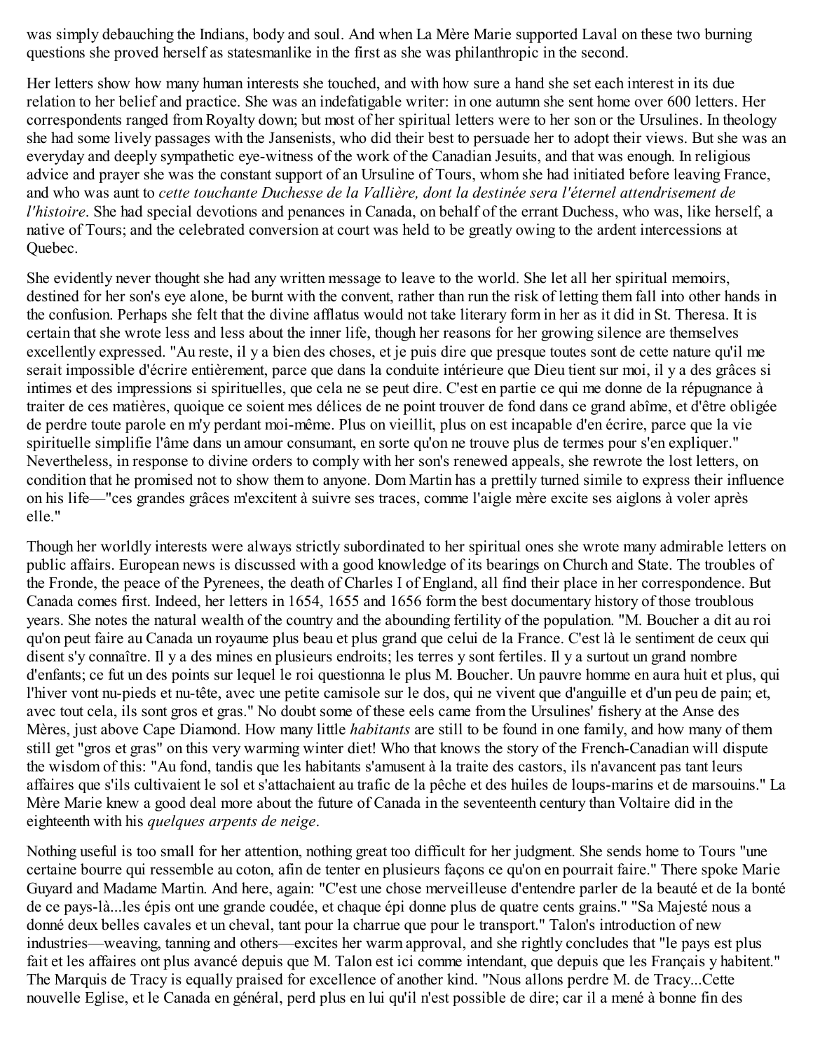was simply debauching the Indians, body and soul. And when La Mère Marie supported Laval on these two burning questions she proved herself as statesmanlike in the first as she was philanthropic in the second.

Her letters show how many human interests she touched, and with how sure a hand she set each interest in its due relation to her belief and practice. She was an indefatigable writer: in one autumn she sent home over 600 letters. Her correspondents ranged from Royalty down; but most of her spiritual letters were to her son or the Ursulines. In theology she had some lively passages with the Jansenists, who did their best to persuade her to adopt their views. But she was an everyday and deeply sympathetic eye-witness of the work of the Canadian Jesuits, and that was enough. In religious advice and prayer she was the constant support of an Ursuline of Tours, whom she had initiated before leaving France, and who was aunt to *cette touchante Duchesse de la Vallière, dont la destinée sera l'éternel attendrisement de l'histoire*. She had special devotions and penances in Canada, on behalf of the errant Duchess, who was, like herself, a native of Tours; and the celebrated conversion at court was held to be greatly owing to the ardent intercessions at Quebec.

She evidently never thought she had any written message to leave to the world. She let all her spiritual memoirs, destined for her son's eye alone, be burnt with the convent, rather than run the risk of letting them fall into other hands in the confusion. Perhaps she felt that the divine afflatus would not take literary form in her as it did in St. Theresa. It is certain that she wrote less and less about the inner life, though her reasons for her growing silence are themselves excellently expressed. "Au reste, il y a bien des choses, et je puis dire que presque toutes sont de cette nature qu'il me serait impossible d'écrire entièrement, parce que dans la conduite intérieure que Dieu tient sur moi, il y a des grâces si intimes et des impressions si spirituelles, que cela ne se peut dire. C'est en partie ce qui me donne de la répugnance à traiter de ces matières, quoique ce soient mes délices de ne point trouver de fond dans ce grand abîme, et d'être obligée de perdre toute parole en m'y perdant moi-même. Plus on vieillit, plus on est incapable d'en écrire, parce que la vie spirituelle simplifie l'âme dans un amour consumant, en sorte qu'on ne trouve plus de termes pour s'en expliquer." Nevertheless, in response to divine orders to comply with her son's renewed appeals, she rewrote the lost letters, on condition that he promised not to show them to anyone. Dom Martin has a prettily turned simile to express their influence on his life—"ces grandes grâces m'excitent à suivre ses traces, comme l'aigle mère excite ses aiglons à voler après elle."

Though her worldly interests were always strictly subordinated to her spiritual ones she wrote many admirable letters on public affairs. European news is discussed with a good knowledge of its bearings on Church and State. The troubles of the Fronde, the peace of the Pyrenees, the death of Charles I of England, all find their place in her correspondence. But Canada comes first. Indeed, her letters in 1654, 1655 and 1656 form the best documentary history of those troublous years. She notes the natural wealth of the country and the abounding fertility of the population. "M. Boucher a dit au roi qu'on peut faire au Canada un royaume plus beau et plus grand que celui de la France. C'est là le sentiment de ceux qui disent s'y connaître. Il y a des mines en plusieurs endroits; les terres y sont fertiles. Il y a surtout un grand nombre d'enfants; ce fut un des points sur lequel le roi questionna le plus M. Boucher. Un pauvre homme en aura huit et plus, qui l'hiver vont nu-pieds et nu-tête, avec une petite camisole sur le dos, qui ne vivent que d'anguille et d'un peu de pain; et, avec tout cela, ils sont gros et gras." No doubt some of these eels came from the Ursulines' fishery at the Anse des Mères, just above Cape Diamond. How many little *habitants* are still to be found in one family, and how many of them still get "gros et gras" on this very warming winter diet! Who that knows the story of the French-Canadian will dispute the wisdom of this: "Au fond, tandis que les habitants s'amusent à la traite des castors, ils n'avancent pas tant leurs affaires que s'ils cultivaient le sol et s'attachaient au trafic de la pêche et des huiles de loups-marins et de marsouins." La Mère Marie knew a good deal more about the future of Canada in the seventeenth century than Voltaire did in the eighteenth with his *quelques arpents de neige*.

Nothing useful is too small for her attention, nothing great too difficult for her judgment. She sends home to Tours "une certaine bourre qui ressemble au coton, afin de tenter en plusieurs façons ce qu'on en pourrait faire." There spoke Marie Guyard and Madame Martin. And here, again: "C'est une chose merveilleuse d'entendre parler de la beauté et de la bonté de ce pays-là...les épis ont une grande coudée, et chaque épi donne plus de quatre cents grains." "Sa Majesté nous a donné deux belles cavales et un cheval, tant pour la charrue que pour le transport." Talon's introduction of new industries—weaving, tanning and others—excites her warm approval, and she rightly concludes that "le pays est plus fait et les affaires ont plus avancé depuis que M. Talon est ici comme intendant, que depuis que les Français y habitent." The Marquis de Tracy is equally praised for excellence of another kind. "Nous allons perdre M. de Tracy...Cette nouvelle Eglise, et le Canada en général, perd plus en lui qu'il n'est possible de dire; car il a mené à bonne fin des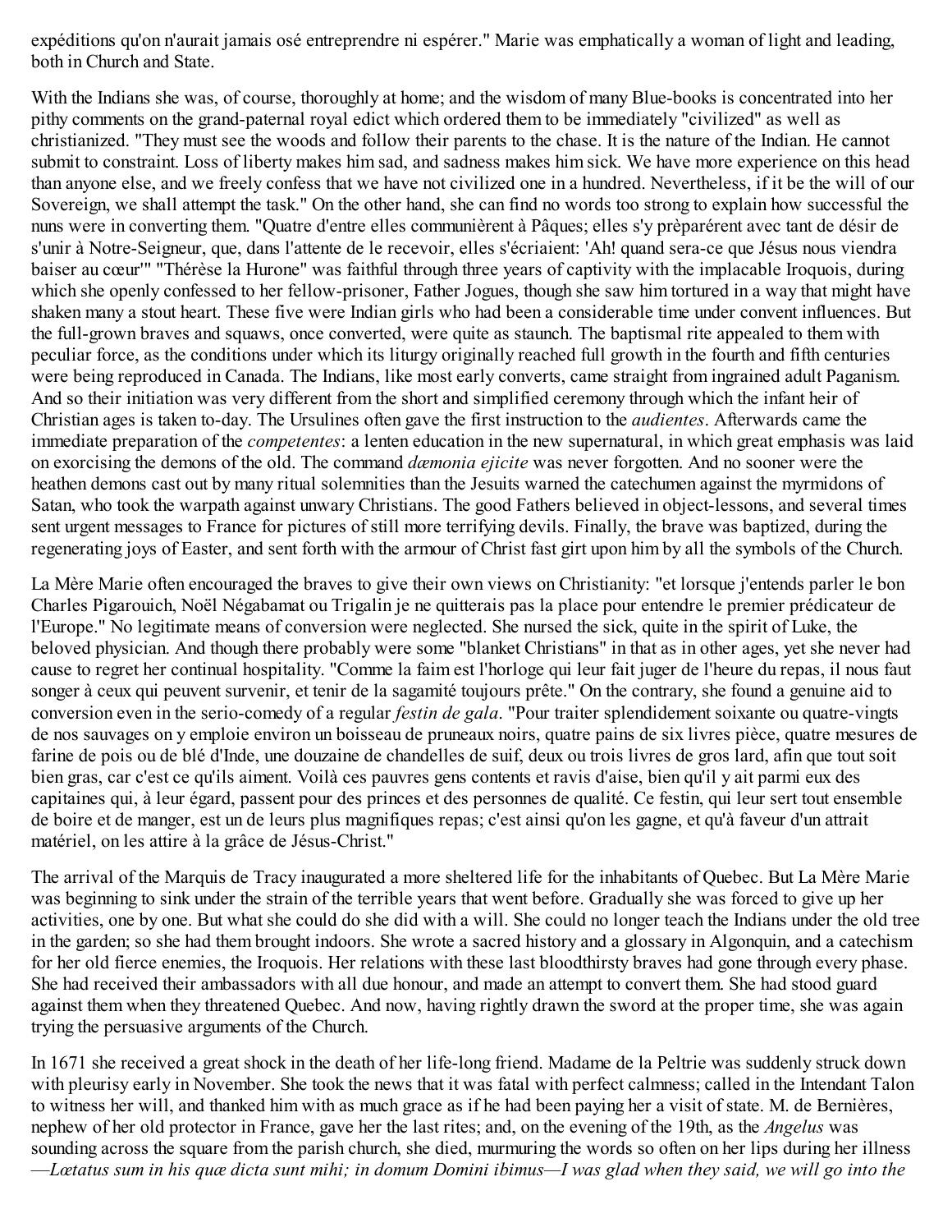expéditions qu'on n'aurait jamais osé entreprendre ni espérer." Marie was emphatically a woman of light and leading, both in Church and State.

With the Indians she was, of course, thoroughly at home; and the wisdom of many Blue-books is concentrated into her pithy comments on the grand-paternal royal edict which ordered them to be immediately "civilized" as well as christianized. "They must see the woods and follow their parents to the chase. It is the nature of the Indian. He cannot submit to constraint. Loss of liberty makes him sad, and sadness makes him sick. We have more experience on this head than anyone else, and we freely confess that we have not civilized one in a hundred. Nevertheless, if it be the will of our Sovereign, we shall attempt the task." On the other hand, she can find no words too strong to explain how successful the nuns were in converting them. "Quatre d'entre elles communièrent à Pâques; elles s'y prèparérent avec tant de désir de s'unir à Notre-Seigneur, que, dans l'attente de le recevoir, elles s'écriaient: 'Ah! quand sera-ce que Jésus nous viendra baiser au cœur'" "Thérèse la Hurone" was faithful through three years of captivity with the implacable Iroquois, during which she openly confessed to her fellow-prisoner, Father Jogues, though she saw him tortured in a way that might have shaken many a stout heart. These five were Indian girls who had been a considerable time under convent influences. But the full-grown braves and squaws, once converted, were quite as staunch. The baptismal rite appealed to them with peculiar force, as the conditions under which its liturgy originally reached full growth in the fourth and fifth centuries were being reproduced in Canada. The Indians, like most early converts, came straight from ingrained adult Paganism. And so their initiation was very different from the short and simplified ceremony through which the infant heir of Christian ages is taken to-day. The Ursulines often gave the first instruction to the *audientes*. Afterwards came the immediate preparation of the *competentes*: a lenten education in the new supernatural, in which great emphasis was laid on exorcising the demons of the old. The command *dœmonia ejicite* was never forgotten. And no sooner were the heathen demons cast out by many ritual solemnities than the Jesuits warned the catechumen against the myrmidons of Satan, who took the warpath against unwary Christians. The good Fathers believed in object-lessons, and several times sent urgent messages to France for pictures of still more terrifying devils. Finally, the brave was baptized, during the regenerating joys of Easter, and sent forth with the armour of Christ fast girt upon him by all the symbols of the Church.

La Mère Marie often encouraged the braves to give their own views on Christianity: "et lorsque j'entends parler le bon Charles Pigarouich, Noël Négabamat ou Trigalin je ne quitterais pas la place pour entendre le premier prédicateur de l'Europe." No legitimate means of conversion were neglected. She nursed the sick, quite in the spirit of Luke, the beloved physician. And though there probably were some "blanket Christians" in that as in other ages, yet she never had cause to regret her continual hospitality. "Comme la faim est l'horloge qui leur fait juger de l'heure du repas, il nous faut songer à ceux qui peuvent survenir, et tenir de la sagamité toujours prête." On the contrary, she found a genuine aid to conversion even in the serio-comedy of a regular *festin de gala*. "Pour traiter splendidement soixante ou quatre-vingts de nos sauvages on y emploie environ un boisseau de pruneaux noirs, quatre pains de six livres pièce, quatre mesures de farine de pois ou de blé d'Inde, une douzaine de chandelles de suif, deux ou trois livres de gros lard, afin que tout soit bien gras, car c'est ce qu'ils aiment. Voilà ces pauvres gens contents et ravis d'aise, bien qu'il y ait parmi eux des capitaines qui, à leur égard, passent pour des princes et des personnes de qualité. Ce festin, qui leur sert tout ensemble de boire et de manger, est un de leurs plus magnifiques repas; c'est ainsi qu'on les gagne, et qu'à faveur d'un attrait matériel, on les attire à la grâce de Jésus-Christ."

The arrival of the Marquis de Tracy inaugurated a more sheltered life for the inhabitants of Quebec. But La Mère Marie was beginning to sink under the strain of the terrible years that went before. Gradually she was forced to give up her activities, one by one. But what she could do she did with a will. She could no longer teach the Indians under the old tree in the garden; so she had them brought indoors. She wrote a sacred history and a glossary in Algonquin, and a catechism for her old fierce enemies, the Iroquois. Her relations with these last bloodthirsty braves had gone through every phase. She had received their ambassadors with all due honour, and made an attempt to convert them. She had stood guard against them when they threatened Quebec. And now, having rightly drawn the sword at the proper time, she was again trying the persuasive arguments of the Church.

In 1671 she received a great shock in the death of her life-long friend. Madame de la Peltrie was suddenly struck down with pleurisy early in November. She took the news that it was fatal with perfect calmness; called in the Intendant Talon to witness her will, and thanked him with as much grace as if he had been paying her a visit of state. M. de Bernières, nephew of her old protector in France, gave her the last rites; and, on the evening of the 19th, as the *Angelus* was sounding across the square from the parish church, she died, murmuring the words so often on her lips during her illness —*Lœtatus sum in his quœ dicta sunt mihi; in domum Domini ibimus—I was glad when they said, we will go into the*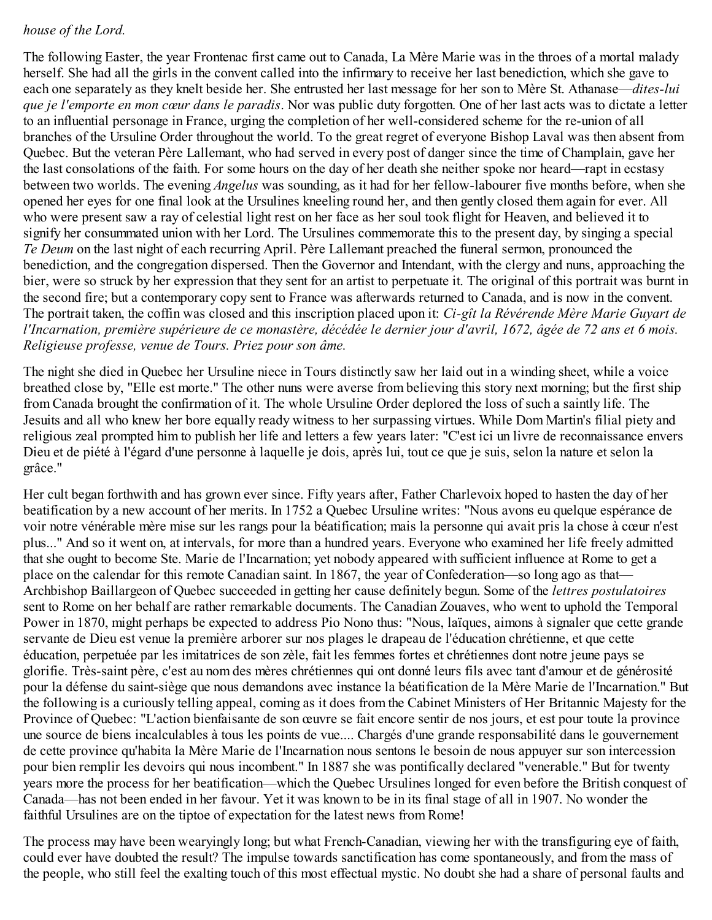*house of the Lord.*

The following Easter, the year Frontenac first came out to Canada, La Mère Marie was in the throes of a mortal malady herself. She had all the girls in the convent called into the infirmary to receive her last benediction, which she gave to each one separately as they knelt beside her. She entrusted her last message for her son to Mère St. Athanase—*dites-lui que je l'emporte en mon cœur dans le paradis*. Nor was public duty forgotten. One of her last acts was to dictate a letter to an influential personage in France, urging the completion of her well-considered scheme for the re-union of all branches of the Ursuline Order throughout the world. To the great regret of everyone Bishop Laval was then absent from Quebec. But the veteran Père Lallemant, who had served in every post of danger since the time of Champlain, gave her the last consolations of the faith. For some hours on the day of her death she neither spoke nor heard—rapt in ecstasy between two worlds. The evening *Angelus* was sounding, as it had for her fellow-labourer five months before, when she opened her eyes for one final look at the Ursulines kneeling round her, and then gently closed them again for ever. All who were present saw a ray of celestial light rest on her face as her soul took flight for Heaven, and believed it to signify her consummated union with her Lord. The Ursulines commemorate this to the present day, by singing a special *Te Deum* on the last night of each recurring April. Père Lallemant preached the funeral sermon, pronounced the benediction, and the congregation dispersed. Then the Governor and Intendant, with the clergy and nuns, approaching the bier, were so struck by her expression that they sent for an artist to perpetuate it. The original of this portrait was burnt in the second fire; but a contemporary copy sent to France was afterwards returned to Canada, and is now in the convent. The portrait taken, the coffin was closed and this inscription placed upon it: *Ci-gît la Révérende Mère Marie Guyart de l'Incarnation, première supérieure de ce monastère, décédée le dernier jour d'avril, 1672, âgée de 72 ans et 6 mois. Religieuse professe, venue de Tours. Priez pour son âme.*

The night she died in Quebec her Ursuline niece in Tours distinctly saw her laid out in a winding sheet, while a voice breathed close by, "Elle est morte." The other nuns were averse from believing this story next morning; but the first ship from Canada brought the confirmation of it. The whole Ursuline Order deplored the loss of such a saintly life. The Jesuits and all who knew her bore equally ready witness to her surpassing virtues. While Dom Martin's filial piety and religious zeal prompted him to publish her life and letters a few years later: "C'est ici un livre de reconnaissance envers Dieu et de piété à l'égard d'une personne à laquelle je dois, après lui, tout ce que je suis, selon la nature et selon la grâce."

Her cult began forthwith and has grown ever since. Fifty years after, Father Charlevoix hoped to hasten the day of her beatification by a new account of her merits. In 1752 a Quebec Ursuline writes: "Nous avons eu quelque espérance de voir notre vénérable mère mise sur les rangs pour la béatification; mais la personne qui avait pris la chose à cœur n'est plus..." And so it went on, at intervals, for more than a hundred years. Everyone who examined her life freely admitted that she ought to become Ste. Marie de l'Incarnation; yet nobody appeared with sufficient influence at Rome to get a place on the calendar for this remote Canadian saint. In 1867, the year of Confederation—so long ago as that—Archbishop Baillargeon of Quebec succeeded in getting her cause definitely begun. Some of the *lettres postulatoires* sent to Rome on her behalf are rather remarkable documents. The Canadian Zouaves, who went to uphold the Temporal Power in 1870, might perhaps be expected to address Pio Nono thus: "Nous, laïques, aimons à signaler que cette grande servante de Dieu est venue la première arborer sur nos plages le drapeau de l'éducation chrétienne, et que cette éducation, perpetuée par les imitatrices de son zèle, fait les femmes fortes et chrétiennes dont notre jeune pays se glorifie. Très-saint père, c'est au nom des mères chrétiennes qui ont donné leurs fils avec tant d'amour et de générosité pour la défense du saint-siège que nous demandons avec instance la béatification de la Mère Marie de l'Incarnation." But the following is a curiously telling appeal, coming as it does from the Cabinet Ministers of Her Britannic Majesty for the Province of Quebec: "L'action bienfaisante de son œuvre se fait encore sentir de nos jours, et est pour toute la province une source de biens incalculables à tous les points de vue.... Chargés d'une grande responsabilité dans le gouvernement de cette province qu'habita la Mère Marie de l'Incarnation nous sentons le besoin de nous appuyer sur son intercession pour bien remplir les devoirs qui nous incombent." In 1887 she was pontifically declared "venerable." But for twenty years more the process for her beatification—which the Quebec Ursulines longed for even before the British conquest of Canada—has not been ended in her favour. Yet it was known to be in its final stage of all in 1907. No wonder the faithful Ursulines are on the tiptoe of expectation for the latest news from Rome!

The process may have been wearyingly long; but what French-Canadian, viewing her with the transfiguring eye of faith, could ever have doubted the result? The impulse towards sanctification has come spontaneously, and from the mass of the people, who still feel the exalting touch of this most effectual mystic. No doubt she had a share of personal faults and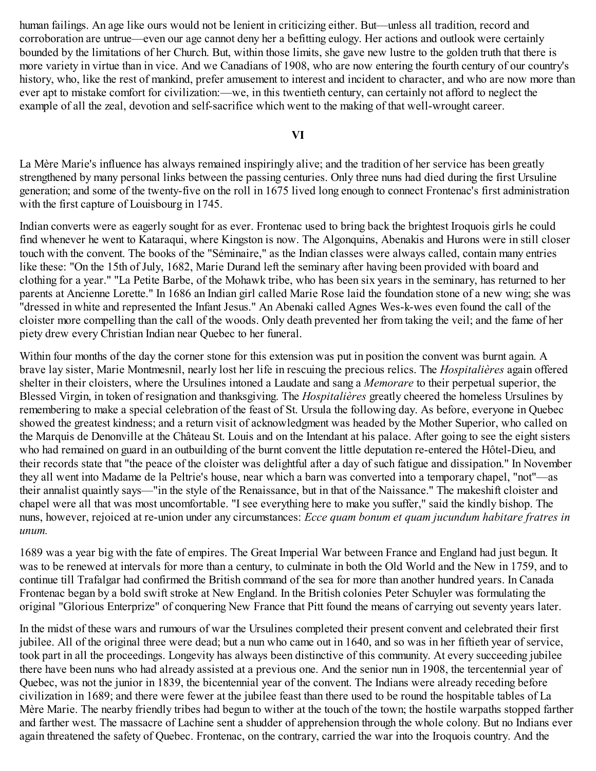human failings. An age like ours would not be lenient in criticizing either. But—unless all tradition, record and corroboration are untrue—even our age cannot deny her a befitting eulogy. Her actions and outlook were certainly bounded by the limitations of her Church. But, within those limits, she gave new lustre to the golden truth that there is more variety in virtue than in vice. And we Canadians of 1908, who are now entering the fourth century of our country's history, who, like the rest of mankind, prefer amusement to interest and incident to character, and who are now more than ever apt to mistake comfort for civilization:—we, in this twentieth century, can certainly not afford to neglect the example of all the zeal, devotion and self-sacrifice which went to the making of that well-wrought career.

## VI

La Mère Marie's influence has always remained inspiringly alive; and the tradition of her service has been greatly strengthened by many personal links between the passing centuries. Only three nuns had died during the first Ursuline generation; and some of the twenty-five on the roll in 1675 lived long enough to connect Frontenac's first administration with the first capture of Louisbourg in 1745.

Indian converts were as eagerly sought for as ever. Frontenac used to bring back the brightest Iroquois girls he could find whenever he went to Kataraqui, where Kingston is now. The Algonquins, Abenakis and Hurons were in still closer touch with the convent. The books of the "Séminaire," as the Indian classes were always called, contain many entries like these: "On the 15th of July, 1682, Marie Durand left the seminary after having been provided with board and clothing for a year." "La Petite Barbe, of the Mohawk tribe, who has been six years in the seminary, has returned to her parents at Ancienne Lorette." In 1686 an Indian girl called Marie Rose laid the foundation stone of a new wing; she was "dressed in white and represented the Infant Jesus." An Abenaki called Agnes Wes-k-wes even found the call of the cloister more compelling than the call of the woods. Only death prevented her from taking the veil; and the fame of her piety drew every Christian Indian near Quebec to her funeral.

Within four months of the day the corner stone for this extension was put in position the convent was burnt again. A brave lay sister, Marie Montmesnil, nearly lost her life in rescuing the precious relics. The *Hospitalières* again offered shelter in their cloisters, where the Ursulines intoned a Laudate and sang a *Memorare* to their perpetual superior, the Blessed Virgin, in token of resignation and thanksgiving. The *Hospitalières* greatly cheered the homeless Ursulines by remembering to make a special celebration of the feast of St. Ursula the following day. As before, everyone in Quebec showed the greatest kindness; and a return visit of acknowledgment was headed by the Mother Superior, who called on the Marquis de Denonville at the Château St. Louis and on the Intendant at his palace. After going to see the eight sisters who had remained on guard in an outbuilding of the burnt convent the little deputation re-entered the Hôtel-Dieu, and their records state that "the peace of the cloister was delightful after a day of such fatigue and dissipation." In November they all went into Madame de la Peltrie's house, near which a barn was converted into a temporary chapel, "not"—as their annalist quaintly says—"in the style of the Renaissance, but in that of the Naissance." The makeshift cloister and chapel were all that was most uncomfortable. "I see everything here to make you suffer," said the kindly bishop. The nuns, however, rejoiced at re-union under any circumstances: *Ecce quam bonum et quam jucundum habitare fratres in unum.*

1689 was a year big with the fate of empires. The Great Imperial War between France and England had just begun. It was to be renewed at intervals for more than a century, to culminate in both the Old World and the New in 1759, and to continue till Trafalgar had confirmed the British command of the sea for more than another hundred years. In Canada Frontenac began by a bold swift stroke at New England. In the British colonies Peter Schuyler was formulating the original "Glorious Enterprize" of conquering New France that Pitt found the means of carrying out seventy years later.

In the midst of these wars and rumours of war the Ursulines completed their present convent and celebrated their first jubilee. All of the original three were dead; but a nun who came out in 1640, and so was in her fiftieth year of service, took part in all the proceedings. Longevity has always been distinctive of this community. At every succeeding jubilee there have been nuns who had already assisted at a previous one. And the senior nun in 1908, the tercentennial year of Quebec, was not the junior in 1839, the bicentennial year of the convent. The Indians were already receding before civilization in 1689; and there were fewer at the jubilee feast than there used to be round the hospitable tables of La Mère Marie. The nearby friendly tribes had begun to wither at the touch of the town; the hostile warpaths stopped farther and farther west. The massacre of Lachine sent a shudder of apprehension through the whole colony. But no Indians ever again threatened the safety of Quebec. Frontenac, on the contrary, carried the war into the Iroquois country. And the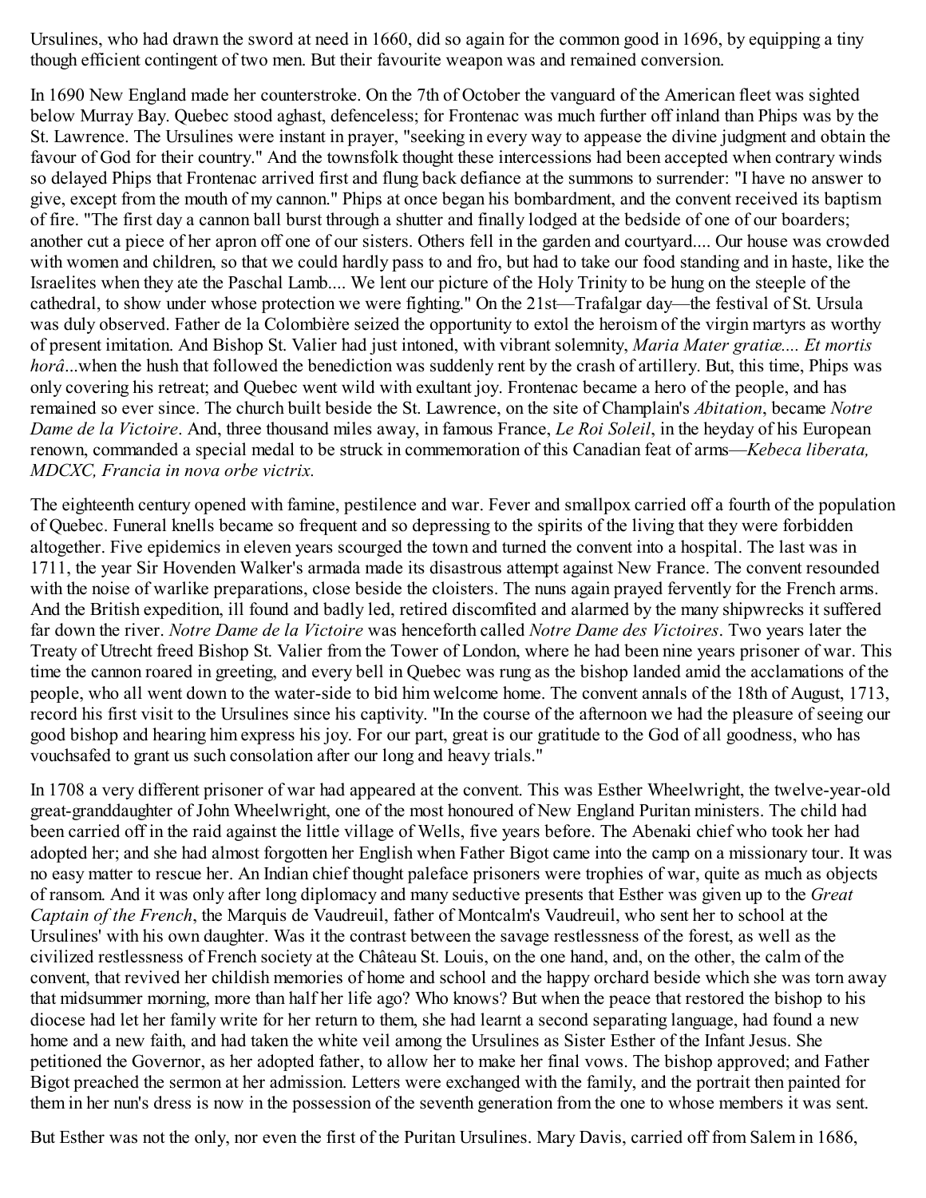Ursulines, who had drawn the sword at need in 1660, did so again for the common good in 1696, by equipping a tiny though efficient contingent of two men. But their favourite weapon was and remained conversion.

In 1690 New England made her counterstroke. On the 7th of October the vanguard of the American fleet was sighted below Murray Bay. Quebec stood aghast, defenceless; for Frontenac was much further off inland than Phips was by the St. Lawrence. The Ursulines were instant in prayer, "seeking in every way to appease the divine judgment and obtain the favour of God for their country." And the townsfolk thought these intercessions had been accepted when contrary winds so delayed Phips that Frontenac arrived first and flung back defiance at the summons to surrender: "I have no answer to give, except from the mouth of my cannon." Phips at once began his bombardment, and the convent received its baptism of fire. "The first day a cannon ball burst through a shutter and finally lodged at the bedside of one of our boarders; another cut a piece of her apron off one of our sisters. Others fell in the garden and courtyard.... Our house was crowded with women and children, so that we could hardly pass to and fro, but had to take our food standing and in haste, like the Israelites when they ate the Paschal Lamb.... We lent our picture of the Holy Trinity to be hung on the steeple of the cathedral, to show under whose protection we were fighting." On the 21st—Trafalgar day—the festival of St. Ursula was duly observed. Father de la Colombière seized the opportunity to extol the heroism of the virgin martyrs as worthy of present imitation. And Bishop St. Valier had just intoned, with vibrant solemnity, *Maria Mater gratiæ.... Et mortis horâ*...when the hush that followed the benediction was suddenly rent by the crash of artillery. But, this time, Phips was only covering his retreat; and Quebec went wild with exultant joy. Frontenac became a hero of the people, and has remained so ever since. The church built beside the St. Lawrence, on the site of Champlain's *Abitation*, became *Notre Dame de la Victoire*. And, three thousand miles away, in famous France, *Le Roi Soleil*, in the heyday of his European renown, commanded a special medal to be struck in commemoration of this Canadian feat of arms—*Kebeca liberata, MDCXC, Francia in nova orbe victrix.*

The eighteenth century opened with famine, pestilence and war. Fever and smallpox carried off a fourth of the population of Quebec. Funeral knells became so frequent and so depressing to the spirits of the living that they were forbidden altogether. Five epidemics in eleven years scourged the town and turned the convent into a hospital. The last was in 1711, the year Sir Hovenden Walker's armada made its disastrous attempt against New France. The convent resounded with the noise of warlike preparations, close beside the cloisters. The nuns again prayed fervently for the French arms. And the British expedition, ill found and badly led, retired discomfited and alarmed by the many shipwrecks it suffered far down the river. *Notre Dame de la Victoire* was henceforth called *Notre Dame des Victoires*. Two years later the Treaty of Utrecht freed Bishop St. Valier from the Tower of London, where he had been nine years prisoner of war. This time the cannon roared in greeting, and every bell in Quebec was rung as the bishop landed amid the acclamations of the people, who all went down to the water-side to bid him welcome home. The convent annals of the 18th of August, 1713, record his first visit to the Ursulines since his captivity. "In the course of the afternoon we had the pleasure of seeing our good bishop and hearing him express his joy. For our part, great is our gratitude to the God of all goodness, who has vouchsafed to grant us such consolation after our long and heavy trials."

In 1708 a very different prisoner of war had appeared at the convent. This was Esther Wheelwright, the twelve-year-old great-granddaughter of John Wheelwright, one of the most honoured of New England Puritan ministers. The child had been carried off in the raid against the little village of Wells, five years before. The Abenaki chief who took her had adopted her; and she had almost forgotten her English when Father Bigot came into the camp on a missionary tour. It was no easy matter to rescue her. An Indian chief thought paleface prisoners were trophies of war, quite as much as objects of ransom. And it was only after long diplomacy and many seductive presents that Esther was given up to the *Great Captain of the French*, the Marquis de Vaudreuil, father of Montcalm's Vaudreuil, who sent her to school at the Ursulines' with his own daughter. Was it the contrast between the savage restlessness of the forest, as well as the civilized restlessness of French society at the Château St. Louis, on the one hand, and, on the other, the calm of the convent, that revived her childish memories of home and school and the happy orchard beside which she was torn away that midsummer morning, more than half her life ago? Who knows? But when the peace that restored the bishop to his diocese had let her family write for her return to them, she had learnt a second separating language, had found a new home and a new faith, and had taken the white veil among the Ursulines as Sister Esther of the Infant Jesus. She petitioned the Governor, as her adopted father, to allow her to make her final vows. The bishop approved; and Father Bigot preached the sermon at her admission. Letters were exchanged with the family, and the portrait then painted for them in her nun's dress is now in the possession of the seventh generation from the one to whose members it was sent.

But Esther was not the only, nor even the first of the Puritan Ursulines. Mary Davis, carried off from Salem in 1686,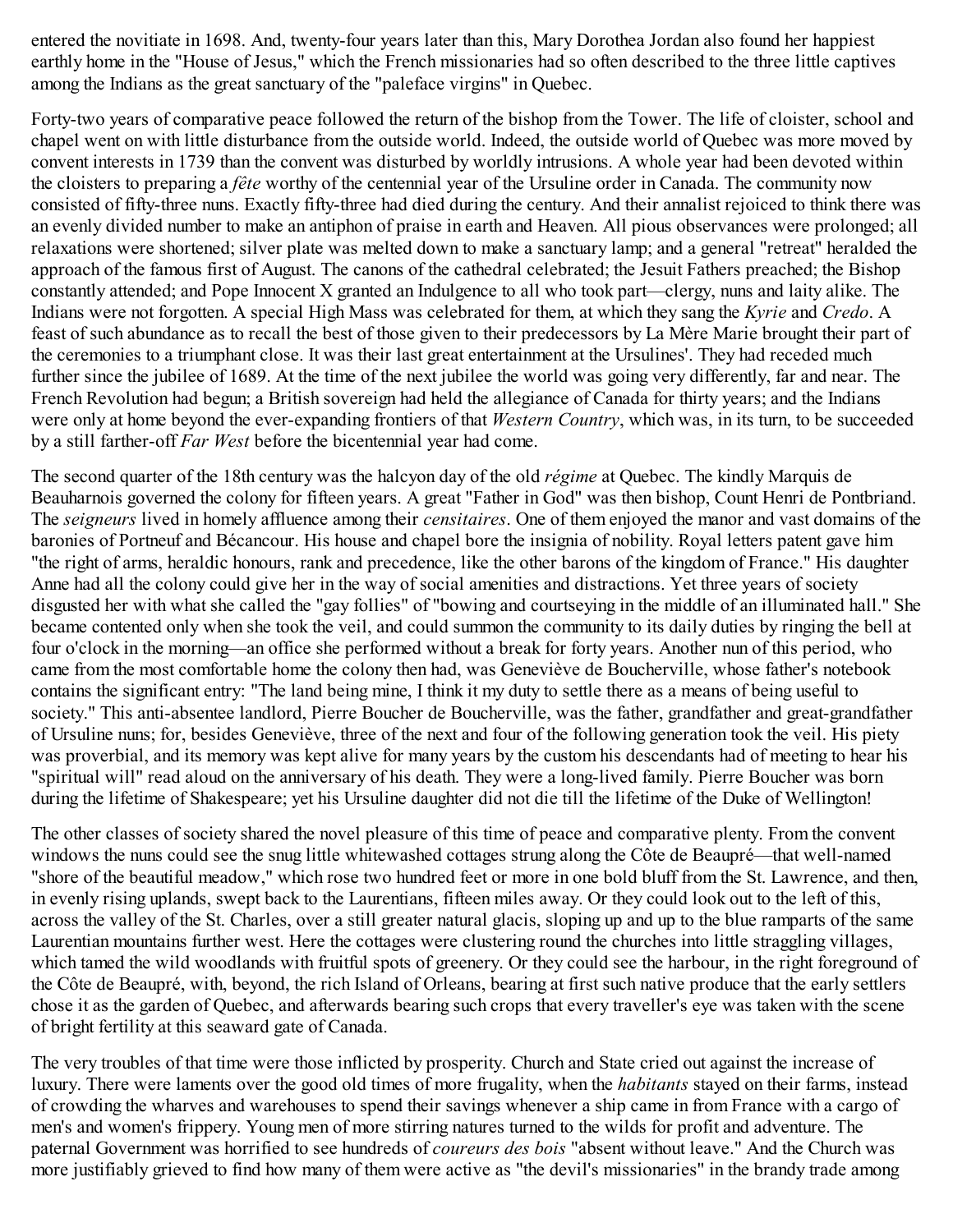entered the novitiate in 1698. And, twenty-four years later than this, Mary Dorothea Jordan also found her happiest earthly home in the "House of Jesus," which the French missionaries had so often described to the three little captives among the Indians as the great sanctuary of the "paleface virgins" in Quebec.

Forty-two years of comparative peace followed the return of the bishop from the Tower. The life of cloister, school and chapel went on with little disturbance from the outside world. Indeed, the outside world of Quebec was more moved by convent interests in 1739 than the convent was disturbed by worldly intrusions. A whole year had been devoted within the cloisters to preparing a *fête* worthy of the centennial year of the Ursuline order in Canada. The community now consisted of fifty-three nuns. Exactly fifty-three had died during the century. And their annalist rejoiced to think there was an evenly divided number to make an antiphon of praise in earth and Heaven. All pious observances were prolonged; all relaxations were shortened; silver plate was melted down to make a sanctuary lamp; and a general "retreat" heralded the approach of the famous first of August. The canons of the cathedral celebrated; the Jesuit Fathers preached; the Bishop constantly attended; and Pope Innocent X granted an Indulgence to all who took part—clergy, nuns and laity alike. The Indians were not forgotten. A special High Mass was celebrated for them, at which they sang the *Kyrie* and *Credo*. A feast of such abundance as to recall the best of those given to their predecessors by La Mère Marie brought their part of the ceremonies to a triumphant close. It was their last great entertainment at the Ursulines'. They had receded much further since the jubilee of 1689. At the time of the next jubilee the world was going very differently, far and near. The French Revolution had begun; a British sovereign had held the allegiance of Canada for thirty years; and the Indians were only at home beyond the ever-expanding frontiers of that *Western Country*, which was, in its turn, to be succeeded by a still farther-off *Far West* before the bicentennial year had come.

The second quarter of the 18th century was the halcyon day of the old *régime* at Quebec. The kindly Marquis de Beauharnois governed the colony for fifteen years. A great "Father in God" was then bishop, Count Henri de Pontbriand. The *seigneurs* lived in homely affluence among their *censitaires*. One of them enjoyed the manor and vast domains of the baronies of Portneuf and Bécancour. His house and chapel bore the insignia of nobility. Royal letters patent gave him "the right of arms, heraldic honours, rank and precedence, like the other barons of the kingdom of France." His daughter Anne had all the colony could give her in the way of social amenities and distractions. Yet three years of society disgusted her with what she called the "gay follies" of "bowing and courtseying in the middle of an illuminated hall." She became contented only when she took the veil, and could summon the community to its daily duties by ringing the bell at four o'clock in the morning—an office she performed without a break for forty years. Another nun of this period, who came from the most comfortable home the colony then had, was Geneviève de Boucherville, whose father's notebook contains the significant entry: "The land being mine, I think it my duty to settle there as a means of being useful to society." This anti-absentee landlord, Pierre Boucher de Boucherville, was the father, grandfather and great-grandfather of Ursuline nuns; for, besides Geneviève, three of the next and four of the following generation took the veil. His piety was proverbial, and its memory was kept alive for many years by the custom his descendants had of meeting to hear his "spiritual will" read aloud on the anniversary of his death. They were a long-lived family. Pierre Boucher was born during the lifetime of Shakespeare; yet his Ursuline daughter did not die till the lifetime of the Duke of Wellington!

The other classes of society shared the novel pleasure of this time of peace and comparative plenty. From the convent windows the nuns could see the snug little whitewashed cottages strung along the Côte de Beaupré—that well-named "shore of the beautiful meadow," which rose two hundred feet or more in one bold bluff from the St. Lawrence, and then, in evenly rising uplands, swept back to the Laurentians, fifteen miles away. Or they could look out to the left of this, across the valley of the St. Charles, over a still greater natural glacis, sloping up and up to the blue ramparts of the same Laurentian mountains further west. Here the cottages were clustering round the churches into little straggling villages, which tamed the wild woodlands with fruitful spots of greenery. Or they could see the harbour, in the right foreground of the Côte de Beaupré, with, beyond, the rich Island of Orleans, bearing at first such native produce that the early settlers chose it as the garden of Quebec, and afterwards bearing such crops that every traveller's eye was taken with the scene of bright fertility at this seaward gate of Canada.

The very troubles of that time were those inflicted by prosperity. Church and State cried out against the increase of luxury. There were laments over the good old times of more frugality, when the *habitants* stayed on their farms, instead of crowding the wharves and warehouses to spend their savings whenever a ship came in from France with a cargo of men's and women's frippery. Young men of more stirring natures turned to the wilds for profit and adventure. The paternal Government was horrified to see hundreds of *coureurs des bois* "absent without leave." And the Church was more justifiably grieved to find how many of them were active as "the devil's missionaries" in the brandy trade among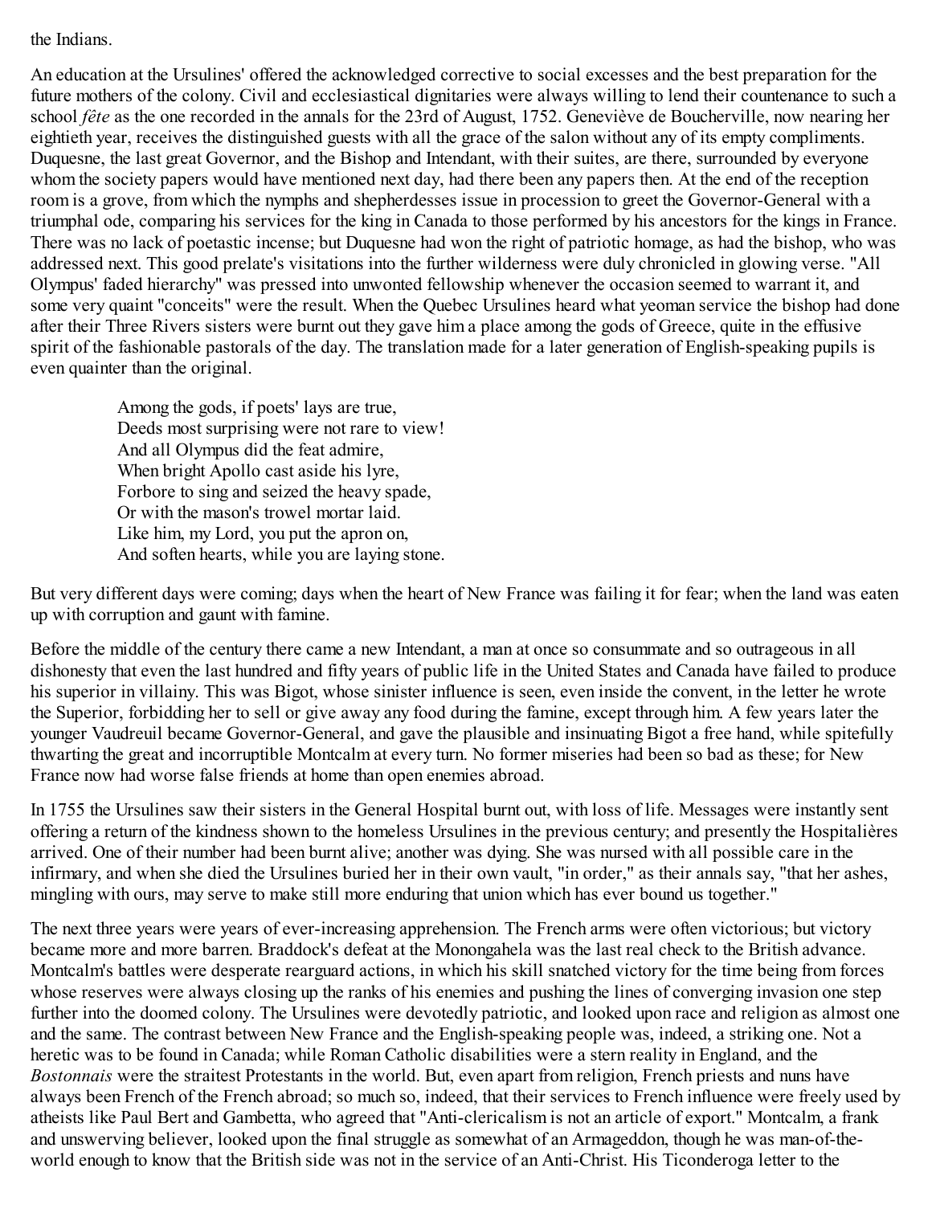the Indians.

An education at the Ursulines' offered the acknowledged corrective to social excesses and the best preparation for the future mothers of the colony. Civil and ecclesiastical dignitaries were always willing to lend their countenance to such a school *fête* as the one recorded in the annals for the 23rd of August, 1752. Geneviève de Boucherville, now nearing her eightieth year, receives the distinguished guests with all the grace of the salon without any of its empty compliments. Duquesne, the last great Governor, and the Bishop and Intendant, with their suites, are there, surrounded by everyone whom the society papers would have mentioned next day, had there been any papers then. At the end of the reception room is a grove, from which the nymphs and shepherdesses issue in procession to greet the Governor-General with a triumphal ode, comparing his services for the king in Canada to those performed by his ancestors for the kings in France. There was no lack of poetastic incense; but Duquesne had won the right of patriotic homage, as had the bishop, who was addressed next. This good prelate's visitations into the further wilderness were duly chronicled in glowing verse. "All Olympus' faded hierarchy" was pressed into unwonted fellowship whenever the occasion seemed to warrant it, and some very quaint "conceits" were the result. When the Quebec Ursulines heard what yeoman service the bishop had done after their Three Rivers sisters were burnt out they gave him a place among the gods of Greece, quite in the effusive spirit of the fashionable pastorals of the day. The translation made for a later generation of English-speaking pupils is even quainter than the original.

> Among the gods, if poets' lays are true,
> Deeds most surprising were not rare to view!
> And all Olympus did the feat admire,
> When bright Apollo cast aside his lyre,
> Forbore to sing and seized the heavy spade,
> Or with the mason's trowel mortar laid.
> Like him, my Lord, you put the apron on,
> And soften hearts, while you are laying stone.

But very different days were coming; days when the heart of New France was failing it for fear; when the land was eaten up with corruption and gaunt with famine.

Before the middle of the century there came a new Intendant, a man at once so consummate and so outrageous in all dishonesty that even the last hundred and fifty years of public life in the United States and Canada have failed to produce his superior in villainy. This was Bigot, whose sinister influence is seen, even inside the convent, in the letter he wrote the Superior, forbidding her to sell or give away any food during the famine, except through him. A few years later the younger Vaudreuil became Governor-General, and gave the plausible and insinuating Bigot a free hand, while spitefully thwarting the great and incorruptible Montcalm at every turn. No former miseries had been so bad as these; for New France now had worse false friends at home than open enemies abroad.

In 1755 the Ursulines saw their sisters in the General Hospital burnt out, with loss of life. Messages were instantly sent offering a return of the kindness shown to the homeless Ursulines in the previous century; and presently the Hospitalières arrived. One of their number had been burnt alive; another was dying. She was nursed with all possible care in the infirmary, and when she died the Ursulines buried her in their own vault, "in order," as their annals say, "that her ashes, mingling with ours, may serve to make still more enduring that union which has ever bound us together."

The next three years were years of ever-increasing apprehension. The French arms were often victorious; but victory became more and more barren. Braddock's defeat at the Monongahela was the last real check to the British advance. Montcalm's battles were desperate rearguard actions, in which his skill snatched victory for the time being from forces whose reserves were always closing up the ranks of his enemies and pushing the lines of converging invasion one step further into the doomed colony. The Ursulines were devotedly patriotic, and looked upon race and religion as almost one and the same. The contrast between New France and the English-speaking people was, indeed, a striking one. Not a heretic was to be found in Canada; while Roman Catholic disabilities were a stern reality in England, and the *Bostonnais* were the straitest Protestants in the world. But, even apart from religion, French priests and nuns have always been French of the French abroad; so much so, indeed, that their services to French influence were freely used by atheists like Paul Bert and Gambetta, who agreed that "Anti-clericalism is not an article of export." Montcalm, a frank and unswerving believer, looked upon the final struggle as somewhat of an Armageddon, though he was man-of-the-world enough to know that the British side was not in the service of an Anti-Christ. His Ticonderoga letter to the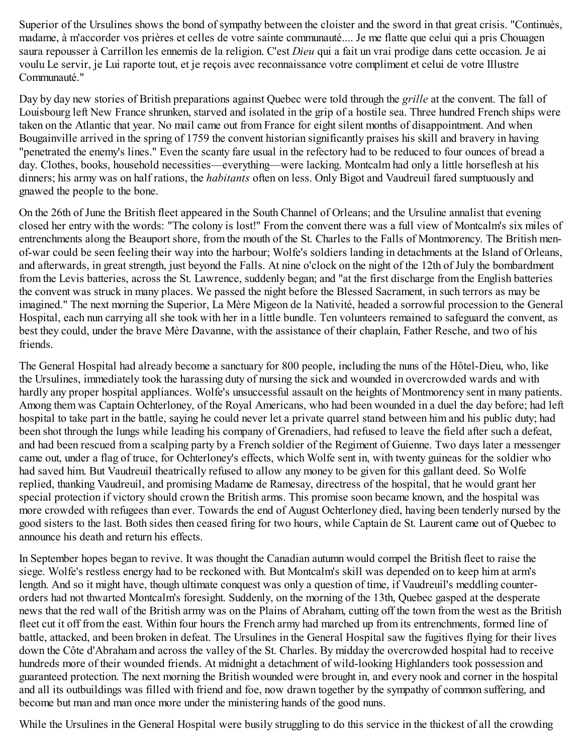Superior of the Ursulines shows the bond of sympathy between the cloister and the sword in that great crisis. "Continuès, madame, à m'accorder vos prières et celles de votre sainte communauté.... Je me flatte que celui qui a pris Chouagen saura repousser à Carrillon les ennemis de la religion. C'est *Dieu* qui a fait un vrai prodige dans cette occasion. Je ai voulu Le servir, je Lui raporte tout, et je reçois avec reconnaissance votre compliment et celui de votre Illustre Communauté."

Day by day new stories of British preparations against Quebec were told through the *grille* at the convent. The fall of Louisbourg left New France shrunken, starved and isolated in the grip of a hostile sea. Three hundred French ships were taken on the Atlantic that year. No mail came out from France for eight silent months of disappointment. And when Bougainville arrived in the spring of 1759 the convent historian significantly praises his skill and bravery in having "penetrated the enemy's lines." Even the scanty fare usual in the refectory had to be reduced to four ounces of bread a day. Clothes, books, household necessities—everything—were lacking. Montcalm had only a little horseflesh at his dinners; his army was on half rations, the *habitants* often on less. Only Bigot and Vaudreuil fared sumptuously and gnawed the people to the bone.

On the 26th of June the British fleet appeared in the South Channel of Orleans; and the Ursuline annalist that evening closed her entry with the words: "The colony is lost!" From the convent there was a full view of Montcalm's six miles of entrenchments along the Beauport shore, from the mouth of the St. Charles to the Falls of Montmorency. The British men-of-war could be seen feeling their way into the harbour; Wolfe's soldiers landing in detachments at the Island of Orleans, and afterwards, in great strength, just beyond the Falls. At nine o'clock on the night of the 12th of July the bombardment from the Levis batteries, across the St. Lawrence, suddenly began; and "at the first discharge from the English batteries the convent was struck in many places. We passed the night before the Blessed Sacrament, in such terrors as may be imagined." The next morning the Superior, La Mère Migeon de la Nativité, headed a sorrowful procession to the General Hospital, each nun carrying all she took with her in a little bundle. Ten volunteers remained to safeguard the convent, as best they could, under the brave Mère Davanne, with the assistance of their chaplain, Father Resche, and two of his friends.

The General Hospital had already become a sanctuary for 800 people, including the nuns of the Hôtel-Dieu, who, like the Ursulines, immediately took the harassing duty of nursing the sick and wounded in overcrowded wards and with hardly any proper hospital appliances. Wolfe's unsuccessful assault on the heights of Montmorency sent in many patients. Among them was Captain Ochterloney, of the Royal Americans, who had been wounded in a duel the day before; had left hospital to take part in the battle, saying he could never let a private quarrel stand between him and his public duty; had been shot through the lungs while leading his company of Grenadiers, had refused to leave the field after such a defeat, and had been rescued from a scalping party by a French soldier of the Regiment of Guienne. Two days later a messenger came out, under a flag of truce, for Ochterloney's effects, which Wolfe sent in, with twenty guineas for the soldier who had saved him. But Vaudreuil theatrically refused to allow any money to be given for this gallant deed. So Wolfe replied, thanking Vaudreuil, and promising Madame de Ramesay, directress of the hospital, that he would grant her special protection if victory should crown the British arms. This promise soon became known, and the hospital was more crowded with refugees than ever. Towards the end of August Ochterloney died, having been tenderly nursed by the good sisters to the last. Both sides then ceased firing for two hours, while Captain de St. Laurent came out of Quebec to announce his death and return his effects.

In September hopes began to revive. It was thought the Canadian autumn would compel the British fleet to raise the siege. Wolfe's restless energy had to be reckoned with. But Montcalm's skill was depended on to keep him at arm's length. And so it might have, though ultimate conquest was only a question of time, if Vaudreuil's meddling counter-orders had not thwarted Montcalm's foresight. Suddenly, on the morning of the 13th, Quebec gasped at the desperate news that the red wall of the British army was on the Plains of Abraham, cutting off the town from the west as the British fleet cut it off from the east. Within four hours the French army had marched up from its entrenchments, formed line of battle, attacked, and been broken in defeat. The Ursulines in the General Hospital saw the fugitives flying for their lives down the Côte d'Abraham and across the valley of the St. Charles. By midday the overcrowded hospital had to receive hundreds more of their wounded friends. At midnight a detachment of wild-looking Highlanders took possession and guaranteed protection. The next morning the British wounded were brought in, and every nook and corner in the hospital and all its outbuildings was filled with friend and foe, now drawn together by the sympathy of common suffering, and become but man and man once more under the ministering hands of the good nuns.

While the Ursulines in the General Hospital were busily struggling to do this service in the thickest of all the crowding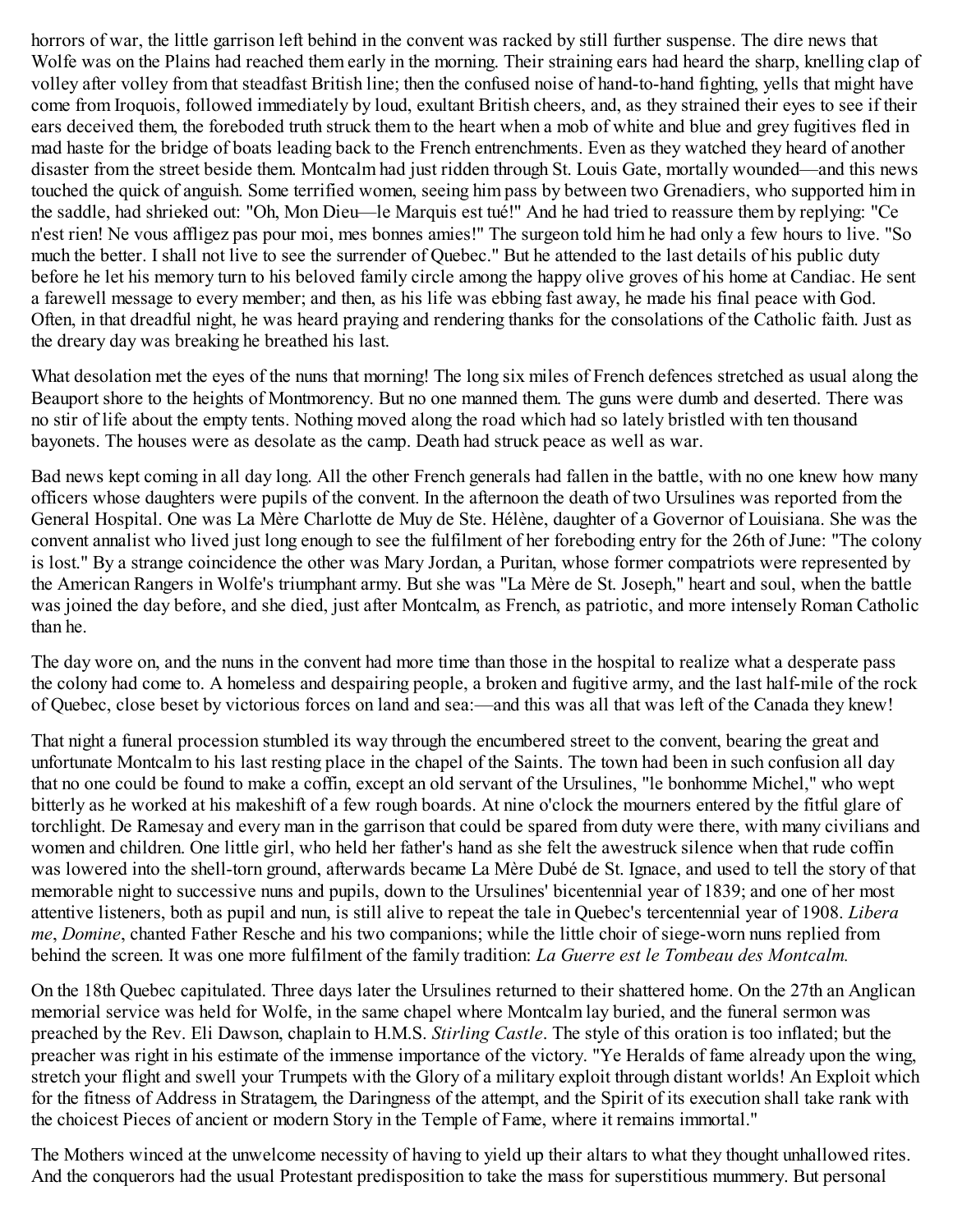horrors of war, the little garrison left behind in the convent was racked by still further suspense. The dire news that Wolfe was on the Plains had reached them early in the morning. Their straining ears had heard the sharp, knelling clap of volley after volley from that steadfast British line; then the confused noise of hand-to-hand fighting, yells that might have come from Iroquois, followed immediately by loud, exultant British cheers, and, as they strained their eyes to see if their ears deceived them, the foreboded truth struck them to the heart when a mob of white and blue and grey fugitives fled in mad haste for the bridge of boats leading back to the French entrenchments. Even as they watched they heard of another disaster from the street beside them. Montcalm had just ridden through St. Louis Gate, mortally wounded—and this news touched the quick of anguish. Some terrified women, seeing him pass by between two Grenadiers, who supported him in the saddle, had shrieked out: "Oh, Mon Dieu—le Marquis est tué!" And he had tried to reassure them by replying: "Ce n'est rien! Ne vous affligez pas pour moi, mes bonnes amies!" The surgeon told him he had only a few hours to live. "So much the better. I shall not live to see the surrender of Quebec." But he attended to the last details of his public duty before he let his memory turn to his beloved family circle among the happy olive groves of his home at Candiac. He sent a farewell message to every member; and then, as his life was ebbing fast away, he made his final peace with God. Often, in that dreadful night, he was heard praying and rendering thanks for the consolations of the Catholic faith. Just as the dreary day was breaking he breathed his last.

What desolation met the eyes of the nuns that morning! The long six miles of French defences stretched as usual along the Beauport shore to the heights of Montmorency. But no one manned them. The guns were dumb and deserted. There was no stir of life about the empty tents. Nothing moved along the road which had so lately bristled with ten thousand bayonets. The houses were as desolate as the camp. Death had struck peace as well as war.

Bad news kept coming in all day long. All the other French generals had fallen in the battle, with no one knew how many officers whose daughters were pupils of the convent. In the afternoon the death of two Ursulines was reported from the General Hospital. One was La Mère Charlotte de Muy de Ste. Hélène, daughter of a Governor of Louisiana. She was the convent annalist who lived just long enough to see the fulfilment of her foreboding entry for the 26th of June: "The colony is lost." By a strange coincidence the other was Mary Jordan, a Puritan, whose former compatriots were represented by the American Rangers in Wolfe's triumphant army. But she was "La Mère de St. Joseph," heart and soul, when the battle was joined the day before, and she died, just after Montcalm, as French, as patriotic, and more intensely Roman Catholic than he.

The day wore on, and the nuns in the convent had more time than those in the hospital to realize what a desperate pass the colony had come to. A homeless and despairing people, a broken and fugitive army, and the last half-mile of the rock of Quebec, close beset by victorious forces on land and sea:—and this was all that was left of the Canada they knew!

That night a funeral procession stumbled its way through the encumbered street to the convent, bearing the great and unfortunate Montcalm to his last resting place in the chapel of the Saints. The town had been in such confusion all day that no one could be found to make a coffin, except an old servant of the Ursulines, "le bonhomme Michel," who wept bitterly as he worked at his makeshift of a few rough boards. At nine o'clock the mourners entered by the fitful glare of torchlight. De Ramesay and every man in the garrison that could be spared from duty were there, with many civilians and women and children. One little girl, who held her father's hand as she felt the awestruck silence when that rude coffin was lowered into the shell-torn ground, afterwards became La Mère Dubé de St. Ignace, and used to tell the story of that memorable night to successive nuns and pupils, down to the Ursulines' bicentennial year of 1839; and one of her most attentive listeners, both as pupil and nun, is still alive to repeat the tale in Quebec's tercentennial year of 1908. *Libera me*, *Domine*, chanted Father Resche and his two companions; while the little choir of siege-worn nuns replied from behind the screen. It was one more fulfilment of the family tradition: *La Guerre est le Tombeau des Montcalm.*

On the 18th Quebec capitulated. Three days later the Ursulines returned to their shattered home. On the 27th an Anglican memorial service was held for Wolfe, in the same chapel where Montcalm lay buried, and the funeral sermon was preached by the Rev. Eli Dawson, chaplain to H.M.S. *Stirling Castle*. The style of this oration is too inflated; but the preacher was right in his estimate of the immense importance of the victory. "Ye Heralds of fame already upon the wing, stretch your flight and swell your Trumpets with the Glory of a military exploit through distant worlds! An Exploit which for the fitness of Address in Stratagem, the Daringness of the attempt, and the Spirit of its execution shall take rank with the choicest Pieces of ancient or modern Story in the Temple of Fame, where it remains immortal."

The Mothers winced at the unwelcome necessity of having to yield up their altars to what they thought unhallowed rites. And the conquerors had the usual Protestant predisposition to take the mass for superstitious mummery. But personal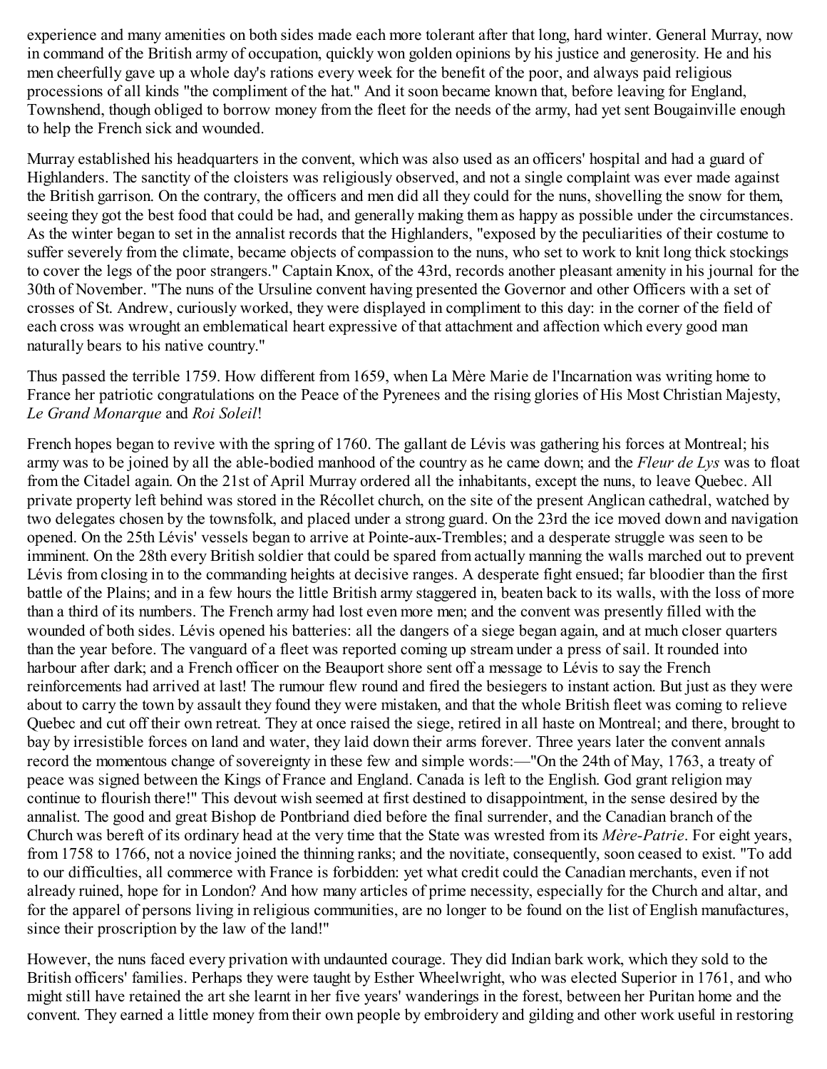experience and many amenities on both sides made each more tolerant after that long, hard winter. General Murray, now in command of the British army of occupation, quickly won golden opinions by his justice and generosity. He and his men cheerfully gave up a whole day's rations every week for the benefit of the poor, and always paid religious processions of all kinds "the compliment of the hat." And it soon became known that, before leaving for England, Townshend, though obliged to borrow money from the fleet for the needs of the army, had yet sent Bougainville enough to help the French sick and wounded.

Murray established his headquarters in the convent, which was also used as an officers' hospital and had a guard of Highlanders. The sanctity of the cloisters was religiously observed, and not a single complaint was ever made against the British garrison. On the contrary, the officers and men did all they could for the nuns, shovelling the snow for them, seeing they got the best food that could be had, and generally making them as happy as possible under the circumstances. As the winter began to set in the annalist records that the Highlanders, "exposed by the peculiarities of their costume to suffer severely from the climate, became objects of compassion to the nuns, who set to work to knit long thick stockings to cover the legs of the poor strangers." Captain Knox, of the 43rd, records another pleasant amenity in his journal for the 30th of November. "The nuns of the Ursuline convent having presented the Governor and other Officers with a set of crosses of St. Andrew, curiously worked, they were displayed in compliment to this day: in the corner of the field of each cross was wrought an emblematical heart expressive of that attachment and affection which every good man naturally bears to his native country."

Thus passed the terrible 1759. How different from 1659, when La Mère Marie de l'Incarnation was writing home to France her patriotic congratulations on the Peace of the Pyrenees and the rising glories of His Most Christian Majesty, *Le Grand Monarque* and *Roi Soleil*!

French hopes began to revive with the spring of 1760. The gallant de Lévis was gathering his forces at Montreal; his army was to be joined by all the able-bodied manhood of the country as he came down; and the *Fleur de Lys* was to float from the Citadel again. On the 21st of April Murray ordered all the inhabitants, except the nuns, to leave Quebec. All private property left behind was stored in the Récollet church, on the site of the present Anglican cathedral, watched by two delegates chosen by the townsfolk, and placed under a strong guard. On the 23rd the ice moved down and navigation opened. On the 25th Lévis' vessels began to arrive at Pointe-aux-Trembles; and a desperate struggle was seen to be imminent. On the 28th every British soldier that could be spared from actually manning the walls marched out to prevent Lévis from closing in to the commanding heights at decisive ranges. A desperate fight ensued; far bloodier than the first battle of the Plains; and in a few hours the little British army staggered in, beaten back to its walls, with the loss of more than a third of its numbers. The French army had lost even more men; and the convent was presently filled with the wounded of both sides. Lévis opened his batteries: all the dangers of a siege began again, and at much closer quarters than the year before. The vanguard of a fleet was reported coming up stream under a press of sail. It rounded into harbour after dark; and a French officer on the Beauport shore sent off a message to Lévis to say the French reinforcements had arrived at last! The rumour flew round and fired the besiegers to instant action. But just as they were about to carry the town by assault they found they were mistaken, and that the whole British fleet was coming to relieve Quebec and cut off their own retreat. They at once raised the siege, retired in all haste on Montreal; and there, brought to bay by irresistible forces on land and water, they laid down their arms forever. Three years later the convent annals record the momentous change of sovereignty in these few and simple words:—"On the 24th of May, 1763, a treaty of peace was signed between the Kings of France and England. Canada is left to the English. God grant religion may continue to flourish there!" This devout wish seemed at first destined to disappointment, in the sense desired by the annalist. The good and great Bishop de Pontbriand died before the final surrender, and the Canadian branch of the Church was bereft of its ordinary head at the very time that the State was wrested from its *Mère-Patrie*. For eight years, from 1758 to 1766, not a novice joined the thinning ranks; and the novitiate, consequently, soon ceased to exist. "To add to our difficulties, all commerce with France is forbidden: yet what credit could the Canadian merchants, even if not already ruined, hope for in London? And how many articles of prime necessity, especially for the Church and altar, and for the apparel of persons living in religious communities, are no longer to be found on the list of English manufactures, since their proscription by the law of the land!"

However, the nuns faced every privation with undaunted courage. They did Indian bark work, which they sold to the British officers' families. Perhaps they were taught by Esther Wheelwright, who was elected Superior in 1761, and who might still have retained the art she learnt in her five years' wanderings in the forest, between her Puritan home and the convent. They earned a little money from their own people by embroidery and gilding and other work useful in restoring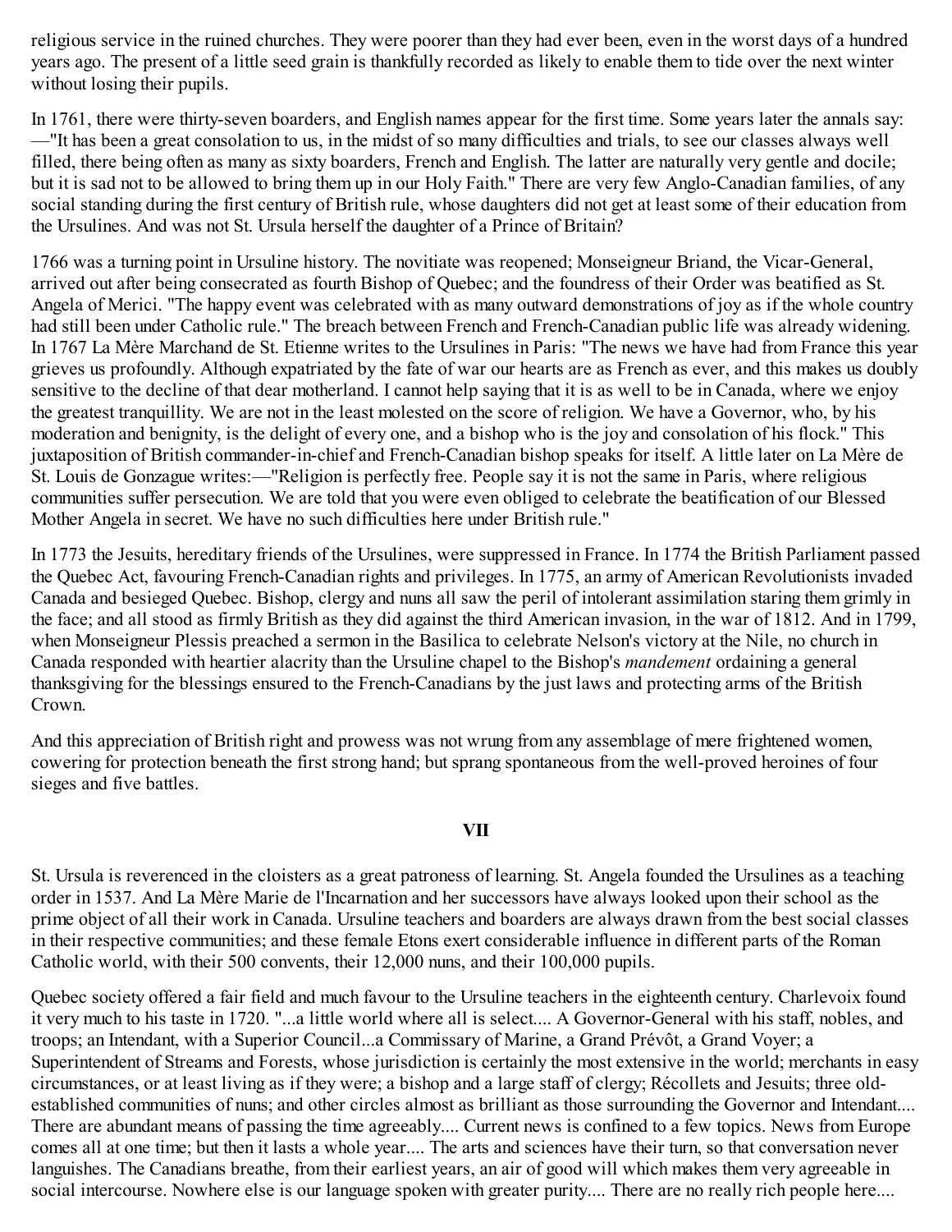religious service in the ruined churches. They were poorer than they had ever been, even in the worst days of a hundred years ago. The present of a little seed grain is thankfully recorded as likely to enable them to tide over the next winter without losing their pupils.

In 1761, there were thirty-seven boarders, and English names appear for the first time. Some years later the annals say:—"It has been a great consolation to us, in the midst of so many difficulties and trials, to see our classes always well filled, there being often as many as sixty boarders, French and English. The latter are naturally very gentle and docile; but it is sad not to be allowed to bring them up in our Holy Faith." There are very few Anglo-Canadian families, of any social standing during the first century of British rule, whose daughters did not get at least some of their education from the Ursulines. And was not St. Ursula herself the daughter of a Prince of Britain?

1766 was a turning point in Ursuline history. The novitiate was reopened; Monseigneur Briand, the Vicar-General, arrived out after being consecrated as fourth Bishop of Quebec; and the foundress of their Order was beatified as St. Angela of Merici. "The happy event was celebrated with as many outward demonstrations of joy as if the whole country had still been under Catholic rule." The breach between French and French-Canadian public life was already widening. In 1767 La Mère Marchand de St. Etienne writes to the Ursulines in Paris: "The news we have had from France this year grieves us profoundly. Although expatriated by the fate of war our hearts are as French as ever, and this makes us doubly sensitive to the decline of that dear motherland. I cannot help saying that it is as well to be in Canada, where we enjoy the greatest tranquillity. We are not in the least molested on the score of religion. We have a Governor, who, by his moderation and benignity, is the delight of every one, and a bishop who is the joy and consolation of his flock." This juxtaposition of British commander-in-chief and French-Canadian bishop speaks for itself. A little later on La Mère de St. Louis de Gonzague writes:—"Religion is perfectly free. People say it is not the same in Paris, where religious communities suffer persecution. We are told that you were even obliged to celebrate the beatification of our Blessed Mother Angela in secret. We have no such difficulties here under British rule."

In 1773 the Jesuits, hereditary friends of the Ursulines, were suppressed in France. In 1774 the British Parliament passed the Quebec Act, favouring French-Canadian rights and privileges. In 1775, an army of American Revolutionists invaded Canada and besieged Quebec. Bishop, clergy and nuns all saw the peril of intolerant assimilation staring them grimly in the face; and all stood as firmly British as they did against the third American invasion, in the war of 1812. And in 1799, when Monseigneur Plessis preached a sermon in the Basilica to celebrate Nelson's victory at the Nile, no church in Canada responded with heartier alacrity than the Ursuline chapel to the Bishop's *mandement* ordaining a general thanksgiving for the blessings ensured to the French-Canadians by the just laws and protecting arms of the British Crown.

And this appreciation of British right and prowess was not wrung from any assemblage of mere frightened women, cowering for protection beneath the first strong hand; but sprang spontaneous from the well-proved heroines of four sieges and five battles.

## VII

St. Ursula is reverenced in the cloisters as a great patroness of learning. St. Angela founded the Ursulines as a teaching order in 1537. And La Mère Marie de l'Incarnation and her successors have always looked upon their school as the prime object of all their work in Canada. Ursuline teachers and boarders are always drawn from the best social classes in their respective communities; and these female Etons exert considerable influence in different parts of the Roman Catholic world, with their 500 convents, their 12,000 nuns, and their 100,000 pupils.

Quebec society offered a fair field and much favour to the Ursuline teachers in the eighteenth century. Charlevoix found it very much to his taste in 1720. "...a little world where all is select.... A Governor-General with his staff, nobles, and troops; an Intendant, with a Superior Council...a Commissary of Marine, a Grand Prévôt, a Grand Voyer; a Superintendent of Streams and Forests, whose jurisdiction is certainly the most extensive in the world; merchants in easy circumstances, or at least living as if they were; a bishop and a large staff of clergy; Récollets and Jesuits; three old-established communities of nuns; and other circles almost as brilliant as those surrounding the Governor and Intendant.... There are abundant means of passing the time agreeably.... Current news is confined to a few topics. News from Europe comes all at one time; but then it lasts a whole year.... The arts and sciences have their turn, so that conversation never languishes. The Canadians breathe, from their earliest years, an air of good will which makes them very agreeable in social intercourse. Nowhere else is our language spoken with greater purity.... There are no really rich people here....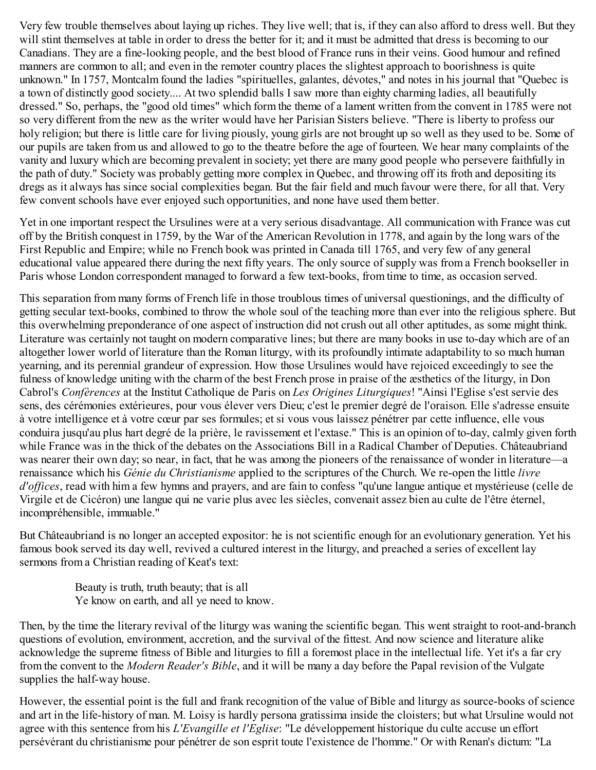Very few trouble themselves about laying up riches. They live well; that is, if they can also afford to dress well. But they will stint themselves at table in order to dress the better for it; and it must be admitted that dress is becoming to our Canadians. They are a fine-looking people, and the best blood of France runs in their veins. Good humour and refined manners are common to all; and even in the remoter country places the slightest approach to boorishness is quite unknown." In 1757, Montcalm found the ladies "spirituelles, galantes, dévotes," and notes in his journal that "Quebec is a town of distinctly good society.... At two splendid balls I saw more than eighty charming ladies, all beautifully dressed." So, perhaps, the "good old times" which form the theme of a lament written from the convent in 1785 were not so very different from the new as the writer would have her Parisian Sisters believe. "There is liberty to profess our holy religion; but there is little care for living piously, young girls are not brought up so well as they used to be. Some of our pupils are taken from us and allowed to go to the theatre before the age of fourteen. We hear many complaints of the vanity and luxury which are becoming prevalent in society; yet there are many good people who persevere faithfully in the path of duty." Society was probably getting more complex in Quebec, and throwing off its froth and depositing its dregs as it always has since social complexities began. But the fair field and much favour were there, for all that. Very few convent schools have ever enjoyed such opportunities, and none have used them better.

Yet in one important respect the Ursulines were at a very serious disadvantage. All communication with France was cut off by the British conquest in 1759, by the War of the American Revolution in 1778, and again by the long wars of the First Republic and Empire; while no French book was printed in Canada till 1765, and very few of any general educational value appeared there during the next fifty years. The only source of supply was from a French bookseller in Paris whose London correspondent managed to forward a few text-books, from time to time, as occasion served.

This separation from many forms of French life in those troublous times of universal questionings, and the difficulty of getting secular text-books, combined to throw the whole soul of the teaching more than ever into the religious sphere. But this overwhelming preponderance of one aspect of instruction did not crush out all other aptitudes, as some might think. Literature was certainly not taught on modern comparative lines; but there are many books in use to-day which are of an altogether lower world of literature than the Roman liturgy, with its profoundly intimate adaptability to so much human yearning, and its perennial grandeur of expression. How those Ursulines would have rejoiced exceedingly to see the fulness of knowledge uniting with the charm of the best French prose in praise of the æsthetics of the liturgy, in Don Cabrol's *Conférences* at the Institut Catholique de Paris on *Les Origines Liturgiques*! "Ainsi l'Eglise s'est servie des sens, des cérémonies extérieures, pour vous élever vers Dieu; c'est le premier degré de l'oraison. Elle s'adresse ensuite à votre intelligence et à votre cœur par ses formules; et si vous vous laissez pénétrer par cette influence, elle vous conduira jusqu'au plus hart degré de la prière, le ravissement et l'extase." This is an opinion of to-day, calmly given forth while France was in the thick of the debates on the Associations Bill in a Radical Chamber of Deputies. Châteaubriand was nearer their own day; so near, in fact, that he was among the pioneers of the renaissance of wonder in literature—a renaissance which his *Génie du Christianisme* applied to the scriptures of the Church. We re-open the little *livre d'offices*, read with him a few hymns and prayers, and are fain to confess "qu'une langue antique et mystérieuse (celle de Virgile et de Cicéron) une langue qui ne varie plus avec les siècles, convenait assez bien au culte de l'être éternel, incompréhensible, immuable."

But Châteaubriand is no longer an accepted expositor: he is not scientific enough for an evolutionary generation. Yet his famous book served its day well, revived a cultured interest in the liturgy, and preached a series of excellent lay sermons from a Christian reading of Keat's text:

> Beauty is truth, truth beauty; that is all
> Ye know on earth, and all ye need to know.

Then, by the time the literary revival of the liturgy was waning the scientific began. This went straight to root-and-branch questions of evolution, environment, accretion, and the survival of the fittest. And now science and literature alike acknowledge the supreme fitness of Bible and liturgies to fill a foremost place in the intellectual life. Yet it's a far cry from the convent to the *Modern Reader's Bible*, and it will be many a day before the Papal revision of the Vulgate supplies the half-way house.

However, the essential point is the full and frank recognition of the value of Bible and liturgy as source-books of science and art in the life-history of man. M. Loisy is hardly persona gratissima inside the cloisters; but what Ursuline would not agree with this sentence from his *L'Evangille et l'Eglise*: "Le développement historique du culte accuse un effort persévérant du christianisme pour pénétrer de son esprit toute l'existence de l'homme." Or with Renan's dictum: "La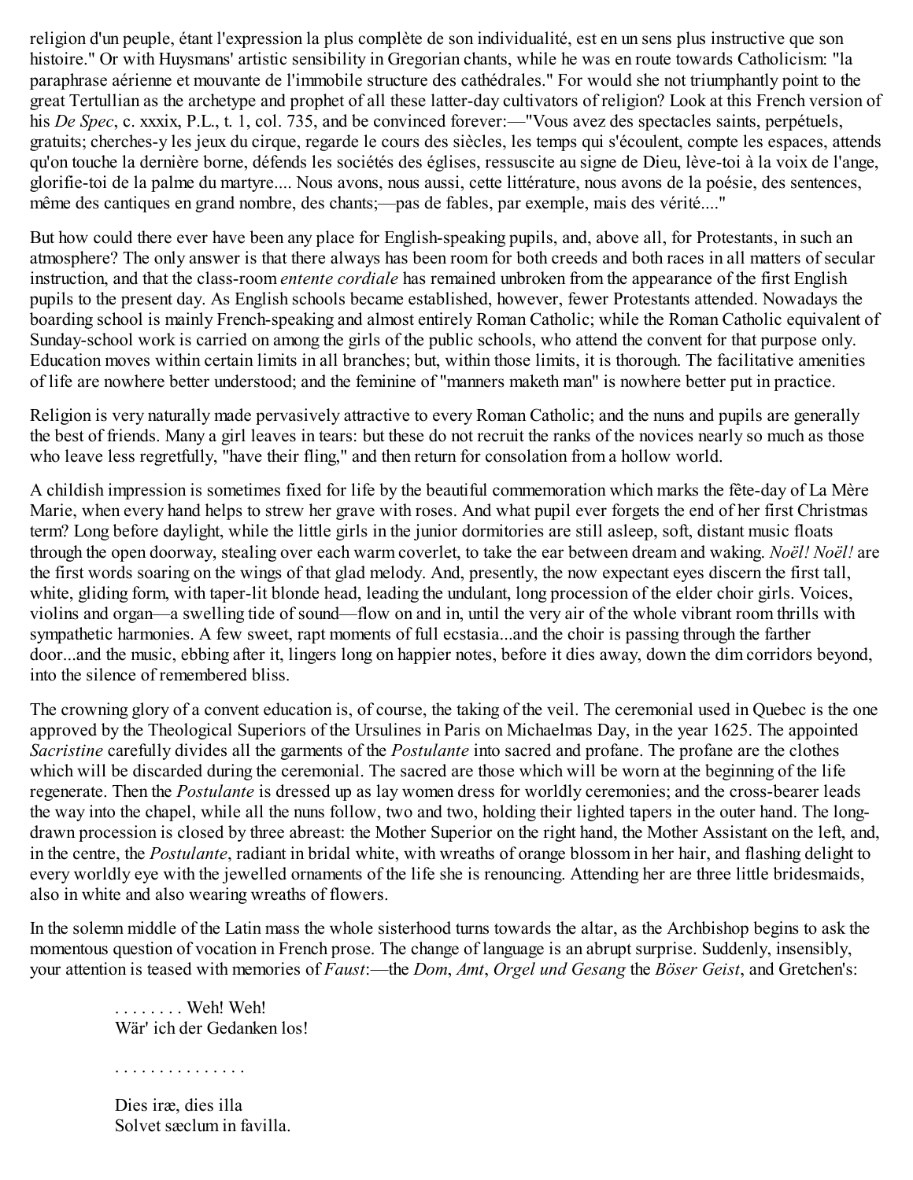religion d'un peuple, étant l'expression la plus complète de son individualité, est en un sens plus instructive que son histoire." Or with Huysmans' artistic sensibility in Gregorian chants, while he was en route towards Catholicism: "la paraphrase aérienne et mouvante de l'immobile structure des cathédrales." For would she not triumphantly point to the great Tertullian as the archetype and prophet of all these latter-day cultivators of religion? Look at this French version of his *De Spec*, c. xxxix, P.L., t. 1, col. 735, and be convinced forever:—"Vous avez des spectacles saints, perpétuels, gratuits; cherches-y les jeux du cirque, regarde le cours des siècles, les temps qui s'écoulent, compte les espaces, attends qu'on touche la dernière borne, défends les sociétés des églises, ressuscite au signe de Dieu, lève-toi à la voix de l'ange, glorifie-toi de la palme du martyre.... Nous avons, nous aussi, cette littérature, nous avons de la poésie, des sentences, même des cantiques en grand nombre, des chants;—pas de fables, par exemple, mais des vérité...."

But how could there ever have been any place for English-speaking pupils, and, above all, for Protestants, in such an atmosphere? The only answer is that there always has been room for both creeds and both races in all matters of secular instruction, and that the class-room *entente cordiale* has remained unbroken from the appearance of the first English pupils to the present day. As English schools became established, however, fewer Protestants attended. Nowadays the boarding school is mainly French-speaking and almost entirely Roman Catholic; while the Roman Catholic equivalent of Sunday-school work is carried on among the girls of the public schools, who attend the convent for that purpose only. Education moves within certain limits in all branches; but, within those limits, it is thorough. The facilitative amenities of life are nowhere better understood; and the feminine of "manners maketh man" is nowhere better put in practice.

Religion is very naturally made pervasively attractive to every Roman Catholic; and the nuns and pupils are generally the best of friends. Many a girl leaves in tears: but these do not recruit the ranks of the novices nearly so much as those who leave less regretfully, "have their fling," and then return for consolation from a hollow world.

A childish impression is sometimes fixed for life by the beautiful commemoration which marks the fête-day of La Mère Marie, when every hand helps to strew her grave with roses. And what pupil ever forgets the end of her first Christmas term? Long before daylight, while the little girls in the junior dormitories are still asleep, soft, distant music floats through the open doorway, stealing over each warm coverlet, to take the ear between dream and waking. *Noël! Noël!* are the first words soaring on the wings of that glad melody. And, presently, the now expectant eyes discern the first tall, white, gliding form, with taper-lit blonde head, leading the undulant, long procession of the elder choir girls. Voices, violins and organ—a swelling tide of sound—flow on and in, until the very air of the whole vibrant room thrills with sympathetic harmonies. A few sweet, rapt moments of full ecstasia...and the choir is passing through the farther door...and the music, ebbing after it, lingers long on happier notes, before it dies away, down the dim corridors beyond, into the silence of remembered bliss.

The crowning glory of a convent education is, of course, the taking of the veil. The ceremonial used in Quebec is the one approved by the Theological Superiors of the Ursulines in Paris on Michaelmas Day, in the year 1625. The appointed *Sacristine* carefully divides all the garments of the *Postulante* into sacred and profane. The profane are the clothes which will be discarded during the ceremonial. The sacred are those which will be worn at the beginning of the life regenerate. Then the *Postulante* is dressed up as lay women dress for worldly ceremonies; and the cross-bearer leads the way into the chapel, while all the nuns follow, two and two, holding their lighted tapers in the outer hand. The long-drawn procession is closed by three abreast: the Mother Superior on the right hand, the Mother Assistant on the left, and, in the centre, the *Postulante*, radiant in bridal white, with wreaths of orange blossom in her hair, and flashing delight to every worldly eye with the jewelled ornaments of the life she is renouncing. Attending her are three little bridesmaids, also in white and also wearing wreaths of flowers.

In the solemn middle of the Latin mass the whole sisterhood turns towards the altar, as the Archbishop begins to ask the momentous question of vocation in French prose. The change of language is an abrupt surprise. Suddenly, insensibly, your attention is teased with memories of *Faust*:—the *Dom*, *Amt*, *Orgel und Gesang* the *Böser Geist*, and Gretchen's:

> . . . . . . . . Weh! Weh!
> Wär' ich der Gedanken los!
>
> . . . . . . . . . . . . . . .
>
> Dies iræ, dies illa
> Solvet sæclum in favilla.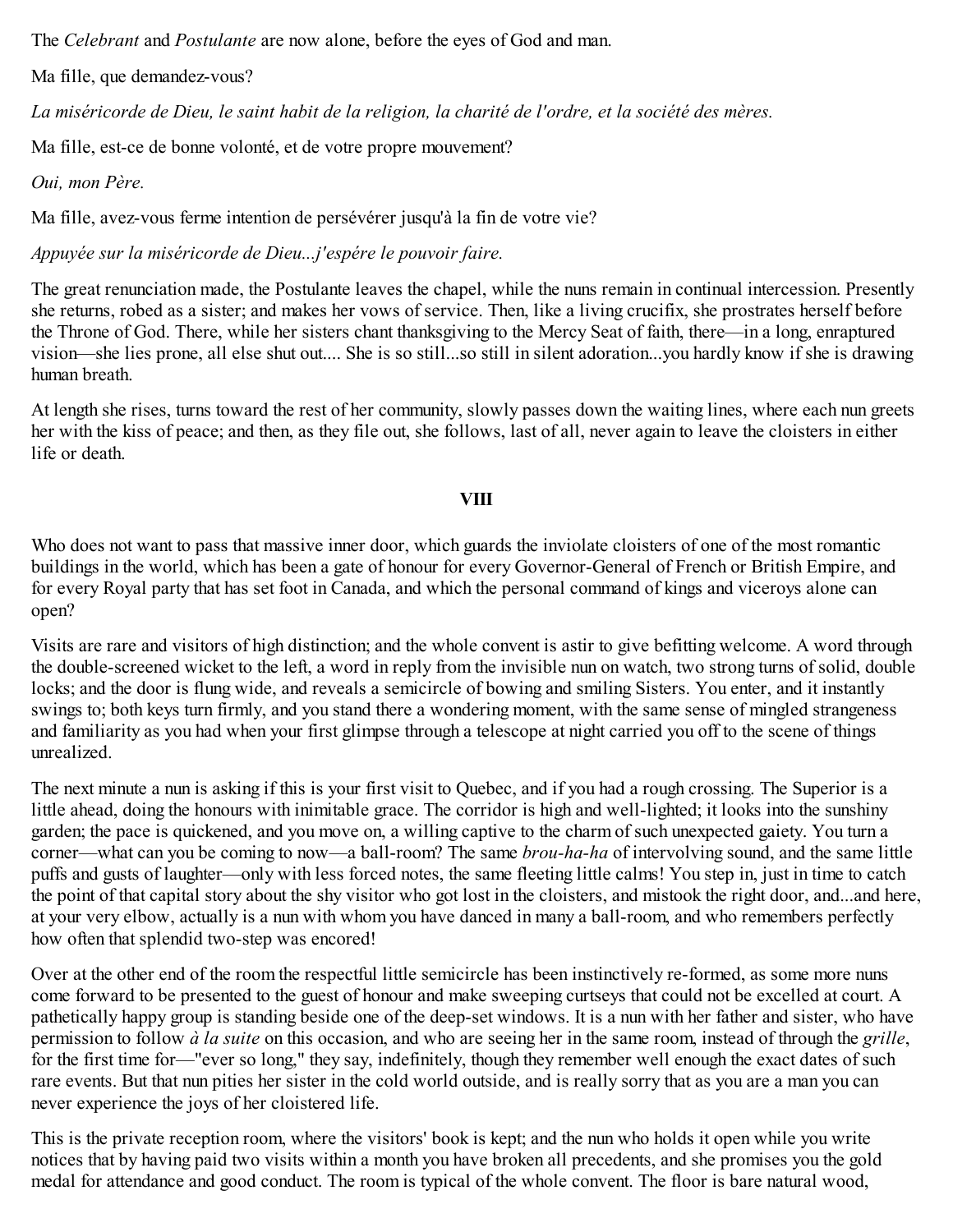The *Celebrant* and *Postulante* are now alone, before the eyes of God and man.

Ma fille, que demandez-vous?

*La miséricorde de Dieu, le saint habit de la religion, la charité de l'ordre, et la société des mères.*

Ma fille, est-ce de bonne volonté, et de votre propre mouvement?

*Oui, mon Père.*

Ma fille, avez-vous ferme intention de persévérer jusqu'à la fin de votre vie?

*Appuyée sur la miséricorde de Dieu...j'espére le pouvoir faire.*

The great renunciation made, the Postulante leaves the chapel, while the nuns remain in continual intercession. Presently she returns, robed as a sister; and makes her vows of service. Then, like a living crucifix, she prostrates herself before the Throne of God. There, while her sisters chant thanksgiving to the Mercy Seat of faith, there—in a long, enraptured vision—she lies prone, all else shut out.... She is so still...so still in silent adoration...you hardly know if she is drawing human breath.

At length she rises, turns toward the rest of her community, slowly passes down the waiting lines, where each nun greets her with the kiss of peace; and then, as they file out, she follows, last of all, never again to leave the cloisters in either life or death.

## VIII

Who does not want to pass that massive inner door, which guards the inviolate cloisters of one of the most romantic buildings in the world, which has been a gate of honour for every Governor-General of French or British Empire, and for every Royal party that has set foot in Canada, and which the personal command of kings and viceroys alone can open?

Visits are rare and visitors of high distinction; and the whole convent is astir to give befitting welcome. A word through the double-screened wicket to the left, a word in reply from the invisible nun on watch, two strong turns of solid, double locks; and the door is flung wide, and reveals a semicircle of bowing and smiling Sisters. You enter, and it instantly swings to; both keys turn firmly, and you stand there a wondering moment, with the same sense of mingled strangeness and familiarity as you had when your first glimpse through a telescope at night carried you off to the scene of things unrealized.

The next minute a nun is asking if this is your first visit to Quebec, and if you had a rough crossing. The Superior is a little ahead, doing the honours with inimitable grace. The corridor is high and well-lighted; it looks into the sunshiny garden; the pace is quickened, and you move on, a willing captive to the charm of such unexpected gaiety. You turn a corner—what can you be coming to now—a ball-room? The same *brou-ha-ha* of intervolving sound, and the same little puffs and gusts of laughter—only with less forced notes, the same fleeting little calms! You step in, just in time to catch the point of that capital story about the shy visitor who got lost in the cloisters, and mistook the right door, and...and here, at your very elbow, actually is a nun with whom you have danced in many a ball-room, and who remembers perfectly how often that splendid two-step was encored!

Over at the other end of the room the respectful little semicircle has been instinctively re-formed, as some more nuns come forward to be presented to the guest of honour and make sweeping curtseys that could not be excelled at court. A pathetically happy group is standing beside one of the deep-set windows. It is a nun with her father and sister, who have permission to follow *à la suite* on this occasion, and who are seeing her in the same room, instead of through the *grille*, for the first time for—"ever so long," they say, indefinitely, though they remember well enough the exact dates of such rare events. But that nun pities her sister in the cold world outside, and is really sorry that as you are a man you can never experience the joys of her cloistered life.

This is the private reception room, where the visitors' book is kept; and the nun who holds it open while you write notices that by having paid two visits within a month you have broken all precedents, and she promises you the gold medal for attendance and good conduct. The room is typical of the whole convent. The floor is bare natural wood,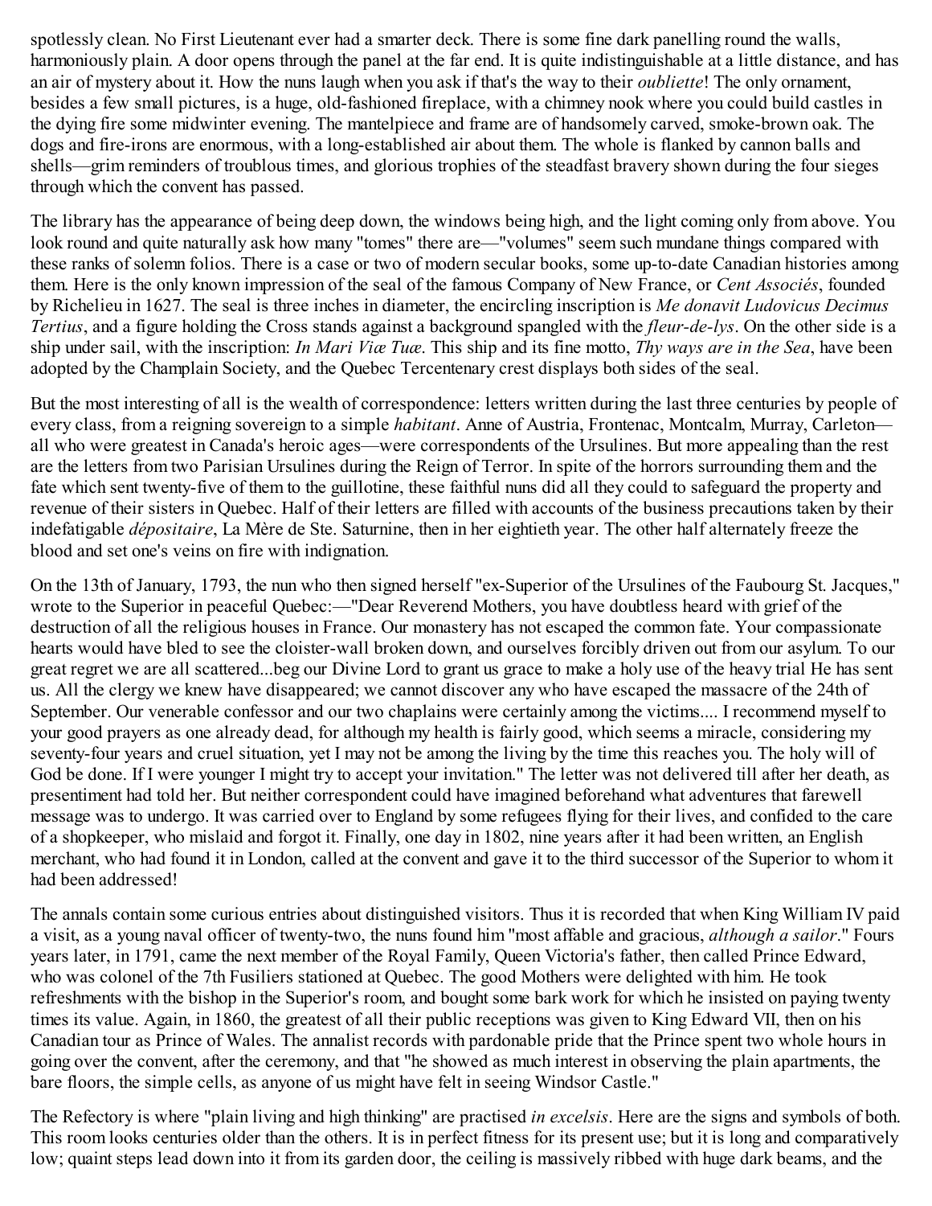spotlessly clean. No First Lieutenant ever had a smarter deck. There is some fine dark panelling round the walls, harmoniously plain. A door opens through the panel at the far end. It is quite indistinguishable at a little distance, and has an air of mystery about it. How the nuns laugh when you ask if that's the way to their *oubliette*! The only ornament, besides a few small pictures, is a huge, old-fashioned fireplace, with a chimney nook where you could build castles in the dying fire some midwinter evening. The mantelpiece and frame are of handsomely carved, smoke-brown oak. The dogs and fire-irons are enormous, with a long-established air about them. The whole is flanked by cannon balls and shells—grim reminders of troublous times, and glorious trophies of the steadfast bravery shown during the four sieges through which the convent has passed.

The library has the appearance of being deep down, the windows being high, and the light coming only from above. You look round and quite naturally ask how many "tomes" there are—"volumes" seem such mundane things compared with these ranks of solemn folios. There is a case or two of modern secular books, some up-to-date Canadian histories among them. Here is the only known impression of the seal of the famous Company of New France, or *Cent Associés*, founded by Richelieu in 1627. The seal is three inches in diameter, the encircling inscription is *Me donavit Ludovicus Decimus Tertius*, and a figure holding the Cross stands against a background spangled with the *fleur-de-lys*. On the other side is a ship under sail, with the inscription: *In Mari Viæ Tuæ*. This ship and its fine motto, *Thy ways are in the Sea*, have been adopted by the Champlain Society, and the Quebec Tercentenary crest displays both sides of the seal.

But the most interesting of all is the wealth of correspondence: letters written during the last three centuries by people of every class, from a reigning sovereign to a simple *habitant*. Anne of Austria, Frontenac, Montcalm, Murray, Carleton—all who were greatest in Canada's heroic ages—were correspondents of the Ursulines. But more appealing than the rest are the letters from two Parisian Ursulines during the Reign of Terror. In spite of the horrors surrounding them and the fate which sent twenty-five of them to the guillotine, these faithful nuns did all they could to safeguard the property and revenue of their sisters in Quebec. Half of their letters are filled with accounts of the business precautions taken by their indefatigable *dépositaire*, La Mère de Ste. Saturnine, then in her eightieth year. The other half alternately freeze the blood and set one's veins on fire with indignation.

On the 13th of January, 1793, the nun who then signed herself "ex-Superior of the Ursulines of the Faubourg St. Jacques," wrote to the Superior in peaceful Quebec:—"Dear Reverend Mothers, you have doubtless heard with grief of the destruction of all the religious houses in France. Our monastery has not escaped the common fate. Your compassionate hearts would have bled to see the cloister-wall broken down, and ourselves forcibly driven out from our asylum. To our great regret we are all scattered...beg our Divine Lord to grant us grace to make a holy use of the heavy trial He has sent us. All the clergy we knew have disappeared; we cannot discover any who have escaped the massacre of the 24th of September. Our venerable confessor and our two chaplains were certainly among the victims.... I recommend myself to your good prayers as one already dead, for although my health is fairly good, which seems a miracle, considering my seventy-four years and cruel situation, yet I may not be among the living by the time this reaches you. The holy will of God be done. If I were younger I might try to accept your invitation." The letter was not delivered till after her death, as presentiment had told her. But neither correspondent could have imagined beforehand what adventures that farewell message was to undergo. It was carried over to England by some refugees flying for their lives, and confided to the care of a shopkeeper, who mislaid and forgot it. Finally, one day in 1802, nine years after it had been written, an English merchant, who had found it in London, called at the convent and gave it to the third successor of the Superior to whom it had been addressed!

The annals contain some curious entries about distinguished visitors. Thus it is recorded that when King William IV paid a visit, as a young naval officer of twenty-two, the nuns found him "most affable and gracious, *although a sailor*." Fours years later, in 1791, came the next member of the Royal Family, Queen Victoria's father, then called Prince Edward, who was colonel of the 7th Fusiliers stationed at Quebec. The good Mothers were delighted with him. He took refreshments with the bishop in the Superior's room, and bought some bark work for which he insisted on paying twenty times its value. Again, in 1860, the greatest of all their public receptions was given to King Edward VII, then on his Canadian tour as Prince of Wales. The annalist records with pardonable pride that the Prince spent two whole hours in going over the convent, after the ceremony, and that "he showed as much interest in observing the plain apartments, the bare floors, the simple cells, as anyone of us might have felt in seeing Windsor Castle."

The Refectory is where "plain living and high thinking" are practised *in excelsis*. Here are the signs and symbols of both. This room looks centuries older than the others. It is in perfect fitness for its present use; but it is long and comparatively low; quaint steps lead down into it from its garden door, the ceiling is massively ribbed with huge dark beams, and the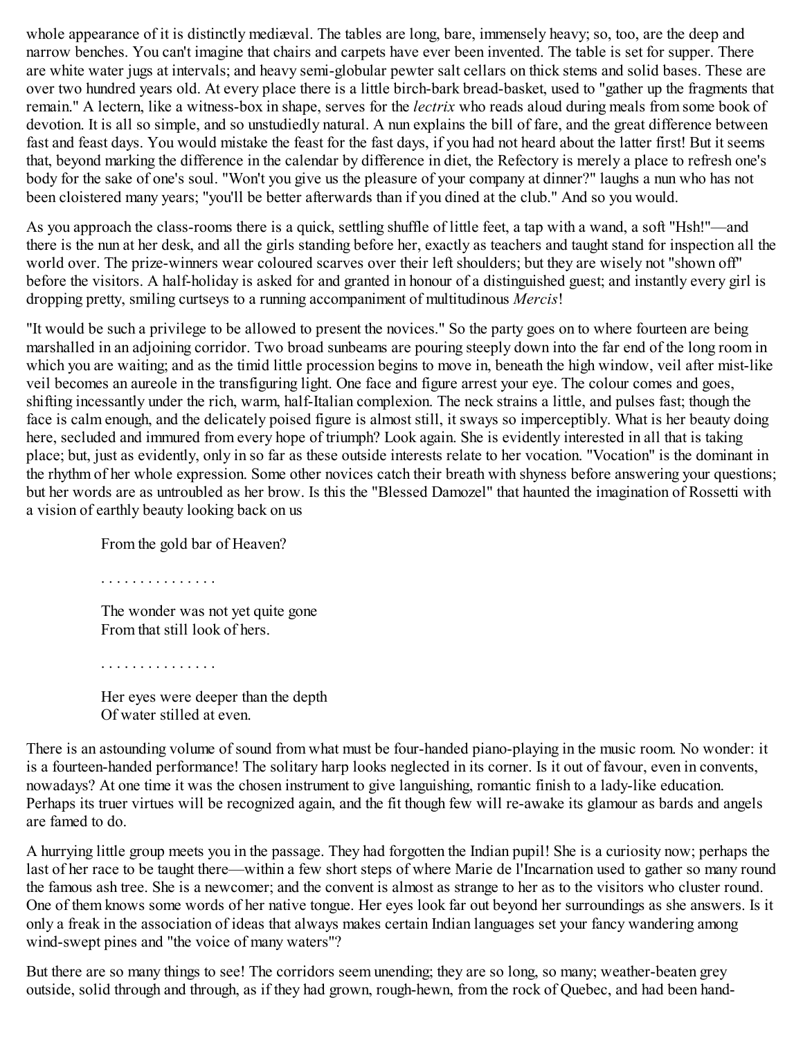whole appearance of it is distinctly mediæval. The tables are long, bare, immensely heavy; so, too, are the deep and narrow benches. You can't imagine that chairs and carpets have ever been invented. The table is set for supper. There are white water jugs at intervals; and heavy semi-globular pewter salt cellars on thick stems and solid bases. These are over two hundred years old. At every place there is a little birch-bark bread-basket, used to "gather up the fragments that remain." A lectern, like a witness-box in shape, serves for the *lectrix* who reads aloud during meals from some book of devotion. It is all so simple, and so unstudiedly natural. A nun explains the bill of fare, and the great difference between fast and feast days. You would mistake the feast for the fast days, if you had not heard about the latter first! But it seems that, beyond marking the difference in the calendar by difference in diet, the Refectory is merely a place to refresh one's body for the sake of one's soul. "Won't you give us the pleasure of your company at dinner?" laughs a nun who has not been cloistered many years; "you'll be better afterwards than if you dined at the club." And so you would.

As you approach the class-rooms there is a quick, settling shuffle of little feet, a tap with a wand, a soft "Hsh!"—and there is the nun at her desk, and all the girls standing before her, exactly as teachers and taught stand for inspection all the world over. The prize-winners wear coloured scarves over their left shoulders; but they are wisely not "shown off" before the visitors. A half-holiday is asked for and granted in honour of a distinguished guest; and instantly every girl is dropping pretty, smiling curtseys to a running accompaniment of multitudinous *Mercis*!

"It would be such a privilege to be allowed to present the novices." So the party goes on to where fourteen are being marshalled in an adjoining corridor. Two broad sunbeams are pouring steeply down into the far end of the long room in which you are waiting; and as the timid little procession begins to move in, beneath the high window, veil after mist-like veil becomes an aureole in the transfiguring light. One face and figure arrest your eye. The colour comes and goes, shifting incessantly under the rich, warm, half-Italian complexion. The neck strains a little, and pulses fast; though the face is calm enough, and the delicately poised figure is almost still, it sways so imperceptibly. What is her beauty doing here, secluded and immured from every hope of triumph? Look again. She is evidently interested in all that is taking place; but, just as evidently, only in so far as these outside interests relate to her vocation. "Vocation" is the dominant in the rhythm of her whole expression. Some other novices catch their breath with shyness before answering your questions; but her words are as untroubled as her brow. Is this the "Blessed Damozel" that haunted the imagination of Rossetti with a vision of earthly beauty looking back on us

> From the gold bar of Heaven?
>
> . . . . . . . . . . . . . . .
>
> The wonder was not yet quite gone
> From that still look of hers.
>
> . . . . . . . . . . . . . . .
>
> Her eyes were deeper than the depth
> Of water stilled at even.

There is an astounding volume of sound from what must be four-handed piano-playing in the music room. No wonder: it is a fourteen-handed performance! The solitary harp looks neglected in its corner. Is it out of favour, even in convents, nowadays? At one time it was the chosen instrument to give languishing, romantic finish to a lady-like education. Perhaps its truer virtues will be recognized again, and the fit though few will re-awake its glamour as bards and angels are famed to do.

A hurrying little group meets you in the passage. They had forgotten the Indian pupil! She is a curiosity now; perhaps the last of her race to be taught there—within a few short steps of where Marie de l'Incarnation used to gather so many round the famous ash tree. She is a newcomer; and the convent is almost as strange to her as to the visitors who cluster round. One of them knows some words of her native tongue. Her eyes look far out beyond her surroundings as she answers. Is it only a freak in the association of ideas that always makes certain Indian languages set your fancy wandering among wind-swept pines and "the voice of many waters"?

But there are so many things to see! The corridors seem unending; they are so long, so many; weather-beaten grey outside, solid through and through, as if they had grown, rough-hewn, from the rock of Quebec, and had been hand-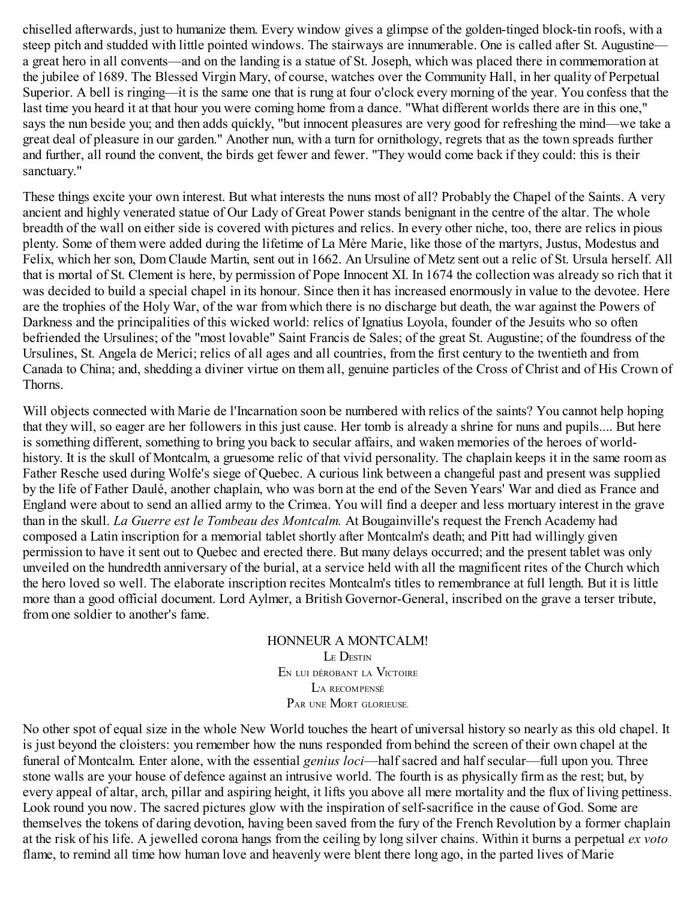chiselled afterwards, just to humanize them. Every window gives a glimpse of the golden-tinged block-tin roofs, with a steep pitch and studded with little pointed windows. The stairways are innumerable. One is called after St. Augustine—a great hero in all convents—and on the landing is a statue of St. Joseph, which was placed there in commemoration at the jubilee of 1689. The Blessed Virgin Mary, of course, watches over the Community Hall, in her quality of Perpetual Superior. A bell is ringing—it is the same one that is rung at four o'clock every morning of the year. You confess that the last time you heard it at that hour you were coming home from a dance. "What different worlds there are in this one," says the nun beside you; and then adds quickly, "but innocent pleasures are very good for refreshing the mind—we take a great deal of pleasure in our garden." Another nun, with a turn for ornithology, regrets that as the town spreads further and further, all round the convent, the birds get fewer and fewer. "They would come back if they could: this is their sanctuary."

These things excite your own interest. But what interests the nuns most of all? Probably the Chapel of the Saints. A very ancient and highly venerated statue of Our Lady of Great Power stands benignant in the centre of the altar. The whole breadth of the wall on either side is covered with pictures and relics. In every other niche, too, there are relics in pious plenty. Some of them were added during the lifetime of La Mère Marie, like those of the martyrs, Justus, Modestus and Felix, which her son, Dom Claude Martin, sent out in 1662. An Ursuline of Metz sent out a relic of St. Ursula herself. All that is mortal of St. Clement is here, by permission of Pope Innocent XI. In 1674 the collection was already so rich that it was decided to build a special chapel in its honour. Since then it has increased enormously in value to the devotee. Here are the trophies of the Holy War, of the war from which there is no discharge but death, the war against the Powers of Darkness and the principalities of this wicked world: relics of Ignatius Loyola, founder of the Jesuits who so often befriended the Ursulines; of the "most lovable" Saint Francis de Sales; of the great St. Augustine; of the foundress of the Ursulines, St. Angela de Merici; relics of all ages and all countries, from the first century to the twentieth and from Canada to China; and, shedding a diviner virtue on them all, genuine particles of the Cross of Christ and of His Crown of Thorns.

Will objects connected with Marie de l'Incarnation soon be numbered with relics of the saints? You cannot help hoping that they will, so eager are her followers in this just cause. Her tomb is already a shrine for nuns and pupils.... But here is something different, something to bring you back to secular affairs, and waken memories of the heroes of world-history. It is the skull of Montcalm, a gruesome relic of that vivid personality. The chaplain keeps it in the same room as Father Resche used during Wolfe's siege of Quebec. A curious link between a changeful past and present was supplied by the life of Father Daulé, another chaplain, who was born at the end of the Seven Years' War and died as France and England were about to send an allied army to the Crimea. You will find a deeper and less mortuary interest in the grave than in the skull. *La Guerre est le Tombeau des Montcalm.* At Bougainville's request the French Academy had composed a Latin inscription for a memorial tablet shortly after Montcalm's death; and Pitt had willingly given permission to have it sent out to Quebec and erected there. But many delays occurred; and the present tablet was only unveiled on the hundredth anniversary of the burial, at a service held with all the magnificent rites of the Church which the hero loved so well. The elaborate inscription recites Montcalm's titles to remembrance at full length. But it is little more than a good official document. Lord Aylmer, a British Governor-General, inscribed on the grave a terser tribute, from one soldier to another's fame.

HONNEUR A MONTCALM!
LE DESTIN
EN LUI DÉROBANT LA VICTOIRE
L'A RECOMPENSÉ
PAR UNE MORT GLORIEUSE.

No other spot of equal size in the whole New World touches the heart of universal history so nearly as this old chapel. It is just beyond the cloisters: you remember how the nuns responded from behind the screen of their own chapel at the funeral of Montcalm. Enter alone, with the essential *genius loci*—half sacred and half secular—full upon you. Three stone walls are your house of defence against an intrusive world. The fourth is as physically firm as the rest; but, by every appeal of altar, arch, pillar and aspiring height, it lifts you above all mere mortality and the flux of living pettiness. Look round you now. The sacred pictures glow with the inspiration of self-sacrifice in the cause of God. Some are themselves the tokens of daring devotion, having been saved from the fury of the French Revolution by a former chaplain at the risk of his life. A jewelled corona hangs from the ceiling by long silver chains. Within it burns a perpetual *ex voto* flame, to remind all time how human love and heavenly were blent there long ago, in the parted lives of Marie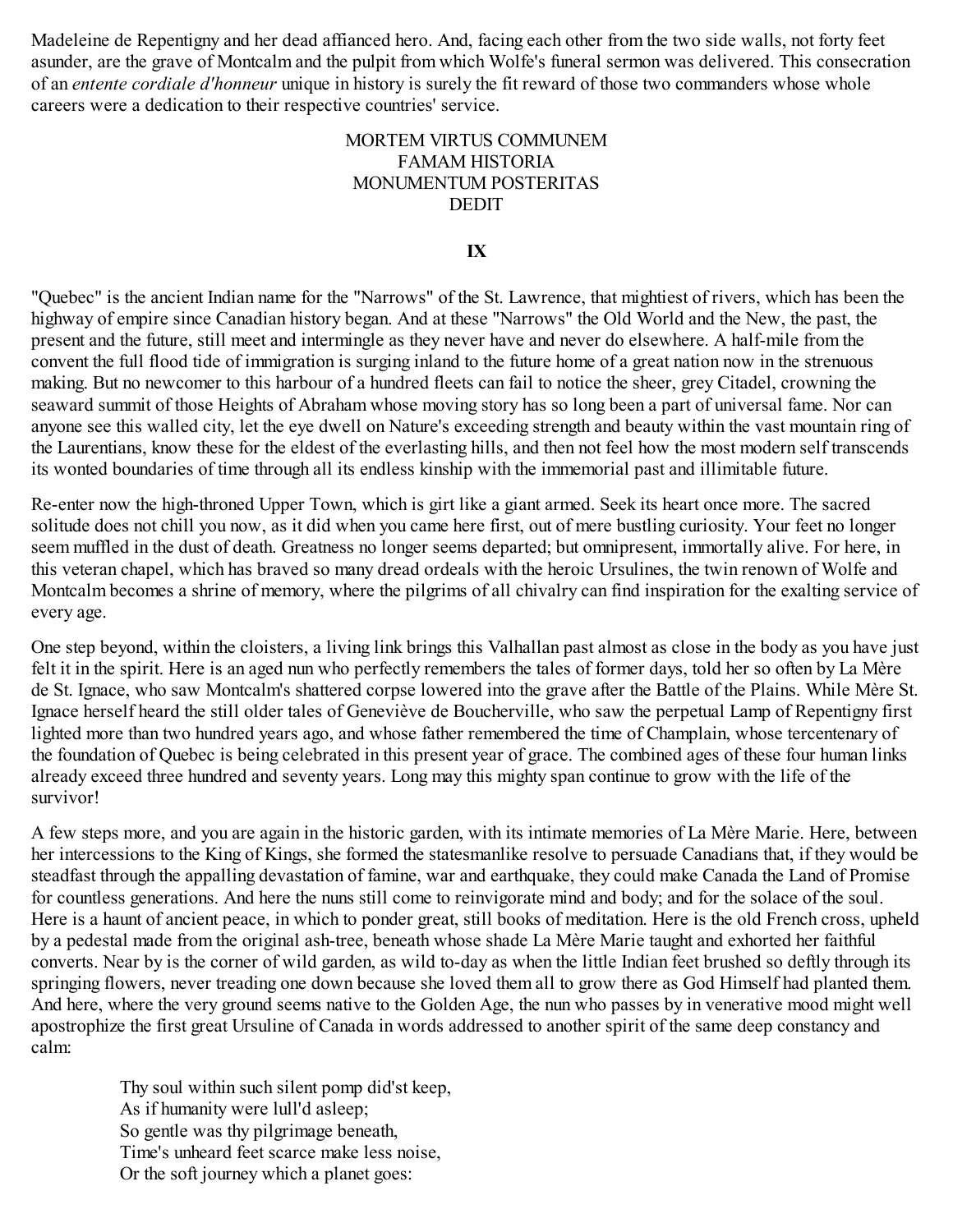Madeleine de Repentigny and her dead affianced hero. And, facing each other from the two side walls, not forty feet asunder, are the grave of Montcalm and the pulpit from which Wolfe's funeral sermon was delivered. This consecration of an *entente cordiale d'honneur* unique in history is surely the fit reward of those two commanders whose whole careers were a dedication to their respective countries' service.

MORTEM VIRTUS COMMUNEM
FAMAM HISTORIA
MONUMENTUM POSTERITAS
DEDIT

## IX

"Quebec" is the ancient Indian name for the "Narrows" of the St. Lawrence, that mightiest of rivers, which has been the highway of empire since Canadian history began. And at these "Narrows" the Old World and the New, the past, the present and the future, still meet and intermingle as they never have and never do elsewhere. A half-mile from the convent the full flood tide of immigration is surging inland to the future home of a great nation now in the strenuous making. But no newcomer to this harbour of a hundred fleets can fail to notice the sheer, grey Citadel, crowning the seaward summit of those Heights of Abraham whose moving story has so long been a part of universal fame. Nor can anyone see this walled city, let the eye dwell on Nature's exceeding strength and beauty within the vast mountain ring of the Laurentians, know these for the eldest of the everlasting hills, and then not feel how the most modern self transcends its wonted boundaries of time through all its endless kinship with the immemorial past and illimitable future.

Re-enter now the high-throned Upper Town, which is girt like a giant armed. Seek its heart once more. The sacred solitude does not chill you now, as it did when you came here first, out of mere bustling curiosity. Your feet no longer seem muffled in the dust of death. Greatness no longer seems departed; but omnipresent, immortally alive. For here, in this veteran chapel, which has braved so many dread ordeals with the heroic Ursulines, the twin renown of Wolfe and Montcalm becomes a shrine of memory, where the pilgrims of all chivalry can find inspiration for the exalting service of every age.

One step beyond, within the cloisters, a living link brings this Valhallan past almost as close in the body as you have just felt it in the spirit. Here is an aged nun who perfectly remembers the tales of former days, told her so often by La Mère de St. Ignace, who saw Montcalm's shattered corpse lowered into the grave after the Battle of the Plains. While Mère St. Ignace herself heard the still older tales of Geneviève de Boucherville, who saw the perpetual Lamp of Repentigny first lighted more than two hundred years ago, and whose father remembered the time of Champlain, whose tercentenary of the foundation of Quebec is being celebrated in this present year of grace. The combined ages of these four human links already exceed three hundred and seventy years. Long may this mighty span continue to grow with the life of the survivor!

A few steps more, and you are again in the historic garden, with its intimate memories of La Mère Marie. Here, between her intercessions to the King of Kings, she formed the statesmanlike resolve to persuade Canadians that, if they would be steadfast through the appalling devastation of famine, war and earthquake, they could make Canada the Land of Promise for countless generations. And here the nuns still come to reinvigorate mind and body; and for the solace of the soul. Here is a haunt of ancient peace, in which to ponder great, still books of meditation. Here is the old French cross, upheld by a pedestal made from the original ash-tree, beneath whose shade La Mère Marie taught and exhorted her faithful converts. Near by is the corner of wild garden, as wild to-day as when the little Indian feet brushed so deftly through its springing flowers, never treading one down because she loved them all to grow there as God Himself had planted them. And here, where the very ground seems native to the Golden Age, the nun who passes by in venerative mood might well apostrophize the first great Ursuline of Canada in words addressed to another spirit of the same deep constancy and calm:

> Thy soul within such silent pomp did'st keep,
> As if humanity were lull'd asleep;
> So gentle was thy pilgrimage beneath,
> Time's unheard feet scarce make less noise,
> Or the soft journey which a planet goes: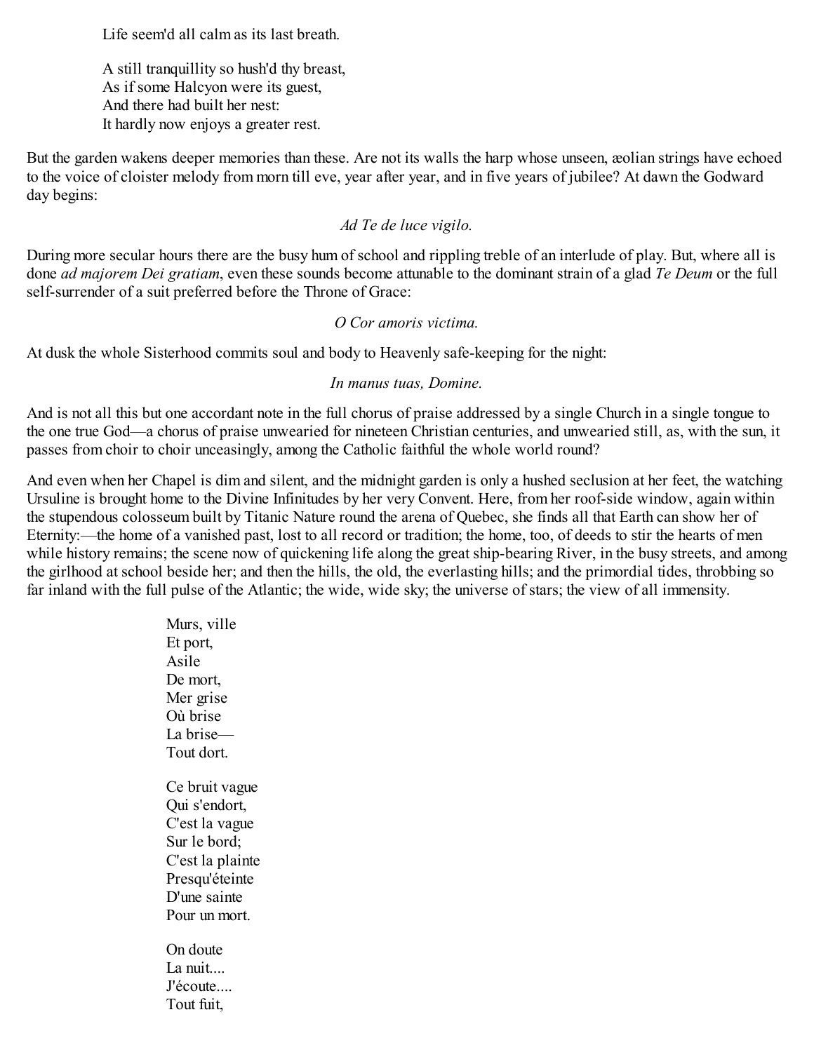Life seem'd all calm as its last breath.

A still tranquillity so hush'd thy breast,  
As if some Halcyon were its guest,  
And there had built her nest:  
It hardly now enjoys a greater rest.

But the garden wakens deeper memories than these. Are not its walls the harp whose unseen, æolian strings have echoed to the voice of cloister melody from morn till eve, year after year, and in five years of jubilee? At dawn the Godward day begins:

*Ad Te de luce vigilo.*

During more secular hours there are the busy hum of school and rippling treble of an interlude of play. But, where all is done *ad majorem Dei gratiam*, even these sounds become attunable to the dominant strain of a glad *Te Deum* or the full self-surrender of a suit preferred before the Throne of Grace:

*O Cor amoris victima.*

At dusk the whole Sisterhood commits soul and body to Heavenly safe-keeping for the night:

*In manus tuas, Domine.*

And is not all this but one accordant note in the full chorus of praise addressed by a single Church in a single tongue to the one true God—a chorus of praise unwearied for nineteen Christian centuries, and unwearied still, as, with the sun, it passes from choir to choir unceasingly, among the Catholic faithful the whole world round?

And even when her Chapel is dim and silent, and the midnight garden is only a hushed seclusion at her feet, the watching Ursuline is brought home to the Divine Infinitudes by her very Convent. Here, from her roof-side window, again within the stupendous colosseum built by Titanic Nature round the arena of Quebec, she finds all that Earth can show her of Eternity:—the home of a vanished past, lost to all record or tradition; the home, too, of deeds to stir the hearts of men while history remains; the scene now of quickening life along the great ship-bearing River, in the busy streets, and among the girlhood at school beside her; and then the hills, the old, the everlasting hills; and the primordial tides, throbbing so far inland with the full pulse of the Atlantic; the wide, wide sky; the universe of stars; the view of all immensity.

Murs, ville  
Et port,  
Asile  
De mort,  
Mer grise  
Où brise  
La brise—  
Tout dort.

Ce bruit vague  
Qui s'endort,  
C'est la vague  
Sur le bord;  
C'est la plainte  
Presqu'éteinte  
D'une sainte  
Pour un mort.

On doute  
La nuit....  
J'écoute....  
Tout fuit,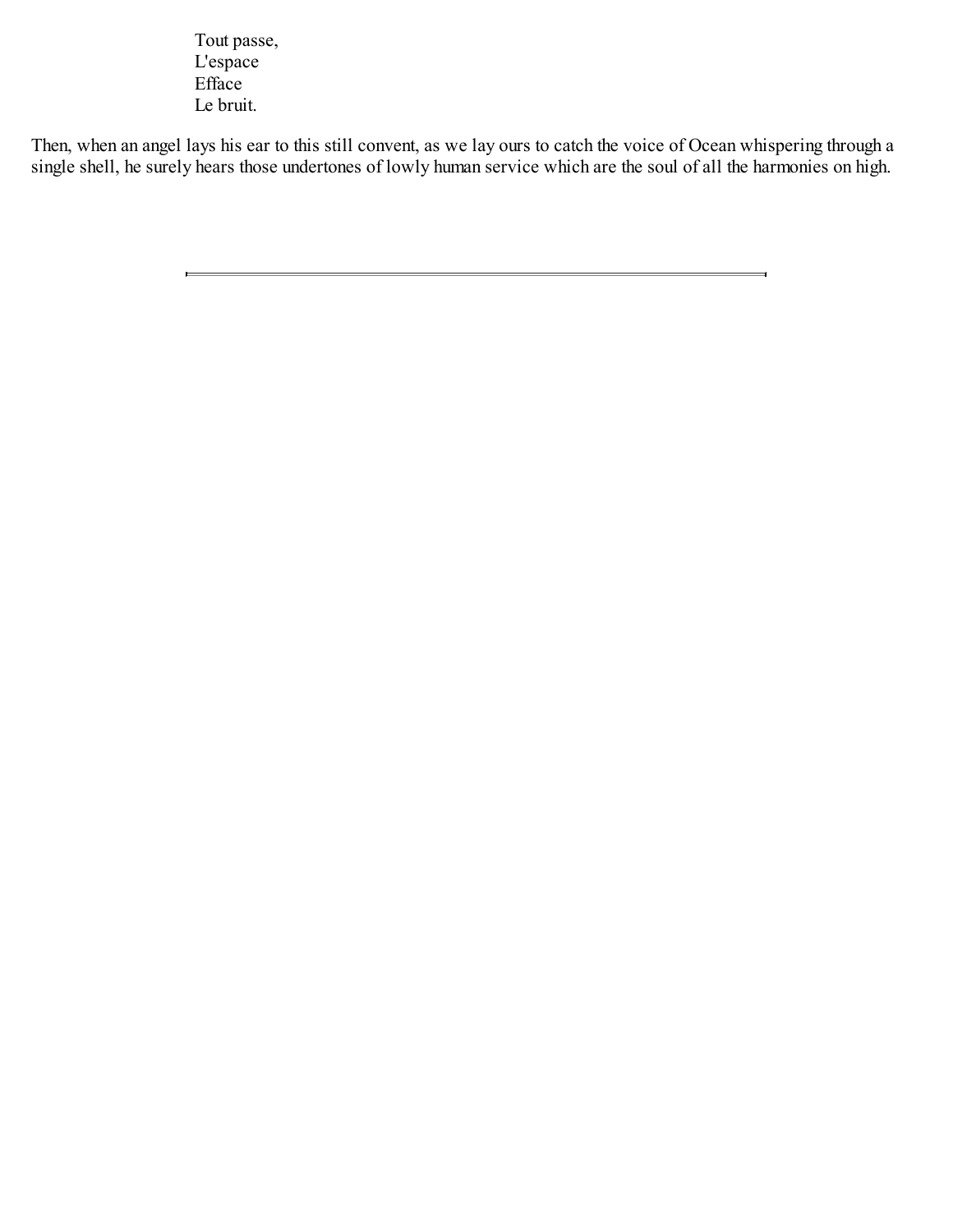Tout passe,  
L'espace  
Efface  
Le bruit.

Then, when an angel lays his ear to this still convent, as we lay ours to catch the voice of Ocean whispering through a single shell, he surely hears those undertones of lowly human service which are the soul of all the harmonies on high.

---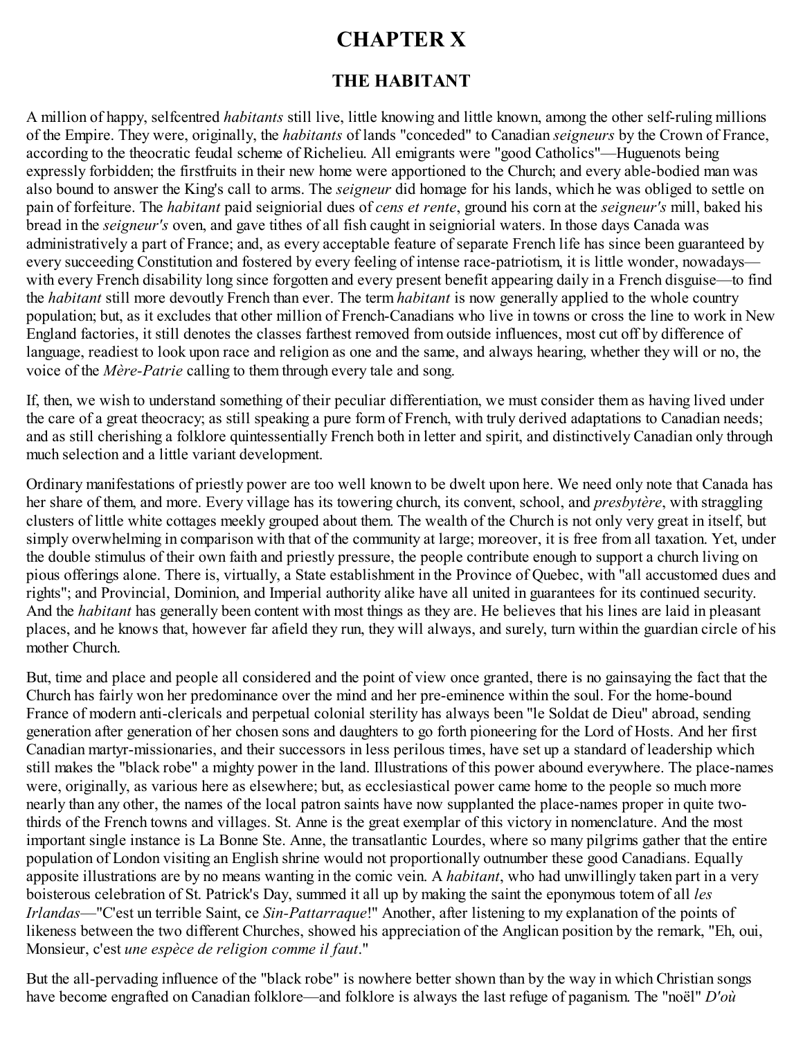# CHAPTER X

## THE HABITANT

A million of happy, selfcentred *habitants* still live, little knowing and little known, among the other self-ruling millions of the Empire. They were, originally, the *habitants* of lands "conceded" to Canadian *seigneurs* by the Crown of France, according to the theocratic feudal scheme of Richelieu. All emigrants were "good Catholics"—Huguenots being expressly forbidden; the firstfruits in their new home were apportioned to the Church; and every able-bodied man was also bound to answer the King's call to arms. The *seigneur* did homage for his lands, which he was obliged to settle on pain of forfeiture. The *habitant* paid seigniorial dues of *cens et rente*, ground his corn at the *seigneur's* mill, baked his bread in the *seigneur's* oven, and gave tithes of all fish caught in seigniorial waters. In those days Canada was administratively a part of France; and, as every acceptable feature of separate French life has since been guaranteed by every succeeding Constitution and fostered by every feeling of intense race-patriotism, it is little wonder, nowadays—with every French disability long since forgotten and every present benefit appearing daily in a French disguise—to find the *habitant* still more devoutly French than ever. The term *habitant* is now generally applied to the whole country population; but, as it excludes that other million of French-Canadians who live in towns or cross the line to work in New England factories, it still denotes the classes farthest removed from outside influences, most cut off by difference of language, readiest to look upon race and religion as one and the same, and always hearing, whether they will or no, the voice of the *Mère-Patrie* calling to them through every tale and song.

If, then, we wish to understand something of their peculiar differentiation, we must consider them as having lived under the care of a great theocracy; as still speaking a pure form of French, with truly derived adaptations to Canadian needs; and as still cherishing a folklore quintessentially French both in letter and spirit, and distinctively Canadian only through much selection and a little variant development.

Ordinary manifestations of priestly power are too well known to be dwelt upon here. We need only note that Canada has her share of them, and more. Every village has its towering church, its convent, school, and *presbytère*, with straggling clusters of little white cottages meekly grouped about them. The wealth of the Church is not only very great in itself, but simply overwhelming in comparison with that of the community at large; moreover, it is free from all taxation. Yet, under the double stimulus of their own faith and priestly pressure, the people contribute enough to support a church living on pious offerings alone. There is, virtually, a State establishment in the Province of Quebec, with "all accustomed dues and rights"; and Provincial, Dominion, and Imperial authority alike have all united in guarantees for its continued security. And the *habitant* has generally been content with most things as they are. He believes that his lines are laid in pleasant places, and he knows that, however far afield they run, they will always, and surely, turn within the guardian circle of his mother Church.

But, time and place and people all considered and the point of view once granted, there is no gainsaying the fact that the Church has fairly won her predominance over the mind and her pre-eminence within the soul. For the home-bound France of modern anti-clericals and perpetual colonial sterility has always been "le Soldat de Dieu" abroad, sending generation after generation of her chosen sons and daughters to go forth pioneering for the Lord of Hosts. And her first Canadian martyr-missionaries, and their successors in less perilous times, have set up a standard of leadership which still makes the "black robe" a mighty power in the land. Illustrations of this power abound everywhere. The place-names were, originally, as various here as elsewhere; but, as ecclesiastical power came home to the people so much more nearly than any other, the names of the local patron saints have now supplanted the place-names proper in quite two-thirds of the French towns and villages. St. Anne is the great exemplar of this victory in nomenclature. And the most important single instance is La Bonne Ste. Anne, the transatlantic Lourdes, where so many pilgrims gather that the entire population of London visiting an English shrine would not proportionally outnumber these good Canadians. Equally apposite illustrations are by no means wanting in the comic vein. A *habitant*, who had unwillingly taken part in a very boisterous celebration of St. Patrick's Day, summed it all up by making the saint the eponymous totem of all *les Irlandas*—"C'est un terrible Saint, ce *Sin-Pattarraque*!" Another, after listening to my explanation of the points of likeness between the two different Churches, showed his appreciation of the Anglican position by the remark, "Eh, oui, Monsieur, c'est *une espèce de religion comme il faut*."

But the all-pervading influence of the "black robe" is nowhere better shown than by the way in which Christian songs have become engrafted on Canadian folklore—and folklore is always the last refuge of paganism. The "noël" *D'où*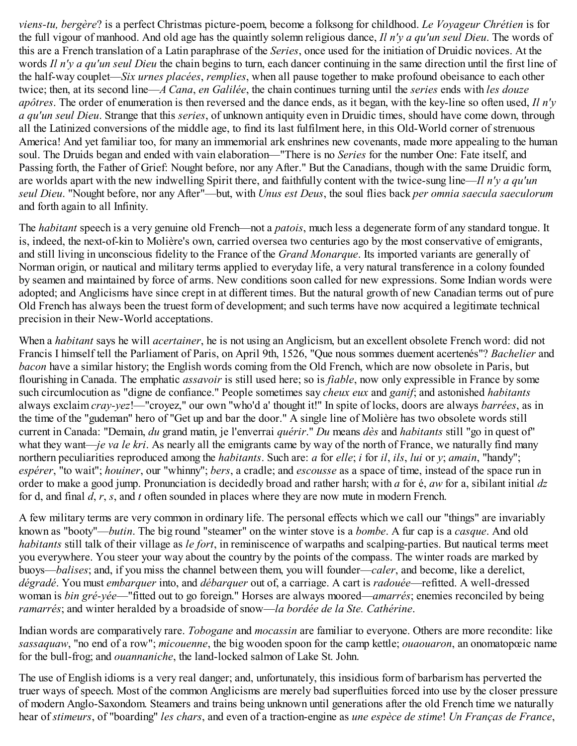*viens-tu, bergère*? is a perfect Christmas picture-poem, become a folksong for childhood. *Le Voyageur Chrétien* is for the full vigour of manhood. And old age has the quaintly solemn religious dance, *Il n'y a qu'un seul Dieu*. The words of this are a French translation of a Latin paraphrase of the *Series*, once used for the initiation of Druidic novices. At the words *Il n'y a qu'un seul Dieu* the chain begins to turn, each dancer continuing in the same direction until the first line of the half-way couplet—*Six urnes placées*, *remplies*, when all pause together to make profound obeisance to each other twice; then, at its second line—*A Cana*, *en Galilée*, the chain continues turning until the *series* ends with *les douze apôtres*. The order of enumeration is then reversed and the dance ends, as it began, with the key-line so often used, *Il n'y a qu'un seul Dieu*. Strange that this *series*, of unknown antiquity even in Druidic times, should have come down, through all the Latinized conversions of the middle age, to find its last fulfilment here, in this Old-World corner of strenuous America! And yet familiar too, for many an immemorial ark enshrines new covenants, made more appealing to the human soul. The Druids began and ended with vain elaboration—"There is no *Series* for the number One: Fate itself, and Passing forth, the Father of Grief: Nought before, nor any After." But the Canadians, though with the same Druidic form, are worlds apart with the new indwelling Spirit there, and faithfully content with the twice-sung line—*Il n'y a qu'un seul Dieu*. "Nought before, nor any After"—but, with *Unus est Deus*, the soul flies back *per omnia saecula saeculorum* and forth again to all Infinity.

The *habitant* speech is a very genuine old French—not a *patois*, much less a degenerate form of any standard tongue. It is, indeed, the next-of-kin to Molière's own, carried oversea two centuries ago by the most conservative of emigrants, and still living in unconscious fidelity to the France of the *Grand Monarque*. Its imported variants are generally of Norman origin, or nautical and military terms applied to everyday life, a very natural transference in a colony founded by seamen and maintained by force of arms. New conditions soon called for new expressions. Some Indian words were adopted; and Anglicisms have since crept in at different times. But the natural growth of new Canadian terms out of pure Old French has always been the truest form of development; and such terms have now acquired a legitimate technical precision in their New-World acceptations.

When a *habitant* says he will *acertainer*, he is not using an Anglicism, but an excellent obsolete French word: did not Francis I himself tell the Parliament of Paris, on April 9th, 1526, "Que nous sommes duement acertenés"? *Bachelier* and *bacon* have a similar history; the English words coming from the Old French, which are now obsolete in Paris, but flourishing in Canada. The emphatic *assavoir* is still used here; so is *fiable*, now only expressible in France by some such circumlocution as "digne de confiance." People sometimes say *cheux eux* and *ganif*; and astonished *habitants* always exclaim *cray-yez*!—"croyez," our own "who'd a' thought it!" In spite of locks, doors are always *barrées*, as in the time of the "gudeman" hero of "Get up and bar the door." A single line of Molière has two obsolete words still current in Canada: "Demain, *du* grand matin, je l'enverrai *quérir*." *Du* means *dès* and *habitants* still "go in quest of" what they want—*je va le kri*. As nearly all the emigrants came by way of the north of France, we naturally find many northern peculiarities reproduced among the *habitants*. Such are: *a* for *elle*; *i* for *il*, *ils*, *lui* or *y*; *amain*, "handy"; *espérer*, "to wait"; *houiner*, our "whinny"; *bers*, a cradle; and *escousse* as a space of time, instead of the space run in order to make a good jump. Pronunciation is decidedly broad and rather harsh; with *a* for é, *aw* for a, sibilant initial *dz* for d, and final *d*, *r*, *s*, and *t* often sounded in places where they are now mute in modern French.

A few military terms are very common in ordinary life. The personal effects which we call our "things" are invariably known as "booty"—*butin*. The big round "steamer" on the winter stove is a *bombe*. A fur cap is a *casque*. And old *habitants* still talk of their village as *le fort*, in reminiscence of warpaths and scalping-parties. But nautical terms meet you everywhere. You steer your way about the country by the points of the compass. The winter roads are marked by buoys—*balises*; and, if you miss the channel between them, you will founder—*caler*, and become, like a derelict, *dégradé*. You must *embarquer* into, and *débarquer* out of, a carriage. A cart is *radouée*—refitted. A well-dressed woman is *bin gré-yée*—"fitted out to go foreign." Horses are always moored—*amarrés*; enemies reconciled by being *ramarrés*; and winter heralded by a broadside of snow—*la bordée de la Ste. Cathérine*.

Indian words are comparatively rare. *Tobogane* and *mocassin* are familiar to everyone. Others are more recondite: like *sassaquaw*, "no end of a row"; *micouenne*, the big wooden spoon for the camp kettle; *ouaouaron*, an onomatopœic name for the bull-frog; and *ouannaniche*, the land-locked salmon of Lake St. John.

The use of English idioms is a very real danger; and, unfortunately, this insidious form of barbarism has perverted the truer ways of speech. Most of the common Anglicisms are merely bad superfluities forced into use by the closer pressure of modern Anglo-Saxondom. Steamers and trains being unknown until generations after the old French time we naturally hear of *stimeurs*, of "boarding" *les chars*, and even of a traction-engine as *une espèce de stime*! *Un Franças de France*,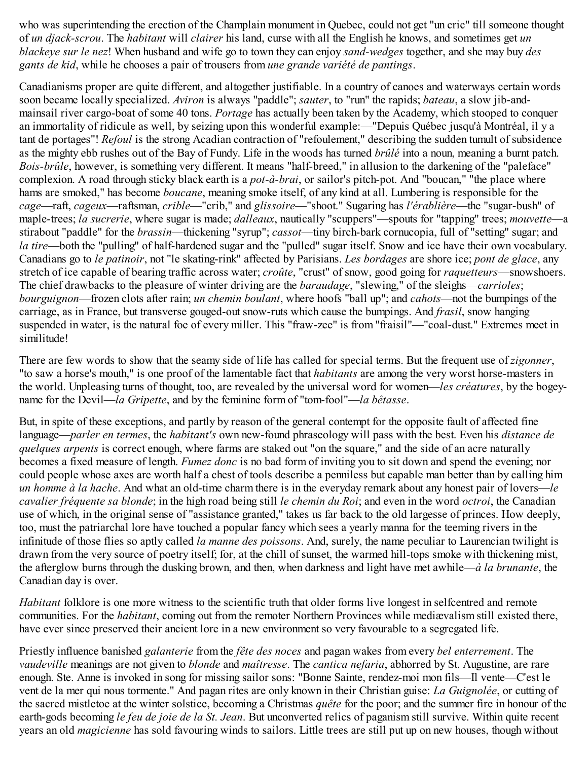who was superintending the erection of the Champlain monument in Quebec, could not get "un cric" till someone thought of *un djack-scrou*. The *habitant* will *clairer* his land, curse with all the English he knows, and sometimes get *un blackeye sur le nez*! When husband and wife go to town they can enjoy *sand-wedges* together, and she may buy *des gants de kid*, while he chooses a pair of trousers from *une grande variété de pantings*.

Canadianisms proper are quite different, and altogether justifiable. In a country of canoes and waterways certain words soon became locally specialized. *Aviron* is always "paddle"; *sauter*, to "run" the rapids; *bateau*, a slow jib-and-mainsail river cargo-boat of some 40 tons. *Portage* has actually been taken by the Academy, which stooped to conquer an immortality of ridicule as well, by seizing upon this wonderful example:—"Depuis Québec jusqu'à Montréal, il y a tant de portages"! *Refoul* is the strong Acadian contraction of "refoulement," describing the sudden tumult of subsidence as the mighty ebb rushes out of the Bay of Fundy. Life in the woods has turned *brûlé* into a noun, meaning a burnt patch. *Bois-brûle*, however, is something very different. It means "half-breed," in allusion to the darkening of the "paleface" complexion. A road through sticky black earth is a *pot-à-brai*, or sailor's pitch-pot. And "boucan," "the place where hams are smoked," has become *boucane*, meaning smoke itself, of any kind at all. Lumbering is responsible for the *cage*—raft, *cageux*—raftsman, *crible*—"crib," and *glissoire*—"shoot." Sugaring has *l'érablière*—the "sugar-bush" of maple-trees; *la sucrerie*, where sugar is made; *dalleaux*, nautically "scuppers"—spouts for "tapping" trees; *mouvette*—a stirabout "paddle" for the *brassin*—thickening "syrup"; *cassot*—tiny birch-bark cornucopia, full of "setting" sugar; and *la tire*—both the "pulling" of half-hardened sugar and the "pulled" sugar itself. Snow and ice have their own vocabulary. Canadians go to *le patinoir*, not "le skating-rink" affected by Parisians. *Les bordages* are shore ice; *pont de glace*, any stretch of ice capable of bearing traffic across water; *croûte*, "crust" of snow, good going for *raquetteurs*—snowshoers. The chief drawbacks to the pleasure of winter driving are the *baraudage*, "slewing," of the sleighs—*carrioles*; *bourguignon*—frozen clots after rain; *un chemin boulant*, where hoofs "ball up"; and *cahots*—not the bumpings of the carriage, as in France, but transverse gouged-out snow-ruts which cause the bumpings. And *frasil*, snow hanging suspended in water, is the natural foe of every miller. This "fraw-zee" is from "fraisil"—"coal-dust." Extremes meet in similitude!

There are few words to show that the seamy side of life has called for special terms. But the frequent use of *zigonner*, "to saw a horse's mouth," is one proof of the lamentable fact that *habitants* are among the very worst horse-masters in the world. Unpleasing turns of thought, too, are revealed by the universal word for women—*les créatures*, by the bogey-name for the Devil—*la Gripette*, and by the feminine form of "tom-fool"—*la bêtasse*.

But, in spite of these exceptions, and partly by reason of the general contempt for the opposite fault of affected fine language—*parler en termes*, the *habitant's* own new-found phraseology will pass with the best. Even his *distance de quelques arpents* is correct enough, where farms are staked out "on the square," and the side of an acre naturally becomes a fixed measure of length. *Fumez donc* is no bad form of inviting you to sit down and spend the evening; nor could people whose axes are worth half a chest of tools describe a penniless but capable man better than by calling him *un homme à la hache*. And what an old-time charm there is in the everyday remark about any honest pair of lovers—*le cavalier fréquente sa blonde*; in the high road being still *le chemin du Roi*; and even in the word *octroi*, the Canadian use of which, in the original sense of "assistance granted," takes us far back to the old largesse of princes. How deeply, too, must the patriarchal lore have touched a popular fancy which sees a yearly manna for the teeming rivers in the infinitude of those flies so aptly called *la manne des poissons*. And, surely, the name peculiar to Laurencian twilight is drawn from the very source of poetry itself; for, at the chill of sunset, the warmed hill-tops smoke with thickening mist, the afterglow burns through the dusking brown, and then, when darkness and light have met awhile—*à la brunante*, the Canadian day is over.

*Habitant* folklore is one more witness to the scientific truth that older forms live longest in selfcentred and remote communities. For the *habitant*, coming out from the remoter Northern Provinces while mediævalism still existed there, have ever since preserved their ancient lore in a new environment so very favourable to a segregated life.

Priestly influence banished *galanterie* from the *fête des noces* and pagan wakes from every *bel enterrement*. The *vaudeville* meanings are not given to *blonde* and *maîtresse*. The *cantica nefaria*, abhorred by St. Augustine, are rare enough. Ste. Anne is invoked in song for missing sailor sons: "Bonne Sainte, rendez-moi mon fils—Il vente—C'est le vent de la mer qui nous tormente." And pagan rites are only known in their Christian guise: *La Guignolée*, or cutting of the sacred mistletoe at the winter solstice, becoming a Christmas *quête* for the poor; and the summer fire in honour of the earth-gods becoming *le feu de joie de la St. Jean*. But unconverted relics of paganism still survive. Within quite recent years an old *magicienne* has sold favouring winds to sailors. Little trees are still put up on new houses, though without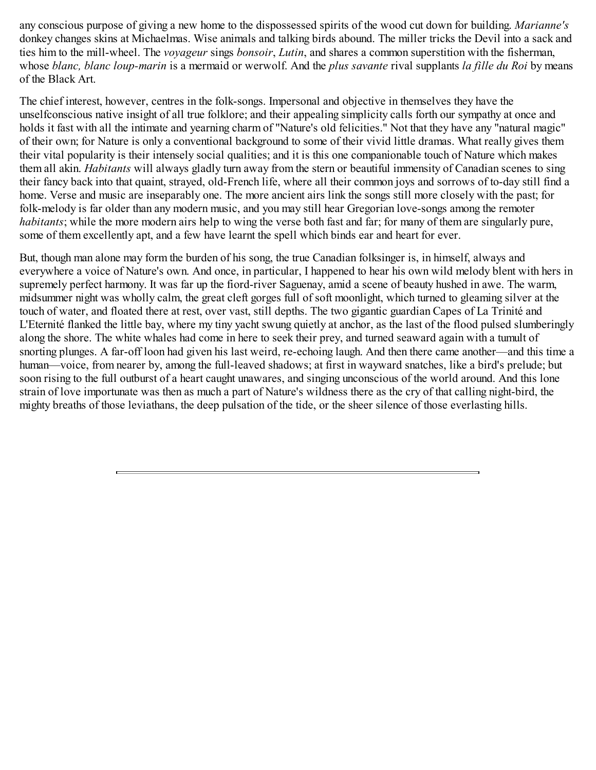any conscious purpose of giving a new home to the dispossessed spirits of the wood cut down for building. *Marianne's* donkey changes skins at Michaelmas. Wise animals and talking birds abound. The miller tricks the Devil into a sack and ties him to the mill-wheel. The *voyageur* sings *bonsoir*, *Lutin*, and shares a common superstition with the fisherman, whose *blanc, blanc loup-marin* is a mermaid or werwolf. And the *plus savante* rival supplants *la fille du Roi* by means of the Black Art.

The chief interest, however, centres in the folk-songs. Impersonal and objective in themselves they have the unselfconscious native insight of all true folklore; and their appealing simplicity calls forth our sympathy at once and holds it fast with all the intimate and yearning charm of "Nature's old felicities." Not that they have any "natural magic" of their own; for Nature is only a conventional background to some of their vivid little dramas. What really gives them their vital popularity is their intensely social qualities; and it is this one companionable touch of Nature which makes them all akin. *Habitants* will always gladly turn away from the stern or beautiful immensity of Canadian scenes to sing their fancy back into that quaint, strayed, old-French life, where all their common joys and sorrows of to-day still find a home. Verse and music are inseparably one. The more ancient airs link the songs still more closely with the past; for folk-melody is far older than any modern music, and you may still hear Gregorian love-songs among the remoter *habitants*; while the more modern airs help to wing the verse both fast and far; for many of them are singularly pure, some of them excellently apt, and a few have learnt the spell which binds ear and heart for ever.

But, though man alone may form the burden of his song, the true Canadian folksinger is, in himself, always and everywhere a voice of Nature's own. And once, in particular, I happened to hear his own wild melody blent with hers in supremely perfect harmony. It was far up the fiord-river Saguenay, amid a scene of beauty hushed in awe. The warm, midsummer night was wholly calm, the great cleft gorges full of soft moonlight, which turned to gleaming silver at the touch of water, and floated there at rest, over vast, still depths. The two gigantic guardian Capes of La Trinité and L'Eternité flanked the little bay, where my tiny yacht swung quietly at anchor, as the last of the flood pulsed slumberingly along the shore. The white whales had come in here to seek their prey, and turned seaward again with a tumult of snorting plunges. A far-off loon had given his last weird, re-echoing laugh. And then there came another—and this time a human—voice, from nearer by, among the full-leaved shadows; at first in wayward snatches, like a bird's prelude; but soon rising to the full outburst of a heart caught unawares, and singing unconscious of the world around. And this lone strain of love importunate was then as much a part of Nature's wildness there as the cry of that calling night-bird, the mighty breaths of those leviathans, the deep pulsation of the tide, or the sheer silence of those everlasting hills.

---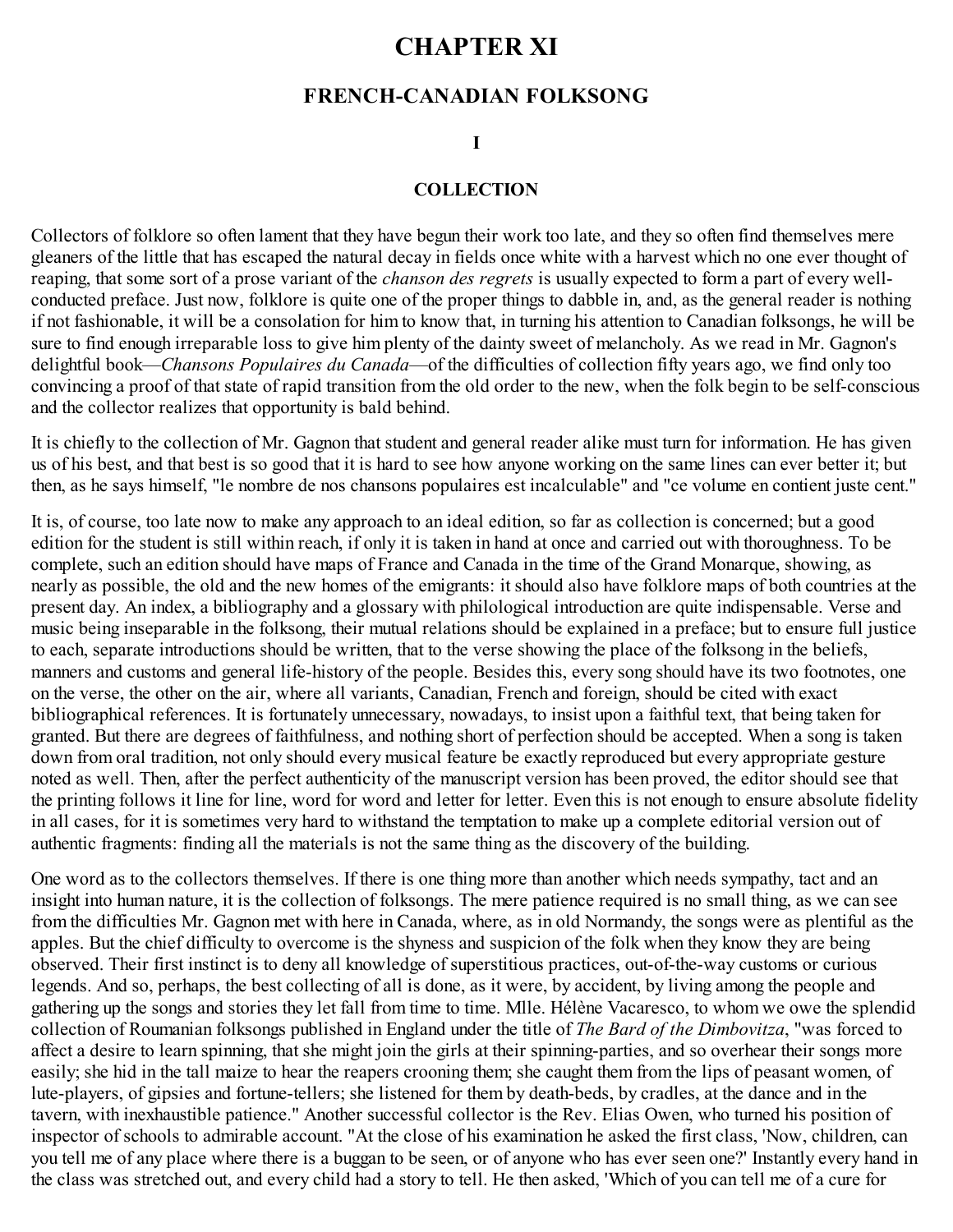# CHAPTER XI

## FRENCH-CANADIAN FOLKSONG

### I

### COLLECTION

Collectors of folklore so often lament that they have begun their work too late, and they so often find themselves mere gleaners of the little that has escaped the natural decay in fields once white with a harvest which no one ever thought of reaping, that some sort of a prose variant of the *chanson des regrets* is usually expected to form a part of every well-conducted preface. Just now, folklore is quite one of the proper things to dabble in, and, as the general reader is nothing if not fashionable, it will be a consolation for him to know that, in turning his attention to Canadian folksongs, he will be sure to find enough irreparable loss to give him plenty of the dainty sweet of melancholy. As we read in Mr. Gagnon's delightful book—*Chansons Populaires du Canada*—of the difficulties of collection fifty years ago, we find only too convincing a proof of that state of rapid transition from the old order to the new, when the folk begin to be self-conscious and the collector realizes that opportunity is bald behind.

It is chiefly to the collection of Mr. Gagnon that student and general reader alike must turn for information. He has given us of his best, and that best is so good that it is hard to see how anyone working on the same lines can ever better it; but then, as he says himself, "le nombre de nos chansons populaires est incalculable" and "ce volume en contient juste cent."

It is, of course, too late now to make any approach to an ideal edition, so far as collection is concerned; but a good edition for the student is still within reach, if only it is taken in hand at once and carried out with thoroughness. To be complete, such an edition should have maps of France and Canada in the time of the Grand Monarque, showing, as nearly as possible, the old and the new homes of the emigrants: it should also have folklore maps of both countries at the present day. An index, a bibliography and a glossary with philological introduction are quite indispensable. Verse and music being inseparable in the folksong, their mutual relations should be explained in a preface; but to ensure full justice to each, separate introductions should be written, that to the verse showing the place of the folksong in the beliefs, manners and customs and general life-history of the people. Besides this, every song should have its two footnotes, one on the verse, the other on the air, where all variants, Canadian, French and foreign, should be cited with exact bibliographical references. It is fortunately unnecessary, nowadays, to insist upon a faithful text, that being taken for granted. But there are degrees of faithfulness, and nothing short of perfection should be accepted. When a song is taken down from oral tradition, not only should every musical feature be exactly reproduced but every appropriate gesture noted as well. Then, after the perfect authenticity of the manuscript version has been proved, the editor should see that the printing follows it line for line, word for word and letter for letter. Even this is not enough to ensure absolute fidelity in all cases, for it is sometimes very hard to withstand the temptation to make up a complete editorial version out of authentic fragments: finding all the materials is not the same thing as the discovery of the building.

One word as to the collectors themselves. If there is one thing more than another which needs sympathy, tact and an insight into human nature, it is the collection of folksongs. The mere patience required is no small thing, as we can see from the difficulties Mr. Gagnon met with here in Canada, where, as in old Normandy, the songs were as plentiful as the apples. But the chief difficulty to overcome is the shyness and suspicion of the folk when they know they are being observed. Their first instinct is to deny all knowledge of superstitious practices, out-of-the-way customs or curious legends. And so, perhaps, the best collecting of all is done, as it were, by accident, by living among the people and gathering up the songs and stories they let fall from time to time. Mlle. Hélène Vacaresco, to whom we owe the splendid collection of Roumanian folksongs published in England under the title of *The Bard of the Dimbovitza*, "was forced to affect a desire to learn spinning, that she might join the girls at their spinning-parties, and so overhear their songs more easily; she hid in the tall maize to hear the reapers crooning them; she caught them from the lips of peasant women, of lute-players, of gipsies and fortune-tellers; she listened for them by death-beds, by cradles, at the dance and in the tavern, with inexhaustible patience." Another successful collector is the Rev. Elias Owen, who turned his position of inspector of schools to admirable account. "At the close of his examination he asked the first class, 'Now, children, can you tell me of any place where there is a buggan to be seen, or of anyone who has ever seen one?' Instantly every hand in the class was stretched out, and every child had a story to tell. He then asked, 'Which of you can tell me of a cure for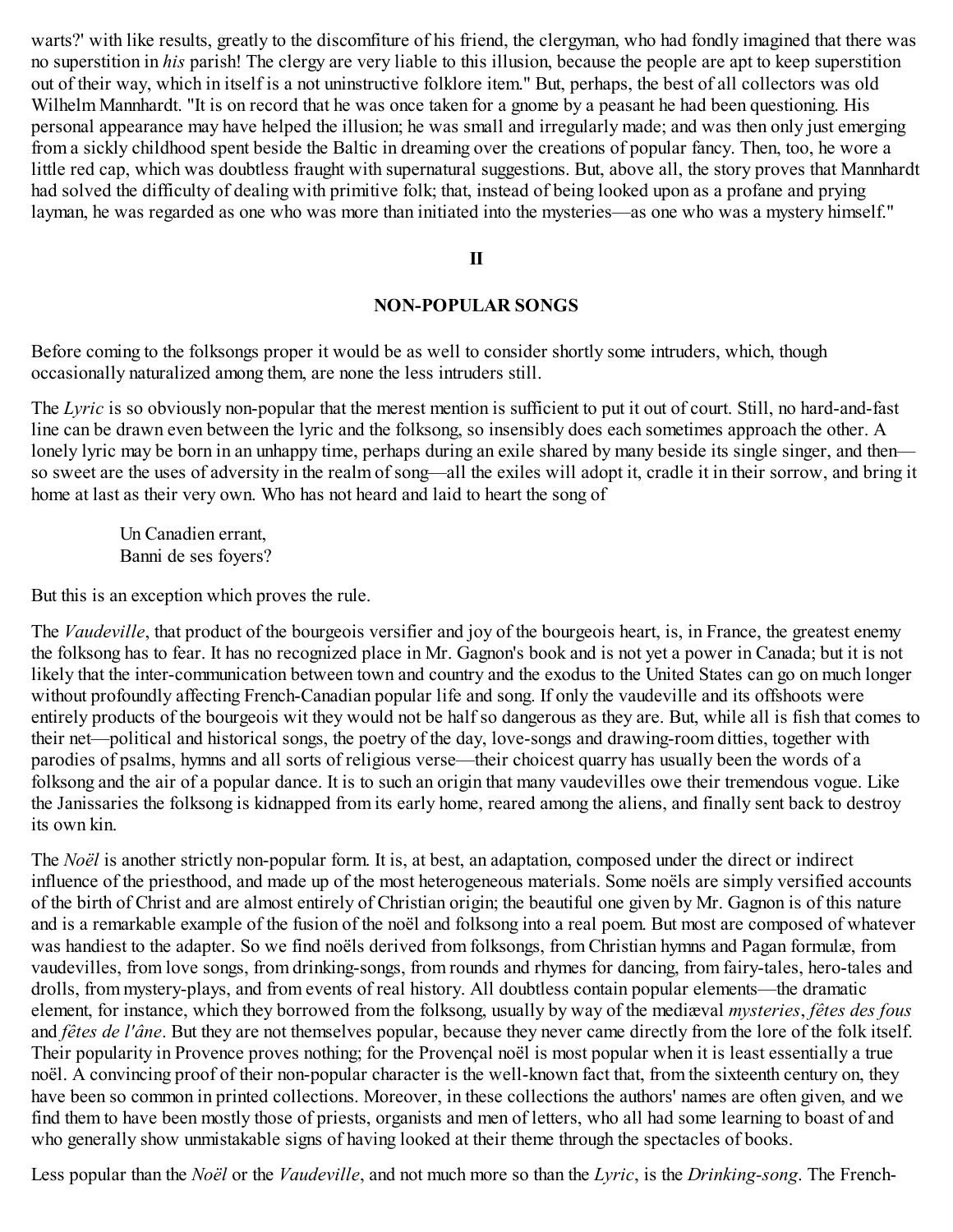warts?' with like results, greatly to the discomfiture of his friend, the clergyman, who had fondly imagined that there was no superstition in *his* parish! The clergy are very liable to this illusion, because the people are apt to keep superstition out of their way, which in itself is a not uninstructive folklore item." But, perhaps, the best of all collectors was old Wilhelm Mannhardt. "It is on record that he was once taken for a gnome by a peasant he had been questioning. His personal appearance may have helped the illusion; he was small and irregularly made; and was then only just emerging from a sickly childhood spent beside the Baltic in dreaming over the creations of popular fancy. Then, too, he wore a little red cap, which was doubtless fraught with supernatural suggestions. But, above all, the story proves that Mannhardt had solved the difficulty of dealing with primitive folk; that, instead of being looked upon as a profane and prying layman, he was regarded as one who was more than initiated into the mysteries—as one who was a mystery himself."

## II

## NON-POPULAR SONGS

Before coming to the folksongs proper it would be as well to consider shortly some intruders, which, though occasionally naturalized among them, are none the less intruders still.

The *Lyric* is so obviously non-popular that the merest mention is sufficient to put it out of court. Still, no hard-and-fast line can be drawn even between the lyric and the folksong, so insensibly does each sometimes approach the other. A lonely lyric may be born in an unhappy time, perhaps during an exile shared by many beside its single singer, and then—so sweet are the uses of adversity in the realm of song—all the exiles will adopt it, cradle it in their sorrow, and bring it home at last as their very own. Who has not heard and laid to heart the song of

> Un Canadien errant,
> Banni de ses foyers?

But this is an exception which proves the rule.

The *Vaudeville*, that product of the bourgeois versifier and joy of the bourgeois heart, is, in France, the greatest enemy the folksong has to fear. It has no recognized place in Mr. Gagnon's book and is not yet a power in Canada; but it is not likely that the inter-communication between town and country and the exodus to the United States can go on much longer without profoundly affecting French-Canadian popular life and song. If only the vaudeville and its offshoots were entirely products of the bourgeois wit they would not be half so dangerous as they are. But, while all is fish that comes to their net—political and historical songs, the poetry of the day, love-songs and drawing-room ditties, together with parodies of psalms, hymns and all sorts of religious verse—their choicest quarry has usually been the words of a folksong and the air of a popular dance. It is to such an origin that many vaudevilles owe their tremendous vogue. Like the Janissaries the folksong is kidnapped from its early home, reared among the aliens, and finally sent back to destroy its own kin.

The *Noël* is another strictly non-popular form. It is, at best, an adaptation, composed under the direct or indirect influence of the priesthood, and made up of the most heterogeneous materials. Some noëls are simply versified accounts of the birth of Christ and are almost entirely of Christian origin; the beautiful one given by Mr. Gagnon is of this nature and is a remarkable example of the fusion of the noël and folksong into a real poem. But most are composed of whatever was handiest to the adapter. So we find noëls derived from folksongs, from Christian hymns and Pagan formulæ, from vaudevilles, from love songs, from drinking-songs, from rounds and rhymes for dancing, from fairy-tales, hero-tales and drolls, from mystery-plays, and from events of real history. All doubtless contain popular elements—the dramatic element, for instance, which they borrowed from the folksong, usually by way of the mediæval *mysteries*, *fêtes des fous* and *fêtes de l'âne*. But they are not themselves popular, because they never came directly from the lore of the folk itself. Their popularity in Provence proves nothing; for the Provençal noël is most popular when it is least essentially a true noël. A convincing proof of their non-popular character is the well-known fact that, from the sixteenth century on, they have been so common in printed collections. Moreover, in these collections the authors' names are often given, and we find them to have been mostly those of priests, organists and men of letters, who all had some learning to boast of and who generally show unmistakable signs of having looked at their theme through the spectacles of books.

Less popular than the *Noël* or the *Vaudeville*, and not much more so than the *Lyric*, is the *Drinking-song*. The French-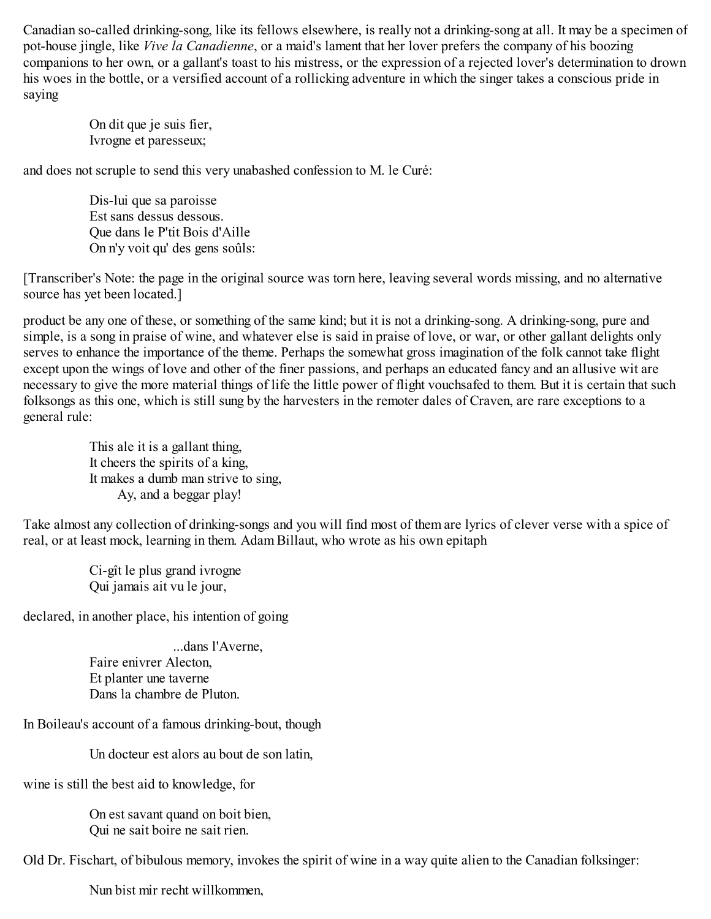Canadian so-called drinking-song, like its fellows elsewhere, is really not a drinking-song at all. It may be a specimen of pot-house jingle, like *Vive la Canadienne*, or a maid's lament that her lover prefers the company of his boozing companions to her own, or a gallant's toast to his mistress, or the expression of a rejected lover's determination to drown his woes in the bottle, or a versified account of a rollicking adventure in which the singer takes a conscious pride in saying

> On dit que je suis fier,
> Ivrogne et paresseux;

and does not scruple to send this very unabashed confession to M. le Curé:

> Dis-lui que sa paroisse
> Est sans dessus dessous.
> Que dans le P'tit Bois d'Aille
> On n'y voit qu' des gens soûls:

[Transcriber's Note: the page in the original source was torn here, leaving several words missing, and no alternative source has yet been located.]

product be any one of these, or something of the same kind; but it is not a drinking-song. A drinking-song, pure and simple, is a song in praise of wine, and whatever else is said in praise of love, or war, or other gallant delights only serves to enhance the importance of the theme. Perhaps the somewhat gross imagination of the folk cannot take flight except upon the wings of love and other of the finer passions, and perhaps an educated fancy and an allusive wit are necessary to give the more material things of life the little power of flight vouchsafed to them. But it is certain that such folksongs as this one, which is still sung by the harvesters in the remoter dales of Craven, are rare exceptions to a general rule:

> This ale it is a gallant thing,
> It cheers the spirits of a king,
> It makes a dumb man strive to sing,
> Ay, and a beggar play!

Take almost any collection of drinking-songs and you will find most of them are lyrics of clever verse with a spice of real, or at least mock, learning in them. Adam Billaut, who wrote as his own epitaph

> Ci-gît le plus grand ivrogne
> Qui jamais ait vu le jour,

declared, in another place, his intention of going

> ...dans l'Averne,
> Faire enivrer Alecton,
> Et planter une taverne
> Dans la chambre de Pluton.

In Boileau's account of a famous drinking-bout, though

> Un docteur est alors au bout de son latin,

wine is still the best aid to knowledge, for

> On est savant quand on boit bien,
> Qui ne sait boire ne sait rien.

Old Dr. Fischart, of bibulous memory, invokes the spirit of wine in a way quite alien to the Canadian folksinger:

> Nun bist mir recht willkommen,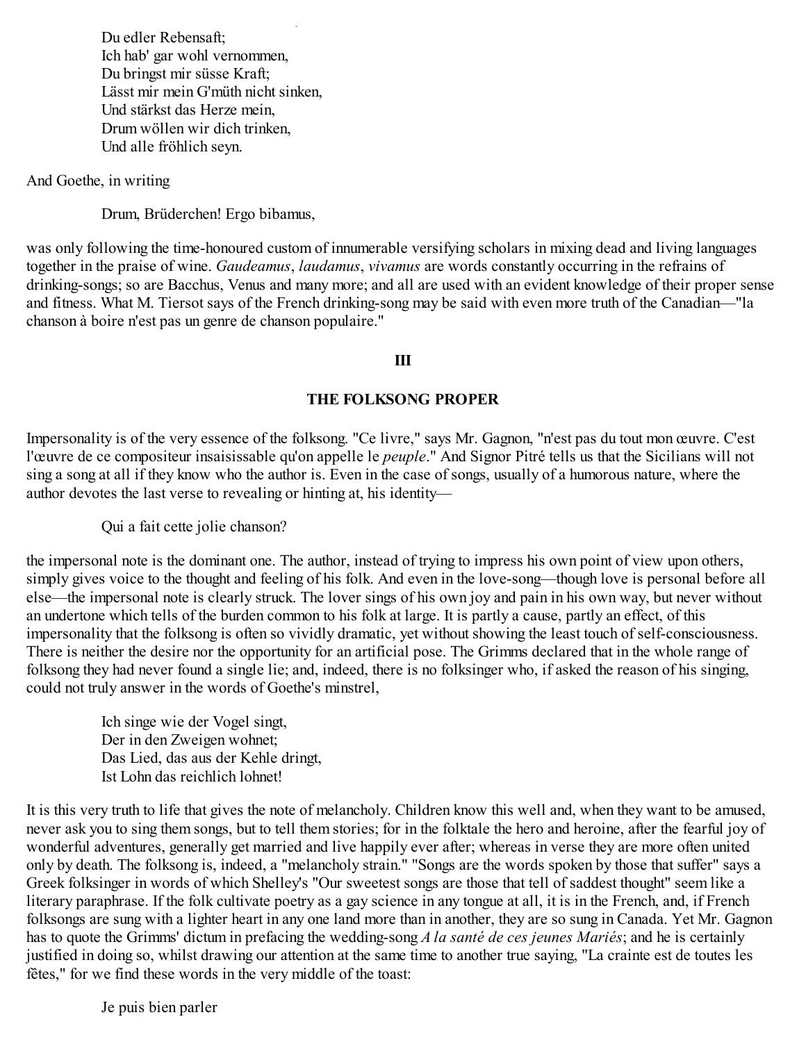Du edler Rebensaft;
Ich hab' gar wohl vernommen,
Du bringst mir süsse Kraft;
Lässt mir mein G'müth nicht sinken,
Und stärkst das Herze mein,
Drum wöllen wir dich trinken,
Und alle fröhlich seyn.

And Goethe, in writing

Drum, Brüderchen! Ergo bibamus,

was only following the time-honoured custom of innumerable versifying scholars in mixing dead and living languages together in the praise of wine. *Gaudeamus*, *laudamus*, *vivamus* are words constantly occurring in the refrains of drinking-songs; so are Bacchus, Venus and many more; and all are used with an evident knowledge of their proper sense and fitness. What M. Tiersot says of the French drinking-song may be said with even more truth of the Canadian—"la chanson à boire n'est pas un genre de chanson populaire."

### III

### THE FOLKSONG PROPER

Impersonality is of the very essence of the folksong. "Ce livre," says Mr. Gagnon, "n'est pas du tout mon œuvre. C'est l'œuvre de ce compositeur insaisissable qu'on appelle le *peuple*." And Signor Pitré tells us that the Sicilians will not sing a song at all if they know who the author is. Even in the case of songs, usually of a humorous nature, where the author devotes the last verse to revealing or hinting at, his identity—

Qui a fait cette jolie chanson?

the impersonal note is the dominant one. The author, instead of trying to impress his own point of view upon others, simply gives voice to the thought and feeling of his folk. And even in the love-song—though love is personal before all else—the impersonal note is clearly struck. The lover sings of his own joy and pain in his own way, but never without an undertone which tells of the burden common to his folk at large. It is partly a cause, partly an effect, of this impersonality that the folksong is often so vividly dramatic, yet without showing the least touch of self-consciousness. There is neither the desire nor the opportunity for an artificial pose. The Grimms declared that in the whole range of folksong they had never found a single lie; and, indeed, there is no folksinger who, if asked the reason of his singing, could not truly answer in the words of Goethe's minstrel,

Ich singe wie der Vogel singt,
Der in den Zweigen wohnet;
Das Lied, das aus der Kehle dringt,
Ist Lohn das reichlich lohnet!

It is this very truth to life that gives the note of melancholy. Children know this well and, when they want to be amused, never ask you to sing them songs, but to tell them stories; for in the folktale the hero and heroine, after the fearful joy of wonderful adventures, generally get married and live happily ever after; whereas in verse they are more often united only by death. The folksong is, indeed, a "melancholy strain." "Songs are the words spoken by those that suffer" says a Greek folksinger in words of which Shelley's "Our sweetest songs are those that tell of saddest thought" seem like a literary paraphrase. If the folk cultivate poetry as a gay science in any tongue at all, it is in the French, and, if French folksongs are sung with a lighter heart in any one land more than in another, they are so sung in Canada. Yet Mr. Gagnon has to quote the Grimms' dictum in prefacing the wedding-song *A la santé de ces jeunes Mariés*; and he is certainly justified in doing so, whilst drawing our attention at the same time to another true saying, "La crainte est de toutes les fêtes," for we find these words in the very middle of the toast:

Je puis bien parler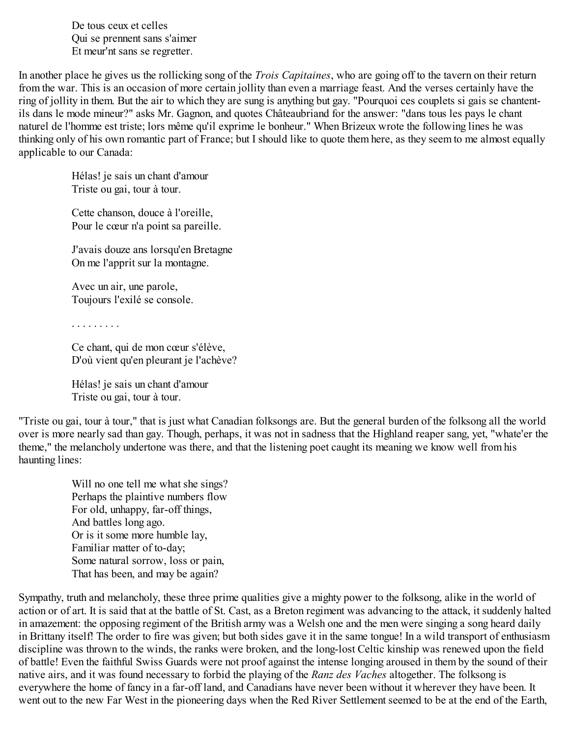De tous ceux et celles  
Qui se prennent sans s'aimer  
Et meur'nt sans se regretter.

In another place he gives us the rollicking song of the *Trois Capitaines*, who are going off to the tavern on their return from the war. This is an occasion of more certain jollity than even a marriage feast. And the verses certainly have the ring of jollity in them. But the air to which they are sung is anything but gay. "Pourquoi ces couplets si gais se chantent-ils dans le mode mineur?" asks Mr. Gagnon, and quotes Châteaubriand for the answer: "dans tous les pays le chant naturel de l'homme est triste; lors même qu'il exprime le bonheur." When Brizeux wrote the following lines he was thinking only of his own romantic part of France; but I should like to quote them here, as they seem to me almost equally applicable to our Canada:

> Hélas! je sais un chant d'amour  
> Triste ou gai, tour à tour.
>
> Cette chanson, douce à l'oreille,  
> Pour le cœur n'a point sa pareille.
>
> J'avais douze ans lorsqu'en Bretagne  
> On me l'apprit sur la montagne.
>
> Avec un air, une parole,  
> Toujours l'exilé se console.
>
> . . . . . . . . .
>
> Ce chant, qui de mon cœur s'élève,  
> D'où vient qu'en pleurant je l'achève?
>
> Hélas! je sais un chant d'amour  
> Triste ou gai, tour à tour.

"Triste ou gai, tour à tour," that is just what Canadian folksongs are. But the general burden of the folksong all the world over is more nearly sad than gay. Though, perhaps, it was not in sadness that the Highland reaper sang, yet, "whate'er the theme," the melancholy undertone was there, and that the listening poet caught its meaning we know well from his haunting lines:

> Will no one tell me what she sings?  
> Perhaps the plaintive numbers flow  
> For old, unhappy, far-off things,  
> And battles long ago.  
> Or is it some more humble lay,  
> Familiar matter of to-day;  
> Some natural sorrow, loss or pain,  
> That has been, and may be again?

Sympathy, truth and melancholy, these three prime qualities give a mighty power to the folksong, alike in the world of action or of art. It is said that at the battle of St. Cast, as a Breton regiment was advancing to the attack, it suddenly halted in amazement: the opposing regiment of the British army was a Welsh one and the men were singing a song heard daily in Brittany itself! The order to fire was given; but both sides gave it in the same tongue! In a wild transport of enthusiasm discipline was thrown to the winds, the ranks were broken, and the long-lost Celtic kinship was renewed upon the field of battle! Even the faithful Swiss Guards were not proof against the intense longing aroused in them by the sound of their native airs, and it was found necessary to forbid the playing of the *Ranz des Vaches* altogether. The folksong is everywhere the home of fancy in a far-off land, and Canadians have never been without it wherever they have been. It went out to the new Far West in the pioneering days when the Red River Settlement seemed to be at the end of the Earth,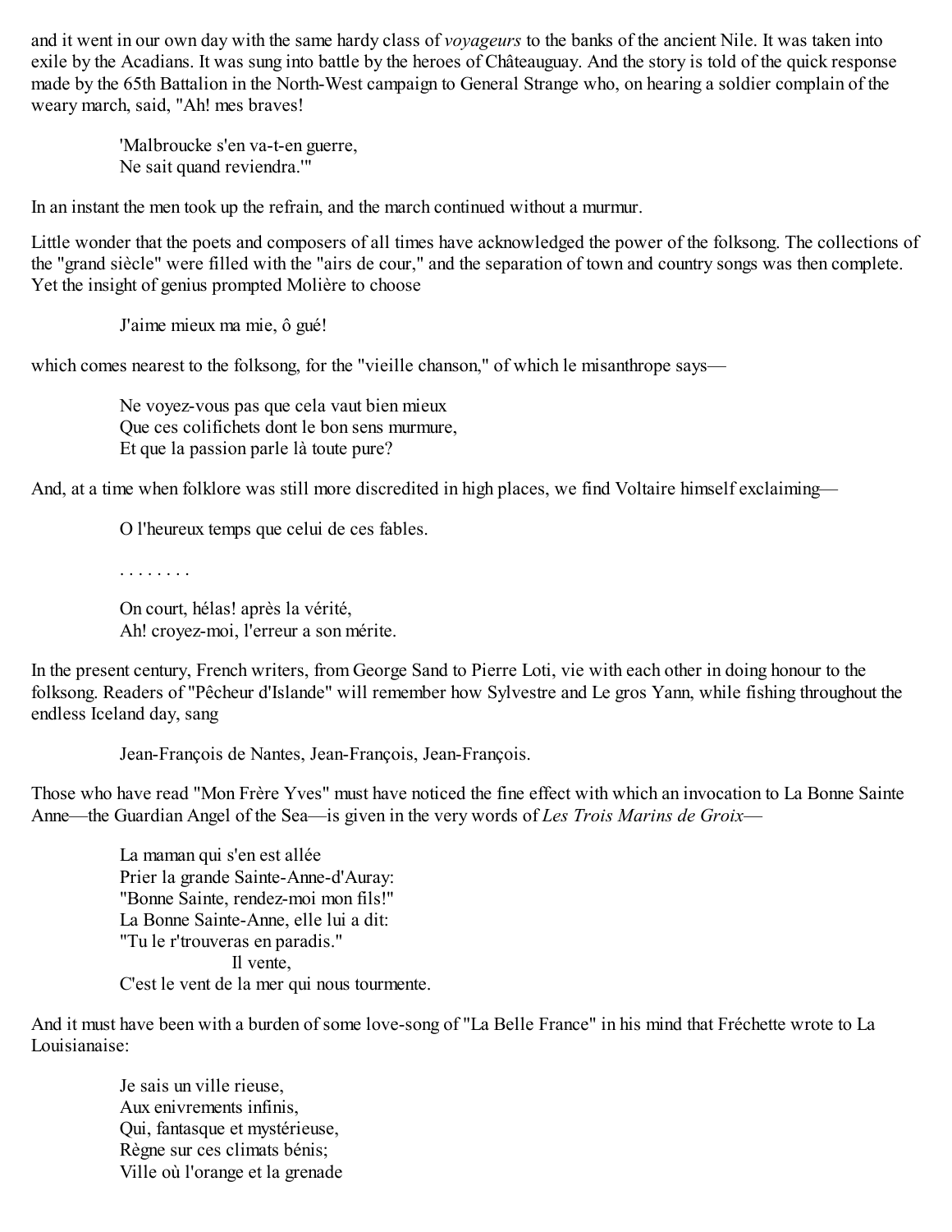and it went in our own day with the same hardy class of *voyageurs* to the banks of the ancient Nile. It was taken into exile by the Acadians. It was sung into battle by the heroes of Châteauguay. And the story is told of the quick response made by the 65th Battalion in the North-West campaign to General Strange who, on hearing a soldier complain of the weary march, said, "Ah! mes braves!

> 'Malbroucke s'en va-t-en guerre,
> Ne sait quand reviendra.'"

In an instant the men took up the refrain, and the march continued without a murmur.

Little wonder that the poets and composers of all times have acknowledged the power of the folksong. The collections of the "grand siècle" were filled with the "airs de cour," and the separation of town and country songs was then complete. Yet the insight of genius prompted Molière to choose

> J'aime mieux ma mie, ô gué!

which comes nearest to the folksong, for the "vieille chanson," of which le misanthrope says—

> Ne voyez-vous pas que cela vaut bien mieux
> Que ces colifichets dont le bon sens murmure,
> Et que la passion parle là toute pure?

And, at a time when folklore was still more discredited in high places, we find Voltaire himself exclaiming—

> O l'heureux temps que celui de ces fables.
>
> . . . . . . . .
>
> On court, hélas! après la vérité,
> Ah! croyez-moi, l'erreur a son mérite.

In the present century, French writers, from George Sand to Pierre Loti, vie with each other in doing honour to the folksong. Readers of "Pêcheur d'Islande" will remember how Sylvestre and Le gros Yann, while fishing throughout the endless Iceland day, sang

> Jean-François de Nantes, Jean-François, Jean-François.

Those who have read "Mon Frère Yves" must have noticed the fine effect with which an invocation to La Bonne Sainte Anne—the Guardian Angel of the Sea—is given in the very words of *Les Trois Marins de Groix*—

> La maman qui s'en est allée
> Prier la grande Sainte-Anne-d'Auray:
> "Bonne Sainte, rendez-moi mon fils!"
> La Bonne Sainte-Anne, elle lui a dit:
> "Tu le r'trouveras en paradis."
> Il vente,
> C'est le vent de la mer qui nous tourmente.

And it must have been with a burden of some love-song of "La Belle France" in his mind that Fréchette wrote to La Louisianaise:

> Je sais un ville rieuse,
> Aux enivrements infinis,
> Qui, fantasque et mystérieuse,
> Règne sur ces climats bénis;
> Ville où l'orange et la grenade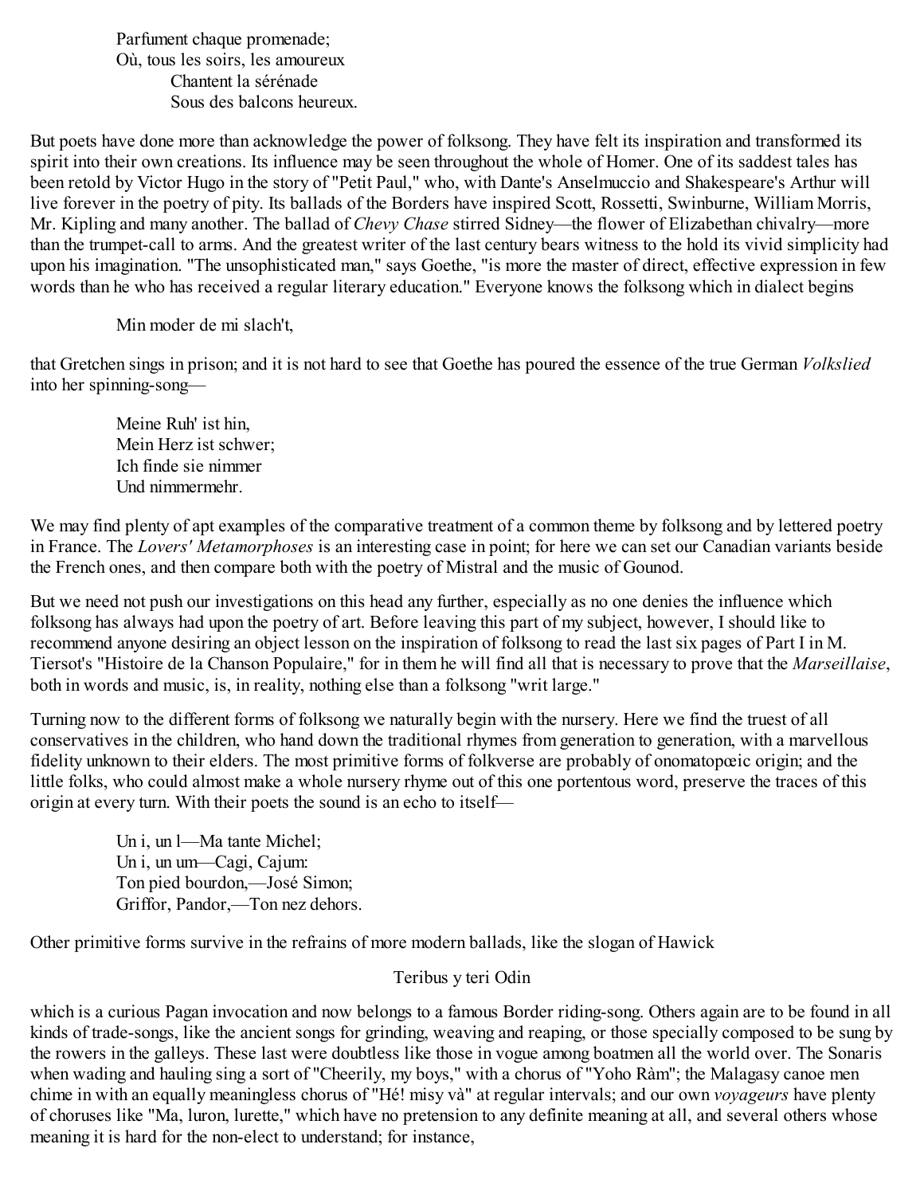Parfument chaque promenade;
Où, tous les soirs, les amoureux
        Chantent la sérénade
        Sous des balcons heureux.

But poets have done more than acknowledge the power of folksong. They have felt its inspiration and transformed its spirit into their own creations. Its influence may be seen throughout the whole of Homer. One of its saddest tales has been retold by Victor Hugo in the story of "Petit Paul," who, with Dante's Anselmuccio and Shakespeare's Arthur will live forever in the poetry of pity. Its ballads of the Borders have inspired Scott, Rossetti, Swinburne, William Morris, Mr. Kipling and many another. The ballad of *Chevy Chase* stirred Sidney—the flower of Elizabethan chivalry—more than the trumpet-call to arms. And the greatest writer of the last century bears witness to the hold its vivid simplicity had upon his imagination. "The unsophisticated man," says Goethe, "is more the master of direct, effective expression in few words than he who has received a regular literary education." Everyone knows the folksong which in dialect begins

Min moder de mi slach't,

that Gretchen sings in prison; and it is not hard to see that Goethe has poured the essence of the true German *Volkslied* into her spinning-song—

Meine Ruh' ist hin,
Mein Herz ist schwer;
Ich finde sie nimmer
Und nimmermehr.

We may find plenty of apt examples of the comparative treatment of a common theme by folksong and by lettered poetry in France. The *Lovers' Metamorphoses* is an interesting case in point; for here we can set our Canadian variants beside the French ones, and then compare both with the poetry of Mistral and the music of Gounod.

But we need not push our investigations on this head any further, especially as no one denies the influence which folksong has always had upon the poetry of art. Before leaving this part of my subject, however, I should like to recommend anyone desiring an object lesson on the inspiration of folksong to read the last six pages of Part I in M. Tiersot's "Histoire de la Chanson Populaire," for in them he will find all that is necessary to prove that the *Marseillaise*, both in words and music, is, in reality, nothing else than a folksong "writ large."

Turning now to the different forms of folksong we naturally begin with the nursery. Here we find the truest of all conservatives in the children, who hand down the traditional rhymes from generation to generation, with a marvellous fidelity unknown to their elders. The most primitive forms of folkverse are probably of onomatopœic origin; and the little folks, who could almost make a whole nursery rhyme out of this one portentous word, preserve the traces of this origin at every turn. With their poets the sound is an echo to itself—

Un i, un l—Ma tante Michel;
Un i, un um—Cagi, Cajum:
Ton pied bourdon,—José Simon;
Griffor, Pandor,—Ton nez dehors.

Other primitive forms survive in the refrains of more modern ballads, like the slogan of Hawick

Teribus y teri Odin

which is a curious Pagan invocation and now belongs to a famous Border riding-song. Others again are to be found in all kinds of trade-songs, like the ancient songs for grinding, weaving and reaping, or those specially composed to be sung by the rowers in the galleys. These last were doubtless like those in vogue among boatmen all the world over. The Sonaris when wading and hauling sing a sort of "Cheerily, my boys," with a chorus of "Yoho Ràm"; the Malagasy canoe men chime in with an equally meaningless chorus of "Hé! misy và" at regular intervals; and our own *voyageurs* have plenty of choruses like "Ma, luron, lurette," which have no pretension to any definite meaning at all, and several others whose meaning it is hard for the non-elect to understand; for instance,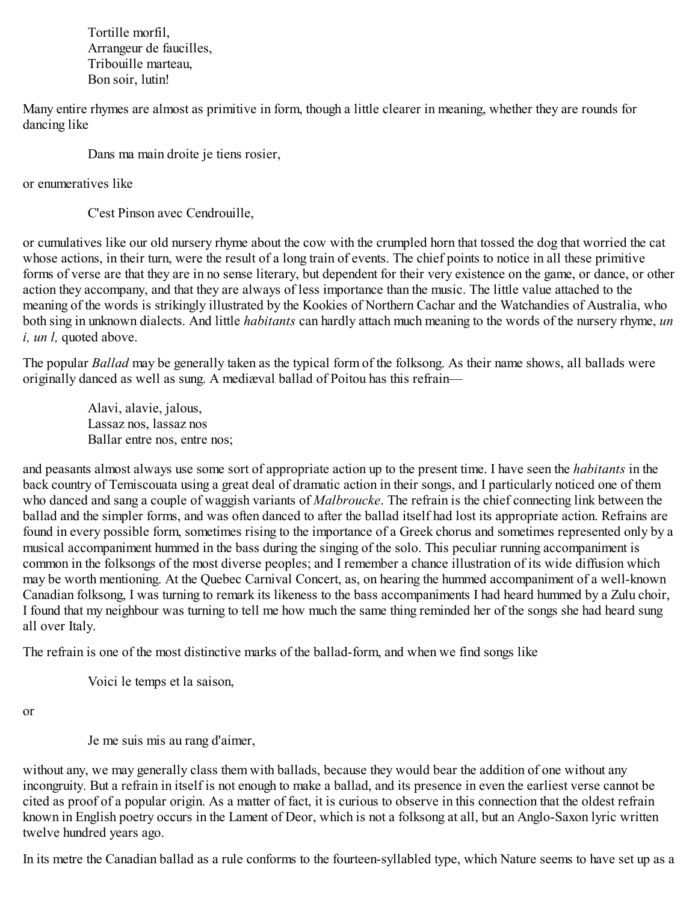Tortille morfil,  
Arrangeur de faucilles,  
Tribouille marteau,  
Bon soir, lutin!

Many entire rhymes are almost as primitive in form, though a little clearer in meaning, whether they are rounds for dancing like

Dans ma main droite je tiens rosier,

or enumeratives like

C'est Pinson avec Cendrouille,

or cumulatives like our old nursery rhyme about the cow with the crumpled horn that tossed the dog that worried the cat whose actions, in their turn, were the result of a long train of events. The chief points to notice in all these primitive forms of verse are that they are in no sense literary, but dependent for their very existence on the game, or dance, or other action they accompany, and that they are always of less importance than the music. The little value attached to the meaning of the words is strikingly illustrated by the Kookies of Northern Cachar and the Watchandies of Australia, who both sing in unknown dialects. And little *habitants* can hardly attach much meaning to the words of the nursery rhyme, *un i, un l,* quoted above.

The popular *Ballad* may be generally taken as the typical form of the folksong. As their name shows, all ballads were originally danced as well as sung. A mediæval ballad of Poitou has this refrain—

Alavi, alavie, jalous,  
Lassaz nos, lassaz nos  
Ballar entre nos, entre nos;

and peasants almost always use some sort of appropriate action up to the present time. I have seen the *habitants* in the back country of Temiscouata using a great deal of dramatic action in their songs, and I particularly noticed one of them who danced and sang a couple of waggish variants of *Malbroucke*. The refrain is the chief connecting link between the ballad and the simpler forms, and was often danced to after the ballad itself had lost its appropriate action. Refrains are found in every possible form, sometimes rising to the importance of a Greek chorus and sometimes represented only by a musical accompaniment hummed in the bass during the singing of the solo. This peculiar running accompaniment is common in the folksongs of the most diverse peoples; and I remember a chance illustration of its wide diffusion which may be worth mentioning. At the Quebec Carnival Concert, as, on hearing the hummed accompaniment of a well-known Canadian folksong, I was turning to remark its likeness to the bass accompaniments I had heard hummed by a Zulu choir, I found that my neighbour was turning to tell me how much the same thing reminded her of the songs she had heard sung all over Italy.

The refrain is one of the most distinctive marks of the ballad-form, and when we find songs like

Voici le temps et la saison,

or

Je me suis mis au rang d'aimer,

without any, we may generally class them with ballads, because they would bear the addition of one without any incongruity. But a refrain in itself is not enough to make a ballad, and its presence in even the earliest verse cannot be cited as proof of a popular origin. As a matter of fact, it is curious to observe in this connection that the oldest refrain known in English poetry occurs in the Lament of Deor, which is not a folksong at all, but an Anglo-Saxon lyric written twelve hundred years ago.

In its metre the Canadian ballad as a rule conforms to the fourteen-syllabled type, which Nature seems to have set up as a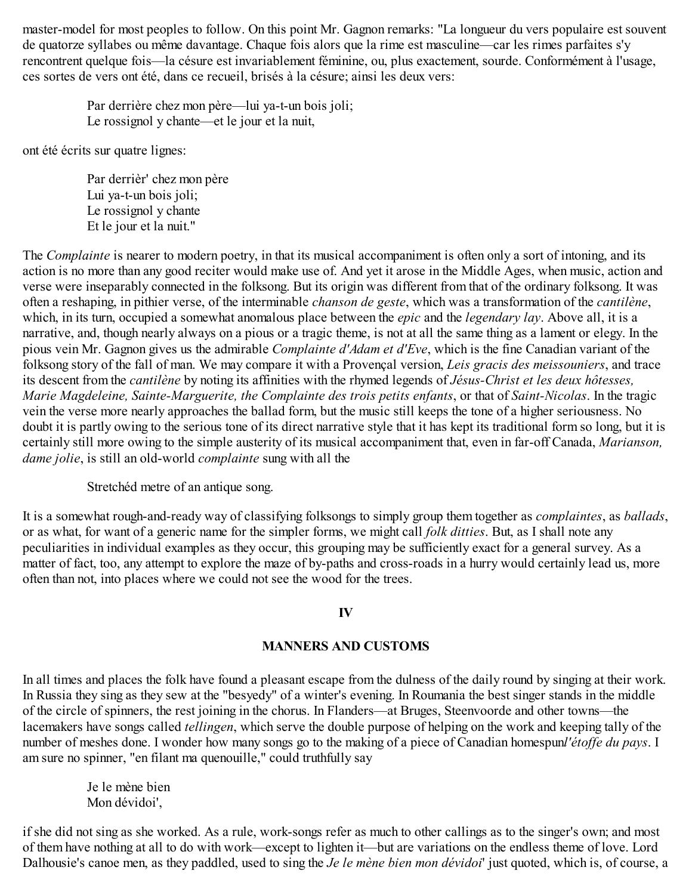master-model for most peoples to follow. On this point Mr. Gagnon remarks: "La longueur du vers populaire est souvent de quatorze syllabes ou même davantage. Chaque fois alors que la rime est masculine—car les rimes parfaites s'y rencontrent quelque fois—la césure est invariablement féminine, ou, plus exactement, sourde. Conformément à l'usage, ces sortes de vers ont été, dans ce recueil, brisés à la césure; ainsi les deux vers:

> Par derrière chez mon père—lui ya-t-un bois joli;
> Le rossignol y chante—et le jour et la nuit,

ont été écrits sur quatre lignes:

> Par derrièr' chez mon père
> Lui ya-t-un bois joli;
> Le rossignol y chante
> Et le jour et la nuit."

The *Complainte* is nearer to modern poetry, in that its musical accompaniment is often only a sort of intoning, and its action is no more than any good reciter would make use of. And yet it arose in the Middle Ages, when music, action and verse were inseparably connected in the folksong. But its origin was different from that of the ordinary folksong. It was often a reshaping, in pithier verse, of the interminable *chanson de geste*, which was a transformation of the *cantilène*, which, in its turn, occupied a somewhat anomalous place between the *epic* and the *legendary lay*. Above all, it is a narrative, and, though nearly always on a pious or a tragic theme, is not at all the same thing as a lament or elegy. In the pious vein Mr. Gagnon gives us the admirable *Complainte d'Adam et d'Eve*, which is the fine Canadian variant of the folksong story of the fall of man. We may compare it with a Provençal version, *Leis gracis des meissouniers*, and trace its descent from the *cantilène* by noting its affinities with the rhymed legends of *Jésus-Christ et les deux hôtesses, Marie Magdeleine, Sainte-Marguerite, the Complainte des trois petits enfants*, or that of *Saint-Nicolas*. In the tragic vein the verse more nearly approaches the ballad form, but the music still keeps the tone of a higher seriousness. No doubt it is partly owing to the serious tone of its direct narrative style that it has kept its traditional form so long, but it is certainly still more owing to the simple austerity of its musical accompaniment that, even in far-off Canada, *Marianson, dame jolie*, is still an old-world *complainte* sung with all the

> Stretchéd metre of an antique song.

It is a somewhat rough-and-ready way of classifying folksongs to simply group them together as *complaintes*, as *ballads*, or as what, for want of a generic name for the simpler forms, we might call *folk ditties*. But, as I shall note any peculiarities in individual examples as they occur, this grouping may be sufficiently exact for a general survey. As a matter of fact, too, any attempt to explore the maze of by-paths and cross-roads in a hurry would certainly lead us, more often than not, into places where we could not see the wood for the trees.

## IV

## MANNERS AND CUSTOMS

In all times and places the folk have found a pleasant escape from the dulness of the daily round by singing at their work. In Russia they sing as they sew at the "besyedy" of a winter's evening. In Roumania the best singer stands in the middle of the circle of spinners, the rest joining in the chorus. In Flanders—at Bruges, Steenvoorde and other towns—the lacemakers have songs called *tellingen*, which serve the double purpose of helping on the work and keeping tally of the number of meshes done. I wonder how many songs go to the making of a piece of Canadian homespun*l'étoffe du pays*. I am sure no spinner, "en filant ma quenouille," could truthfully say

> Je le mène bien
> Mon dévidoi',

if she did not sing as she worked. As a rule, work-songs refer as much to other callings as to the singer's own; and most of them have nothing at all to do with work—except to lighten it—but are variations on the endless theme of love. Lord Dalhousie's canoe men, as they paddled, used to sing the *Je le mène bien mon dévidoi*' just quoted, which is, of course, a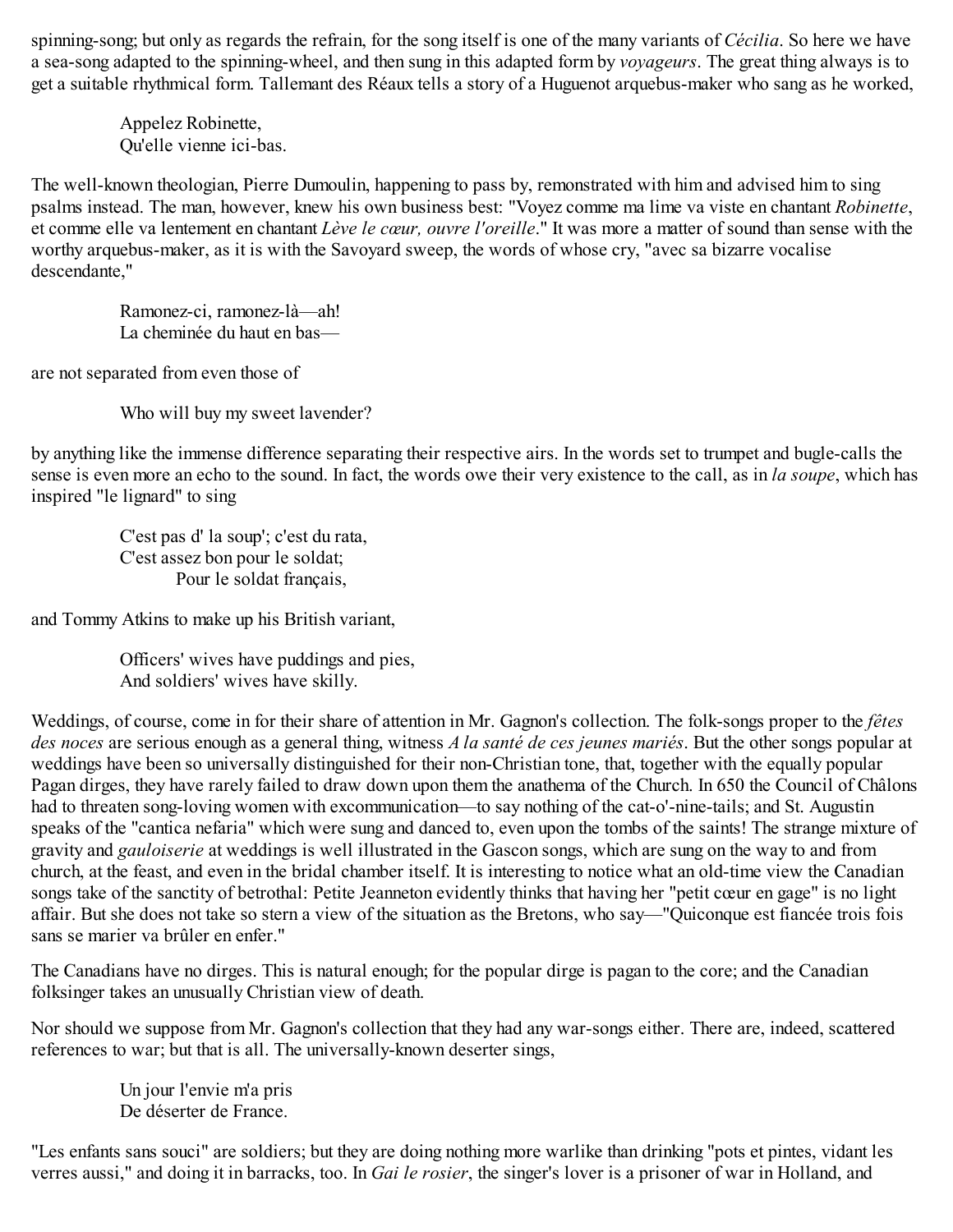spinning-song; but only as regards the refrain, for the song itself is one of the many variants of *Cécilia*. So here we have a sea-song adapted to the spinning-wheel, and then sung in this adapted form by *voyageurs*. The great thing always is to get a suitable rhythmical form. Tallemant des Réaux tells a story of a Huguenot arquebus-maker who sang as he worked,

> Appelez Robinette,
> Qu'elle vienne ici-bas.

The well-known theologian, Pierre Dumoulin, happening to pass by, remonstrated with him and advised him to sing psalms instead. The man, however, knew his own business best: "Voyez comme ma lime va viste en chantant *Robinette*, et comme elle va lentement en chantant *Lève le cœur, ouvre l'oreille*." It was more a matter of sound than sense with the worthy arquebus-maker, as it is with the Savoyard sweep, the words of whose cry, "avec sa bizarre vocalise descendante,"

> Ramonez-ci, ramonez-là—ah!
> La cheminée du haut en bas—

are not separated from even those of

> Who will buy my sweet lavender?

by anything like the immense difference separating their respective airs. In the words set to trumpet and bugle-calls the sense is even more an echo to the sound. In fact, the words owe their very existence to the call, as in *la soupe*, which has inspired "le lignard" to sing

> C'est pas d' la soup'; c'est du rata,
> C'est assez bon pour le soldat;
>     Pour le soldat français,

and Tommy Atkins to make up his British variant,

> Officers' wives have puddings and pies,
> And soldiers' wives have skilly.

Weddings, of course, come in for their share of attention in Mr. Gagnon's collection. The folk-songs proper to the *fêtes des noces* are serious enough as a general thing, witness *A la santé de ces jeunes mariés*. But the other songs popular at weddings have been so universally distinguished for their non-Christian tone, that, together with the equally popular Pagan dirges, they have rarely failed to draw down upon them the anathema of the Church. In 650 the Council of Châlons had to threaten song-loving women with excommunication—to say nothing of the cat-o'-nine-tails; and St. Augustin speaks of the "cantica nefaria" which were sung and danced to, even upon the tombs of the saints! The strange mixture of gravity and *gauloiserie* at weddings is well illustrated in the Gascon songs, which are sung on the way to and from church, at the feast, and even in the bridal chamber itself. It is interesting to notice what an old-time view the Canadian songs take of the sanctity of betrothal: Petite Jeanneton evidently thinks that having her "petit cœur en gage" is no light affair. But she does not take so stern a view of the situation as the Bretons, who say—"Quiconque est fiancée trois fois sans se marier va brûler en enfer."

The Canadians have no dirges. This is natural enough; for the popular dirge is pagan to the core; and the Canadian folksinger takes an unusually Christian view of death.

Nor should we suppose from Mr. Gagnon's collection that they had any war-songs either. There are, indeed, scattered references to war; but that is all. The universally-known deserter sings,

> Un jour l'envie m'a pris
> De déserter de France.

"Les enfants sans souci" are soldiers; but they are doing nothing more warlike than drinking "pots et pintes, vidant les verres aussi," and doing it in barracks, too. In *Gai le rosier*, the singer's lover is a prisoner of war in Holland, and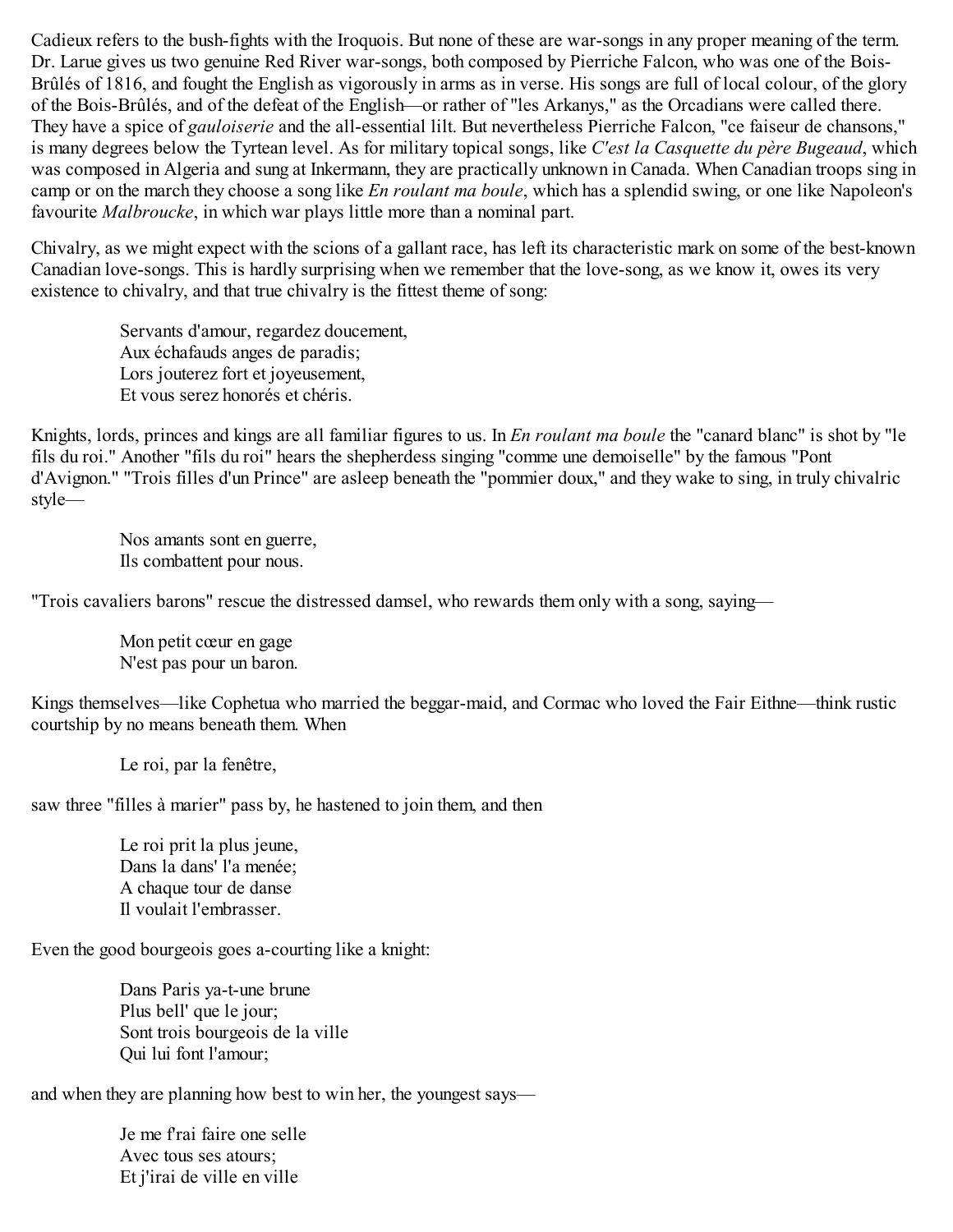Cadieux refers to the bush-fights with the Iroquois. But none of these are war-songs in any proper meaning of the term. Dr. Larue gives us two genuine Red River war-songs, both composed by Pierriche Falcon, who was one of the Bois-Brûlés of 1816, and fought the English as vigorously in arms as in verse. His songs are full of local colour, of the glory of the Bois-Brûlés, and of the defeat of the English—or rather of "les Arkanys," as the Orcadians were called there. They have a spice of *gauloiserie* and the all-essential lilt. But nevertheless Pierriche Falcon, "ce faiseur de chansons," is many degrees below the Tyrtean level. As for military topical songs, like *C'est la Casquette du père Bugeaud*, which was composed in Algeria and sung at Inkermann, they are practically unknown in Canada. When Canadian troops sing in camp or on the march they choose a song like *En roulant ma boule*, which has a splendid swing, or one like Napoleon's favourite *Malbroucke*, in which war plays little more than a nominal part.

Chivalry, as we might expect with the scions of a gallant race, has left its characteristic mark on some of the best-known Canadian love-songs. This is hardly surprising when we remember that the love-song, as we know it, owes its very existence to chivalry, and that true chivalry is the fittest theme of song:

> Servants d'amour, regardez doucement,
> Aux échafauds anges de paradis;
> Lors jouterez fort et joyeusement,
> Et vous serez honorés et chéris.

Knights, lords, princes and kings are all familiar figures to us. In *En roulant ma boule* the "canard blanc" is shot by "le fils du roi." Another "fils du roi" hears the shepherdess singing "comme une demoiselle" by the famous "Pont d'Avignon." "Trois filles d'un Prince" are asleep beneath the "pommier doux," and they wake to sing, in truly chivalric style—

> Nos amants sont en guerre,
> Ils combattent pour nous.

"Trois cavaliers barons" rescue the distressed damsel, who rewards them only with a song, saying—

> Mon petit cœur en gage
> N'est pas pour un baron.

Kings themselves—like Cophetua who married the beggar-maid, and Cormac who loved the Fair Eithne—think rustic courtship by no means beneath them. When

> Le roi, par la fenêtre,

saw three "filles à marier" pass by, he hastened to join them, and then

> Le roi prit la plus jeune,
> Dans la dans' l'a menée;
> A chaque tour de danse
> Il voulait l'embrasser.

Even the good bourgeois goes a-courting like a knight:

> Dans Paris ya-t-une brune
> Plus bell' que le jour;
> Sont trois bourgeois de la ville
> Qui lui font l'amour;

and when they are planning how best to win her, the youngest says—

> Je me f'rai faire one selle
> Avec tous ses atours;
> Et j'irai de ville en ville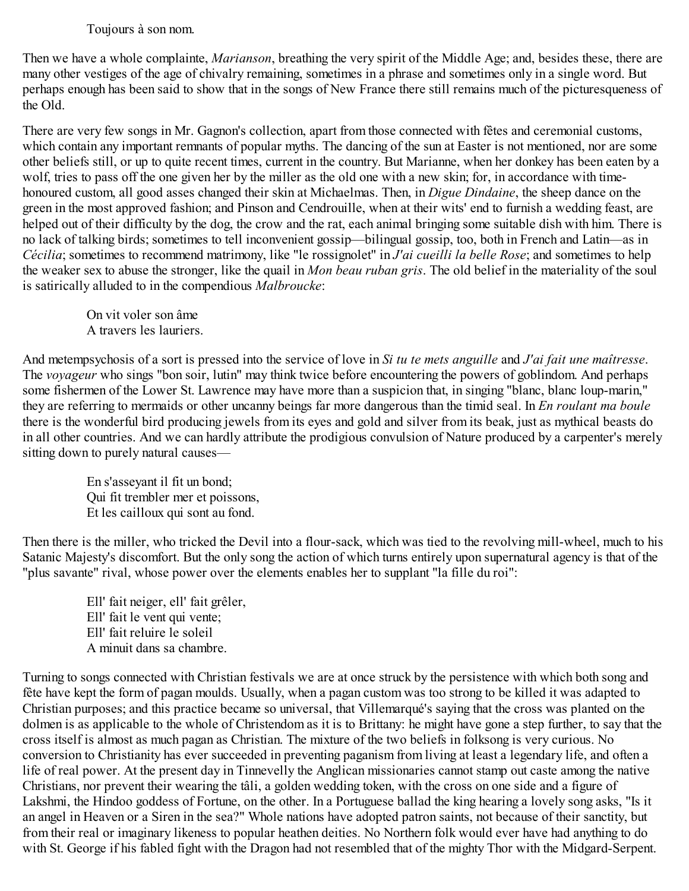Toujours à son nom.

Then we have a whole complainte, *Marianson*, breathing the very spirit of the Middle Age; and, besides these, there are many other vestiges of the age of chivalry remaining, sometimes in a phrase and sometimes only in a single word. But perhaps enough has been said to show that in the songs of New France there still remains much of the picturesqueness of the Old.

There are very few songs in Mr. Gagnon's collection, apart from those connected with fêtes and ceremonial customs, which contain any important remnants of popular myths. The dancing of the sun at Easter is not mentioned, nor are some other beliefs still, or up to quite recent times, current in the country. But Marianne, when her donkey has been eaten by a wolf, tries to pass off the one given her by the miller as the old one with a new skin; for, in accordance with time-honoured custom, all good asses changed their skin at Michaelmas. Then, in *Digue Dindaine*, the sheep dance on the green in the most approved fashion; and Pinson and Cendrouille, when at their wits' end to furnish a wedding feast, are helped out of their difficulty by the dog, the crow and the rat, each animal bringing some suitable dish with him. There is no lack of talking birds; sometimes to tell inconvenient gossip—bilingual gossip, too, both in French and Latin—as in *Cécilia*; sometimes to recommend matrimony, like "le rossignolet" in *J'ai cueilli la belle Rose*; and sometimes to help the weaker sex to abuse the stronger, like the quail in *Mon beau ruban gris*. The old belief in the materiality of the soul is satirically alluded to in the compendious *Malbroucke*:

> On vit voler son âme
> A travers les lauriers.

And metempsychosis of a sort is pressed into the service of love in *Si tu te mets anguille* and *J'ai fait une maîtresse*. The *voyageur* who sings "bon soir, lutin" may think twice before encountering the powers of goblindom. And perhaps some fishermen of the Lower St. Lawrence may have more than a suspicion that, in singing "blanc, blanc loup-marin," they are referring to mermaids or other uncanny beings far more dangerous than the timid seal. In *En roulant ma boule* there is the wonderful bird producing jewels from its eyes and gold and silver from its beak, just as mythical beasts do in all other countries. And we can hardly attribute the prodigious convulsion of Nature produced by a carpenter's merely sitting down to purely natural causes—

> En s'asseyant il fit un bond;
> Qui fit trembler mer et poissons,
> Et les cailloux qui sont au fond.

Then there is the miller, who tricked the Devil into a flour-sack, which was tied to the revolving mill-wheel, much to his Satanic Majesty's discomfort. But the only song the action of which turns entirely upon supernatural agency is that of the "plus savante" rival, whose power over the elements enables her to supplant "la fille du roi":

> Ell' fait neiger, ell' fait grêler,
> Ell' fait le vent qui vente;
> Ell' fait reluire le soleil
> A minuit dans sa chambre.

Turning to songs connected with Christian festivals we are at once struck by the persistence with which both song and fête have kept the form of pagan moulds. Usually, when a pagan custom was too strong to be killed it was adapted to Christian purposes; and this practice became so universal, that Villemarqué's saying that the cross was planted on the dolmen is as applicable to the whole of Christendom as it is to Brittany: he might have gone a step further, to say that the cross itself is almost as much pagan as Christian. The mixture of the two beliefs in folksong is very curious. No conversion to Christianity has ever succeeded in preventing paganism from living at least a legendary life, and often a life of real power. At the present day in Tinnevelly the Anglican missionaries cannot stamp out caste among the native Christians, nor prevent their wearing the tâli, a golden wedding token, with the cross on one side and a figure of Lakshmi, the Hindoo goddess of Fortune, on the other. In a Portuguese ballad the king hearing a lovely song asks, "Is it an angel in Heaven or a Siren in the sea?" Whole nations have adopted patron saints, not because of their sanctity, but from their real or imaginary likeness to popular heathen deities. No Northern folk would ever have had anything to do with St. George if his fabled fight with the Dragon had not resembled that of the mighty Thor with the Midgard-Serpent.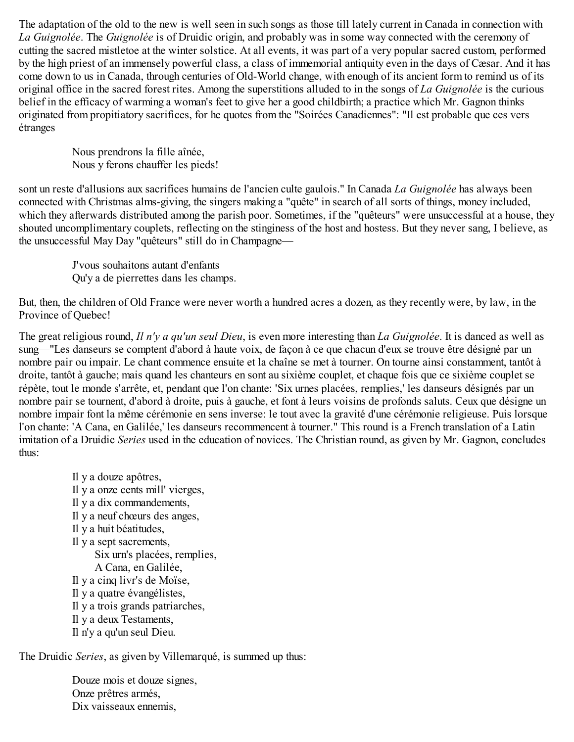The adaptation of the old to the new is well seen in such songs as those till lately current in Canada in connection with *La Guignolée*. The *Guignolée* is of Druidic origin, and probably was in some way connected with the ceremony of cutting the sacred mistletoe at the winter solstice. At all events, it was part of a very popular sacred custom, performed by the high priest of an immensely powerful class, a class of immemorial antiquity even in the days of Cæsar. And it has come down to us in Canada, through centuries of Old-World change, with enough of its ancient form to remind us of its original office in the sacred forest rites. Among the superstitions alluded to in the songs of *La Guignolée* is the curious belief in the efficacy of warming a woman's feet to give her a good childbirth; a practice which Mr. Gagnon thinks originated from propitiatory sacrifices, for he quotes from the "Soirées Canadiennes": "Il est probable que ces vers étranges

> Nous prendrons la fille aînée,
> Nous y ferons chauffer les pieds!

sont un reste d'allusions aux sacrifices humains de l'ancien culte gaulois." In Canada *La Guignolée* has always been connected with Christmas alms-giving, the singers making a "quête" in search of all sorts of things, money included, which they afterwards distributed among the parish poor. Sometimes, if the "quêteurs" were unsuccessful at a house, they shouted uncomplimentary couplets, reflecting on the stinginess of the host and hostess. But they never sang, I believe, as the unsuccessful May Day "quêteurs" still do in Champagne—

> J'vous souhaitons autant d'enfants
> Qu'y a de pierrettes dans les champs.

But, then, the children of Old France were never worth a hundred acres a dozen, as they recently were, by law, in the Province of Quebec!

The great religious round, *Il n'y a qu'un seul Dieu*, is even more interesting than *La Guignolée*. It is danced as well as sung—"Les danseurs se comptent d'abord à haute voix, de façon à ce que chacun d'eux se trouve être désigné par un nombre pair ou impair. Le chant commence ensuite et la chaîne se met à tourner. On tourne ainsi constamment, tantôt à droite, tantôt à gauche; mais quand les chanteurs en sont au sixième couplet, et chaque fois que ce sixième couplet se répète, tout le monde s'arrête, et, pendant que l'on chante: 'Six urnes placées, remplies,' les danseurs désignés par un nombre pair se tournent, d'abord à droite, puis à gauche, et font à leurs voisins de profonds saluts. Ceux que désigne un nombre impair font la même cérémonie en sens inverse: le tout avec la gravité d'une cérémonie religieuse. Puis lorsque l'on chante: 'A Cana, en Galilée,' les danseurs recommencent à tourner." This round is a French translation of a Latin imitation of a Druidic *Series* used in the education of novices. The Christian round, as given by Mr. Gagnon, concludes thus:

> Il y a douze apôtres,
> Il y a onze cents mill' vierges,
> Il y a dix commandements,
> Il y a neuf chœurs des anges,
> Il y a huit béatitudes,
> Il y a sept sacrements,
>     Six urn's placées, remplies,
>     A Cana, en Galilée,
> Il y a cinq livr's de Moïse,
> Il y a quatre évangélistes,
> Il y a trois grands patriarches,
> Il y a deux Testaments,
> Il n'y a qu'un seul Dieu.

The Druidic *Series*, as given by Villemarqué, is summed up thus:

> Douze mois et douze signes,
> Onze prêtres armés,
> Dix vaisseaux ennemis,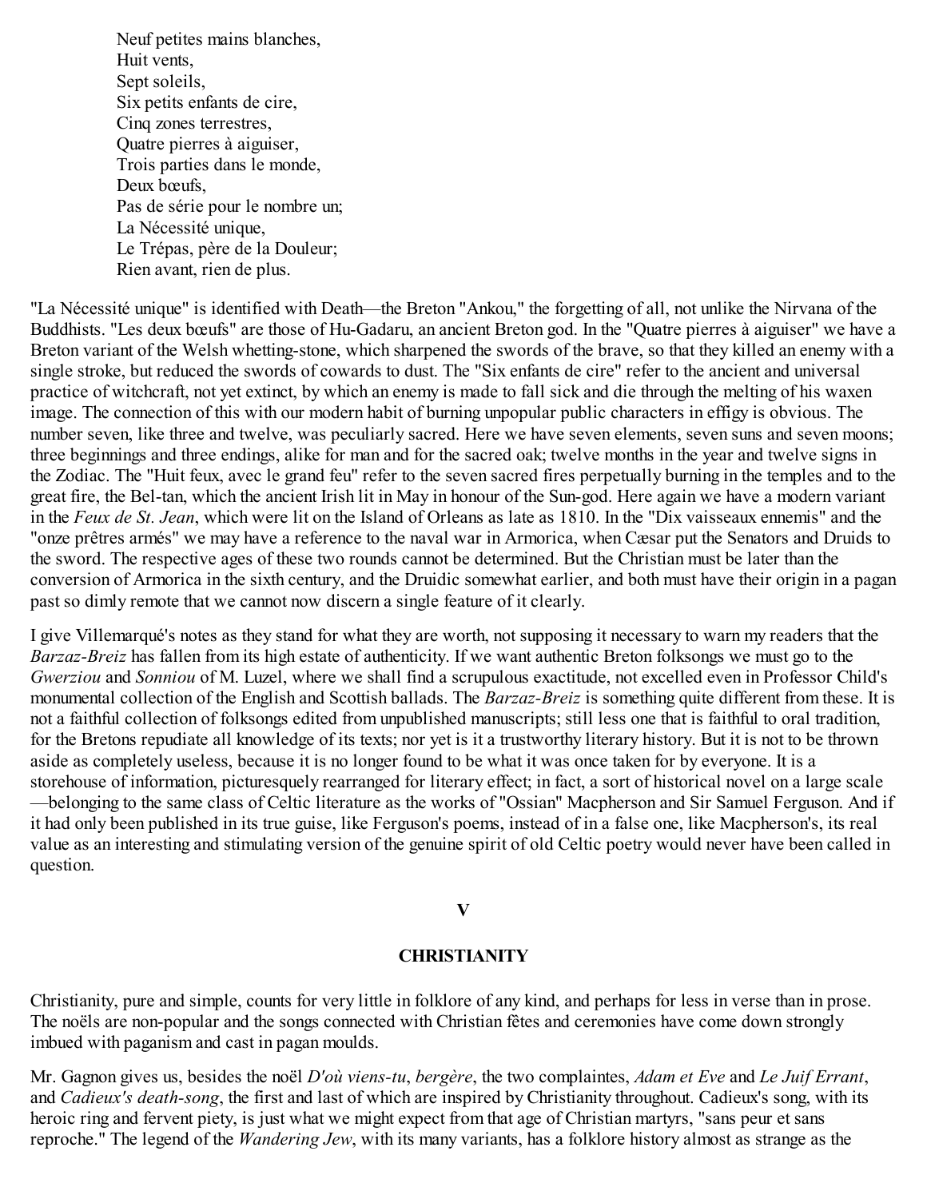Neuf petites mains blanches,
Huit vents,
Sept soleils,
Six petits enfants de cire,
Cinq zones terrestres,
Quatre pierres à aiguiser,
Trois parties dans le monde,
Deux bœufs,
Pas de série pour le nombre un;
La Nécessité unique,
Le Trépas, père de la Douleur;
Rien avant, rien de plus.

"La Nécessité unique" is identified with Death—the Breton "Ankou," the forgetting of all, not unlike the Nirvana of the Buddhists. "Les deux bœufs" are those of Hu-Gadaru, an ancient Breton god. In the "Quatre pierres à aiguiser" we have a Breton variant of the Welsh whetting-stone, which sharpened the swords of the brave, so that they killed an enemy with a single stroke, but reduced the swords of cowards to dust. The "Six enfants de cire" refer to the ancient and universal practice of witchcraft, not yet extinct, by which an enemy is made to fall sick and die through the melting of his waxen image. The connection of this with our modern habit of burning unpopular public characters in effigy is obvious. The number seven, like three and twelve, was peculiarly sacred. Here we have seven elements, seven suns and seven moons; three beginnings and three endings, alike for man and for the sacred oak; twelve months in the year and twelve signs in the Zodiac. The "Huit feux, avec le grand feu" refer to the seven sacred fires perpetually burning in the temples and to the great fire, the Bel-tan, which the ancient Irish lit in May in honour of the Sun-god. Here again we have a modern variant in the *Feux de St. Jean*, which were lit on the Island of Orleans as late as 1810. In the "Dix vaisseaux ennemis" and the "onze prêtres armés" we may have a reference to the naval war in Armorica, when Cæsar put the Senators and Druids to the sword. The respective ages of these two rounds cannot be determined. But the Christian must be later than the conversion of Armorica in the sixth century, and the Druidic somewhat earlier, and both must have their origin in a pagan past so dimly remote that we cannot now discern a single feature of it clearly.

I give Villemarqué's notes as they stand for what they are worth, not supposing it necessary to warn my readers that the *Barzaz-Breiz* has fallen from its high estate of authenticity. If we want authentic Breton folksongs we must go to the *Gwerziou* and *Sonniou* of M. Luzel, where we shall find a scrupulous exactitude, not excelled even in Professor Child's monumental collection of the English and Scottish ballads. The *Barzaz-Breiz* is something quite different from these. It is not a faithful collection of folksongs edited from unpublished manuscripts; still less one that is faithful to oral tradition, for the Bretons repudiate all knowledge of its texts; nor yet is it a trustworthy literary history. But it is not to be thrown aside as completely useless, because it is no longer found to be what it was once taken for by everyone. It is a storehouse of information, picturesquely rearranged for literary effect; in fact, a sort of historical novel on a large scale—belonging to the same class of Celtic literature as the works of "Ossian" Macpherson and Sir Samuel Ferguson. And if it had only been published in its true guise, like Ferguson's poems, instead of in a false one, like Macpherson's, its real value as an interesting and stimulating version of the genuine spirit of old Celtic poetry would never have been called in question.

## V

## CHRISTIANITY

Christianity, pure and simple, counts for very little in folklore of any kind, and perhaps for less in verse than in prose. The noëls are non-popular and the songs connected with Christian fêtes and ceremonies have come down strongly imbued with paganism and cast in pagan moulds.

Mr. Gagnon gives us, besides the noël *D'où viens-tu*, *bergère*, the two complaintes, *Adam et Eve* and *Le Juif Errant*, and *Cadieux's death-song*, the first and last of which are inspired by Christianity throughout. Cadieux's song, with its heroic ring and fervent piety, is just what we might expect from that age of Christian martyrs, "sans peur et sans reproche." The legend of the *Wandering Jew*, with its many variants, has a folklore history almost as strange as the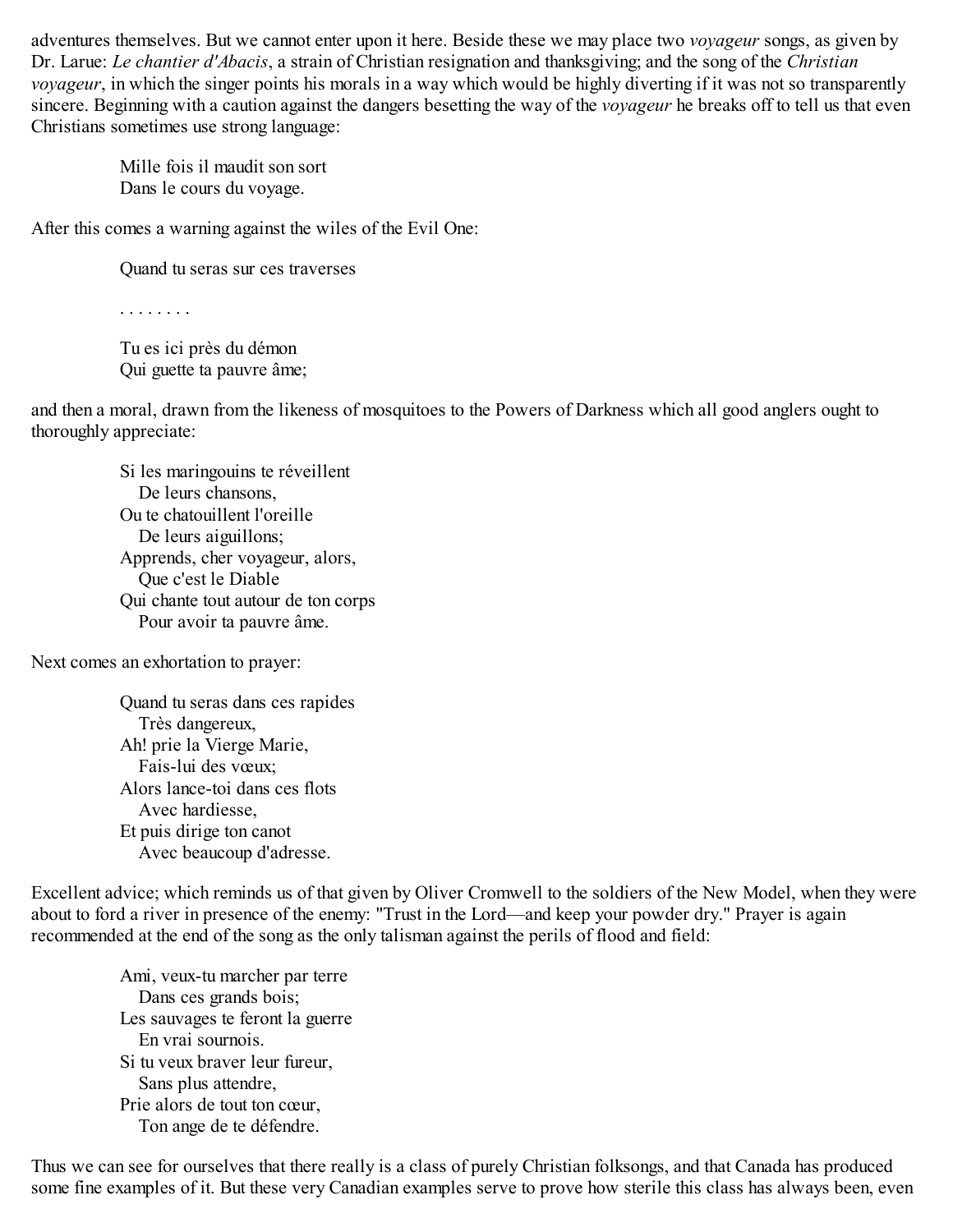adventures themselves. But we cannot enter upon it here. Beside these we may place two *voyageur* songs, as given by Dr. Larue: *Le chantier d'Abacis*, a strain of Christian resignation and thanksgiving; and the song of the *Christian voyageur*, in which the singer points his morals in a way which would be highly diverting if it was not so transparently sincere. Beginning with a caution against the dangers besetting the way of the *voyageur* he breaks off to tell us that even Christians sometimes use strong language:

> Mille fois il maudit son sort
> Dans le cours du voyage.

After this comes a warning against the wiles of the Evil One:

> Quand tu seras sur ces traverses
>
> . . . . . . . .
>
> Tu es ici près du démon
> Qui guette ta pauvre âme;

and then a moral, drawn from the likeness of mosquitoes to the Powers of Darkness which all good anglers ought to thoroughly appreciate:

> Si les maringouins te réveillent
>     De leurs chansons,
> Ou te chatouillent l'oreille
>     De leurs aiguillons;
> Apprends, cher voyageur, alors,
>     Que c'est le Diable
> Qui chante tout autour de ton corps
>     Pour avoir ta pauvre âme.

Next comes an exhortation to prayer:

> Quand tu seras dans ces rapides
>     Très dangereux,
> Ah! prie la Vierge Marie,
>     Fais-lui des vœux;
> Alors lance-toi dans ces flots
>     Avec hardiesse,
> Et puis dirige ton canot
>     Avec beaucoup d'adresse.

Excellent advice; which reminds us of that given by Oliver Cromwell to the soldiers of the New Model, when they were about to ford a river in presence of the enemy: "Trust in the Lord—and keep your powder dry." Prayer is again recommended at the end of the song as the only talisman against the perils of flood and field:

> Ami, veux-tu marcher par terre
>     Dans ces grands bois;
> Les sauvages te feront la guerre
>     En vrai sournois.
> Si tu veux braver leur fureur,
>     Sans plus attendre,
> Prie alors de tout ton cœur,
>     Ton ange de te défendre.

Thus we can see for ourselves that there really is a class of purely Christian folksongs, and that Canada has produced some fine examples of it. But these very Canadian examples serve to prove how sterile this class has always been, even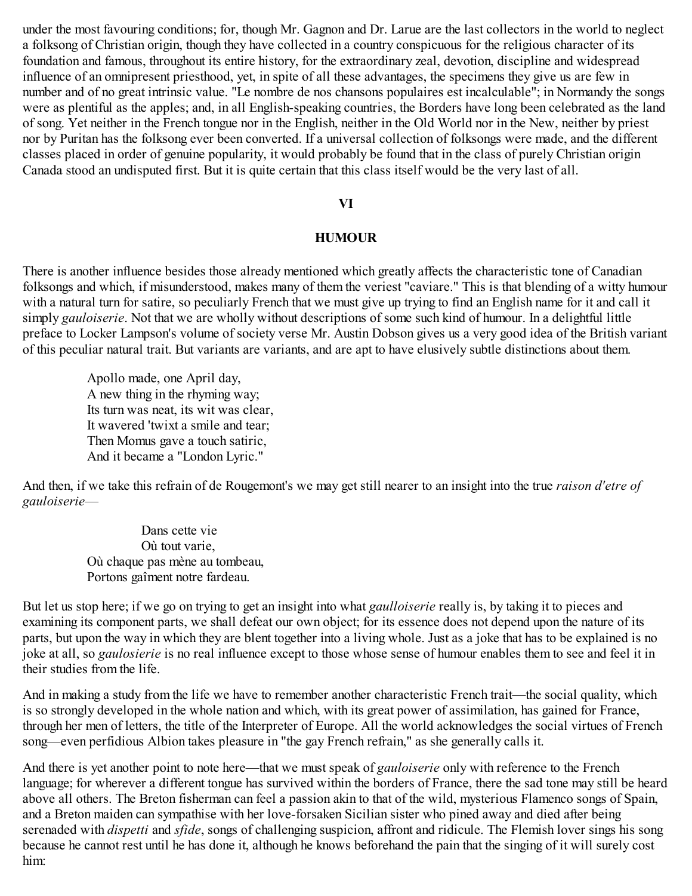under the most favouring conditions; for, though Mr. Gagnon and Dr. Larue are the last collectors in the world to neglect a folksong of Christian origin, though they have collected in a country conspicuous for the religious character of its foundation and famous, throughout its entire history, for the extraordinary zeal, devotion, discipline and widespread influence of an omnipresent priesthood, yet, in spite of all these advantages, the specimens they give us are few in number and of no great intrinsic value. "Le nombre de nos chansons populaires est incalculable"; in Normandy the songs were as plentiful as the apples; and, in all English-speaking countries, the Borders have long been celebrated as the land of song. Yet neither in the French tongue nor in the English, neither in the Old World nor in the New, neither by priest nor by Puritan has the folksong ever been converted. If a universal collection of folksongs were made, and the different classes placed in order of genuine popularity, it would probably be found that in the class of purely Christian origin Canada stood an undisputed first. But it is quite certain that this class itself would be the very last of all.

## VI

## HUMOUR

There is another influence besides those already mentioned which greatly affects the characteristic tone of Canadian folksongs and which, if misunderstood, makes many of them the veriest "caviare." This is that blending of a witty humour with a natural turn for satire, so peculiarly French that we must give up trying to find an English name for it and call it simply *gauloiserie*. Not that we are wholly without descriptions of some such kind of humour. In a delightful little preface to Locker Lampson's volume of society verse Mr. Austin Dobson gives us a very good idea of the British variant of this peculiar natural trait. But variants are variants, and are apt to have elusively subtle distinctions about them.

> Apollo made, one April day,
> A new thing in the rhyming way;
> Its turn was neat, its wit was clear,
> It wavered 'twixt a smile and tear;
> Then Momus gave a touch satiric,
> And it became a "London Lyric."

And then, if we take this refrain of de Rougemont's we may get still nearer to an insight into the true *raison d'etre of gauloiserie*—

> Dans cette vie
> Où tout varie,
> Où chaque pas mène au tombeau,
> Portons gaîment notre fardeau.

But let us stop here; if we go on trying to get an insight into what *gaulloiserie* really is, by taking it to pieces and examining its component parts, we shall defeat our own object; for its essence does not depend upon the nature of its parts, but upon the way in which they are blent together into a living whole. Just as a joke that has to be explained is no joke at all, so *gaulosierie* is no real influence except to those whose sense of humour enables them to see and feel it in their studies from the life.

And in making a study from the life we have to remember another characteristic French trait—the social quality, which is so strongly developed in the whole nation and which, with its great power of assimilation, has gained for France, through her men of letters, the title of the Interpreter of Europe. All the world acknowledges the social virtues of French song—even perfidious Albion takes pleasure in "the gay French refrain," as she generally calls it.

And there is yet another point to note here—that we must speak of *gauloiserie* only with reference to the French language; for wherever a different tongue has survived within the borders of France, there the sad tone may still be heard above all others. The Breton fisherman can feel a passion akin to that of the wild, mysterious Flamenco songs of Spain, and a Breton maiden can sympathise with her love-forsaken Sicilian sister who pined away and died after being serenaded with *dispetti* and *sfide*, songs of challenging suspicion, affront and ridicule. The Flemish lover sings his song because he cannot rest until he has done it, although he knows beforehand the pain that the singing of it will surely cost him: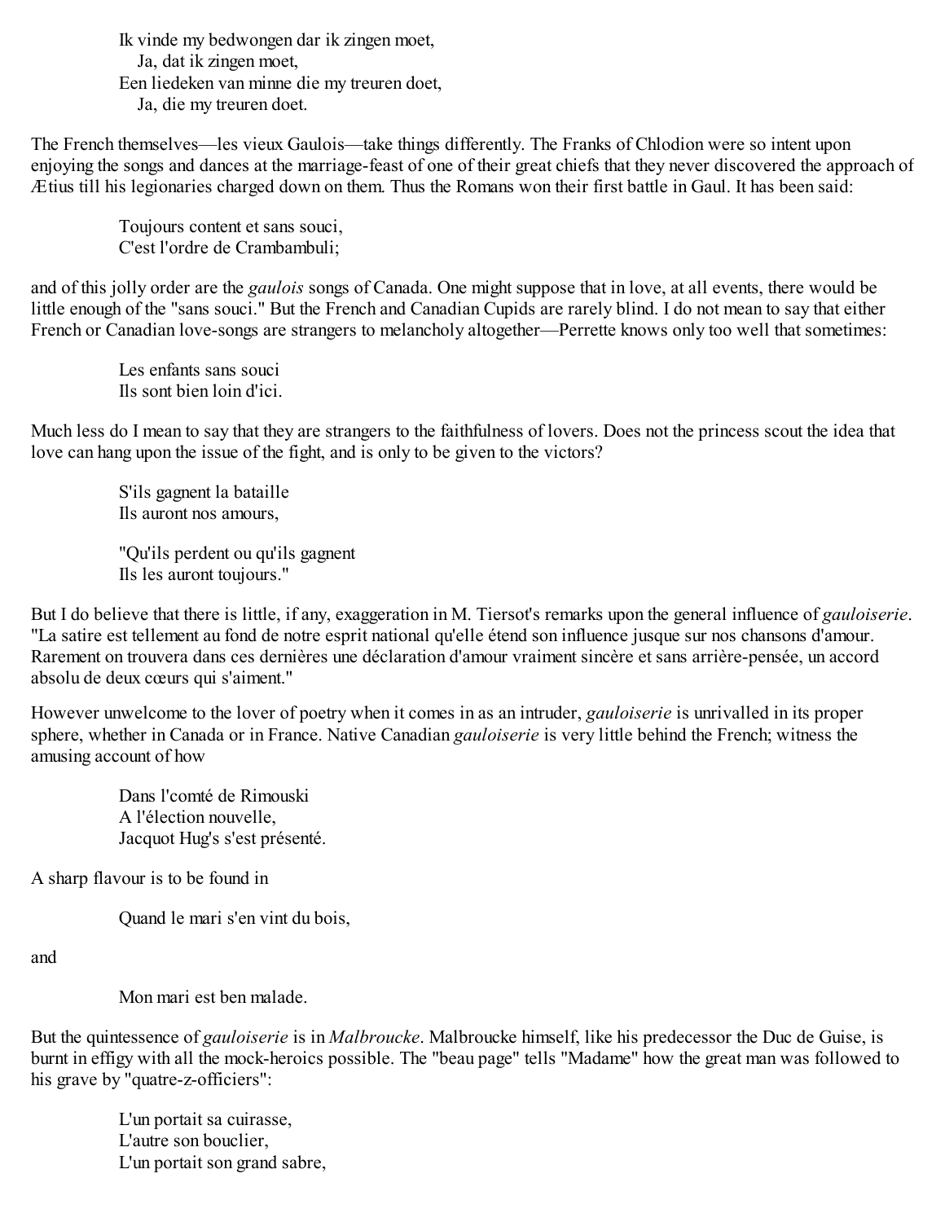Ik vinde my bedwongen dar ik zingen moet,  
    Ja, dat ik zingen moet,  
Een liedeken van minne die my treuren doet,  
    Ja, die my treuren doet.

The French themselves—les vieux Gaulois—take things differently. The Franks of Chlodion were so intent upon enjoying the songs and dances at the marriage-feast of one of their great chiefs that they never discovered the approach of Ætius till his legionaries charged down on them. Thus the Romans won their first battle in Gaul. It has been said:

Toujours content et sans souci,  
C'est l'ordre de Crambambuli;

and of this jolly order are the *gaulois* songs of Canada. One might suppose that in love, at all events, there would be little enough of the "sans souci." But the French and Canadian Cupids are rarely blind. I do not mean to say that either French or Canadian love-songs are strangers to melancholy altogether—Perrette knows only too well that sometimes:

Les enfants sans souci  
Ils sont bien loin d'ici.

Much less do I mean to say that they are strangers to the faithfulness of lovers. Does not the princess scout the idea that love can hang upon the issue of the fight, and is only to be given to the victors?

S'ils gagnent la bataille  
Ils auront nos amours,

"Qu'ils perdent ou qu'ils gagnent  
Ils les auront toujours."

But I do believe that there is little, if any, exaggeration in M. Tiersot's remarks upon the general influence of *gauloiserie*. "La satire est tellement au fond de notre esprit national qu'elle étend son influence jusque sur nos chansons d'amour. Rarement on trouvera dans ces dernières une déclaration d'amour vraiment sincère et sans arrière-pensée, un accord absolu de deux cœurs qui s'aiment."

However unwelcome to the lover of poetry when it comes in as an intruder, *gauloiserie* is unrivalled in its proper sphere, whether in Canada or in France. Native Canadian *gauloiserie* is very little behind the French; witness the amusing account of how

Dans l'comté de Rimouski  
A l'élection nouvelle,  
Jacquot Hug's s'est présenté.

A sharp flavour is to be found in

Quand le mari s'en vint du bois,

and

Mon mari est ben malade.

But the quintessence of *gauloiserie* is in *Malbroucke*. Malbroucke himself, like his predecessor the Duc de Guise, is burnt in effigy with all the mock-heroics possible. The "beau page" tells "Madame" how the great man was followed to his grave by "quatre-z-officiers":

L'un portait sa cuirasse,  
L'autre son bouclier,  
L'un portait son grand sabre,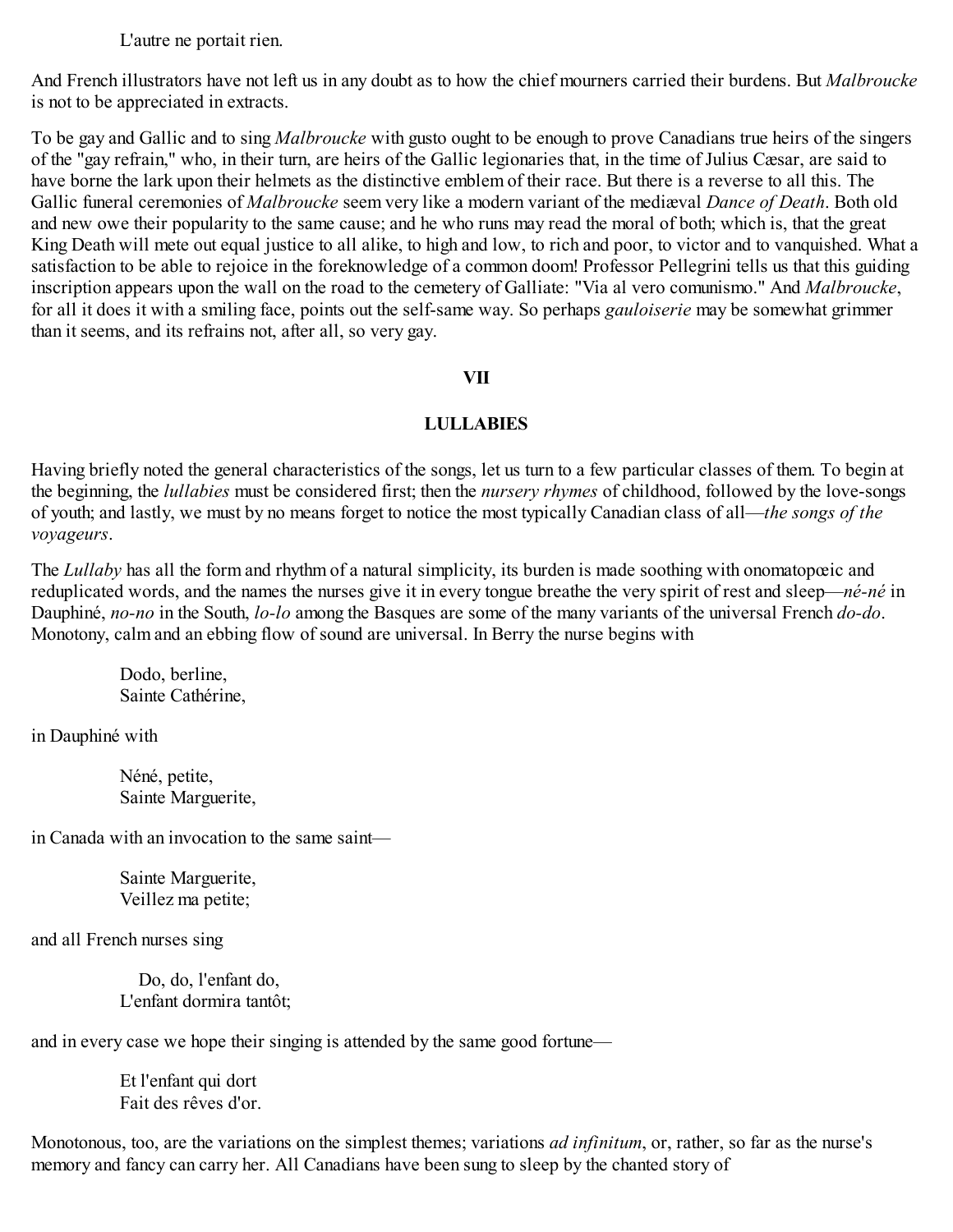L'autre ne portait rien.

And French illustrators have not left us in any doubt as to how the chief mourners carried their burdens. But *Malbroucke* is not to be appreciated in extracts.

To be gay and Gallic and to sing *Malbroucke* with gusto ought to be enough to prove Canadians true heirs of the singers of the "gay refrain," who, in their turn, are heirs of the Gallic legionaries that, in the time of Julius Cæsar, are said to have borne the lark upon their helmets as the distinctive emblem of their race. But there is a reverse to all this. The Gallic funeral ceremonies of *Malbroucke* seem very like a modern variant of the mediæval *Dance of Death*. Both old and new owe their popularity to the same cause; and he who runs may read the moral of both; which is, that the great King Death will mete out equal justice to all alike, to high and low, to rich and poor, to victor and to vanquished. What a satisfaction to be able to rejoice in the foreknowledge of a common doom! Professor Pellegrini tells us that this guiding inscription appears upon the wall on the road to the cemetery of Galliate: "Via al vero comunismo." And *Malbroucke*, for all it does it with a smiling face, points out the self-same way. So perhaps *gauloiserie* may be somewhat grimmer than it seems, and its refrains not, after all, so very gay.

## VII

## LULLABIES

Having briefly noted the general characteristics of the songs, let us turn to a few particular classes of them. To begin at the beginning, the *lullabies* must be considered first; then the *nursery rhymes* of childhood, followed by the love-songs of youth; and lastly, we must by no means forget to notice the most typically Canadian class of all—*the songs of the voyageurs*.

The *Lullaby* has all the form and rhythm of a natural simplicity, its burden is made soothing with onomatopœic and reduplicated words, and the names the nurses give it in every tongue breathe the very spirit of rest and sleep—*né-né* in Dauphiné, *no-no* in the South, *lo-lo* among the Basques are some of the many variants of the universal French *do-do*. Monotony, calm and an ebbing flow of sound are universal. In Berry the nurse begins with

Dodo, berline,
Sainte Cathérine,

in Dauphiné with

Néné, petite,
Sainte Marguerite,

in Canada with an invocation to the same saint—

Sainte Marguerite,
Veillez ma petite;

and all French nurses sing

Do, do, l'enfant do,
L'enfant dormira tantôt;

and in every case we hope their singing is attended by the same good fortune—

Et l'enfant qui dort
Fait des rêves d'or.

Monotonous, too, are the variations on the simplest themes; variations *ad infinitum*, or, rather, so far as the nurse's memory and fancy can carry her. All Canadians have been sung to sleep by the chanted story of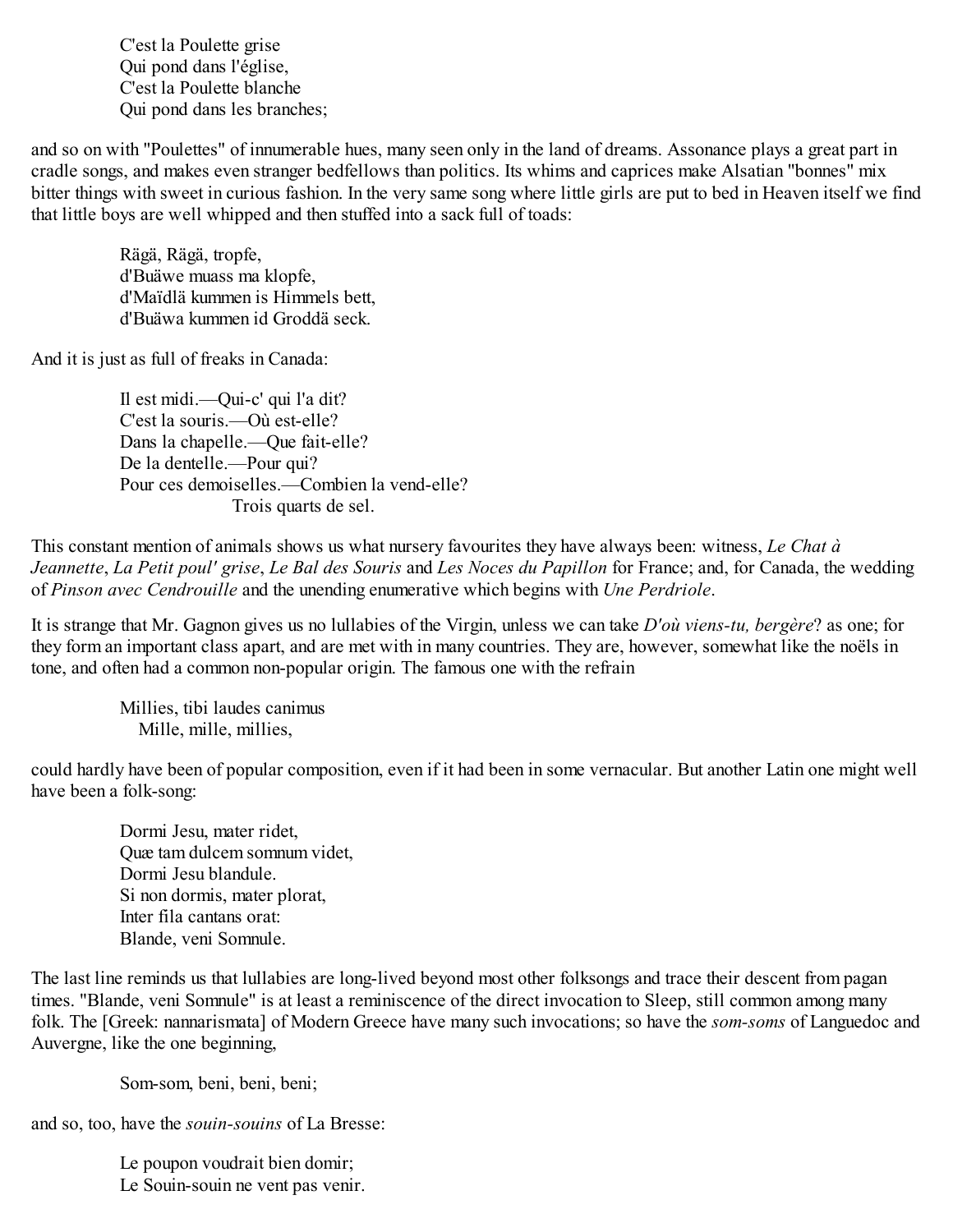C'est la Poulette grise  
Qui pond dans l'église,  
C'est la Poulette blanche  
Qui pond dans les branches;

and so on with "Poulettes" of innumerable hues, many seen only in the land of dreams. Assonance plays a great part in cradle songs, and makes even stranger bedfellows than politics. Its whims and caprices make Alsatian "bonnes" mix bitter things with sweet in curious fashion. In the very same song where little girls are put to bed in Heaven itself we find that little boys are well whipped and then stuffed into a sack full of toads:

Rägä, Rägä, tropfe,  
d'Buäwe muass ma klopfe,  
d'Maïdlä kummen is Himmels bett,  
d'Buäwa kummen id Groddä seck.

And it is just as full of freaks in Canada:

Il est midi.—Qui-c' qui l'a dit?  
C'est la souris.—Où est-elle?  
Dans la chapelle.—Que fait-elle?  
De la dentelle.—Pour qui?  
Pour ces demoiselles.—Combien la vend-elle?  
Trois quarts de sel.

This constant mention of animals shows us what nursery favourites they have always been: witness, *Le Chat à Jeannette*, *La Petit poul' grise*, *Le Bal des Souris* and *Les Noces du Papillon* for France; and, for Canada, the wedding of *Pinson avec Cendrouille* and the unending enumerative which begins with *Une Perdriole*.

It is strange that Mr. Gagnon gives us no lullabies of the Virgin, unless we can take *D'où viens-tu, bergère*? as one; for they form an important class apart, and are met with in many countries. They are, however, somewhat like the noëls in tone, and often had a common non-popular origin. The famous one with the refrain

Millies, tibi laudes canimus  
Mille, mille, millies,

could hardly have been of popular composition, even if it had been in some vernacular. But another Latin one might well have been a folk-song:

Dormi Jesu, mater ridet,  
Quæ tam dulcem somnum videt,  
Dormi Jesu blandule.  
Si non dormis, mater plorat,  
Inter fila cantans orat:  
Blande, veni Somnule.

The last line reminds us that lullabies are long-lived beyond most other folksongs and trace their descent from pagan times. "Blande, veni Somnule" is at least a reminiscence of the direct invocation to Sleep, still common among many folk. The [Greek: nannarismata] of Modern Greece have many such invocations; so have the *som-soms* of Languedoc and Auvergne, like the one beginning,

Som-som, beni, beni, beni;

and so, too, have the *souin-souins* of La Bresse:

Le poupon voudrait bien domir;  
Le Souin-souin ne vent pas venir.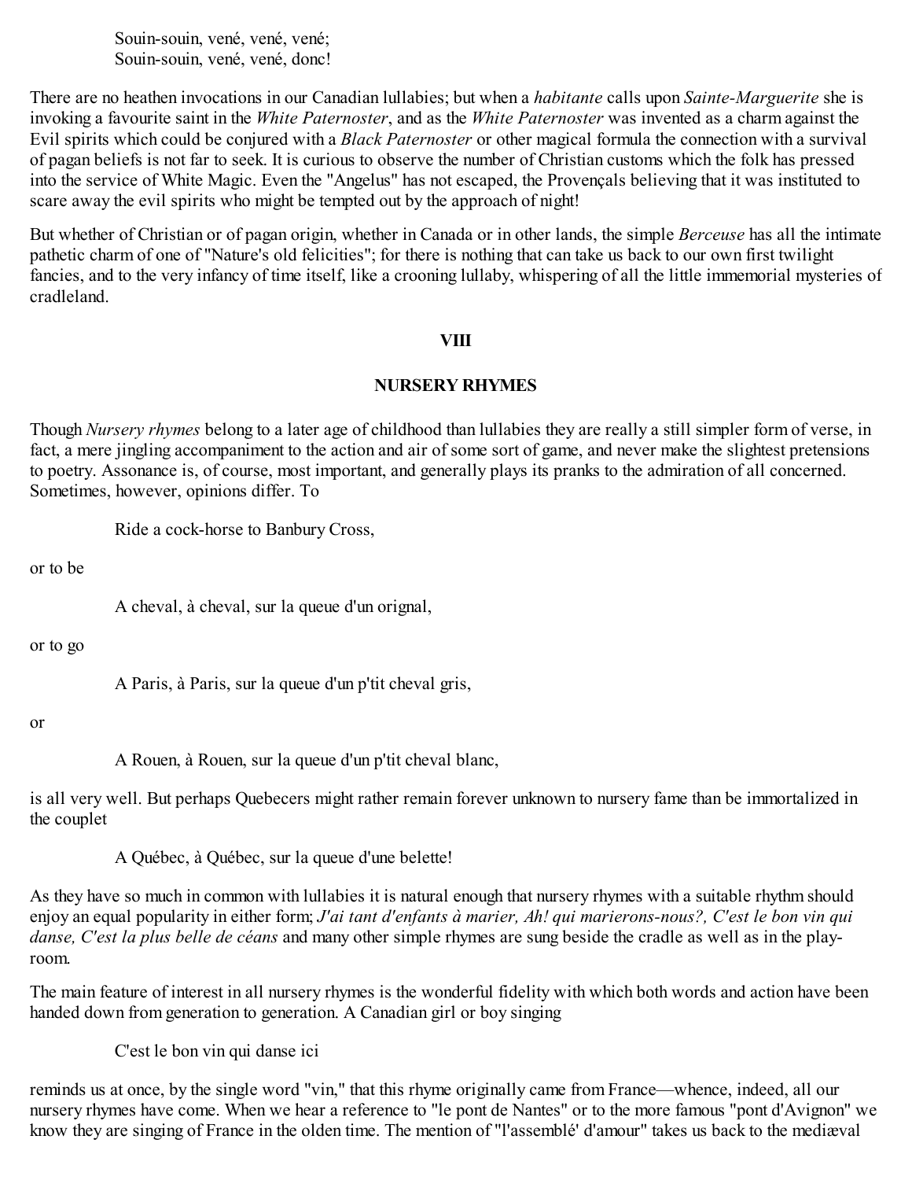Souin-souin, vené, vené, vené;
Souin-souin, vené, vené, donc!

There are no heathen invocations in our Canadian lullabies; but when a *habitante* calls upon *Sainte-Marguerite* she is invoking a favourite saint in the *White Paternoster*, and as the *White Paternoster* was invented as a charm against the Evil spirits which could be conjured with a *Black Paternoster* or other magical formula the connection with a survival of pagan beliefs is not far to seek. It is curious to observe the number of Christian customs which the folk has pressed into the service of White Magic. Even the "Angelus" has not escaped, the Provençals believing that it was instituted to scare away the evil spirits who might be tempted out by the approach of night!

But whether of Christian or of pagan origin, whether in Canada or in other lands, the simple *Berceuse* has all the intimate pathetic charm of one of "Nature's old felicities"; for there is nothing that can take us back to our own first twilight fancies, and to the very infancy of time itself, like a crooning lullaby, whispering of all the little immemorial mysteries of cradleland.

## VIII

## NURSERY RHYMES

Though *Nursery rhymes* belong to a later age of childhood than lullabies they are really a still simpler form of verse, in fact, a mere jingling accompaniment to the action and air of some sort of game, and never make the slightest pretensions to poetry. Assonance is, of course, most important, and generally plays its pranks to the admiration of all concerned. Sometimes, however, opinions differ. To

Ride a cock-horse to Banbury Cross,

or to be

A cheval, à cheval, sur la queue d'un orignal,

or to go

A Paris, à Paris, sur la queue d'un p'tit cheval gris,

or

A Rouen, à Rouen, sur la queue d'un p'tit cheval blanc,

is all very well. But perhaps Quebecers might rather remain forever unknown to nursery fame than be immortalized in the couplet

A Québec, à Québec, sur la queue d'une belette!

As they have so much in common with lullabies it is natural enough that nursery rhymes with a suitable rhythm should enjoy an equal popularity in either form; *J'ai tant d'enfants à marier, Ah! qui marierons-nous?, C'est le bon vin qui danse, C'est la plus belle de céans* and many other simple rhymes are sung beside the cradle as well as in the play-room.

The main feature of interest in all nursery rhymes is the wonderful fidelity with which both words and action have been handed down from generation to generation. A Canadian girl or boy singing

C'est le bon vin qui danse ici

reminds us at once, by the single word "vin," that this rhyme originally came from France—whence, indeed, all our nursery rhymes have come. When we hear a reference to "le pont de Nantes" or to the more famous "pont d'Avignon" we know they are singing of France in the olden time. The mention of "l'assemblé' d'amour" takes us back to the mediæval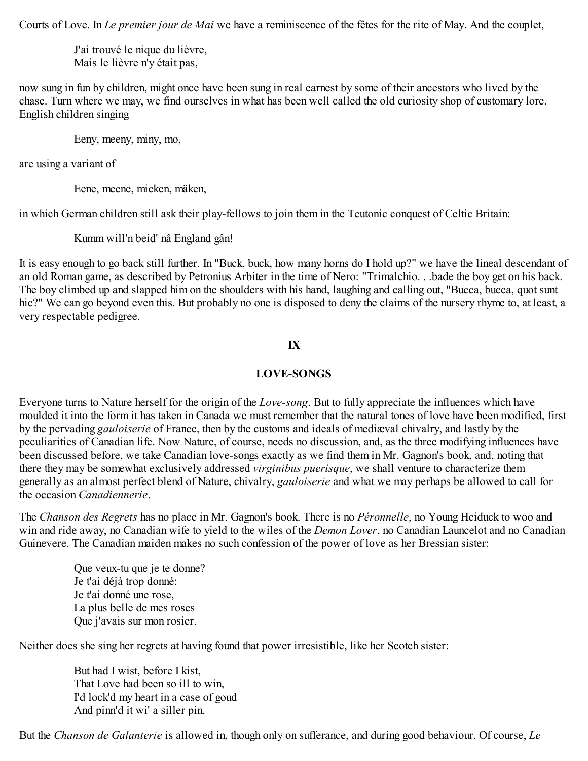Courts of Love. In *Le premier jour de Mai* we have a reminiscence of the fêtes for the rite of May. And the couplet,

> J'ai trouvé le nique du lièvre,
> Mais le lièvre n'y était pas,

now sung in fun by children, might once have been sung in real earnest by some of their ancestors who lived by the chase. Turn where we may, we find ourselves in what has been well called the old curiosity shop of customary lore. English children singing

> Eeny, meeny, miny, mo,

are using a variant of

> Eene, meene, mieken, mäken,

in which German children still ask their play-fellows to join them in the Teutonic conquest of Celtic Britain:

> Kumm will'n beid' nâ England gân!

It is easy enough to go back still further. In "Buck, buck, how many horns do I hold up?" we have the lineal descendant of an old Roman game, as described by Petronius Arbiter in the time of Nero: "Trimalchio. . .bade the boy get on his back. The boy climbed up and slapped him on the shoulders with his hand, laughing and calling out, "Bucca, bucca, quot sunt hic?" We can go beyond even this. But probably no one is disposed to deny the claims of the nursery rhyme to, at least, a very respectable pedigree.

## IX

## LOVE-SONGS

Everyone turns to Nature herself for the origin of the *Love-song*. But to fully appreciate the influences which have moulded it into the form it has taken in Canada we must remember that the natural tones of love have been modified, first by the pervading *gauloiserie* of France, then by the customs and ideals of mediæval chivalry, and lastly by the peculiarities of Canadian life. Now Nature, of course, needs no discussion, and, as the three modifying influences have been discussed before, we take Canadian love-songs exactly as we find them in Mr. Gagnon's book, and, noting that there they may be somewhat exclusively addressed *virginibus puerisque*, we shall venture to characterize them generally as an almost perfect blend of Nature, chivalry, *gauloiserie* and what we may perhaps be allowed to call for the occasion *Canadiennerie*.

The *Chanson des Regrets* has no place in Mr. Gagnon's book. There is no *Péronnelle*, no Young Heiduck to woo and win and ride away, no Canadian wife to yield to the wiles of the *Demon Lover*, no Canadian Launcelot and no Canadian Guinevere. The Canadian maiden makes no such confession of the power of love as her Bressian sister:

> Que veux-tu que je te donne?
> Je t'ai déjà trop donné:
> Je t'ai donné une rose,
> La plus belle de mes roses
> Que j'avais sur mon rosier.

Neither does she sing her regrets at having found that power irresistible, like her Scotch sister:

> But had I wist, before I kist,
> That Love had been so ill to win,
> I'd lock'd my heart in a case of goud
> And pinn'd it wi' a siller pin.

But the *Chanson de Galanterie* is allowed in, though only on sufferance, and during good behaviour. Of course, *Le*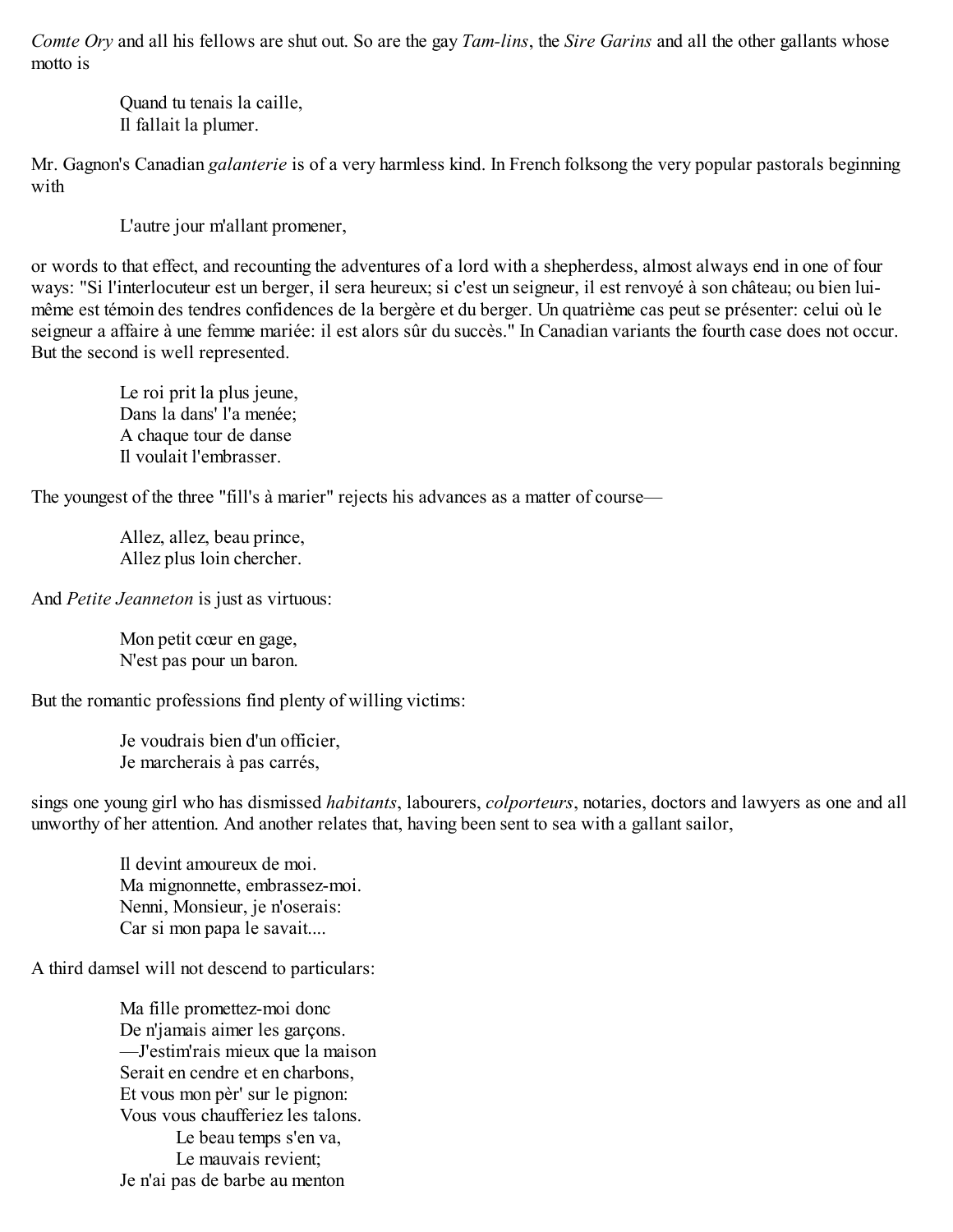*Comte Ory* and all his fellows are shut out. So are the gay *Tam-lins*, the *Sire Garins* and all the other gallants whose motto is

> Quand tu tenais la caille,
> Il fallait la plumer.

Mr. Gagnon's Canadian *galanterie* is of a very harmless kind. In French folksong the very popular pastorals beginning with

> L'autre jour m'allant promener,

or words to that effect, and recounting the adventures of a lord with a shepherdess, almost always end in one of four ways: "Si l'interlocuteur est un berger, il sera heureux; si c'est un seigneur, il est renvoyé à son château; ou bien lui-même est témoin des tendres confidences de la bergère et du berger. Un quatrième cas peut se présenter: celui où le seigneur a affaire à une femme mariée: il est alors sûr du succès." In Canadian variants the fourth case does not occur. But the second is well represented.

> Le roi prit la plus jeune,
> Dans la dans' l'a menée;
> A chaque tour de danse
> Il voulait l'embrasser.

The youngest of the three "fill's à marier" rejects his advances as a matter of course—

> Allez, allez, beau prince,
> Allez plus loin chercher.

And *Petite Jeanneton* is just as virtuous:

> Mon petit cœur en gage,
> N'est pas pour un baron.

But the romantic professions find plenty of willing victims:

> Je voudrais bien d'un officier,
> Je marcherais à pas carrés,

sings one young girl who has dismissed *habitants*, labourers, *colporteurs*, notaries, doctors and lawyers as one and all unworthy of her attention. And another relates that, having been sent to sea with a gallant sailor,

> Il devint amoureux de moi.
> Ma mignonnette, embrassez-moi.
> Nenni, Monsieur, je n'oserais:
> Car si mon papa le savait....

A third damsel will not descend to particulars:

> Ma fille promettez-moi donc
> De n'jamais aimer les garçons.
> —J'estim'rais mieux que la maison
> Serait en cendre et en charbons,
> Et vous mon pèr' sur le pignon:
> Vous vous chaufferiez les talons.
>     Le beau temps s'en va,
>     Le mauvais revient;
> Je n'ai pas de barbe au menton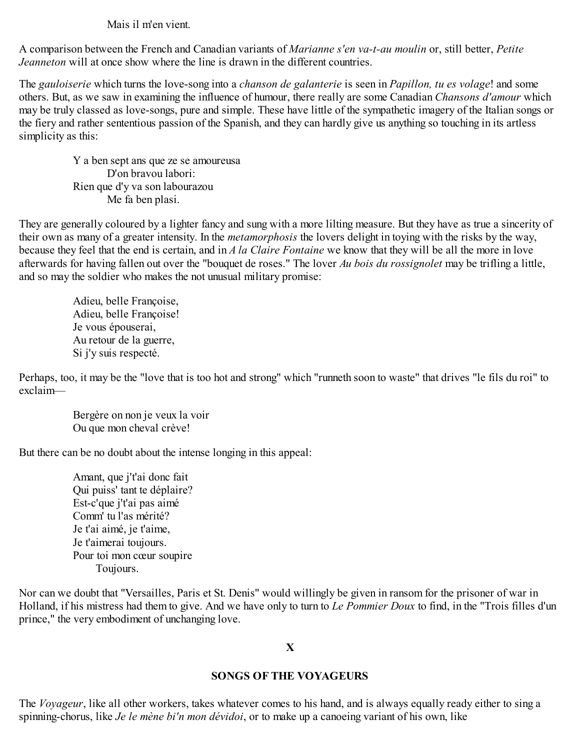Mais il m'en vient.

A comparison between the French and Canadian variants of *Marianne s'en va-t-au moulin* or, still better, *Petite Jeanneton* will at once show where the line is drawn in the different countries.

The *gauloiserie* which turns the love-song into a *chanson de galanterie* is seen in *Papillon, tu es volage*! and some others. But, as we saw in examining the influence of humour, there really are some Canadian *Chansons d'amour* which may be truly classed as love-songs, pure and simple. These have little of the sympathetic imagery of the Italian songs or the fiery and rather sententious passion of the Spanish, and they can hardly give us anything so touching in its artless simplicity as this:

> Y a ben sept ans que ze se amoureusa
> D'on bravou labori:
> Rien que d'y va son labourazou
> Me fa ben plasi.

They are generally coloured by a lighter fancy and sung with a more lilting measure. But they have as true a sincerity of their own as many of a greater intensity. In the *metamorphosis* the lovers delight in toying with the risks by the way, because they feel that the end is certain, and in *A la Claire Fontaine* we know that they will be all the more in love afterwards for having fallen out over the "bouquet de roses." The lover *Au bois du rossignolet* may be trifling a little, and so may the soldier who makes the not unusual military promise:

> Adieu, belle Françoise,
> Adieu, belle Françoise!
> Je vous épouserai,
> Au retour de la guerre,
> Si j'y suis respecté.

Perhaps, too, it may be the "love that is too hot and strong" which "runneth soon to waste" that drives "le fils du roi" to exclaim—

> Bergère on non je veux la voir
> Ou que mon cheval crève!

But there can be no doubt about the intense longing in this appeal:

> Amant, que j't'ai donc fait
> Qui puiss' tant te déplaire?
> Est-c'que j't'ai pas aimé
> Comm' tu l'as mérité?
> Je t'ai aimé, je t'aime,
> Je t'aimerai toujours.
> Pour toi mon cœur soupire
> Toujours.

Nor can we doubt that "Versailles, Paris et St. Denis" would willingly be given in ransom for the prisoner of war in Holland, if his mistress had them to give. And we have only to turn to *Le Pommier Doux* to find, in the "Trois filles d'un prince," the very embodiment of unchanging love.

## X

## SONGS OF THE VOYAGEURS

The *Voyageur*, like all other workers, takes whatever comes to his hand, and is always equally ready either to sing a spinning-chorus, like *Je le mène bi'n mon dévidoi*, or to make up a canoeing variant of his own, like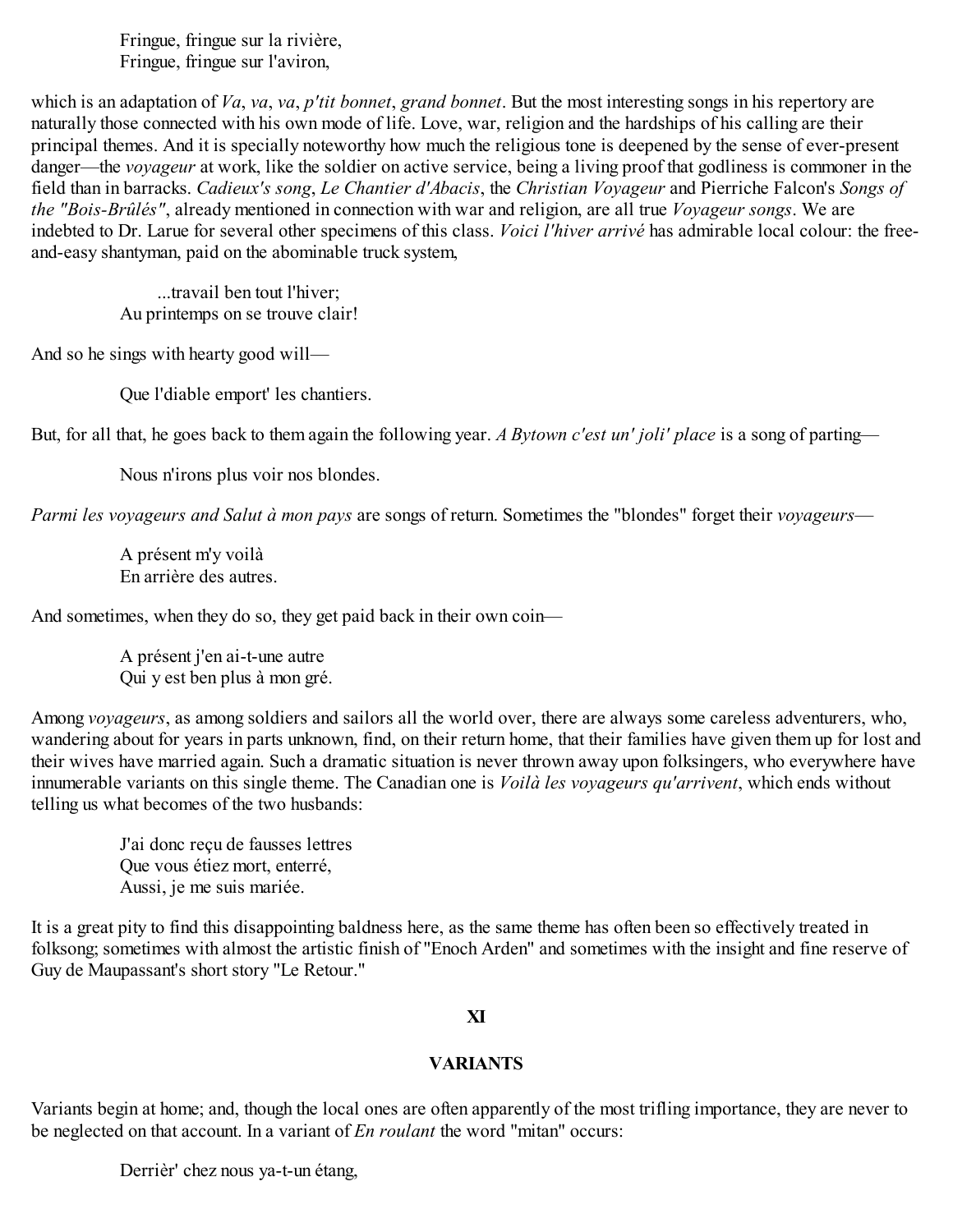Fringue, fringue sur la rivière,  
Fringue, fringue sur l'aviron,

which is an adaptation of *Va*, *va*, *va*, *p'tit bonnet*, *grand bonnet*. But the most interesting songs in his repertory are naturally those connected with his own mode of life. Love, war, religion and the hardships of his calling are their principal themes. And it is specially noteworthy how much the religious tone is deepened by the sense of ever-present danger—the *voyageur* at work, like the soldier on active service, being a living proof that godliness is commoner in the field than in barracks. *Cadieux's song*, *Le Chantier d'Abacis*, the *Christian Voyageur* and Pierriche Falcon's *Songs of the "Bois-Brûlés"*, already mentioned in connection with war and religion, are all true *Voyageur songs*. We are indebted to Dr. Larue for several other specimens of this class. *Voici l'hiver arrivé* has admirable local colour: the free-and-easy shantyman, paid on the abominable truck system,

...travail ben tout l'hiver;  
Au printemps on se trouve clair!

And so he sings with hearty good will—

Que l'diable emport' les chantiers.

But, for all that, he goes back to them again the following year. *A Bytown c'est un' joli' place* is a song of parting—

Nous n'irons plus voir nos blondes.

*Parmi les voyageurs and Salut à mon pays* are songs of return. Sometimes the "blondes" forget their *voyageurs*—

A présent m'y voilà  
En arrière des autres.

And sometimes, when they do so, they get paid back in their own coin—

A présent j'en ai-t-une autre  
Qui y est ben plus à mon gré.

Among *voyageurs*, as among soldiers and sailors all the world over, there are always some careless adventurers, who, wandering about for years in parts unknown, find, on their return home, that their families have given them up for lost and their wives have married again. Such a dramatic situation is never thrown away upon folksingers, who everywhere have innumerable variants on this single theme. The Canadian one is *Voilà les voyageurs qu'arrivent*, which ends without telling us what becomes of the two husbands:

J'ai donc reçu de fausses lettres  
Que vous étiez mort, enterré,  
Aussi, je me suis mariée.

It is a great pity to find this disappointing baldness here, as the same theme has often been so effectively treated in folksong; sometimes with almost the artistic finish of "Enoch Arden" and sometimes with the insight and fine reserve of Guy de Maupassant's short story "Le Retour."

## XI

## VARIANTS

Variants begin at home; and, though the local ones are often apparently of the most trifling importance, they are never to be neglected on that account. In a variant of *En roulant* the word "mitan" occurs:

Derrièr' chez nous ya-t-un étang,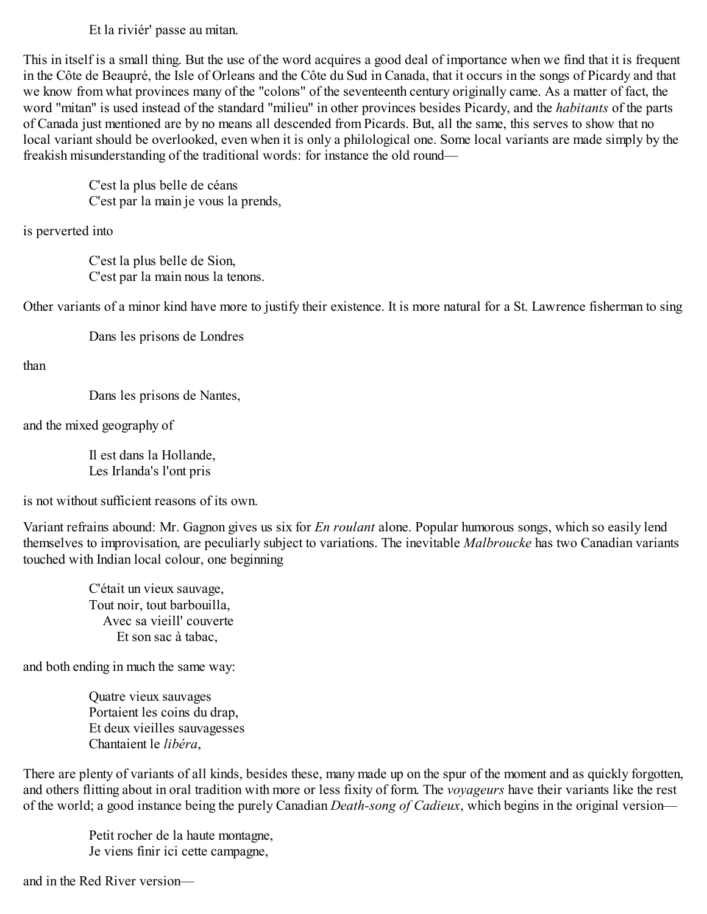> Et la riviér' passe au mitan.

This in itself is a small thing. But the use of the word acquires a good deal of importance when we find that it is frequent in the Côte de Beaupré, the Isle of Orleans and the Côte du Sud in Canada, that it occurs in the songs of Picardy and that we know from what provinces many of the "colons" of the seventeenth century originally came. As a matter of fact, the word "mitan" is used instead of the standard "milieu" in other provinces besides Picardy, and the *habitants* of the parts of Canada just mentioned are by no means all descended from Picards. But, all the same, this serves to show that no local variant should be overlooked, even when it is only a philological one. Some local variants are made simply by the freakish misunderstanding of the traditional words: for instance the old round—

> C'est la plus belle de céans
> C'est par la main je vous la prends,

is perverted into

> C'est la plus belle de Sion,
> C'est par la main nous la tenons.

Other variants of a minor kind have more to justify their existence. It is more natural for a St. Lawrence fisherman to sing

> Dans les prisons de Londres

than

> Dans les prisons de Nantes,

and the mixed geography of

> Il est dans la Hollande,
> Les Irlanda's l'ont pris

is not without sufficient reasons of its own.

Variant refrains abound: Mr. Gagnon gives us six for *En roulant* alone. Popular humorous songs, which so easily lend themselves to improvisation, are peculiarly subject to variations. The inevitable *Malbroucke* has two Canadian variants touched with Indian local colour, one beginning

> C'était un vieux sauvage,
> Tout noir, tout barbouilla,
> Avec sa vieill' couverte
> Et son sac à tabac,

and both ending in much the same way:

> Quatre vieux sauvages
> Portaient les coins du drap,
> Et deux vieilles sauvagesses
> Chantaient le *libéra*,

There are plenty of variants of all kinds, besides these, many made up on the spur of the moment and as quickly forgotten, and others flitting about in oral tradition with more or less fixity of form. The *voyageurs* have their variants like the rest of the world; a good instance being the purely Canadian *Death-song of Cadieux*, which begins in the original version—

> Petit rocher de la haute montagne,
> Je viens finir ici cette campagne,

and in the Red River version—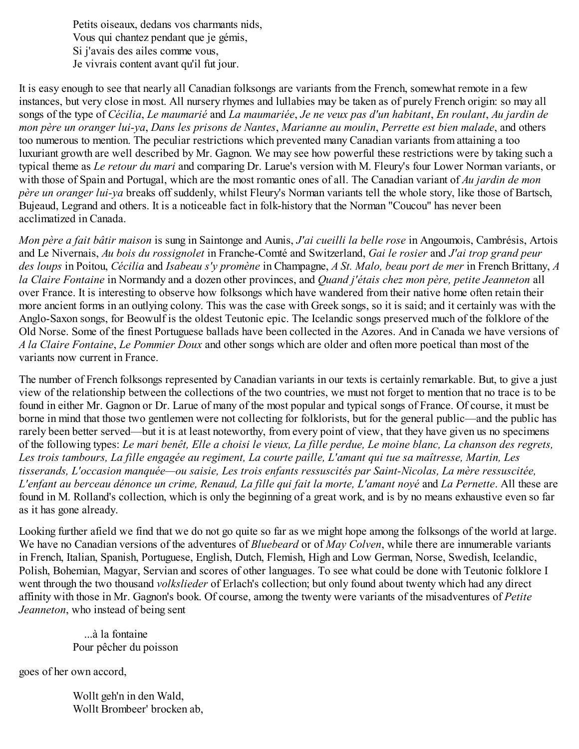Petits oiseaux, dedans vos charmants nids,  
Vous qui chantez pendant que je gémis,  
Si j'avais des ailes comme vous,  
Je vivrais content avant qu'il fut jour.

It is easy enough to see that nearly all Canadian folksongs are variants from the French, somewhat remote in a few instances, but very close in most. All nursery rhymes and lullabies may be taken as of purely French origin: so may all songs of the type of *Cécilia*, *Le maumarié* and *La maumariée*, *Je ne veux pas d'un habitant*, *En roulant*, *Au jardin de mon père un oranger lui-ya*, *Dans les prisons de Nantes*, *Marianne au moulin*, *Perrette est bien malade*, and others too numerous to mention. The peculiar restrictions which prevented many Canadian variants from attaining a too luxuriant growth are well described by Mr. Gagnon. We may see how powerful these restrictions were by taking such a typical theme as *Le retour du mari* and comparing Dr. Larue's version with M. Fleury's four Lower Norman variants, or with those of Spain and Portugal, which are the most romantic ones of all. The Canadian variant of *Au jardin de mon père un oranger lui-ya* breaks off suddenly, whilst Fleury's Norman variants tell the whole story, like those of Bartsch, Bujeaud, Legrand and others. It is a noticeable fact in folk-history that the Norman "Coucou" has never been acclimatized in Canada.

*Mon père a fait bâtir maison* is sung in Saintonge and Aunis, *J'ai cueilli la belle rose* in Angoumois, Cambrésis, Artois and Le Nivernais, *Au bois du rossignolet* in Franche-Comté and Switzerland, *Gai le rosier* and *J'ai trop grand peur des loups* in Poitou, *Cécilia* and *Isabeau s'y promène* in Champagne, *A St. Malo, beau port de mer* in French Brittany, *A la Claire Fontaine* in Normandy and a dozen other provinces, and *Quand j'étais chez mon père, petite Jeanneton* all over France. It is interesting to observe how folksongs which have wandered from their native home often retain their more ancient forms in an outlying colony. This was the case with Greek songs, so it is said; and it certainly was with the Anglo-Saxon songs, for Beowulf is the oldest Teutonic epic. The Icelandic songs preserved much of the folklore of the Old Norse. Some of the finest Portuguese ballads have been collected in the Azores. And in Canada we have versions of *A la Claire Fontaine*, *Le Pommier Doux* and other songs which are older and often more poetical than most of the variants now current in France.

The number of French folksongs represented by Canadian variants in our texts is certainly remarkable. But, to give a just view of the relationship between the collections of the two countries, we must not forget to mention that no trace is to be found in either Mr. Gagnon or Dr. Larue of many of the most popular and typical songs of France. Of course, it must be borne in mind that those two gentlemen were not collecting for folklorists, but for the general public—and the public has rarely been better served—but it is at least noteworthy, from every point of view, that they have given us no specimens of the following types: *Le mari benêt, Elle a choisi le vieux, La fille perdue, Le moine blanc, La chanson des regrets, Les trois tambours, La fille engagée au regiment, La courte paille, L'amant qui tue sa maîtresse, Martin, Les tisserands, L'occasion manquée—ou saisie, Les trois enfants ressuscités par Saint-Nicolas, La mère ressuscitée, L'enfant au berceau dénonce un crime, Renaud, La fille qui fait la morte, L'amant noyé* and *La Pernette*. All these are found in M. Rolland's collection, which is only the beginning of a great work, and is by no means exhaustive even so far as it has gone already.

Looking further afield we find that we do not go quite so far as we might hope among the folksongs of the world at large. We have no Canadian versions of the adventures of *Bluebeard* or of *May Colven*, while there are innumerable variants in French, Italian, Spanish, Portuguese, English, Dutch, Flemish, High and Low German, Norse, Swedish, Icelandic, Polish, Bohemian, Magyar, Servian and scores of other languages. To see what could be done with Teutonic folklore I went through the two thousand *volkslieder* of Erlach's collection; but only found about twenty which had any direct affinity with those in Mr. Gagnon's book. Of course, among the twenty were variants of the misadventures of *Petite Jeanneton*, who instead of being sent

...à la fontaine  
Pour pêcher du poisson

goes of her own accord,

Wollt geh'n in den Wald,  
Wollt Brombeer' brocken ab,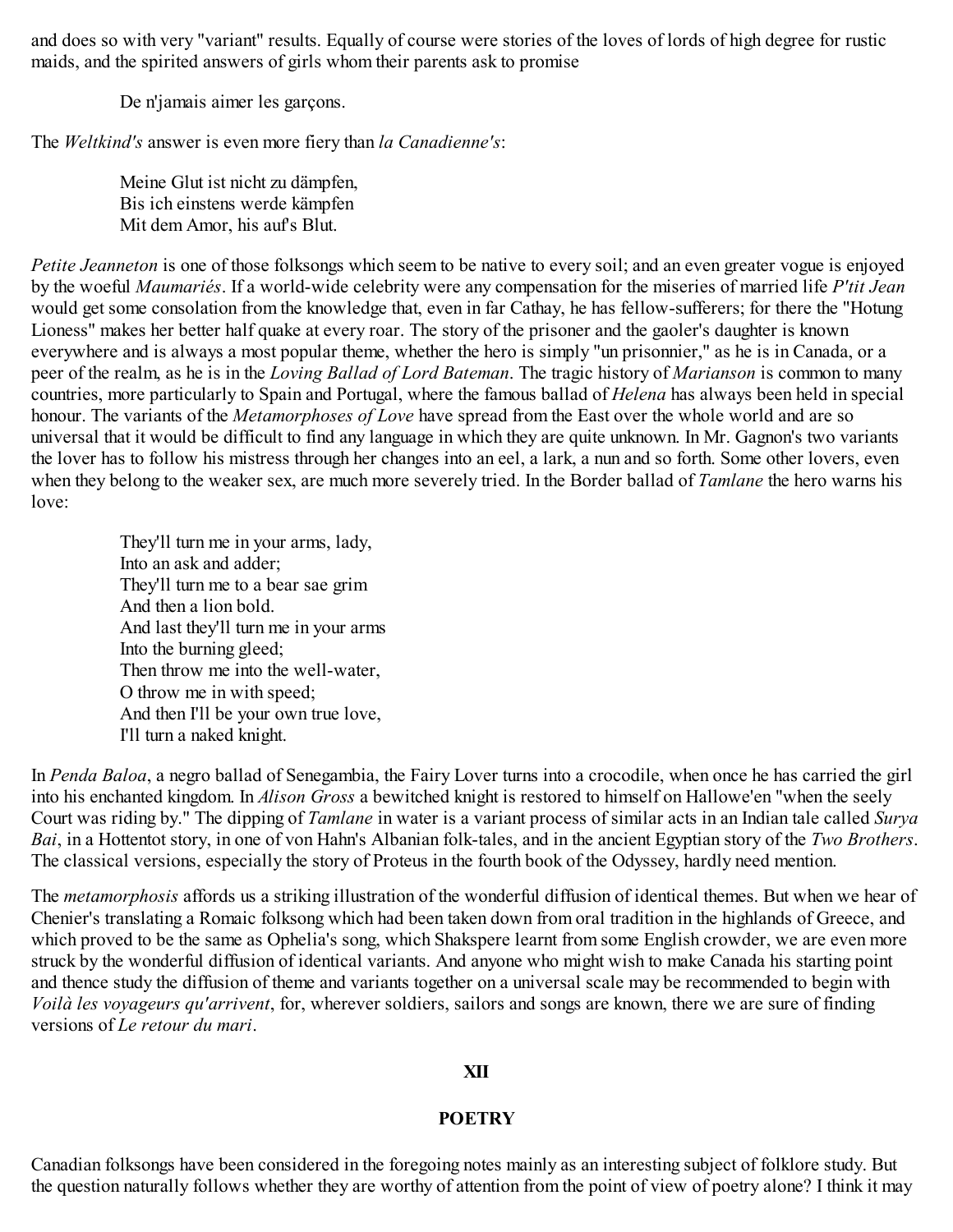and does so with very "variant" results. Equally of course were stories of the loves of lords of high degree for rustic maids, and the spirited answers of girls whom their parents ask to promise

> De n'jamais aimer les garçons.

The *Weltkind's* answer is even more fiery than *la Canadienne's*:

> Meine Glut ist nicht zu dämpfen,
> Bis ich einstens werde kämpfen
> Mit dem Amor, his auf's Blut.

*Petite Jeanneton* is one of those folksongs which seem to be native to every soil; and an even greater vogue is enjoyed by the woeful *Maumariés*. If a world-wide celebrity were any compensation for the miseries of married life *P'tit Jean* would get some consolation from the knowledge that, even in far Cathay, he has fellow-sufferers; for there the "Hotung Lioness" makes her better half quake at every roar. The story of the prisoner and the gaoler's daughter is known everywhere and is always a most popular theme, whether the hero is simply "un prisonnier," as he is in Canada, or a peer of the realm, as he is in the *Loving Ballad of Lord Bateman*. The tragic history of *Marianson* is common to many countries, more particularly to Spain and Portugal, where the famous ballad of *Helena* has always been held in special honour. The variants of the *Metamorphoses of Love* have spread from the East over the whole world and are so universal that it would be difficult to find any language in which they are quite unknown. In Mr. Gagnon's two variants the lover has to follow his mistress through her changes into an eel, a lark, a nun and so forth. Some other lovers, even when they belong to the weaker sex, are much more severely tried. In the Border ballad of *Tamlane* the hero warns his love:

> They'll turn me in your arms, lady,
> Into an ask and adder;
> They'll turn me to a bear sae grim
> And then a lion bold.
> And last they'll turn me in your arms
> Into the burning gleed;
> Then throw me into the well-water,
> O throw me in with speed;
> And then I'll be your own true love,
> I'll turn a naked knight.

In *Penda Baloa*, a negro ballad of Senegambia, the Fairy Lover turns into a crocodile, when once he has carried the girl into his enchanted kingdom. In *Alison Gross* a bewitched knight is restored to himself on Hallowe'en "when the seely Court was riding by." The dipping of *Tamlane* in water is a variant process of similar acts in an Indian tale called *Surya Bai*, in a Hottentot story, in one of von Hahn's Albanian folk-tales, and in the ancient Egyptian story of the *Two Brothers*. The classical versions, especially the story of Proteus in the fourth book of the Odyssey, hardly need mention.

The *metamorphosis* affords us a striking illustration of the wonderful diffusion of identical themes. But when we hear of Chenier's translating a Romaic folksong which had been taken down from oral tradition in the highlands of Greece, and which proved to be the same as Ophelia's song, which Shakspere learnt from some English crowder, we are even more struck by the wonderful diffusion of identical variants. And anyone who might wish to make Canada his starting point and thence study the diffusion of theme and variants together on a universal scale may be recommended to begin with *Voilà les voyageurs qu'arrivent*, for, wherever soldiers, sailors and songs are known, there we are sure of finding versions of *Le retour du mari*.

## XII

## POETRY

Canadian folksongs have been considered in the foregoing notes mainly as an interesting subject of folklore study. But the question naturally follows whether they are worthy of attention from the point of view of poetry alone? I think it may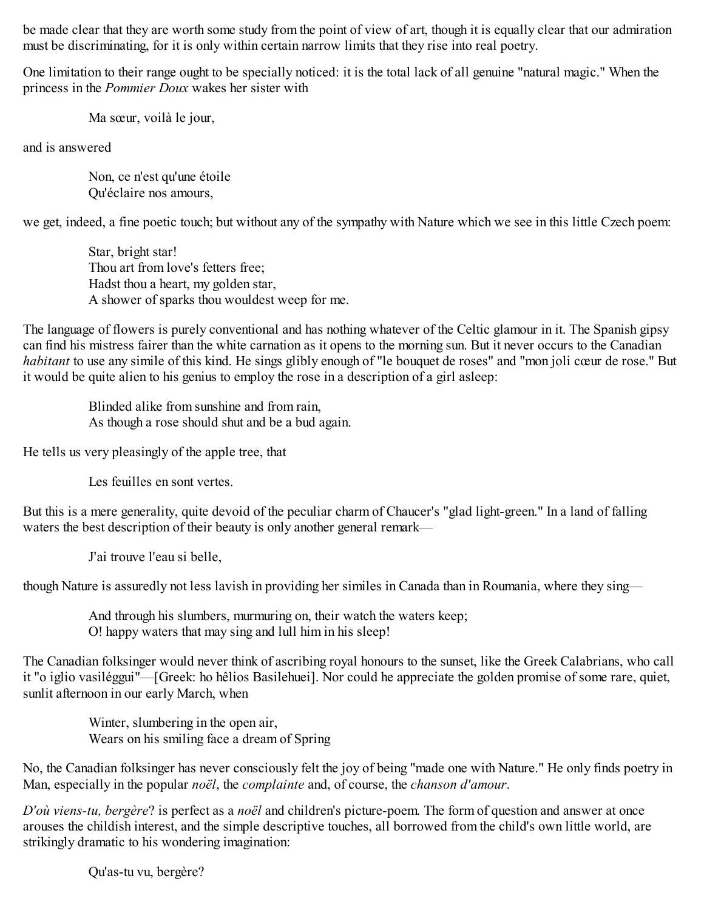be made clear that they are worth some study from the point of view of art, though it is equally clear that our admiration must be discriminating, for it is only within certain narrow limits that they rise into real poetry.

One limitation to their range ought to be specially noticed: it is the total lack of all genuine "natural magic." When the princess in the *Pommier Doux* wakes her sister with

> Ma sœur, voilà le jour,

and is answered

> Non, ce n'est qu'une étoile
> Qu'éclaire nos amours,

we get, indeed, a fine poetic touch; but without any of the sympathy with Nature which we see in this little Czech poem:

> Star, bright star!
> Thou art from love's fetters free;
> Hadst thou a heart, my golden star,
> A shower of sparks thou wouldest weep for me.

The language of flowers is purely conventional and has nothing whatever of the Celtic glamour in it. The Spanish gipsy can find his mistress fairer than the white carnation as it opens to the morning sun. But it never occurs to the Canadian *habitant* to use any simile of this kind. He sings glibly enough of "le bouquet de roses" and "mon joli cœur de rose." But it would be quite alien to his genius to employ the rose in a description of a girl asleep:

> Blinded alike from sunshine and from rain,
> As though a rose should shut and be a bud again.

He tells us very pleasingly of the apple tree, that

> Les feuilles en sont vertes.

But this is a mere generality, quite devoid of the peculiar charm of Chaucer's "glad light-green." In a land of falling waters the best description of their beauty is only another general remark—

> J'ai trouve l'eau si belle,

though Nature is assuredly not less lavish in providing her similes in Canada than in Roumania, where they sing—

> And through his slumbers, murmuring on, their watch the waters keep;
> O! happy waters that may sing and lull him in his sleep!

The Canadian folksinger would never think of ascribing royal honours to the sunset, like the Greek Calabrians, who call it "o iglio vasiléggui"—[Greek: ho hêlios Basilehuei]. Nor could he appreciate the golden promise of some rare, quiet, sunlit afternoon in our early March, when

> Winter, slumbering in the open air,
> Wears on his smiling face a dream of Spring

No, the Canadian folksinger has never consciously felt the joy of being "made one with Nature." He only finds poetry in Man, especially in the popular *noël*, the *complainte* and, of course, the *chanson d'amour*.

*D'où viens-tu, bergère*? is perfect as a *noël* and children's picture-poem. The form of question and answer at once arouses the childish interest, and the simple descriptive touches, all borrowed from the child's own little world, are strikingly dramatic to his wondering imagination:

> Qu'as-tu vu, bergère?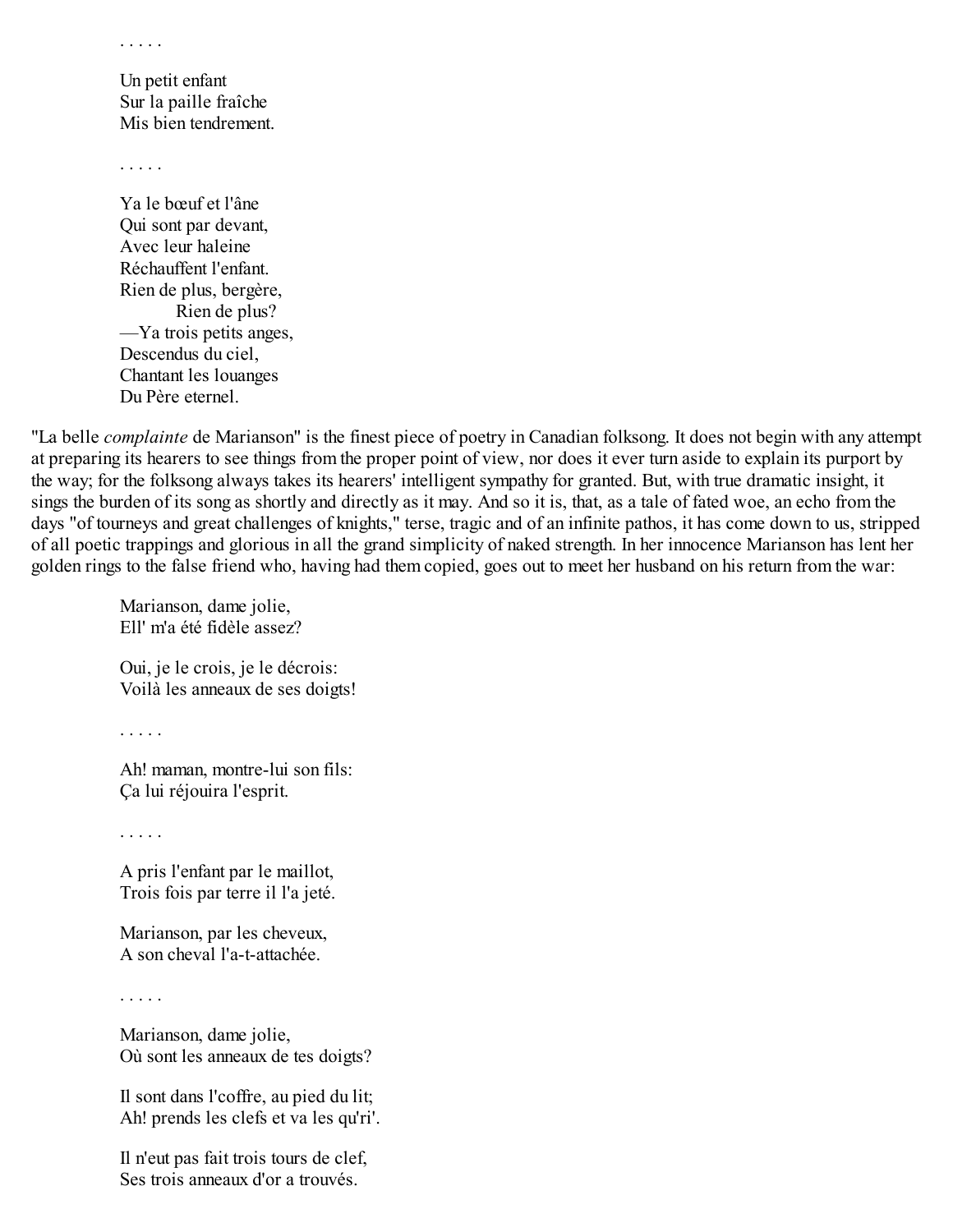. . . . .

Un petit enfant  
Sur la paille fraîche  
Mis bien tendrement.

. . . . .

Ya le bœuf et l'âne  
Qui sont par devant,  
Avec leur haleine  
Réchauffent l'enfant.  
Rien de plus, bergère,  
      Rien de plus?  
—Ya trois petits anges,  
Descendus du ciel,  
Chantant les louanges  
Du Père eternel.

"La belle *complainte* de Marianson" is the finest piece of poetry in Canadian folksong. It does not begin with any attempt at preparing its hearers to see things from the proper point of view, nor does it ever turn aside to explain its purport by the way; for the folksong always takes its hearers' intelligent sympathy for granted. But, with true dramatic insight, it sings the burden of its song as shortly and directly as it may. And so it is, that, as a tale of fated woe, an echo from the days "of tourneys and great challenges of knights," terse, tragic and of an infinite pathos, it has come down to us, stripped of all poetic trappings and glorious in all the grand simplicity of naked strength. In her innocence Marianson has lent her golden rings to the false friend who, having had them copied, goes out to meet her husband on his return from the war:

Marianson, dame jolie,  
Ell' m'a été fidèle assez?

Oui, je le crois, je le décrois:  
Voilà les anneaux de ses doigts!

. . . . .

Ah! maman, montre-lui son fils:  
Ça lui réjouira l'esprit.

. . . . .

A pris l'enfant par le maillot,  
Trois fois par terre il l'a jeté.

Marianson, par les cheveux,  
A son cheval l'a-t-attachée.

. . . . .

Marianson, dame jolie,  
Où sont les anneaux de tes doigts?

Il sont dans l'coffre, au pied du lit;  
Ah! prends les clefs et va les qu'ri'.

Il n'eut pas fait trois tours de clef,  
Ses trois anneaux d'or a trouvés.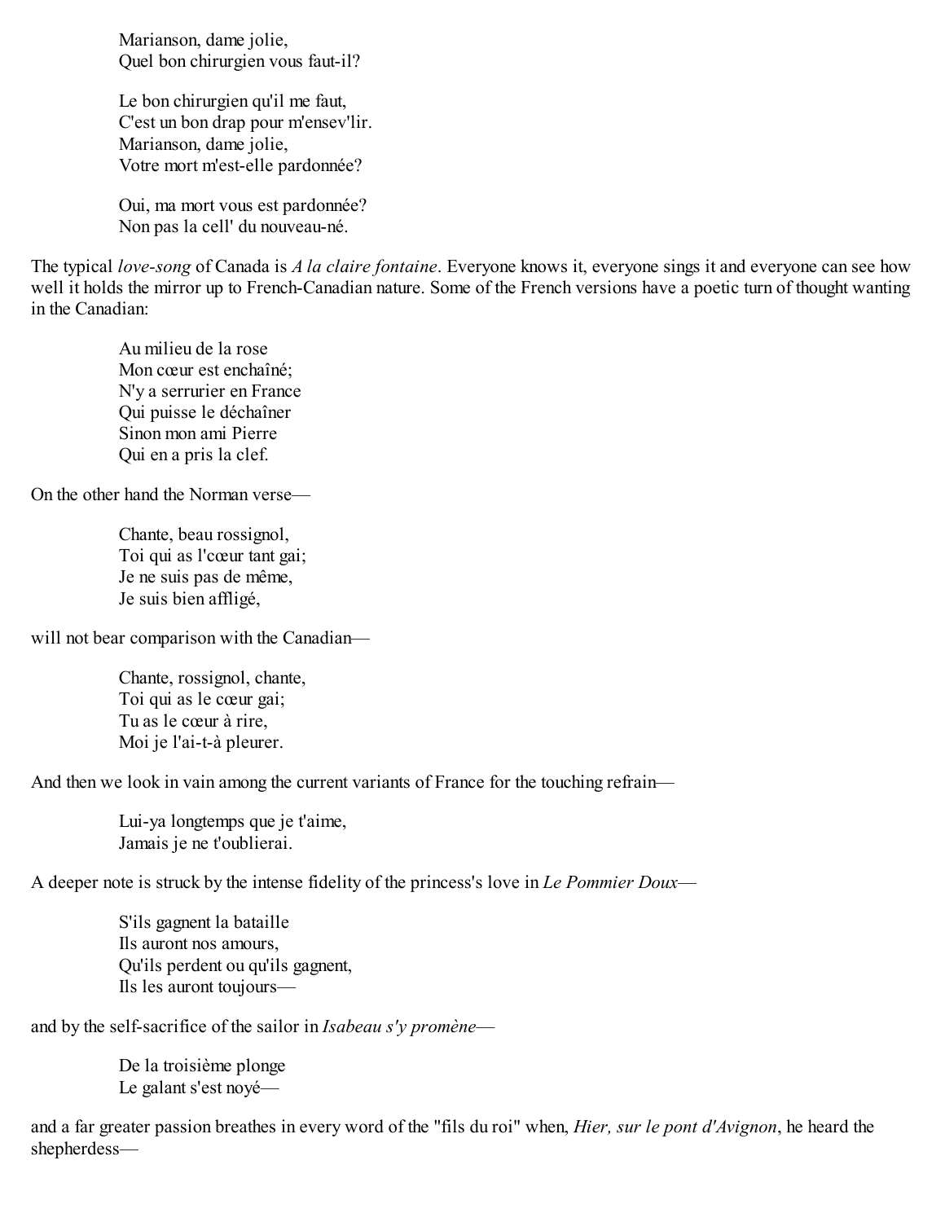Marianson, dame jolie,
Quel bon chirurgien vous faut-il?

Le bon chirurgien qu'il me faut,
C'est un bon drap pour m'ensev'lir.
Marianson, dame jolie,
Votre mort m'est-elle pardonnée?

Oui, ma mort vous est pardonnée?
Non pas la cell' du nouveau-né.

The typical *love-song* of Canada is *A la claire fontaine*. Everyone knows it, everyone sings it and everyone can see how well it holds the mirror up to French-Canadian nature. Some of the French versions have a poetic turn of thought wanting in the Canadian:

Au milieu de la rose
Mon cœur est enchaîné;
N'y a serrurier en France
Qui puisse le déchaîner
Sinon mon ami Pierre
Qui en a pris la clef.

On the other hand the Norman verse—

Chante, beau rossignol,
Toi qui as l'cœur tant gai;
Je ne suis pas de même,
Je suis bien affligé,

will not bear comparison with the Canadian—

Chante, rossignol, chante,
Toi qui as le cœur gai;
Tu as le cœur à rire,
Moi je l'ai-t-à pleurer.

And then we look in vain among the current variants of France for the touching refrain—

Lui-ya longtemps que je t'aime,
Jamais je ne t'oublierai.

A deeper note is struck by the intense fidelity of the princess's love in *Le Pommier Doux*—

S'ils gagnent la bataille
Ils auront nos amours,
Qu'ils perdent ou qu'ils gagnent,
Ils les auront toujours—

and by the self-sacrifice of the sailor in *Isabeau s'y promène*—

De la troisième plonge
Le galant s'est noyé—

and a far greater passion breathes in every word of the "fils du roi" when, *Hier, sur le pont d'Avignon*, he heard the shepherdess—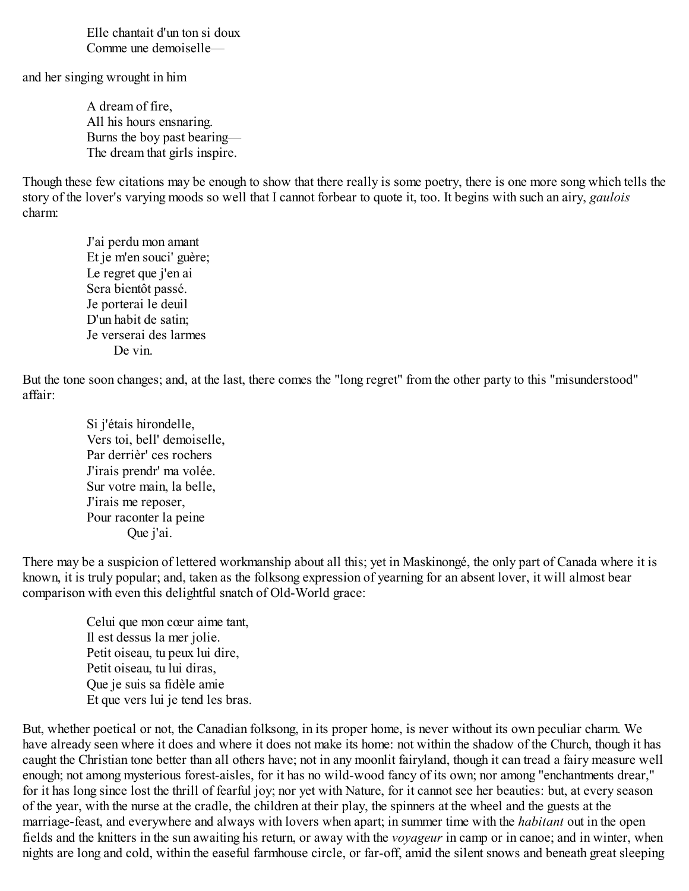> Elle chantait d'un ton si doux
> Comme une demoiselle—

and her singing wrought in him

> A dream of fire,
> All his hours ensnaring.
> Burns the boy past bearing—
> The dream that girls inspire.

Though these few citations may be enough to show that there really is some poetry, there is one more song which tells the story of the lover's varying moods so well that I cannot forbear to quote it, too. It begins with such an airy, *gaulois* charm:

> J'ai perdu mon amant
> Et je m'en souci' guère;
> Le regret que j'en ai
> Sera bientôt passé.
> Je porterai le deuil
> D'un habit de satin;
> Je verserai des larmes
>         De vin.

But the tone soon changes; and, at the last, there comes the "long regret" from the other party to this "misunderstood" affair:

> Si j'étais hirondelle,
> Vers toi, bell' demoiselle,
> Par derrièr' ces rochers
> J'irais prendr' ma volée.
> Sur votre main, la belle,
> J'irais me reposer,
> Pour raconter la peine
>         Que j'ai.

There may be a suspicion of lettered workmanship about all this; yet in Maskinongé, the only part of Canada where it is known, it is truly popular; and, taken as the folksong expression of yearning for an absent lover, it will almost bear comparison with even this delightful snatch of Old-World grace:

> Celui que mon cœur aime tant,
> Il est dessus la mer jolie.
> Petit oiseau, tu peux lui dire,
> Petit oiseau, tu lui diras,
> Que je suis sa fidèle amie
> Et que vers lui je tend les bras.

But, whether poetical or not, the Canadian folksong, in its proper home, is never without its own peculiar charm. We have already seen where it does and where it does not make its home: not within the shadow of the Church, though it has caught the Christian tone better than all others have; not in any moonlit fairyland, though it can tread a fairy measure well enough; not among mysterious forest-aisles, for it has no wild-wood fancy of its own; nor among "enchantments drear," for it has long since lost the thrill of fearful joy; nor yet with Nature, for it cannot see her beauties: but, at every season of the year, with the nurse at the cradle, the children at their play, the spinners at the wheel and the guests at the marriage-feast, and everywhere and always with lovers when apart; in summer time with the *habitant* out in the open fields and the knitters in the sun awaiting his return, or away with the *voyageur* in camp or in canoe; and in winter, when nights are long and cold, within the easeful farmhouse circle, or far-off, amid the silent snows and beneath great sleeping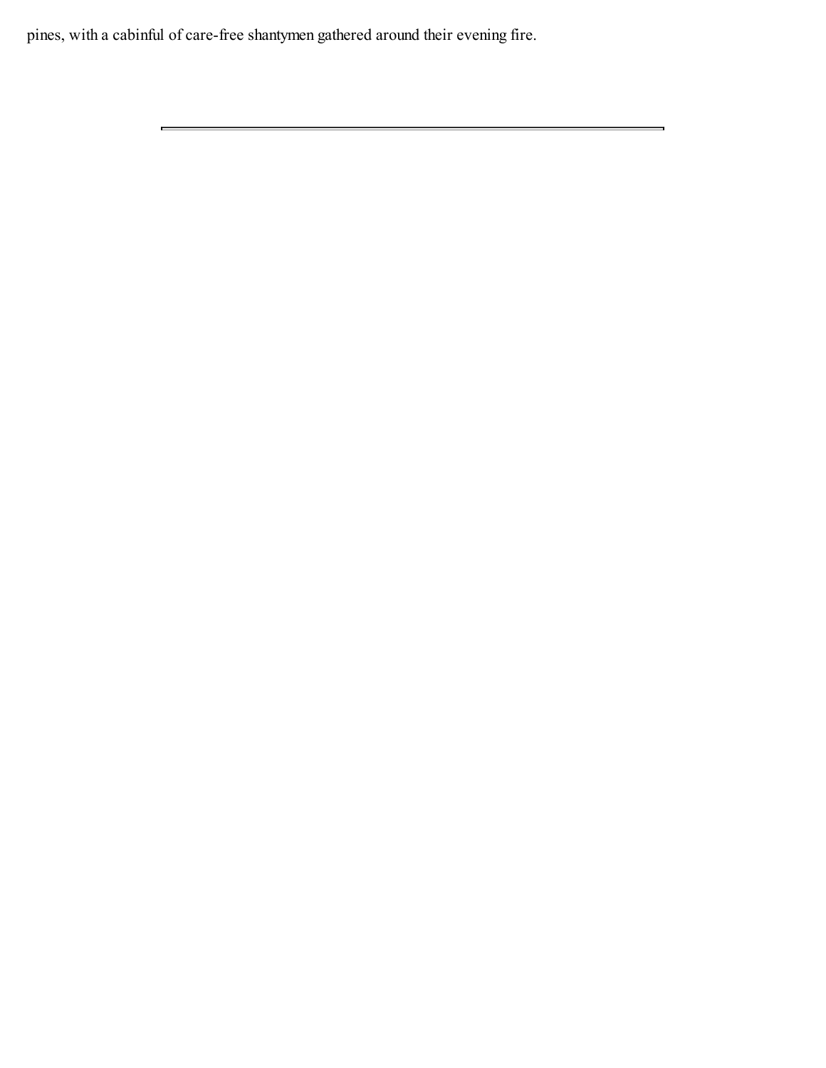pines, with a cabinful of care-free shantymen gathered around their evening fire.

---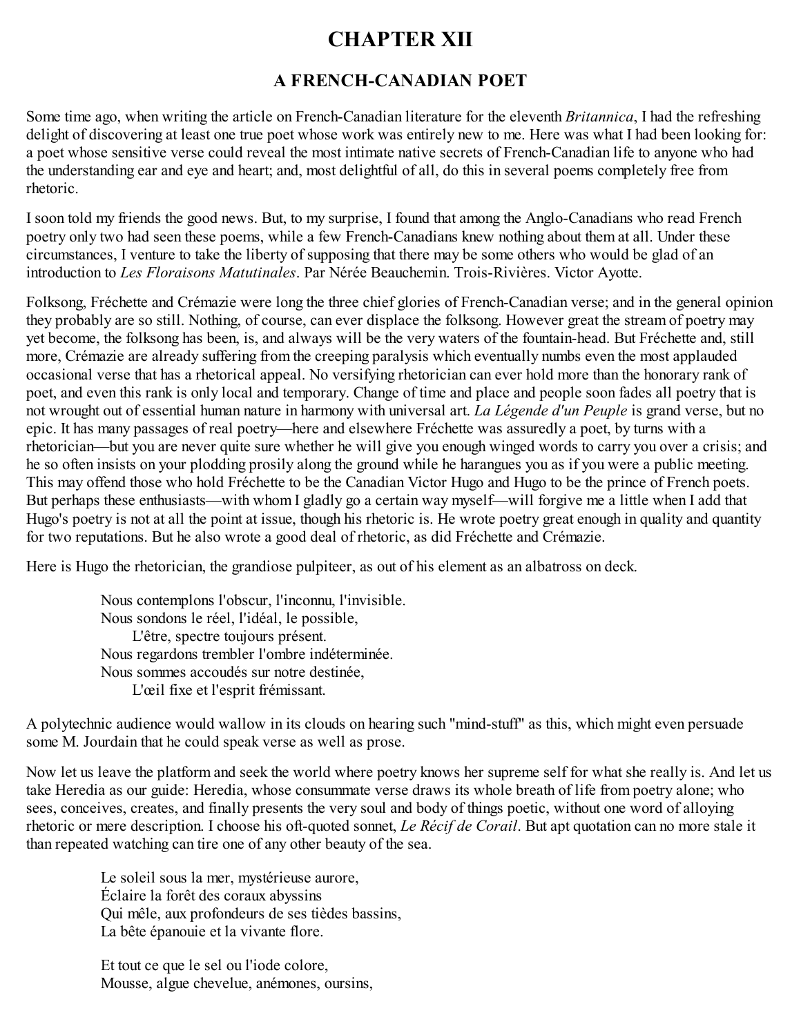# CHAPTER XII

## A FRENCH-CANADIAN POET

Some time ago, when writing the article on French-Canadian literature for the eleventh *Britannica*, I had the refreshing delight of discovering at least one true poet whose work was entirely new to me. Here was what I had been looking for: a poet whose sensitive verse could reveal the most intimate native secrets of French-Canadian life to anyone who had the understanding ear and eye and heart; and, most delightful of all, do this in several poems completely free from rhetoric.

I soon told my friends the good news. But, to my surprise, I found that among the Anglo-Canadians who read French poetry only two had seen these poems, while a few French-Canadians knew nothing about them at all. Under these circumstances, I venture to take the liberty of supposing that there may be some others who would be glad of an introduction to *Les Floraisons Matutinales*. Par Nérée Beauchemin. Trois-Rivières. Victor Ayotte.

Folksong, Fréchette and Crémazie were long the three chief glories of French-Canadian verse; and in the general opinion they probably are so still. Nothing, of course, can ever displace the folksong. However great the stream of poetry may yet become, the folksong has been, is, and always will be the very waters of the fountain-head. But Fréchette and, still more, Crémazie are already suffering from the creeping paralysis which eventually numbs even the most applauded occasional verse that has a rhetorical appeal. No versifying rhetorician can ever hold more than the honorary rank of poet, and even this rank is only local and temporary. Change of time and place and people soon fades all poetry that is not wrought out of essential human nature in harmony with universal art. *La Légende d'un Peuple* is grand verse, but no epic. It has many passages of real poetry—here and elsewhere Fréchette was assuredly a poet, by turns with a rhetorician—but you are never quite sure whether he will give you enough winged words to carry you over a crisis; and he so often insists on your plodding prosily along the ground while he harangues you as if you were a public meeting. This may offend those who hold Fréchette to be the Canadian Victor Hugo and Hugo to be the prince of French poets. But perhaps these enthusiasts—with whom I gladly go a certain way myself—will forgive me a little when I add that Hugo's poetry is not at all the point at issue, though his rhetoric is. He wrote poetry great enough in quality and quantity for two reputations. But he also wrote a good deal of rhetoric, as did Fréchette and Crémazie.

Here is Hugo the rhetorician, the grandiose pulpiteer, as out of his element as an albatross on deck.

> Nous contemplons l'obscur, l'inconnu, l'invisible.
> Nous sondons le réel, l'idéal, le possible,
>     L'être, spectre toujours présent.
> Nous regardons trembler l'ombre indéterminée.
> Nous sommes accoudés sur notre destinée,
>     L'œil fixe et l'esprit frémissant.

A polytechnic audience would wallow in its clouds on hearing such "mind-stuff" as this, which might even persuade some M. Jourdain that he could speak verse as well as prose.

Now let us leave the platform and seek the world where poetry knows her supreme self for what she really is. And let us take Heredia as our guide: Heredia, whose consummate verse draws its whole breath of life from poetry alone; who sees, conceives, creates, and finally presents the very soul and body of things poetic, without one word of alloying rhetoric or mere description. I choose his oft-quoted sonnet, *Le Récif de Corail*. But apt quotation can no more stale it than repeated watching can tire one of any other beauty of the sea.

> Le soleil sous la mer, mystérieuse aurore,
> Éclaire la forêt des coraux abyssins
> Qui mêle, aux profondeurs de ses tièdes bassins,
> La bête épanouie et la vivante flore.
>
> Et tout ce que le sel ou l'iode colore,
> Mousse, algue chevelue, anémones, oursins,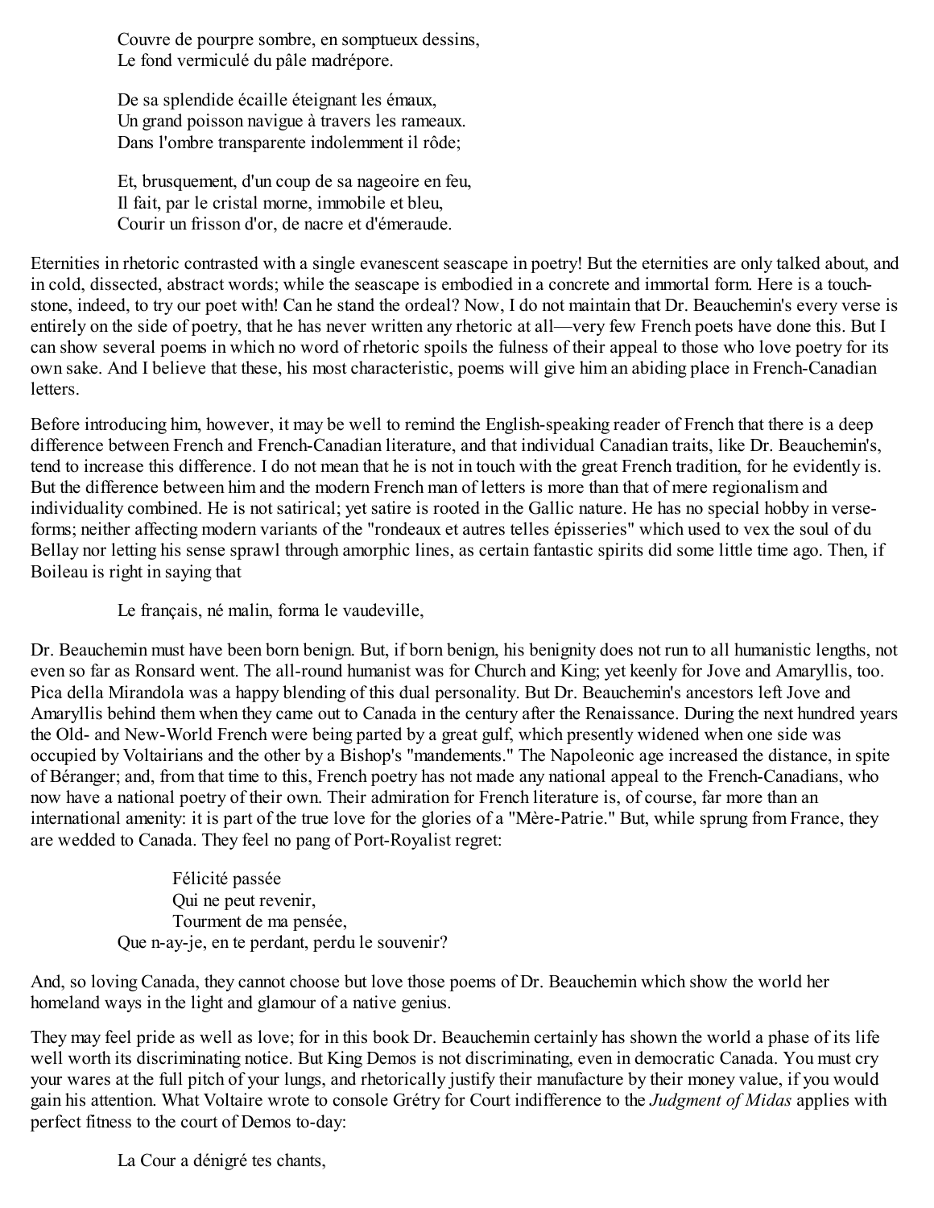Couvre de pourpre sombre, en somptueux dessins,
Le fond vermiculé du pâle madrépore.

De sa splendide écaille éteignant les émaux,
Un grand poisson navigue à travers les rameaux.
Dans l'ombre transparente indolemment il rôde;

Et, brusquement, d'un coup de sa nageoire en feu,
Il fait, par le cristal morne, immobile et bleu,
Courir un frisson d'or, de nacre et d'émeraude.

Eternities in rhetoric contrasted with a single evanescent seascape in poetry! But the eternities are only talked about, and in cold, dissected, abstract words; while the seascape is embodied in a concrete and immortal form. Here is a touch-stone, indeed, to try our poet with! Can he stand the ordeal? Now, I do not maintain that Dr. Beauchemin's every verse is entirely on the side of poetry, that he has never written any rhetoric at all—very few French poets have done this. But I can show several poems in which no word of rhetoric spoils the fulness of their appeal to those who love poetry for its own sake. And I believe that these, his most characteristic, poems will give him an abiding place in French-Canadian letters.

Before introducing him, however, it may be well to remind the English-speaking reader of French that there is a deep difference between French and French-Canadian literature, and that individual Canadian traits, like Dr. Beauchemin's, tend to increase this difference. I do not mean that he is not in touch with the great French tradition, for he evidently is. But the difference between him and the modern French man of letters is more than that of mere regionalism and individuality combined. He is not satirical; yet satire is rooted in the Gallic nature. He has no special hobby in verse-forms; neither affecting modern variants of the "rondeaux et autres telles épisseries" which used to vex the soul of du Bellay nor letting his sense sprawl through amorphic lines, as certain fantastic spirits did some little time ago. Then, if Boileau is right in saying that

Le français, né malin, forma le vaudeville,

Dr. Beauchemin must have been born benign. But, if born benign, his benignity does not run to all humanistic lengths, not even so far as Ronsard went. The all-round humanist was for Church and King; yet keenly for Jove and Amaryllis, too. Pica della Mirandola was a happy blending of this dual personality. But Dr. Beauchemin's ancestors left Jove and Amaryllis behind them when they came out to Canada in the century after the Renaissance. During the next hundred years the Old- and New-World French were being parted by a great gulf, which presently widened when one side was occupied by Voltairians and the other by a Bishop's "mandements." The Napoleonic age increased the distance, in spite of Béranger; and, from that time to this, French poetry has not made any national appeal to the French-Canadians, who now have a national poetry of their own. Their admiration for French literature is, of course, far more than an international amenity: it is part of the true love for the glories of a "Mère-Patrie." But, while sprung from France, they are wedded to Canada. They feel no pang of Port-Royalist regret:

Félicité passée
Qui ne peut revenir,
Tourment de ma pensée,
Que n-ay-je, en te perdant, perdu le souvenir?

And, so loving Canada, they cannot choose but love those poems of Dr. Beauchemin which show the world her homeland ways in the light and glamour of a native genius.

They may feel pride as well as love; for in this book Dr. Beauchemin certainly has shown the world a phase of its life well worth its discriminating notice. But King Demos is not discriminating, even in democratic Canada. You must cry your wares at the full pitch of your lungs, and rhetorically justify their manufacture by their money value, if you would gain his attention. What Voltaire wrote to console Grétry for Court indifference to the *Judgment of Midas* applies with perfect fitness to the court of Demos to-day:

La Cour a dénigré tes chants,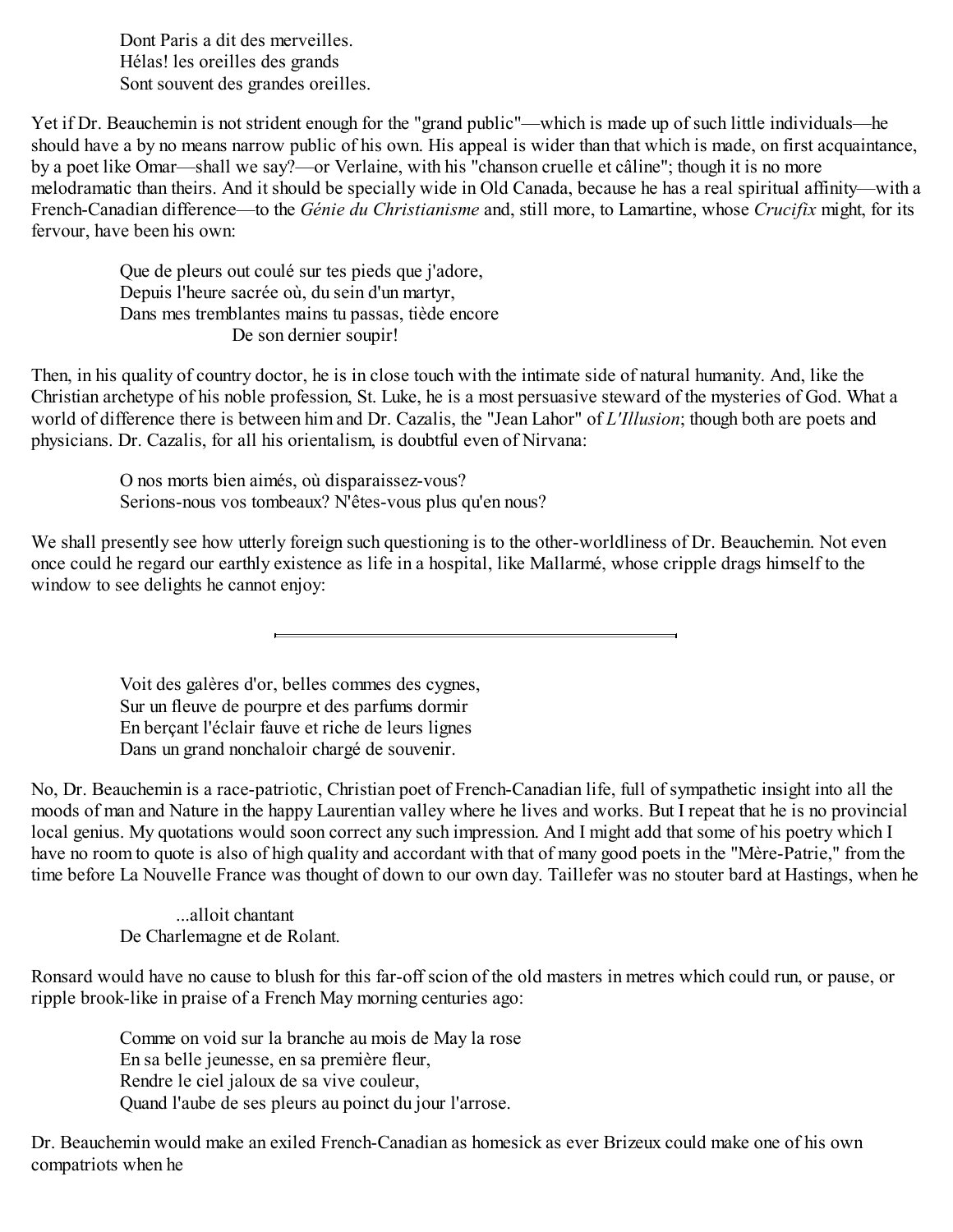Dont Paris a dit des merveilles.  
Hélas! les oreilles des grands  
Sont souvent des grandes oreilles.

Yet if Dr. Beauchemin is not strident enough for the "grand public"—which is made up of such little individuals—he should have a by no means narrow public of his own. His appeal is wider than that which is made, on first acquaintance, by a poet like Omar—shall we say?—or Verlaine, with his "chanson cruelle et câline"; though it is no more melodramatic than theirs. And it should be specially wide in Old Canada, because he has a real spiritual affinity—with a French-Canadian difference—to the *Génie du Christianisme* and, still more, to Lamartine, whose *Crucifix* might, for its fervour, have been his own:

> Que de pleurs out coulé sur tes pieds que j'adore,  
> Depuis l'heure sacrée où, du sein d'un martyr,  
> Dans mes tremblantes mains tu passas, tiède encore  
> De son dernier soupir!

Then, in his quality of country doctor, he is in close touch with the intimate side of natural humanity. And, like the Christian archetype of his noble profession, St. Luke, he is a most persuasive steward of the mysteries of God. What a world of difference there is between him and Dr. Cazalis, the "Jean Lahor" of *L'Illusion*; though both are poets and physicians. Dr. Cazalis, for all his orientalism, is doubtful even of Nirvana:

> O nos morts bien aimés, où disparaissez-vous?  
> Serions-nous vos tombeaux? N'êtes-vous plus qu'en nous?

We shall presently see how utterly foreign such questioning is to the other-worldliness of Dr. Beauchemin. Not even once could he regard our earthly existence as life in a hospital, like Mallarmé, whose cripple drags himself to the window to see delights he cannot enjoy:

---

> Voit des galères d'or, belles commes des cygnes,  
> Sur un fleuve de pourpre et des parfums dormir  
> En berçant l'éclair fauve et riche de leurs lignes  
> Dans un grand nonchaloir chargé de souvenir.

No, Dr. Beauchemin is a race-patriotic, Christian poet of French-Canadian life, full of sympathetic insight into all the moods of man and Nature in the happy Laurentian valley where he lives and works. But I repeat that he is no provincial local genius. My quotations would soon correct any such impression. And I might add that some of his poetry which I have no room to quote is also of high quality and accordant with that of many good poets in the "Mère-Patrie," from the time before La Nouvelle France was thought of down to our own day. Taillefer was no stouter bard at Hastings, when he

> ...alloit chantant  
> De Charlemagne et de Rolant.

Ronsard would have no cause to blush for this far-off scion of the old masters in metres which could run, or pause, or ripple brook-like in praise of a French May morning centuries ago:

> Comme on void sur la branche au mois de May la rose  
> En sa belle jeunesse, en sa première fleur,  
> Rendre le ciel jaloux de sa vive couleur,  
> Quand l'aube de ses pleurs au poinct du jour l'arrose.

Dr. Beauchemin would make an exiled French-Canadian as homesick as ever Brizeux could make one of his own compatriots when he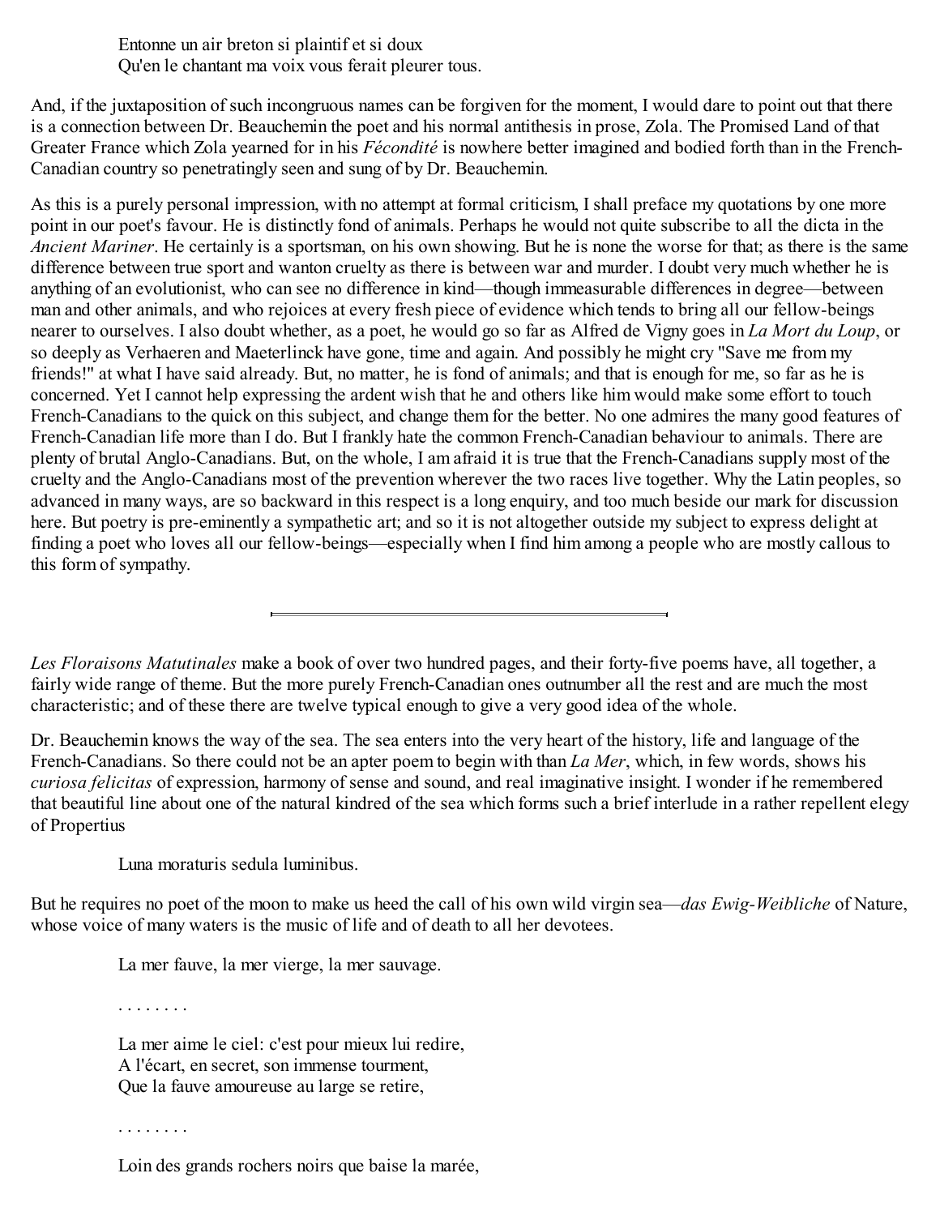Entonne un air breton si plaintif et si doux
Qu'en le chantant ma voix vous ferait pleurer tous.

And, if the juxtaposition of such incongruous names can be forgiven for the moment, I would dare to point out that there is a connection between Dr. Beauchemin the poet and his normal antithesis in prose, Zola. The Promised Land of that Greater France which Zola yearned for in his *Fécondité* is nowhere better imagined and bodied forth than in the French-Canadian country so penetratingly seen and sung of by Dr. Beauchemin.

As this is a purely personal impression, with no attempt at formal criticism, I shall preface my quotations by one more point in our poet's favour. He is distinctly fond of animals. Perhaps he would not quite subscribe to all the dicta in the *Ancient Mariner*. He certainly is a sportsman, on his own showing. But he is none the worse for that; as there is the same difference between true sport and wanton cruelty as there is between war and murder. I doubt very much whether he is anything of an evolutionist, who can see no difference in kind—though immeasurable differences in degree—between man and other animals, and who rejoices at every fresh piece of evidence which tends to bring all our fellow-beings nearer to ourselves. I also doubt whether, as a poet, he would go so far as Alfred de Vigny goes in *La Mort du Loup*, or so deeply as Verhaeren and Maeterlinck have gone, time and again. And possibly he might cry "Save me from my friends!" at what I have said already. But, no matter, he is fond of animals; and that is enough for me, so far as he is concerned. Yet I cannot help expressing the ardent wish that he and others like him would make some effort to touch French-Canadians to the quick on this subject, and change them for the better. No one admires the many good features of French-Canadian life more than I do. But I frankly hate the common French-Canadian behaviour to animals. There are plenty of brutal Anglo-Canadians. But, on the whole, I am afraid it is true that the French-Canadians supply most of the cruelty and the Anglo-Canadians most of the prevention wherever the two races live together. Why the Latin peoples, so advanced in many ways, are so backward in this respect is a long enquiry, and too much beside our mark for discussion here. But poetry is pre-eminently a sympathetic art; and so it is not altogether outside my subject to express delight at finding a poet who loves all our fellow-beings—especially when I find him among a people who are mostly callous to this form of sympathy.

---

*Les Floraisons Matutinales* make a book of over two hundred pages, and their forty-five poems have, all together, a fairly wide range of theme. But the more purely French-Canadian ones outnumber all the rest and are much the most characteristic; and of these there are twelve typical enough to give a very good idea of the whole.

Dr. Beauchemin knows the way of the sea. The sea enters into the very heart of the history, life and language of the French-Canadians. So there could not be an apter poem to begin with than *La Mer*, which, in few words, shows his *curiosa felicitas* of expression, harmony of sense and sound, and real imaginative insight. I wonder if he remembered that beautiful line about one of the natural kindred of the sea which forms such a brief interlude in a rather repellent elegy of Propertius

Luna moraturis sedula luminibus.

But he requires no poet of the moon to make us heed the call of his own wild virgin sea—*das Ewig-Weibliche* of Nature, whose voice of many waters is the music of life and of death to all her devotees.

La mer fauve, la mer vierge, la mer sauvage.

. . . . . . . .

La mer aime le ciel: c'est pour mieux lui redire,
A l'écart, en secret, son immense tourment,
Que la fauve amoureuse au large se retire,

. . . . . . . .

Loin des grands rochers noirs que baise la marée,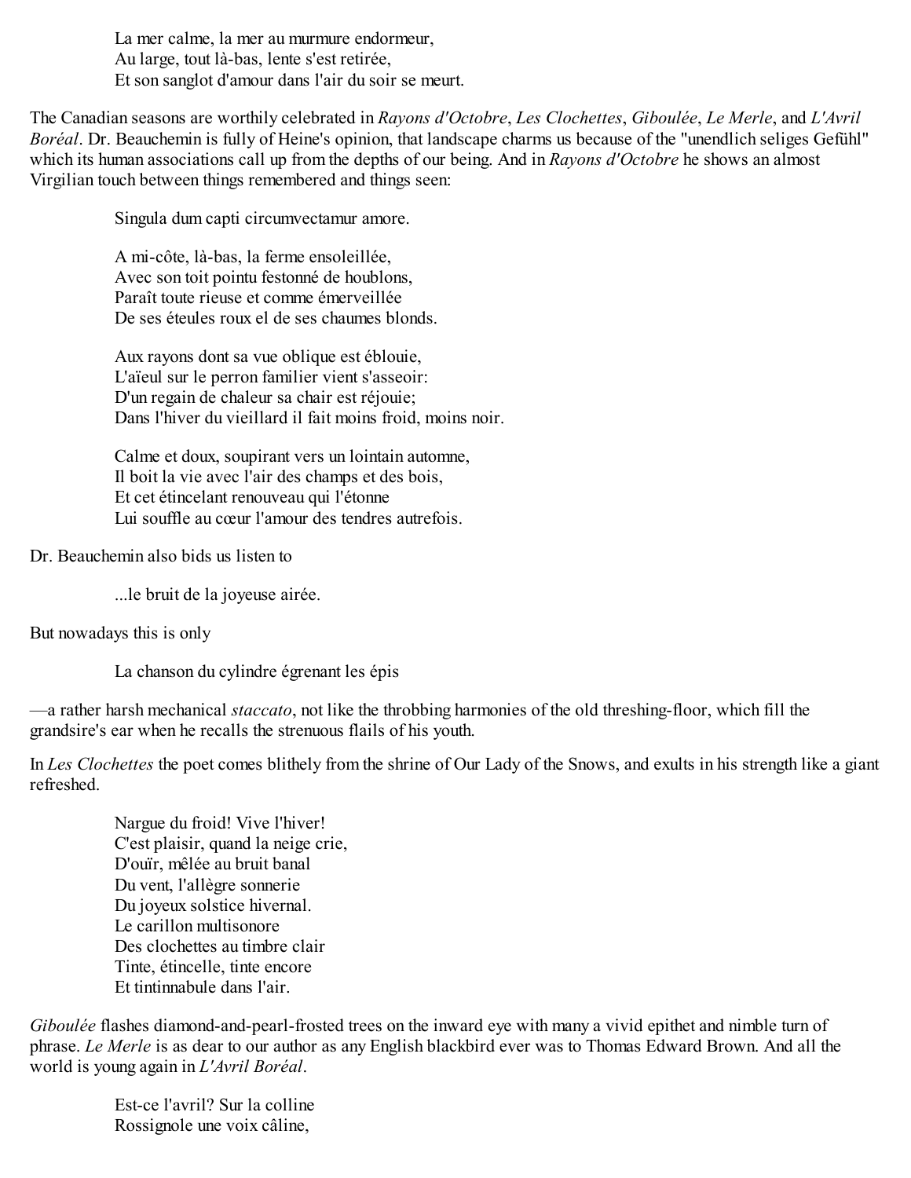La mer calme, la mer au murmure endormeur,
Au large, tout là-bas, lente s'est retirée,
Et son sanglot d'amour dans l'air du soir se meurt.

The Canadian seasons are worthily celebrated in *Rayons d'Octobre*, *Les Clochettes*, *Giboulée*, *Le Merle*, and *L'Avril Boréal*. Dr. Beauchemin is fully of Heine's opinion, that landscape charms us because of the "unendlich seliges Gefühl" which its human associations call up from the depths of our being. And in *Rayons d'Octobre* he shows an almost Virgilian touch between things remembered and things seen:

Singula dum capti circumvectamur amore.

A mi-côte, là-bas, la ferme ensoleillée,
Avec son toit pointu festonné de houblons,
Paraît toute rieuse et comme émerveillée
De ses éteules roux el de ses chaumes blonds.

Aux rayons dont sa vue oblique est éblouie,
L'aïeul sur le perron familier vient s'asseoir:
D'un regain de chaleur sa chair est réjouie;
Dans l'hiver du vieillard il fait moins froid, moins noir.

Calme et doux, soupirant vers un lointain automne,
Il boit la vie avec l'air des champs et des bois,
Et cet étincelant renouveau qui l'étonne
Lui souffle au cœur l'amour des tendres autrefois.

Dr. Beauchemin also bids us listen to

...le bruit de la joyeuse airée.

But nowadays this is only

La chanson du cylindre égrenant les épis

—a rather harsh mechanical *staccato*, not like the throbbing harmonies of the old threshing-floor, which fill the grandsire's ear when he recalls the strenuous flails of his youth.

In *Les Clochettes* the poet comes blithely from the shrine of Our Lady of the Snows, and exults in his strength like a giant refreshed.

Nargue du froid! Vive l'hiver!
C'est plaisir, quand la neige crie,
D'ouïr, mêlée au bruit banal
Du vent, l'allègre sonnerie
Du joyeux solstice hivernal.
Le carillon multisonore
Des clochettes au timbre clair
Tinte, étincelle, tinte encore
Et tintinnabule dans l'air.

*Giboulée* flashes diamond-and-pearl-frosted trees on the inward eye with many a vivid epithet and nimble turn of phrase. *Le Merle* is as dear to our author as any English blackbird ever was to Thomas Edward Brown. And all the world is young again in *L'Avril Boréal*.

Est-ce l'avril? Sur la colline
Rossignole une voix câline,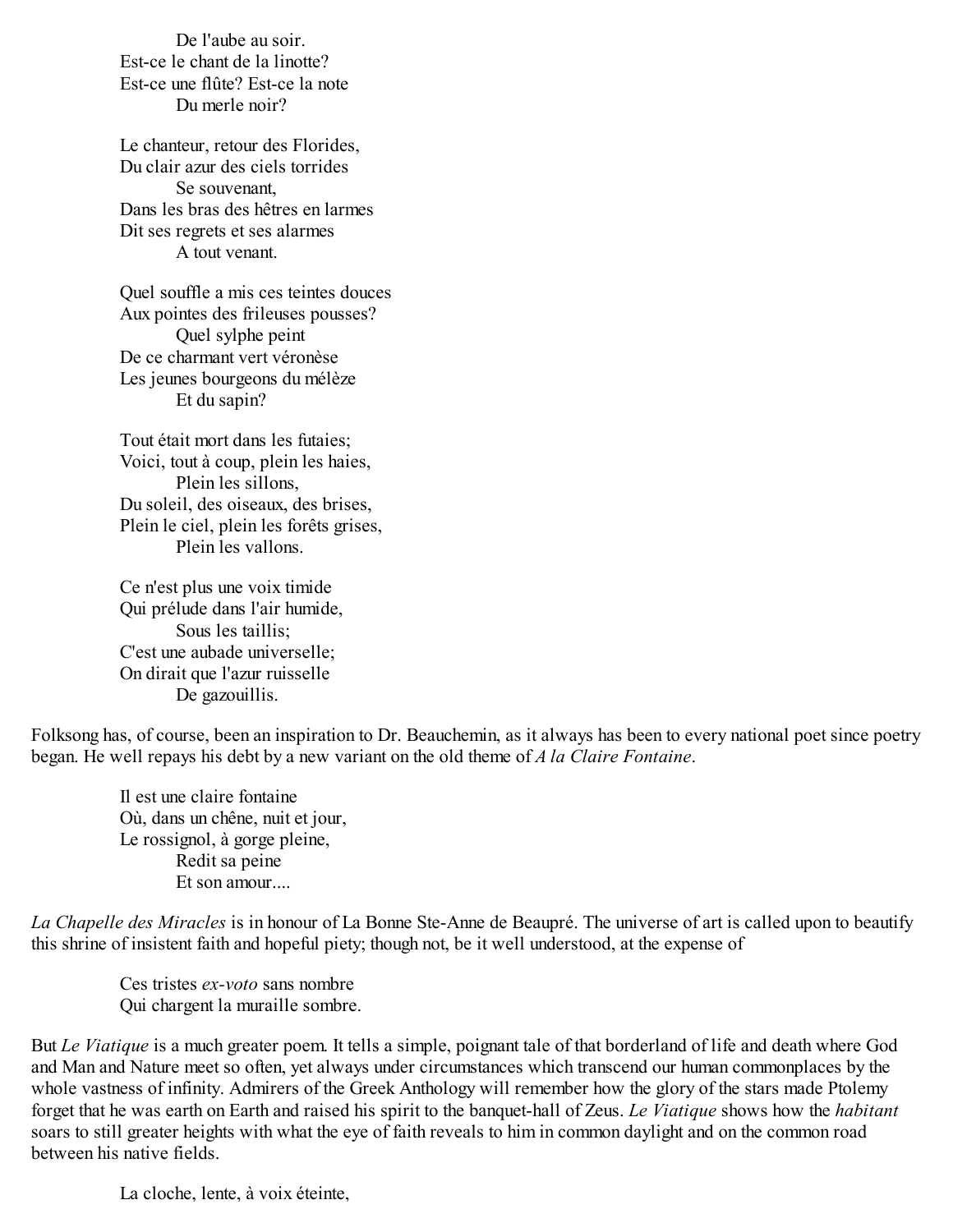De l'aube au soir.  
Est-ce le chant de la linotte?  
Est-ce une flûte? Est-ce la note  
Du merle noir?

Le chanteur, retour des Florides,  
Du clair azur des ciels torrides  
Se souvenant,  
Dans les bras des hêtres en larmes  
Dit ses regrets et ses alarmes  
A tout venant.

Quel souffle a mis ces teintes douces  
Aux pointes des frileuses pousses?  
Quel sylphe peint  
De ce charmant vert véronèse  
Les jeunes bourgeons du mélèze  
Et du sapin?

Tout était mort dans les futaies;  
Voici, tout à coup, plein les haies,  
Plein les sillons,  
Du soleil, des oiseaux, des brises,  
Plein le ciel, plein les forêts grises,  
Plein les vallons.

Ce n'est plus une voix timide  
Qui prélude dans l'air humide,  
Sous les taillis;  
C'est une aubade universelle;  
On dirait que l'azur ruisselle  
De gazouillis.

Folksong has, of course, been an inspiration to Dr. Beauchemin, as it always has been to every national poet since poetry began. He well repays his debt by a new variant on the old theme of *A la Claire Fontaine*.

Il est une claire fontaine  
Où, dans un chêne, nuit et jour,  
Le rossignol, à gorge pleine,  
Redit sa peine  
Et son amour....

*La Chapelle des Miracles* is in honour of La Bonne Ste-Anne de Beaupré. The universe of art is called upon to beautify this shrine of insistent faith and hopeful piety; though not, be it well understood, at the expense of

Ces tristes *ex-voto* sans nombre  
Qui chargent la muraille sombre.

But *Le Viatique* is a much greater poem. It tells a simple, poignant tale of that borderland of life and death where God and Man and Nature meet so often, yet always under circumstances which transcend our human commonplaces by the whole vastness of infinity. Admirers of the Greek Anthology will remember how the glory of the stars made Ptolemy forget that he was earth on Earth and raised his spirit to the banquet-hall of Zeus. *Le Viatique* shows how the *habitant* soars to still greater heights with what the eye of faith reveals to him in common daylight and on the common road between his native fields.

La cloche, lente, à voix éteinte,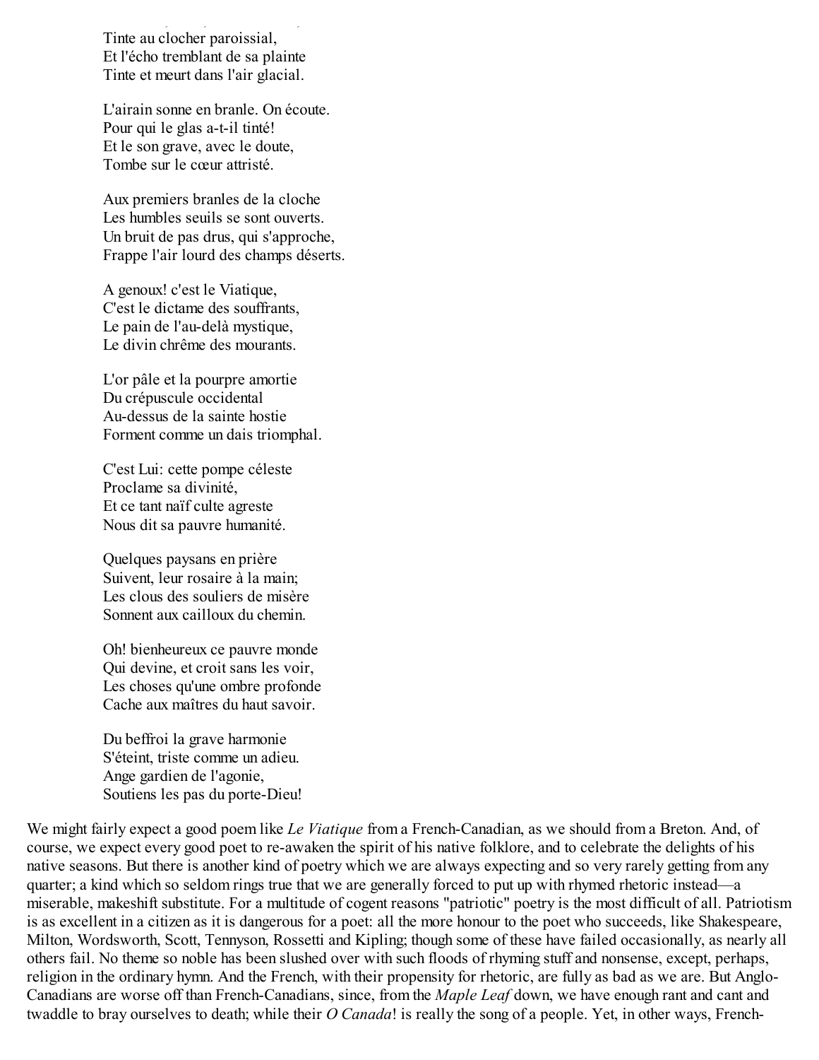Tinte au clocher paroissial,
Et l'écho tremblant de sa plainte
Tinte et meurt dans l'air glacial.

L'airain sonne en branle. On écoute.
Pour qui le glas a-t-il tinté!
Et le son grave, avec le doute,
Tombe sur le cœur attristé.

Aux premiers branles de la cloche
Les humbles seuils se sont ouverts.
Un bruit de pas drus, qui s'approche,
Frappe l'air lourd des champs déserts.

A genoux! c'est le Viatique,
C'est le dictame des souffrants,
Le pain de l'au-delà mystique,
Le divin chrême des mourants.

L'or pâle et la pourpre amortie
Du crépuscule occidental
Au-dessus de la sainte hostie
Forment comme un dais triomphal.

C'est Lui: cette pompe céleste
Proclame sa divinité,
Et ce tant naïf culte agreste
Nous dit sa pauvre humanité.

Quelques paysans en prière
Suivent, leur rosaire à la main;
Les clous des souliers de misère
Sonnent aux cailloux du chemin.

Oh! bienheureux ce pauvre monde
Qui devine, et croit sans les voir,
Les choses qu'une ombre profonde
Cache aux maîtres du haut savoir.

Du beffroi la grave harmonie
S'éteint, triste comme un adieu.
Ange gardien de l'agonie,
Soutiens les pas du porte-Dieu!

We might fairly expect a good poem like *Le Viatique* from a French-Canadian, as we should from a Breton. And, of course, we expect every good poet to re-awaken the spirit of his native folklore, and to celebrate the delights of his native seasons. But there is another kind of poetry which we are always expecting and so very rarely getting from any quarter; a kind which so seldom rings true that we are generally forced to put up with rhymed rhetoric instead—a miserable, makeshift substitute. For a multitude of cogent reasons "patriotic" poetry is the most difficult of all. Patriotism is as excellent in a citizen as it is dangerous for a poet: all the more honour to the poet who succeeds, like Shakespeare, Milton, Wordsworth, Scott, Tennyson, Rossetti and Kipling; though some of these have failed occasionally, as nearly all others fail. No theme so noble has been slushed over with such floods of rhyming stuff and nonsense, except, perhaps, religion in the ordinary hymn. And the French, with their propensity for rhetoric, are fully as bad as we are. But Anglo-Canadians are worse off than French-Canadians, since, from the *Maple Leaf* down, we have enough rant and cant and twaddle to bray ourselves to death; while their *O Canada*! is really the song of a people. Yet, in other ways, French-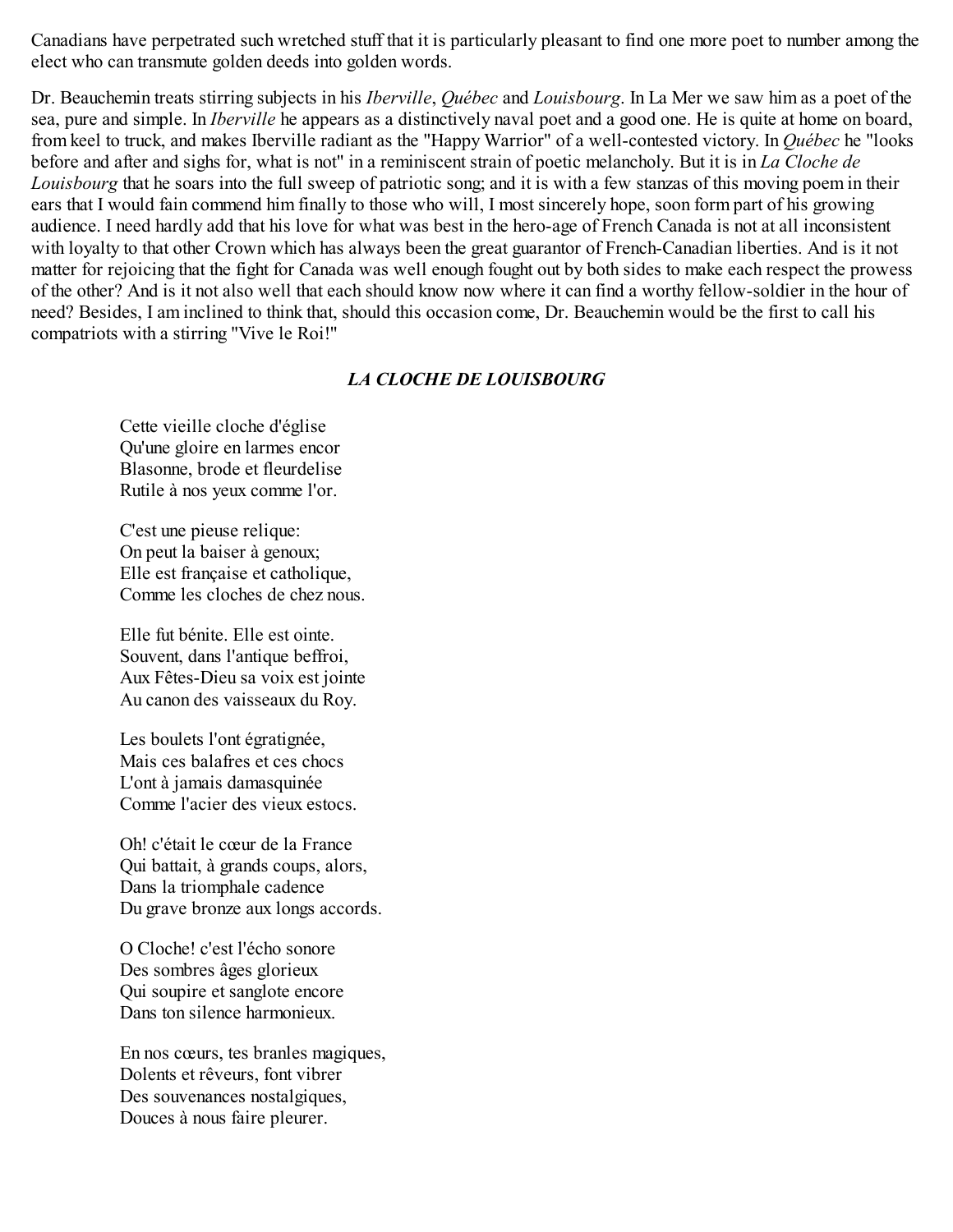Canadians have perpetrated such wretched stuff that it is particularly pleasant to find one more poet to number among the elect who can transmute golden deeds into golden words.

Dr. Beauchemin treats stirring subjects in his *Iberville*, *Québec* and *Louisbourg*. In La Mer we saw him as a poet of the sea, pure and simple. In *Iberville* he appears as a distinctively naval poet and a good one. He is quite at home on board, from keel to truck, and makes Iberville radiant as the "Happy Warrior" of a well-contested victory. In *Québec* he "looks before and after and sighs for, what is not" in a reminiscent strain of poetic melancholy. But it is in *La Cloche de Louisbourg* that he soars into the full sweep of patriotic song; and it is with a few stanzas of this moving poem in their ears that I would fain commend him finally to those who will, I most sincerely hope, soon form part of his growing audience. I need hardly add that his love for what was best in the hero-age of French Canada is not at all inconsistent with loyalty to that other Crown which has always been the great guarantor of French-Canadian liberties. And is it not matter for rejoicing that the fight for Canada was well enough fought out by both sides to make each respect the prowess of the other? And is it not also well that each should know now where it can find a worthy fellow-soldier in the hour of need? Besides, I am inclined to think that, should this occasion come, Dr. Beauchemin would be the first to call his compatriots with a stirring "Vive le Roi!"

### *LA CLOCHE DE LOUISBOURG*

Cette vieille cloche d'église
Qu'une gloire en larmes encor
Blasonne, brode et fleurdelise
Rutile à nos yeux comme l'or.

C'est une pieuse relique:
On peut la baiser à genoux;
Elle est française et catholique,
Comme les cloches de chez nous.

Elle fut bénite. Elle est ointe.
Souvent, dans l'antique beffroi,
Aux Fêtes-Dieu sa voix est jointe
Au canon des vaisseaux du Roy.

Les boulets l'ont égratignée,
Mais ces balafres et ces chocs
L'ont à jamais damasquinée
Comme l'acier des vieux estocs.

Oh! c'était le cœur de la France
Qui battait, à grands coups, alors,
Dans la triomphale cadence
Du grave bronze aux longs accords.

O Cloche! c'est l'écho sonore
Des sombres âges glorieux
Qui soupire et sanglote encore
Dans ton silence harmonieux.

En nos cœurs, tes branles magiques,
Dolents et rêveurs, font vibrer
Des souvenances nostalgiques,
Douces à nous faire pleurer.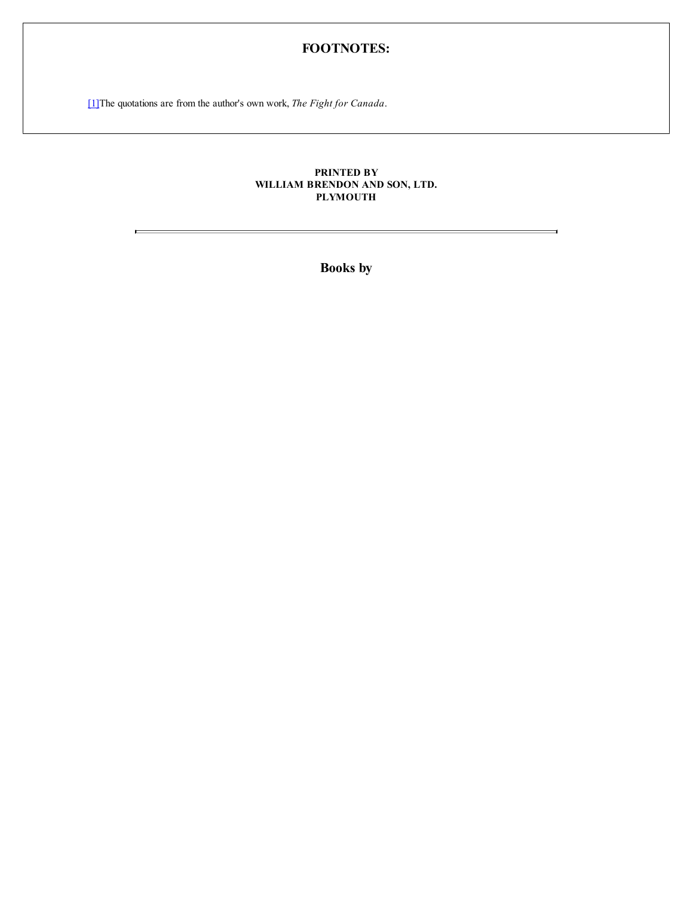## FOOTNOTES:

[1]The quotations are from the author's own work, *The Fight for Canada*.

**PRINTED BY
WILLIAM BRENDON AND SON, LTD.
PLYMOUTH**

---

## Books by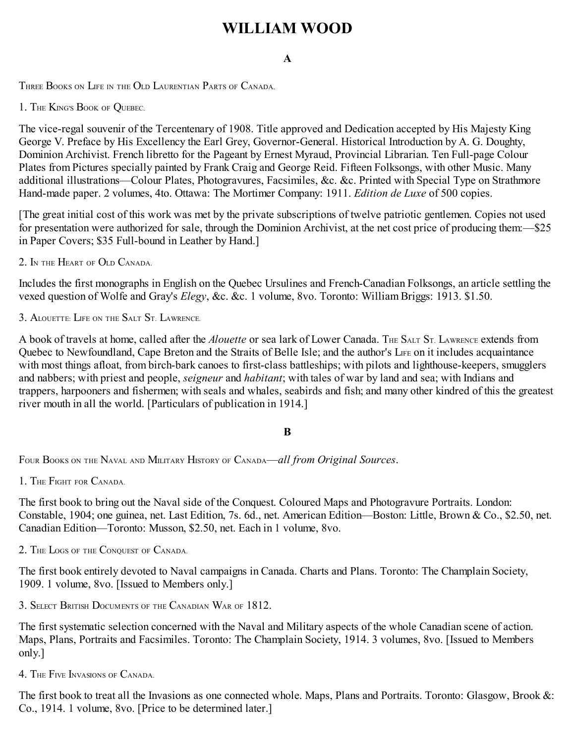# WILLIAM WOOD

## A

Three Books on Life in the Old Laurentian Parts of Canada.

1. The King's Book of Quebec.

The vice-regal souvenir of the Tercentenary of 1908. Title approved and Dedication accepted by His Majesty King George V. Preface by His Excellency the Earl Grey, Governor-General. Historical Introduction by A. G. Doughty, Dominion Archivist. French libretto for the Pageant by Ernest Myraud, Provincial Librarian. Ten Full-page Colour Plates from Pictures specially painted by Frank Craig and George Reid. Fifteen Folksongs, with other Music. Many additional illustrations—Colour Plates, Photogravures, Facsimiles, &c. &c. Printed with Special Type on Strathmore Hand-made paper. 2 volumes, 4to. Ottawa: The Mortimer Company: 1911. *Edition de Luxe* of 500 copies.

[The great initial cost of this work was met by the private subscriptions of twelve patriotic gentlemen. Copies not used for presentation were authorized for sale, through the Dominion Archivist, at the net cost price of producing them:—$25 in Paper Covers; $35 Full-bound in Leather by Hand.]

2. In the Heart of Old Canada.

Includes the first monographs in English on the Quebec Ursulines and French-Canadian Folksongs, an article settling the vexed question of Wolfe and Gray's *Elegy*, &c. &c. 1 volume, 8vo. Toronto: William Briggs: 1913. $1.50.

3. Alouette: Life on the Salt St. Lawrence.

A book of travels at home, called after the *Alouette* or sea lark of Lower Canada. The Salt St. Lawrence extends from Quebec to Newfoundland, Cape Breton and the Straits of Belle Isle; and the author's Life on it includes acquaintance with most things afloat, from birch-bark canoes to first-class battleships; with pilots and lighthouse-keepers, smugglers and nabbers; with priest and people, *seigneur* and *habitant*; with tales of war by land and sea; with Indians and trappers, harpooners and fishermen; with seals and whales, seabirds and fish; and many other kindred of this the greatest river mouth in all the world. [Particulars of publication in 1914.]

## B

Four Books on the Naval and Military History of Canada—*all from Original Sources*.

1. The Fight for Canada.

The first book to bring out the Naval side of the Conquest. Coloured Maps and Photogravure Portraits. London: Constable, 1904; one guinea, net. Last Edition, 7s. 6d., net. American Edition—Boston: Little, Brown & Co., $2.50, net. Canadian Edition—Toronto: Musson, $2.50, net. Each in 1 volume, 8vo.

2. The Logs of the Conquest of Canada.

The first book entirely devoted to Naval campaigns in Canada. Charts and Plans. Toronto: The Champlain Society, 1909. 1 volume, 8vo. [Issued to Members only.]

3. Select British Documents of the Canadian War of 1812.

The first systematic selection concerned with the Naval and Military aspects of the whole Canadian scene of action. Maps, Plans, Portraits and Facsimiles. Toronto: The Champlain Society, 1914. 3 volumes, 8vo. [Issued to Members only.]

4. The Five Invasions of Canada.

The first book to treat all the Invasions as one connected whole. Maps, Plans and Portraits. Toronto: Glasgow, Brook &: Co., 1914. 1 volume, 8vo. [Price to be determined later.]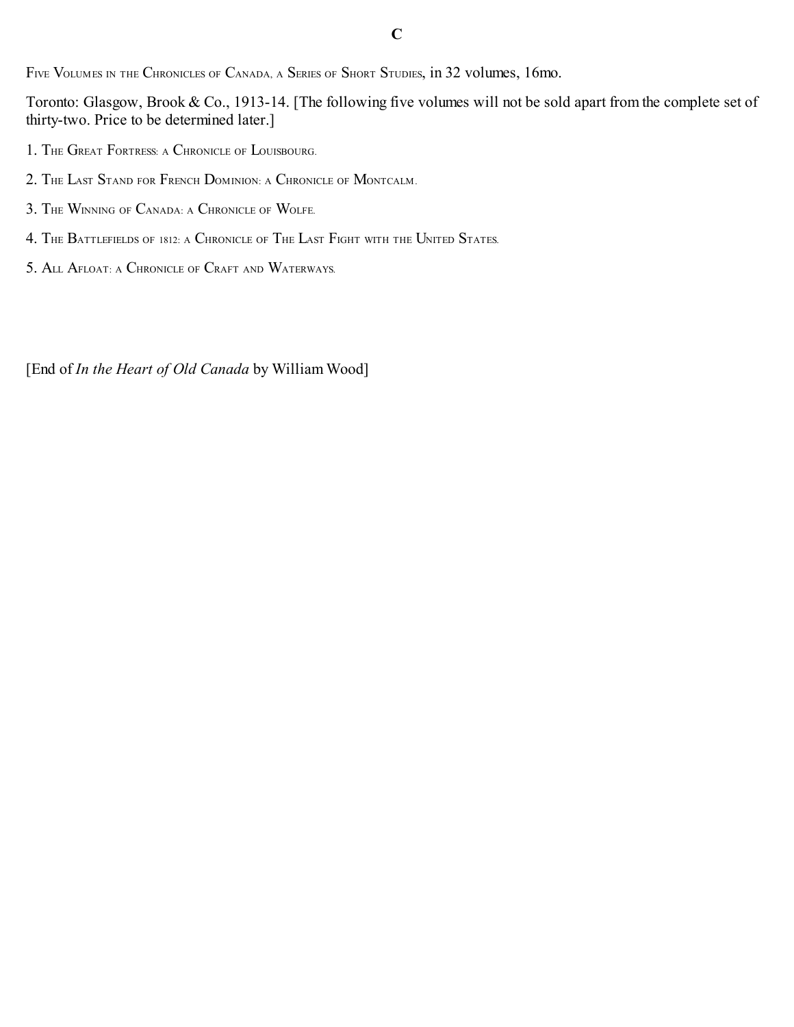**C**

Five Volumes in the Chronicles of Canada, a Series of Short Studies, in 32 volumes, 16mo.

Toronto: Glasgow, Brook & Co., 1913-14. [The following five volumes will not be sold apart from the complete set of thirty-two. Price to be determined later.]

1. The Great Fortress: a Chronicle of Louisbourg.
2. The Last Stand for French Dominion: a Chronicle of Montcalm.
3. The Winning of Canada: a Chronicle of Wolfe.
4. The Battlefields of 1812: a Chronicle of The Last Fight with the United States.
5. All Afloat: a Chronicle of Craft and Waterways.

[End of *In the Heart of Old Canada* by William Wood]